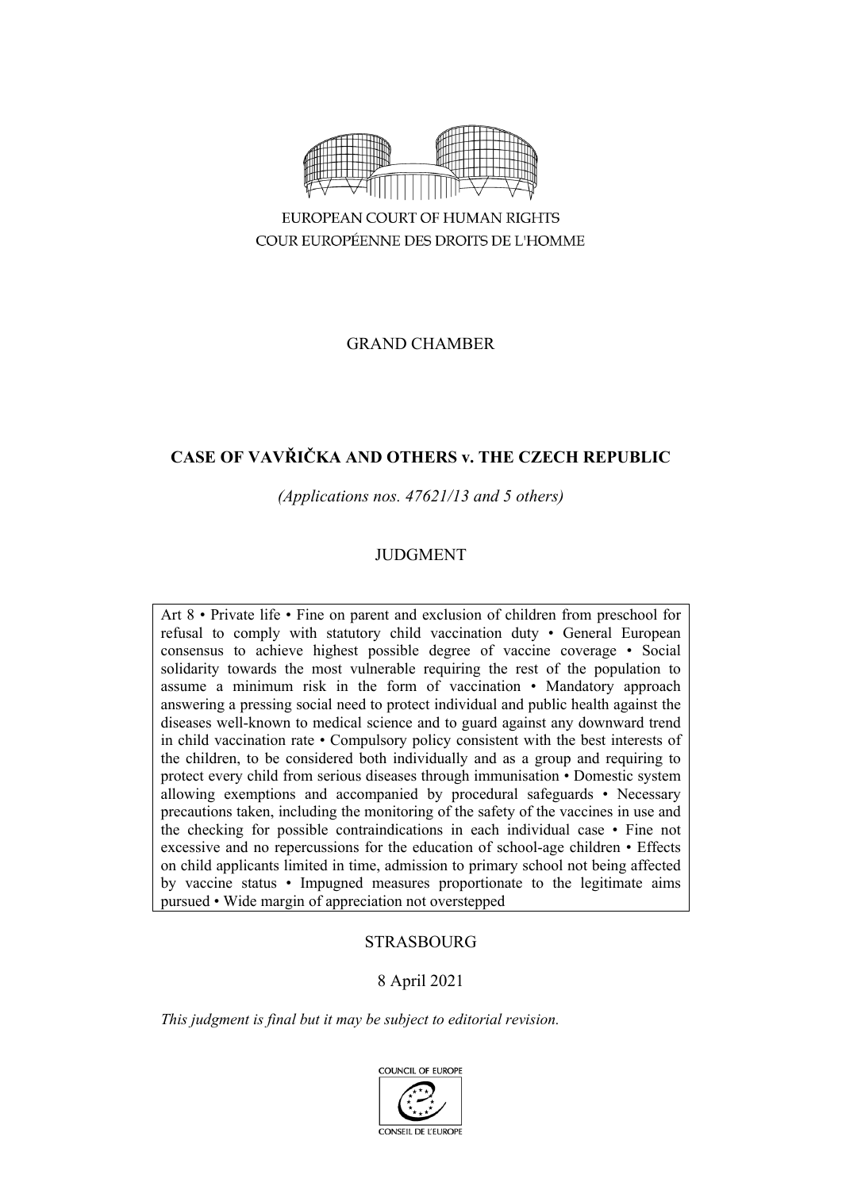EUROPEAN COURT OF HUMAN RIGHTS

COUR EUROPÉENNE DES DROITS DE L'HOMME

GRAND CHAMBER

# CASE OF VAVŘIČKA AND OTHERS v. THE CZECH REPUBLIC

*(Applications nos. 47621/13 and 5 others)*

JUDGMENT

Art 8 • Private life • Fine on parent and exclusion of children from preschool for refusal to comply with statutory child vaccination duty • General European consensus to achieve highest possible degree of vaccine coverage • Social solidarity towards the most vulnerable requiring the rest of the population to assume a minimum risk in the form of vaccination • Mandatory approach answering a pressing social need to protect individual and public health against the diseases well-known to medical science and to guard against any downward trend in child vaccination rate • Compulsory policy consistent with the best interests of the children, to be considered both individually and as a group and requiring to protect every child from serious diseases through immunisation • Domestic system allowing exemptions and accompanied by procedural safeguards • Necessary precautions taken, including the monitoring of the safety of the vaccines in use and the checking for possible contraindications in each individual case • Fine not excessive and no repercussions for the education of school-age children • Effects on child applicants limited in time, admission to primary school not being affected by vaccine status • Impugned measures proportionate to the legitimate aims pursued • Wide margin of appreciation not overstepped

STRASBOURG

8 April 2021

*This judgment is final but it may be subject to editorial revision.*

COUNCIL OF EUROPE

CONSEIL DE L'EUROPE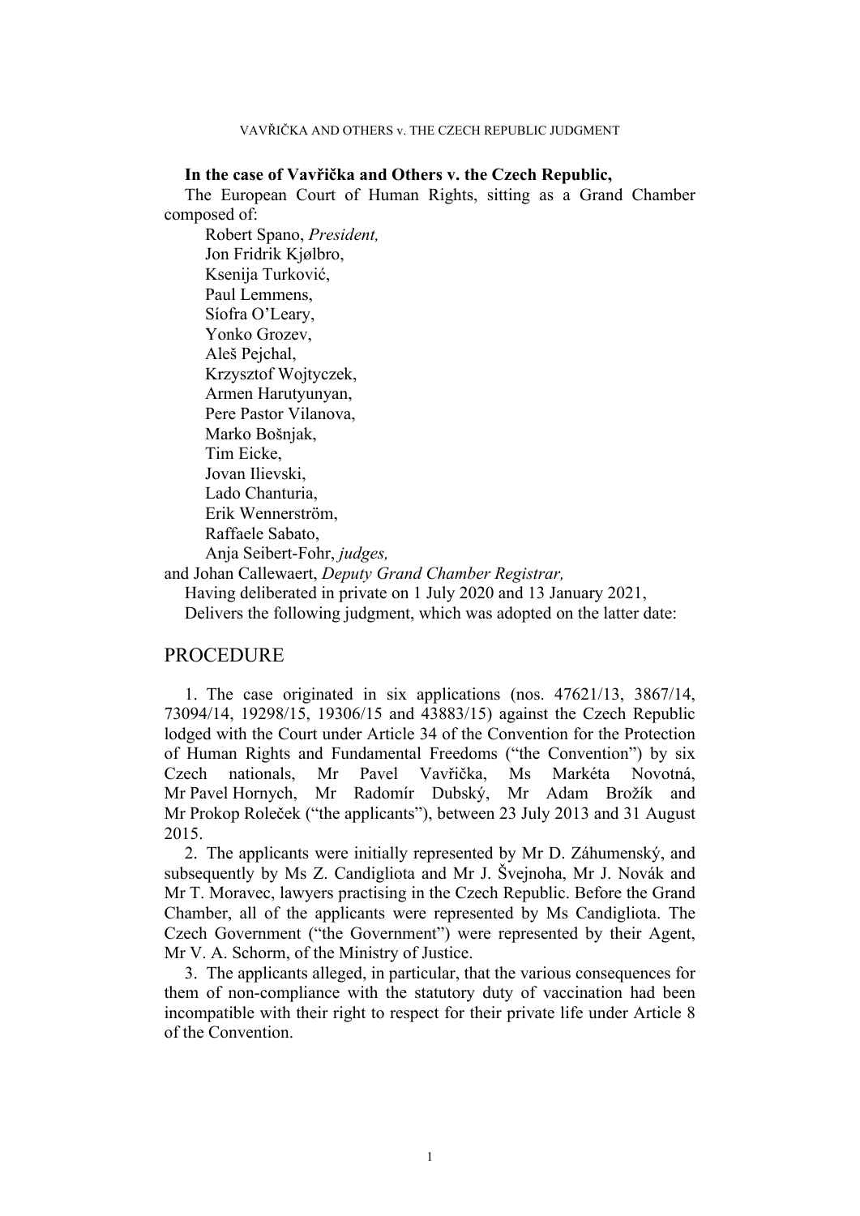**In the case of Vavřička and Others v. the Czech Republic,**

The European Court of Human Rights, sitting as a Grand Chamber composed of:

Robert Spano, *President,*
Jon Fridrik Kjølbro,
Ksenija Turković,
Paul Lemmens,
Síofra O'Leary,
Yonko Grozev,
Aleš Pejchal,
Krzysztof Wojtyczek,
Armen Harutyunyan,
Pere Pastor Vilanova,
Marko Bošnjak,
Tim Eicke,
Jovan Ilievski,
Lado Chanturia,
Erik Wennerström,
Raffaele Sabato,
Anja Seibert-Fohr, *judges,*

and Johan Callewaert, *Deputy Grand Chamber Registrar,*

Having deliberated in private on 1 July 2020 and 13 January 2021,

Delivers the following judgment, which was adopted on the latter date:

## PROCEDURE

1. The case originated in six applications (nos. 47621/13, 3867/14, 73094/14, 19298/15, 19306/15 and 43883/15) against the Czech Republic lodged with the Court under Article 34 of the Convention for the Protection of Human Rights and Fundamental Freedoms ("the Convention") by six Czech nationals, Mr Pavel Vavřička, Ms Markéta Novotná, Mr Pavel Hornych, Mr Radomír Dubský, Mr Adam Brožík and Mr Prokop Roleček ("the applicants"), between 23 July 2013 and 31 August 2015.

2. The applicants were initially represented by Mr D. Záhumenský, and subsequently by Ms Z. Candigliota and Mr J. Švejnoha, Mr J. Novák and Mr T. Moravec, lawyers practising in the Czech Republic. Before the Grand Chamber, all of the applicants were represented by Ms Candigliota. The Czech Government ("the Government") were represented by their Agent, Mr V. A. Schorm, of the Ministry of Justice.

3. The applicants alleged, in particular, that the various consequences for them of non-compliance with the statutory duty of vaccination had been incompatible with their right to respect for their private life under Article 8 of the Convention.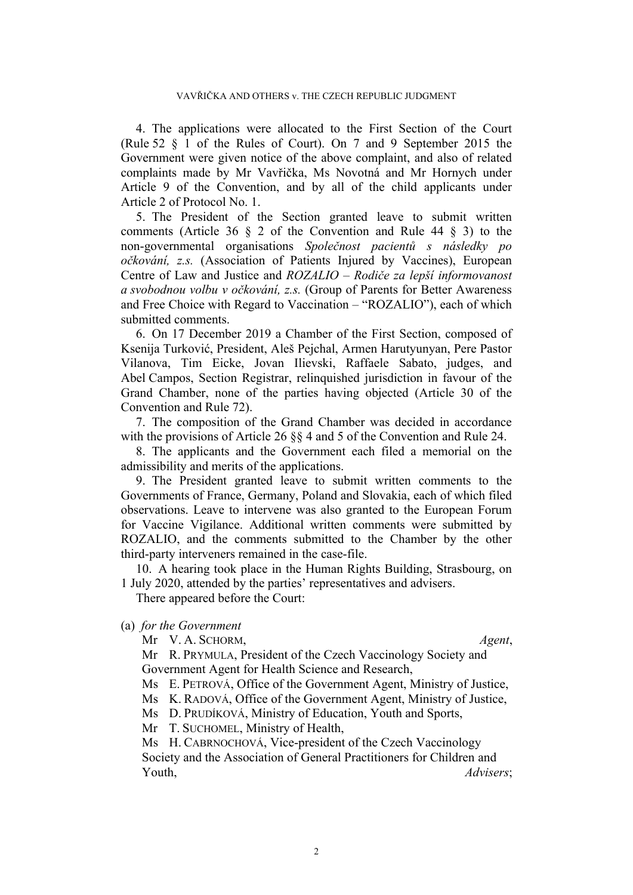4. The applications were allocated to the First Section of the Court (Rule 52 § 1 of the Rules of Court). On 7 and 9 September 2015 the Government were given notice of the above complaint, and also of related complaints made by Mr Vavřička, Ms Novotná and Mr Hornych under Article 9 of the Convention, and by all of the child applicants under Article 2 of Protocol No. 1.

5. The President of the Section granted leave to submit written comments (Article 36 § 2 of the Convention and Rule 44 § 3) to the non-governmental organisations *Společnost pacientů s následky po očkování, z.s.* (Association of Patients Injured by Vaccines), European Centre of Law and Justice and *ROZALIO – Rodiče za lepší informovanost a svobodnou volbu v očkování, z.s.* (Group of Parents for Better Awareness and Free Choice with Regard to Vaccination – "ROZALIO"), each of which submitted comments.

6. On 17 December 2019 a Chamber of the First Section, composed of Ksenija Turković, President, Aleš Pejchal, Armen Harutyunyan, Pere Pastor Vilanova, Tim Eicke, Jovan Ilievski, Raffaele Sabato, judges, and Abel Campos, Section Registrar, relinquished jurisdiction in favour of the Grand Chamber, none of the parties having objected (Article 30 of the Convention and Rule 72).

7. The composition of the Grand Chamber was decided in accordance with the provisions of Article 26 §§ 4 and 5 of the Convention and Rule 24.

8. The applicants and the Government each filed a memorial on the admissibility and merits of the applications.

9. The President granted leave to submit written comments to the Governments of France, Germany, Poland and Slovakia, each of which filed observations. Leave to intervene was also granted to the European Forum for Vaccine Vigilance. Additional written comments were submitted by ROZALIO, and the comments submitted to the Chamber by the other third-party interveners remained in the case-file.

10. A hearing took place in the Human Rights Building, Strasbourg, on 1 July 2020, attended by the parties' representatives and advisers.

There appeared before the Court:

(a) *for the Government*

Mr V. A. SCHORM, *Agent*,

Mr R. PRYMULA, President of the Czech Vaccinology Society and Government Agent for Health Science and Research,

Ms E. PETROVÁ, Office of the Government Agent, Ministry of Justice,

Ms K. RADOVÁ, Office of the Government Agent, Ministry of Justice,

Ms D. PRUDÍKOVÁ, Ministry of Education, Youth and Sports,

Mr T. SUCHOMEL, Ministry of Health,

Ms H. CABRNOCHOVÁ, Vice-president of the Czech Vaccinology Society and the Association of General Practitioners for Children and Youth, *Advisers*;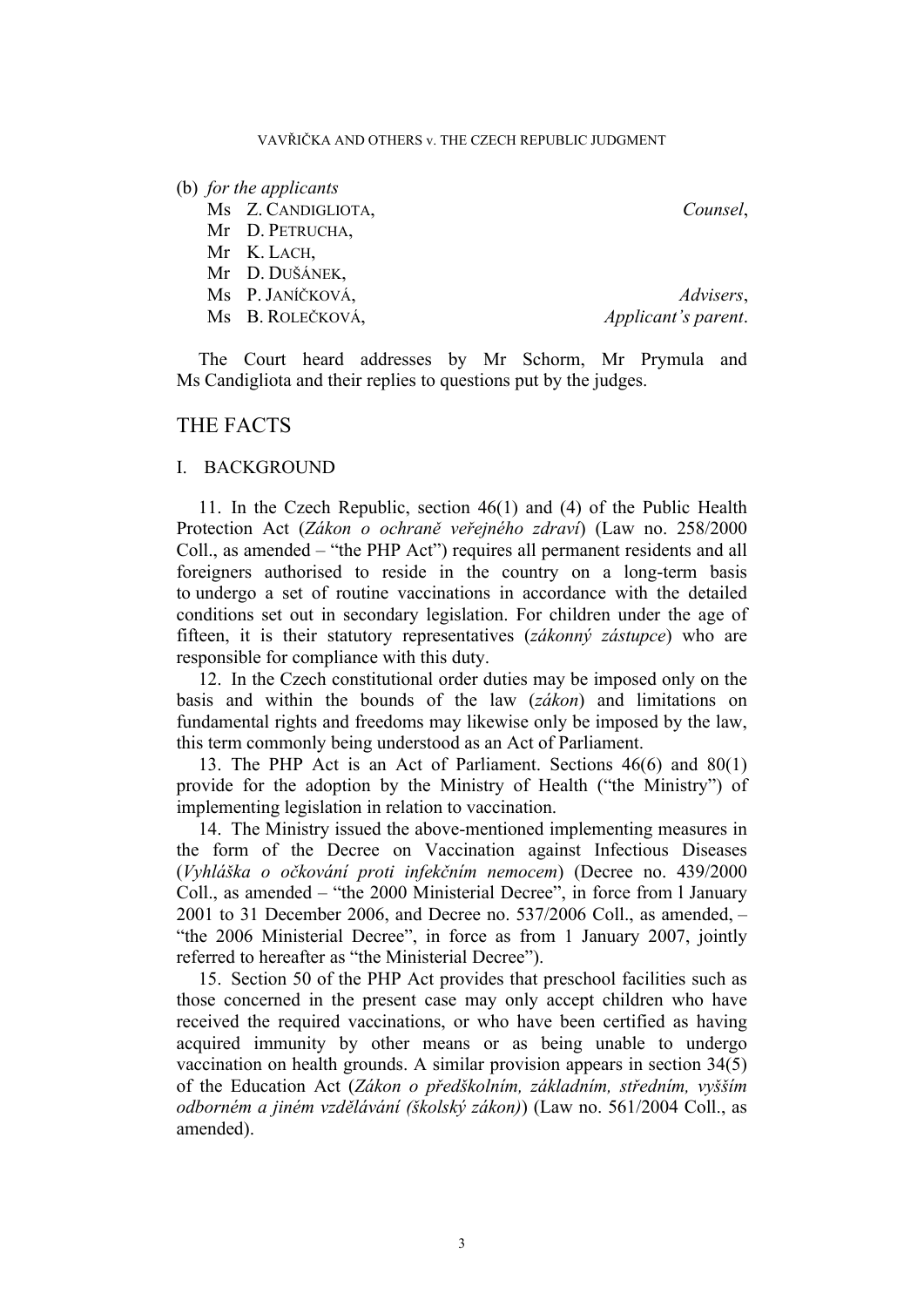(b) *for the applicants*

| | |
|---|---|
| Ms Z. CANDIGLIOTA, | *Counsel*, |
| Mr D. PETRUCHA, | |
| Mr K. LACH, | |
| Mr D. DUŠÁNEK, | |
| Ms P. JANÍČKOVÁ, | *Advisers*, |
| Ms B. ROLEČKOVÁ, | *Applicant's parent*. |

The Court heard addresses by Mr Schorm, Mr Prymula and Ms Candigliota and their replies to questions put by the judges.

## THE FACTS

### I. BACKGROUND

11. In the Czech Republic, section 46(1) and (4) of the Public Health Protection Act (*Zákon o ochraně veřejného zdraví*) (Law no. 258/2000 Coll., as amended – "the PHP Act") requires all permanent residents and all foreigners authorised to reside in the country on a long-term basis to undergo a set of routine vaccinations in accordance with the detailed conditions set out in secondary legislation. For children under the age of fifteen, it is their statutory representatives (*zákonný zástupce*) who are responsible for compliance with this duty.

12. In the Czech constitutional order duties may be imposed only on the basis and within the bounds of the law (*zákon*) and limitations on fundamental rights and freedoms may likewise only be imposed by the law, this term commonly being understood as an Act of Parliament.

13. The PHP Act is an Act of Parliament. Sections 46(6) and 80(1) provide for the adoption by the Ministry of Health ("the Ministry") of implementing legislation in relation to vaccination.

14. The Ministry issued the above-mentioned implementing measures in the form of the Decree on Vaccination against Infectious Diseases (*Vyhláška o očkování proti infekčním nemocem*) (Decree no. 439/2000 Coll., as amended – "the 2000 Ministerial Decree", in force from 1 January 2001 to 31 December 2006, and Decree no. 537/2006 Coll., as amended, – "the 2006 Ministerial Decree", in force as from 1 January 2007, jointly referred to hereafter as "the Ministerial Decree").

15. Section 50 of the PHP Act provides that preschool facilities such as those concerned in the present case may only accept children who have received the required vaccinations, or who have been certified as having acquired immunity by other means or as being unable to undergo vaccination on health grounds. A similar provision appears in section 34(5) of the Education Act (*Zákon o předškolním, základním, středním, vyšším odborném a jiném vzdělávání (školský zákon)*) (Law no. 561/2004 Coll., as amended).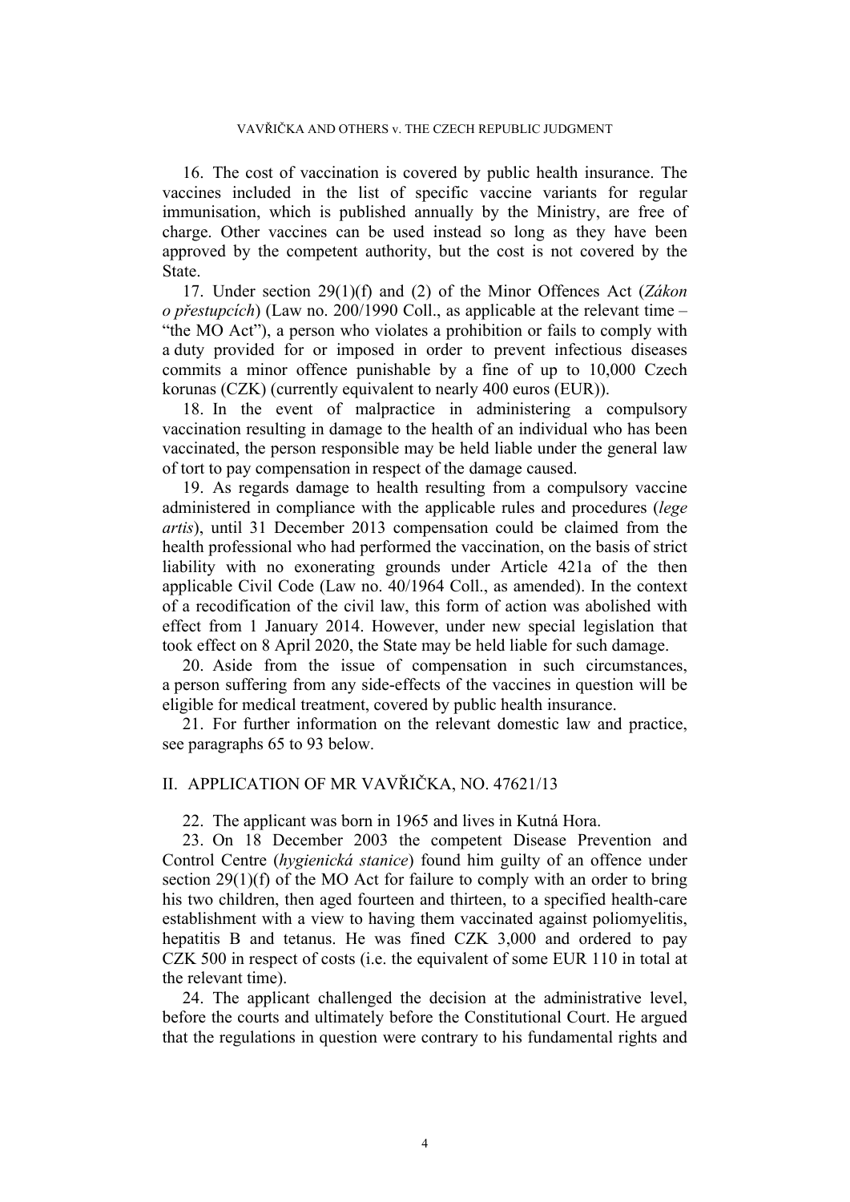16. The cost of vaccination is covered by public health insurance. The vaccines included in the list of specific vaccine variants for regular immunisation, which is published annually by the Ministry, are free of charge. Other vaccines can be used instead so long as they have been approved by the competent authority, but the cost is not covered by the State.

17. Under section 29(1)(f) and (2) of the Minor Offences Act (*Zákon o přestupcích*) (Law no. 200/1990 Coll., as applicable at the relevant time – "the MO Act"), a person who violates a prohibition or fails to comply with a duty provided for or imposed in order to prevent infectious diseases commits a minor offence punishable by a fine of up to 10,000 Czech korunas (CZK) (currently equivalent to nearly 400 euros (EUR)).

18. In the event of malpractice in administering a compulsory vaccination resulting in damage to the health of an individual who has been vaccinated, the person responsible may be held liable under the general law of tort to pay compensation in respect of the damage caused.

19. As regards damage to health resulting from a compulsory vaccine administered in compliance with the applicable rules and procedures (*lege artis*), until 31 December 2013 compensation could be claimed from the health professional who had performed the vaccination, on the basis of strict liability with no exonerating grounds under Article 421a of the then applicable Civil Code (Law no. 40/1964 Coll., as amended). In the context of a recodification of the civil law, this form of action was abolished with effect from 1 January 2014. However, under new special legislation that took effect on 8 April 2020, the State may be held liable for such damage.

20. Aside from the issue of compensation in such circumstances, a person suffering from any side-effects of the vaccines in question will be eligible for medical treatment, covered by public health insurance.

21. For further information on the relevant domestic law and practice, see paragraphs 65 to 93 below.

## II. APPLICATION OF MR VAVŘIČKA, NO. 47621/13

22. The applicant was born in 1965 and lives in Kutná Hora.

23. On 18 December 2003 the competent Disease Prevention and Control Centre (*hygienická stanice*) found him guilty of an offence under section 29(1)(f) of the MO Act for failure to comply with an order to bring his two children, then aged fourteen and thirteen, to a specified health-care establishment with a view to having them vaccinated against poliomyelitis, hepatitis B and tetanus. He was fined CZK 3,000 and ordered to pay CZK 500 in respect of costs (i.e. the equivalent of some EUR 110 in total at the relevant time).

24. The applicant challenged the decision at the administrative level, before the courts and ultimately before the Constitutional Court. He argued that the regulations in question were contrary to his fundamental rights and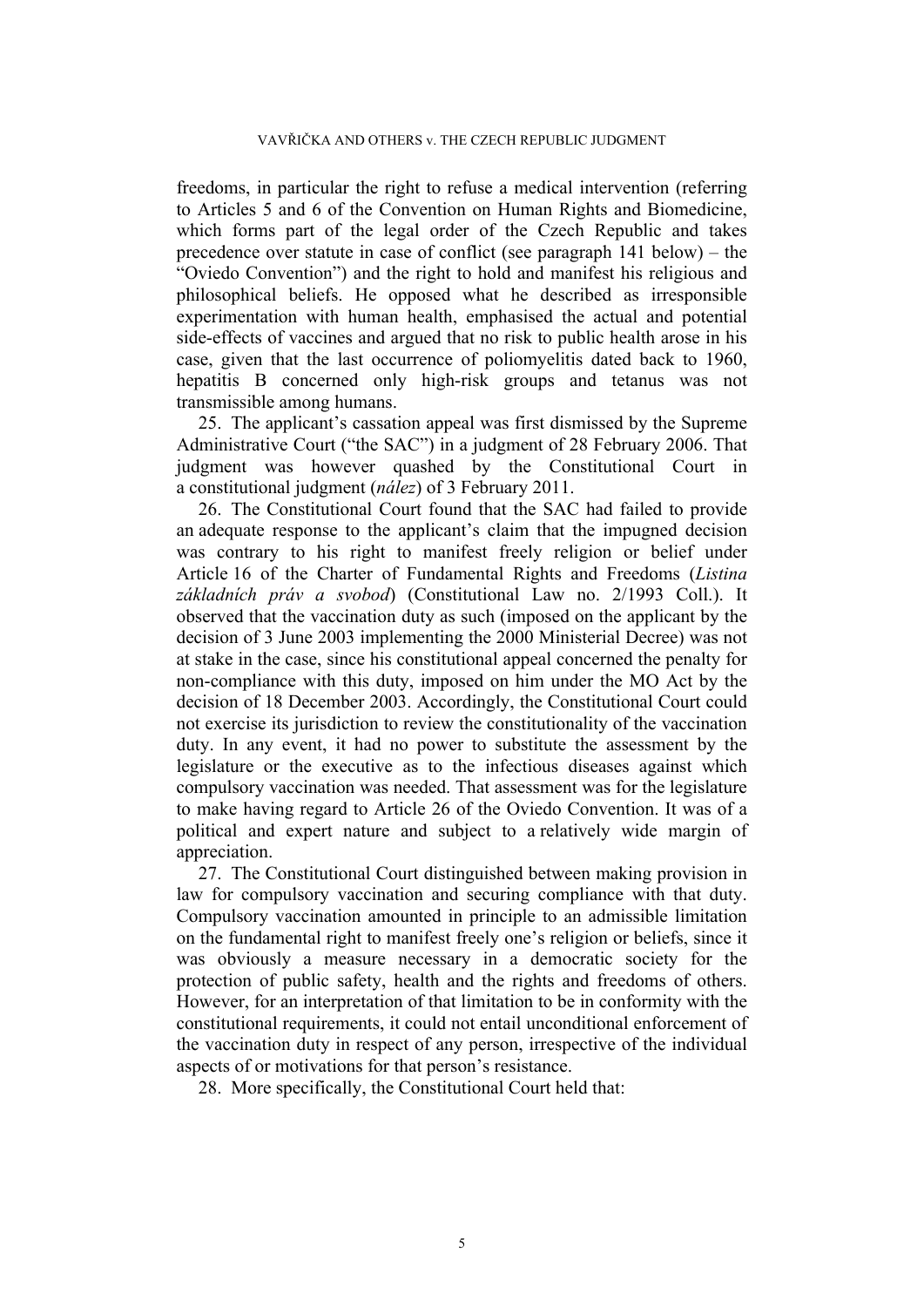freedoms, in particular the right to refuse a medical intervention (referring to Articles 5 and 6 of the Convention on Human Rights and Biomedicine, which forms part of the legal order of the Czech Republic and takes precedence over statute in case of conflict (see paragraph 141 below) – the "Oviedo Convention") and the right to hold and manifest his religious and philosophical beliefs. He opposed what he described as irresponsible experimentation with human health, emphasised the actual and potential side-effects of vaccines and argued that no risk to public health arose in his case, given that the last occurrence of poliomyelitis dated back to 1960, hepatitis B concerned only high-risk groups and tetanus was not transmissible among humans.

25. The applicant's cassation appeal was first dismissed by the Supreme Administrative Court ("the SAC") in a judgment of 28 February 2006. That judgment was however quashed by the Constitutional Court in a constitutional judgment (*nález*) of 3 February 2011.

26. The Constitutional Court found that the SAC had failed to provide an adequate response to the applicant's claim that the impugned decision was contrary to his right to manifest freely religion or belief under Article 16 of the Charter of Fundamental Rights and Freedoms (*Listina základních práv a svobod*) (Constitutional Law no. 2/1993 Coll.). It observed that the vaccination duty as such (imposed on the applicant by the decision of 3 June 2003 implementing the 2000 Ministerial Decree) was not at stake in the case, since his constitutional appeal concerned the penalty for non-compliance with this duty, imposed on him under the MO Act by the decision of 18 December 2003. Accordingly, the Constitutional Court could not exercise its jurisdiction to review the constitutionality of the vaccination duty. In any event, it had no power to substitute the assessment by the legislature or the executive as to the infectious diseases against which compulsory vaccination was needed. That assessment was for the legislature to make having regard to Article 26 of the Oviedo Convention. It was of a political and expert nature and subject to a relatively wide margin of appreciation.

27. The Constitutional Court distinguished between making provision in law for compulsory vaccination and securing compliance with that duty. Compulsory vaccination amounted in principle to an admissible limitation on the fundamental right to manifest freely one's religion or beliefs, since it was obviously a measure necessary in a democratic society for the protection of public safety, health and the rights and freedoms of others. However, for an interpretation of that limitation to be in conformity with the constitutional requirements, it could not entail unconditional enforcement of the vaccination duty in respect of any person, irrespective of the individual aspects of or motivations for that person's resistance.

28. More specifically, the Constitutional Court held that: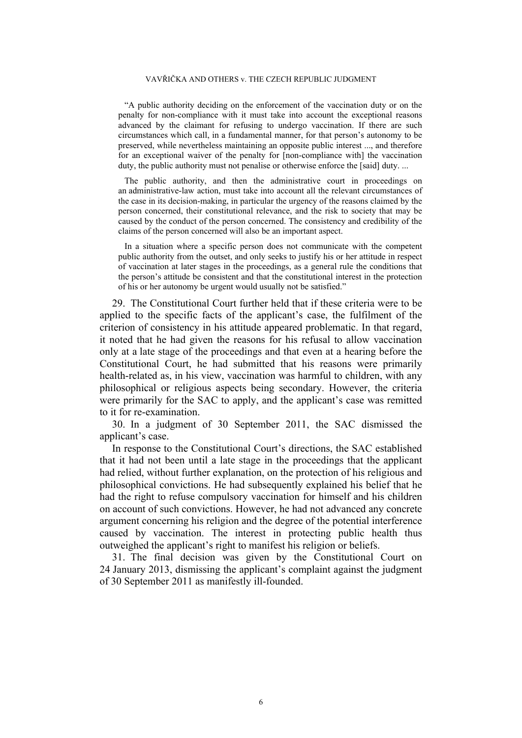> "A public authority deciding on the enforcement of the vaccination duty or on the penalty for non-compliance with it must take into account the exceptional reasons advanced by the claimant for refusing to undergo vaccination. If there are such circumstances which call, in a fundamental manner, for that person's autonomy to be preserved, while nevertheless maintaining an opposite public interest ..., and therefore for an exceptional waiver of the penalty for [non-compliance with] the vaccination duty, the public authority must not penalise or otherwise enforce the [said] duty. ...
>
> The public authority, and then the administrative court in proceedings on an administrative-law action, must take into account all the relevant circumstances of the case in its decision-making, in particular the urgency of the reasons claimed by the person concerned, their constitutional relevance, and the risk to society that may be caused by the conduct of the person concerned. The consistency and credibility of the claims of the person concerned will also be an important aspect.
>
> In a situation where a specific person does not communicate with the competent public authority from the outset, and only seeks to justify his or her attitude in respect of vaccination at later stages in the proceedings, as a general rule the conditions that the person's attitude be consistent and that the constitutional interest in the protection of his or her autonomy be urgent would usually not be satisfied."

29. The Constitutional Court further held that if these criteria were to be applied to the specific facts of the applicant's case, the fulfilment of the criterion of consistency in his attitude appeared problematic. In that regard, it noted that he had given the reasons for his refusal to allow vaccination only at a late stage of the proceedings and that even at a hearing before the Constitutional Court, he had submitted that his reasons were primarily health-related as, in his view, vaccination was harmful to children, with any philosophical or religious aspects being secondary. However, the criteria were primarily for the SAC to apply, and the applicant's case was remitted to it for re-examination.

30. In a judgment of 30 September 2011, the SAC dismissed the applicant's case.

In response to the Constitutional Court's directions, the SAC established that it had not been until a late stage in the proceedings that the applicant had relied, without further explanation, on the protection of his religious and philosophical convictions. He had subsequently explained his belief that he had the right to refuse compulsory vaccination for himself and his children on account of such convictions. However, he had not advanced any concrete argument concerning his religion and the degree of the potential interference caused by vaccination. The interest in protecting public health thus outweighed the applicant's right to manifest his religion or beliefs.

31. The final decision was given by the Constitutional Court on 24 January 2013, dismissing the applicant's complaint against the judgment of 30 September 2011 as manifestly ill-founded.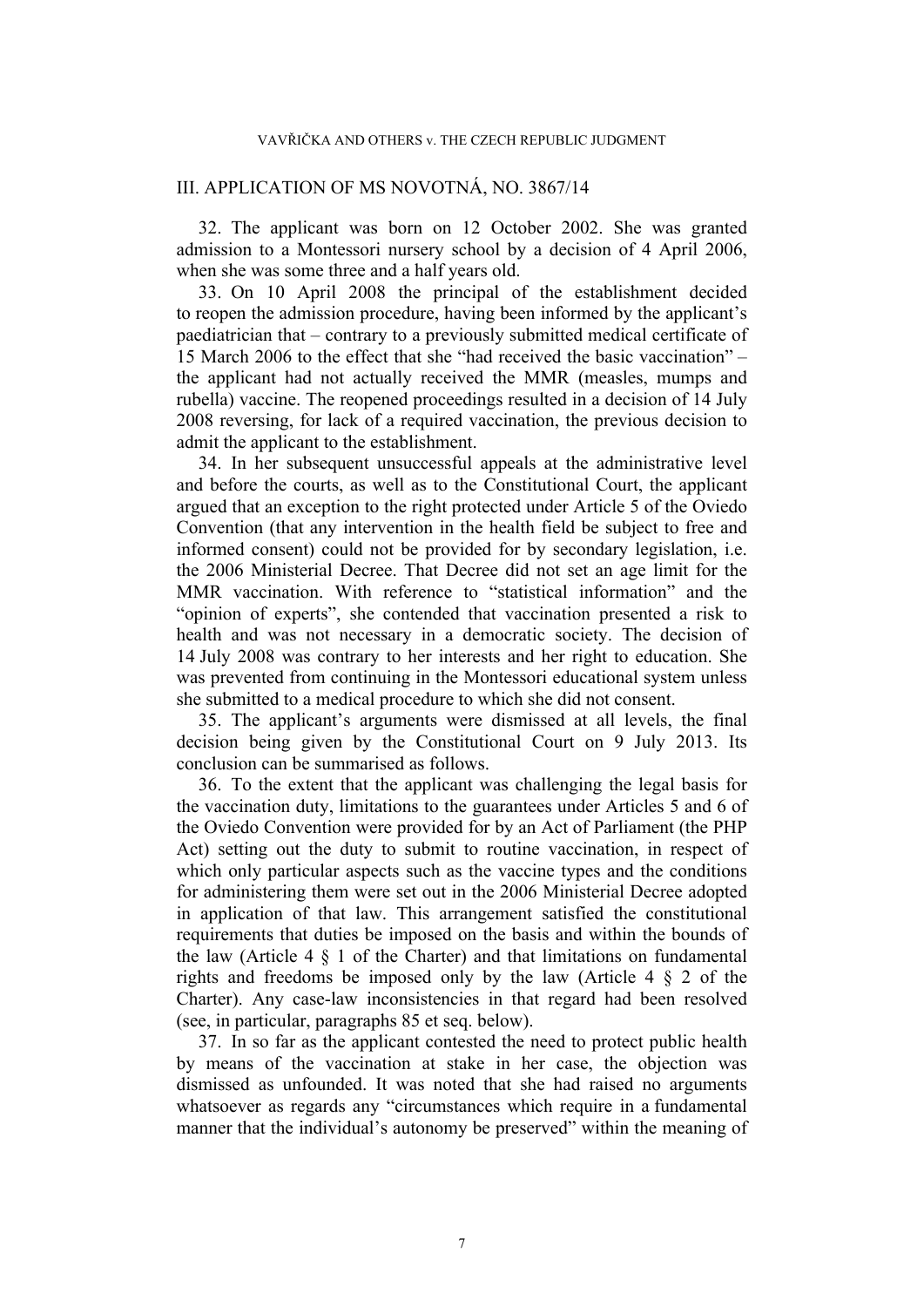## III. APPLICATION OF MS NOVOTNÁ, NO. 3867/14

32. The applicant was born on 12 October 2002. She was granted admission to a Montessori nursery school by a decision of 4 April 2006, when she was some three and a half years old.

33. On 10 April 2008 the principal of the establishment decided to reopen the admission procedure, having been informed by the applicant's paediatrician that – contrary to a previously submitted medical certificate of 15 March 2006 to the effect that she "had received the basic vaccination" – the applicant had not actually received the MMR (measles, mumps and rubella) vaccine. The reopened proceedings resulted in a decision of 14 July 2008 reversing, for lack of a required vaccination, the previous decision to admit the applicant to the establishment.

34. In her subsequent unsuccessful appeals at the administrative level and before the courts, as well as to the Constitutional Court, the applicant argued that an exception to the right protected under Article 5 of the Oviedo Convention (that any intervention in the health field be subject to free and informed consent) could not be provided for by secondary legislation, i.e. the 2006 Ministerial Decree. That Decree did not set an age limit for the MMR vaccination. With reference to "statistical information" and the "opinion of experts", she contended that vaccination presented a risk to health and was not necessary in a democratic society. The decision of 14 July 2008 was contrary to her interests and her right to education. She was prevented from continuing in the Montessori educational system unless she submitted to a medical procedure to which she did not consent.

35. The applicant's arguments were dismissed at all levels, the final decision being given by the Constitutional Court on 9 July 2013. Its conclusion can be summarised as follows.

36. To the extent that the applicant was challenging the legal basis for the vaccination duty, limitations to the guarantees under Articles 5 and 6 of the Oviedo Convention were provided for by an Act of Parliament (the PHP Act) setting out the duty to submit to routine vaccination, in respect of which only particular aspects such as the vaccine types and the conditions for administering them were set out in the 2006 Ministerial Decree adopted in application of that law. This arrangement satisfied the constitutional requirements that duties be imposed on the basis and within the bounds of the law (Article 4 § 1 of the Charter) and that limitations on fundamental rights and freedoms be imposed only by the law (Article 4 § 2 of the Charter). Any case-law inconsistencies in that regard had been resolved (see, in particular, paragraphs 85 et seq. below).

37. In so far as the applicant contested the need to protect public health by means of the vaccination at stake in her case, the objection was dismissed as unfounded. It was noted that she had raised no arguments whatsoever as regards any "circumstances which require in a fundamental manner that the individual's autonomy be preserved" within the meaning of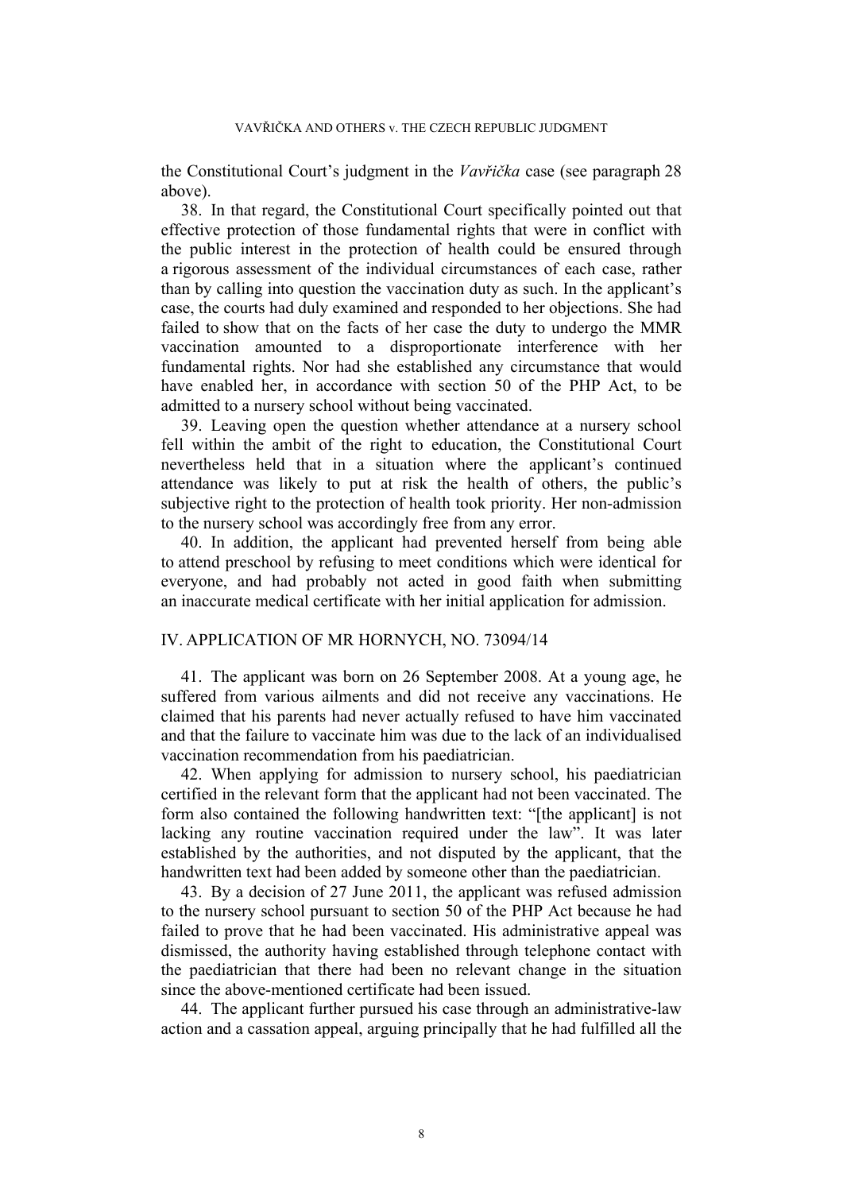the Constitutional Court's judgment in the *Vavřička* case (see paragraph 28 above).

38. In that regard, the Constitutional Court specifically pointed out that effective protection of those fundamental rights that were in conflict with the public interest in the protection of health could be ensured through a rigorous assessment of the individual circumstances of each case, rather than by calling into question the vaccination duty as such. In the applicant's case, the courts had duly examined and responded to her objections. She had failed to show that on the facts of her case the duty to undergo the MMR vaccination amounted to a disproportionate interference with her fundamental rights. Nor had she established any circumstance that would have enabled her, in accordance with section 50 of the PHP Act, to be admitted to a nursery school without being vaccinated.

39. Leaving open the question whether attendance at a nursery school fell within the ambit of the right to education, the Constitutional Court nevertheless held that in a situation where the applicant's continued attendance was likely to put at risk the health of others, the public's subjective right to the protection of health took priority. Her non-admission to the nursery school was accordingly free from any error.

40. In addition, the applicant had prevented herself from being able to attend preschool by refusing to meet conditions which were identical for everyone, and had probably not acted in good faith when submitting an inaccurate medical certificate with her initial application for admission.

## IV. APPLICATION OF MR HORNYCH, NO. 73094/14

41. The applicant was born on 26 September 2008. At a young age, he suffered from various ailments and did not receive any vaccinations. He claimed that his parents had never actually refused to have him vaccinated and that the failure to vaccinate him was due to the lack of an individualised vaccination recommendation from his paediatrician.

42. When applying for admission to nursery school, his paediatrician certified in the relevant form that the applicant had not been vaccinated. The form also contained the following handwritten text: "[the applicant] is not lacking any routine vaccination required under the law". It was later established by the authorities, and not disputed by the applicant, that the handwritten text had been added by someone other than the paediatrician.

43. By a decision of 27 June 2011, the applicant was refused admission to the nursery school pursuant to section 50 of the PHP Act because he had failed to prove that he had been vaccinated. His administrative appeal was dismissed, the authority having established through telephone contact with the paediatrician that there had been no relevant change in the situation since the above-mentioned certificate had been issued.

44. The applicant further pursued his case through an administrative-law action and a cassation appeal, arguing principally that he had fulfilled all the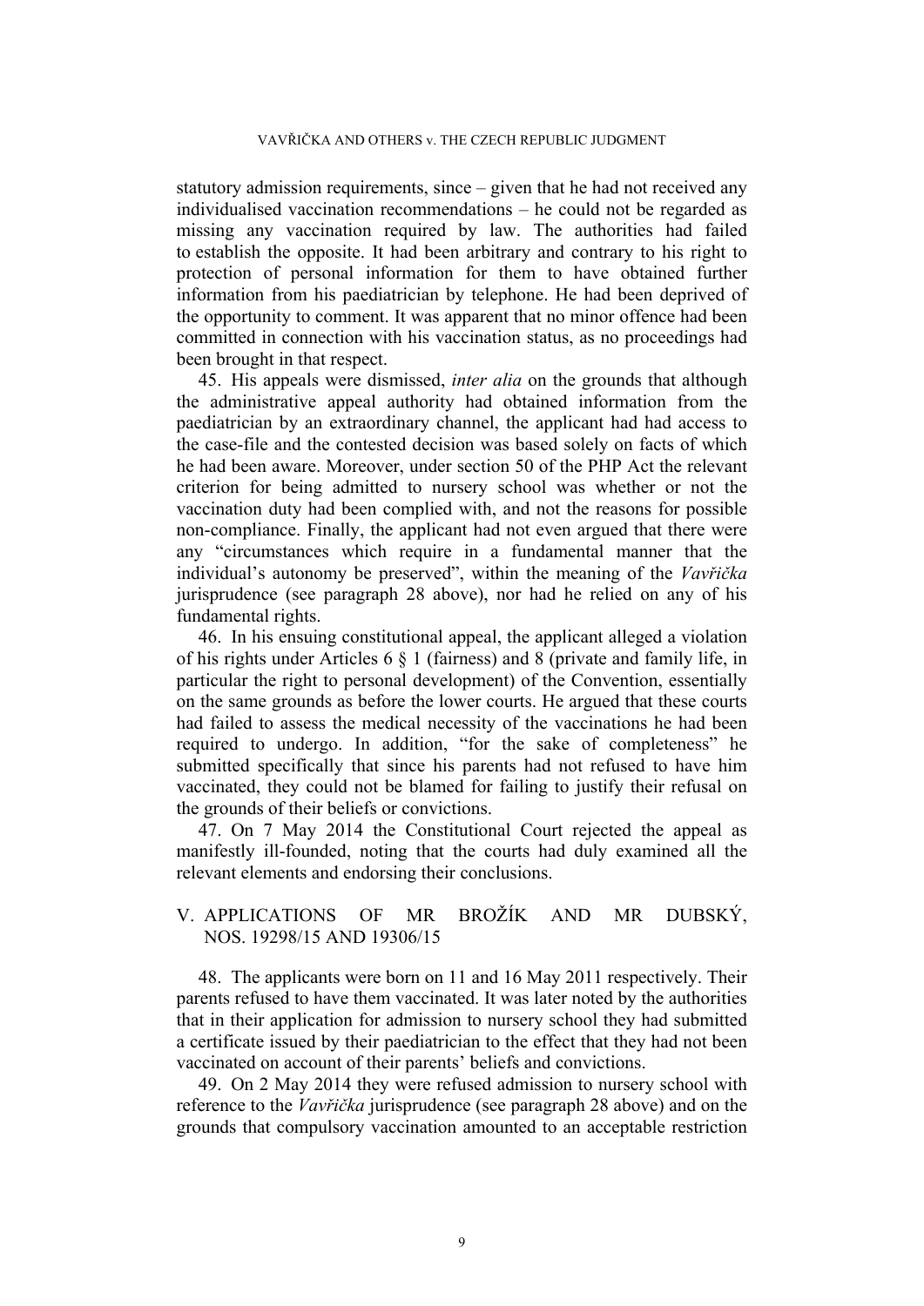statutory admission requirements, since – given that he had not received any individualised vaccination recommendations – he could not be regarded as missing any vaccination required by law. The authorities had failed to establish the opposite. It had been arbitrary and contrary to his right to protection of personal information for them to have obtained further information from his paediatrician by telephone. He had been deprived of the opportunity to comment. It was apparent that no minor offence had been committed in connection with his vaccination status, as no proceedings had been brought in that respect.

45. His appeals were dismissed, *inter alia* on the grounds that although the administrative appeal authority had obtained information from the paediatrician by an extraordinary channel, the applicant had had access to the case-file and the contested decision was based solely on facts of which he had been aware. Moreover, under section 50 of the PHP Act the relevant criterion for being admitted to nursery school was whether or not the vaccination duty had been complied with, and not the reasons for possible non-compliance. Finally, the applicant had not even argued that there were any "circumstances which require in a fundamental manner that the individual's autonomy be preserved", within the meaning of the *Vavřička* jurisprudence (see paragraph 28 above), nor had he relied on any of his fundamental rights.

46. In his ensuing constitutional appeal, the applicant alleged a violation of his rights under Articles 6 § 1 (fairness) and 8 (private and family life, in particular the right to personal development) of the Convention, essentially on the same grounds as before the lower courts. He argued that these courts had failed to assess the medical necessity of the vaccinations he had been required to undergo. In addition, "for the sake of completeness" he submitted specifically that since his parents had not refused to have him vaccinated, they could not be blamed for failing to justify their refusal on the grounds of their beliefs or convictions.

47. On 7 May 2014 the Constitutional Court rejected the appeal as manifestly ill-founded, noting that the courts had duly examined all the relevant elements and endorsing their conclusions.

## V. APPLICATIONS OF MR BROŽÍK AND MR DUBSKÝ, NOS. 19298/15 AND 19306/15

48. The applicants were born on 11 and 16 May 2011 respectively. Their parents refused to have them vaccinated. It was later noted by the authorities that in their application for admission to nursery school they had submitted a certificate issued by their paediatrician to the effect that they had not been vaccinated on account of their parents' beliefs and convictions.

49. On 2 May 2014 they were refused admission to nursery school with reference to the *Vavřička* jurisprudence (see paragraph 28 above) and on the grounds that compulsory vaccination amounted to an acceptable restriction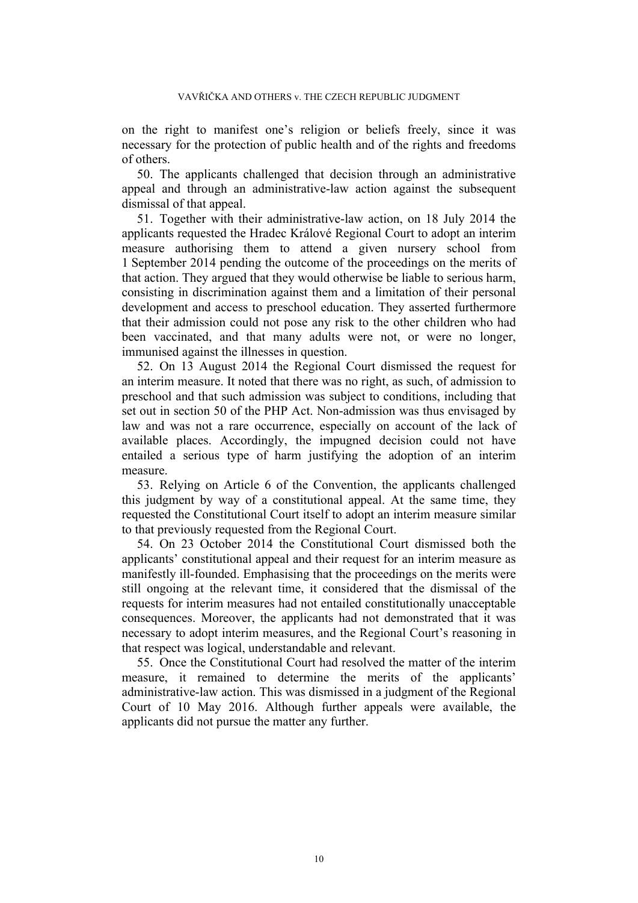on the right to manifest one's religion or beliefs freely, since it was necessary for the protection of public health and of the rights and freedoms of others.

50. The applicants challenged that decision through an administrative appeal and through an administrative-law action against the subsequent dismissal of that appeal.

51. Together with their administrative-law action, on 18 July 2014 the applicants requested the Hradec Králové Regional Court to adopt an interim measure authorising them to attend a given nursery school from 1 September 2014 pending the outcome of the proceedings on the merits of that action. They argued that they would otherwise be liable to serious harm, consisting in discrimination against them and a limitation of their personal development and access to preschool education. They asserted furthermore that their admission could not pose any risk to the other children who had been vaccinated, and that many adults were not, or were no longer, immunised against the illnesses in question.

52. On 13 August 2014 the Regional Court dismissed the request for an interim measure. It noted that there was no right, as such, of admission to preschool and that such admission was subject to conditions, including that set out in section 50 of the PHP Act. Non-admission was thus envisaged by law and was not a rare occurrence, especially on account of the lack of available places. Accordingly, the impugned decision could not have entailed a serious type of harm justifying the adoption of an interim measure.

53. Relying on Article 6 of the Convention, the applicants challenged this judgment by way of a constitutional appeal. At the same time, they requested the Constitutional Court itself to adopt an interim measure similar to that previously requested from the Regional Court.

54. On 23 October 2014 the Constitutional Court dismissed both the applicants' constitutional appeal and their request for an interim measure as manifestly ill-founded. Emphasising that the proceedings on the merits were still ongoing at the relevant time, it considered that the dismissal of the requests for interim measures had not entailed constitutionally unacceptable consequences. Moreover, the applicants had not demonstrated that it was necessary to adopt interim measures, and the Regional Court's reasoning in that respect was logical, understandable and relevant.

55. Once the Constitutional Court had resolved the matter of the interim measure, it remained to determine the merits of the applicants' administrative-law action. This was dismissed in a judgment of the Regional Court of 10 May 2016. Although further appeals were available, the applicants did not pursue the matter any further.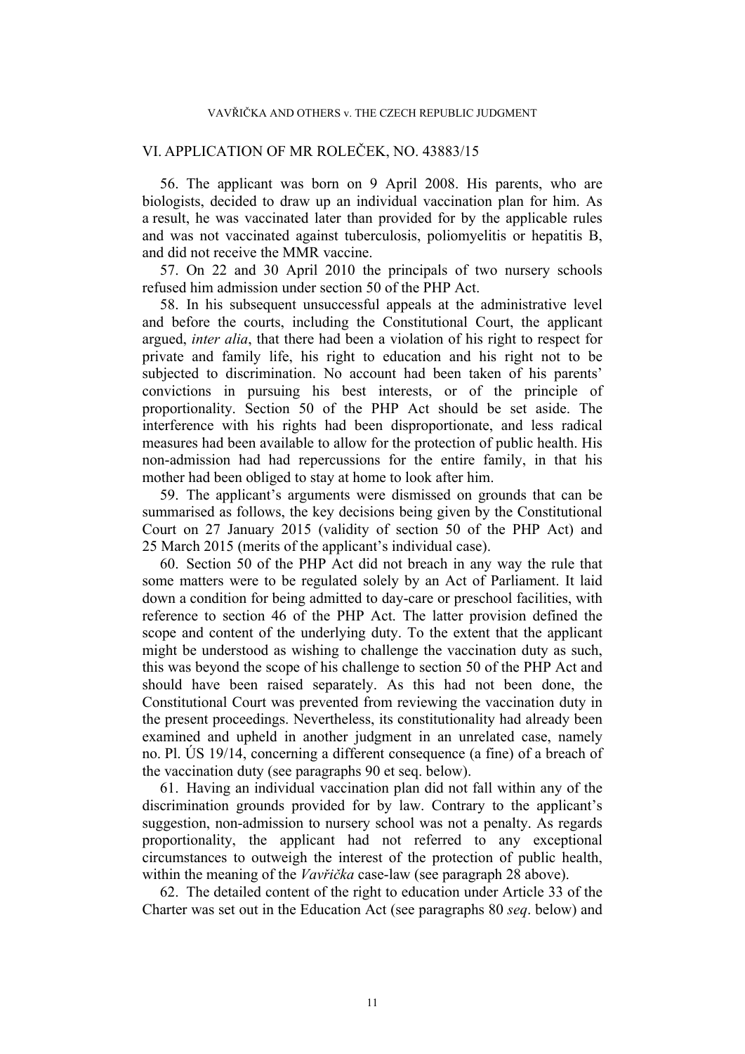## VI. APPLICATION OF MR ROLEČEK, NO. 43883/15

56. The applicant was born on 9 April 2008. His parents, who are biologists, decided to draw up an individual vaccination plan for him. As a result, he was vaccinated later than provided for by the applicable rules and was not vaccinated against tuberculosis, poliomyelitis or hepatitis B, and did not receive the MMR vaccine.

57. On 22 and 30 April 2010 the principals of two nursery schools refused him admission under section 50 of the PHP Act.

58. In his subsequent unsuccessful appeals at the administrative level and before the courts, including the Constitutional Court, the applicant argued, *inter alia*, that there had been a violation of his right to respect for private and family life, his right to education and his right not to be subjected to discrimination. No account had been taken of his parents' convictions in pursuing his best interests, or of the principle of proportionality. Section 50 of the PHP Act should be set aside. The interference with his rights had been disproportionate, and less radical measures had been available to allow for the protection of public health. His non-admission had had repercussions for the entire family, in that his mother had been obliged to stay at home to look after him.

59. The applicant's arguments were dismissed on grounds that can be summarised as follows, the key decisions being given by the Constitutional Court on 27 January 2015 (validity of section 50 of the PHP Act) and 25 March 2015 (merits of the applicant's individual case).

60. Section 50 of the PHP Act did not breach in any way the rule that some matters were to be regulated solely by an Act of Parliament. It laid down a condition for being admitted to day-care or preschool facilities, with reference to section 46 of the PHP Act. The latter provision defined the scope and content of the underlying duty. To the extent that the applicant might be understood as wishing to challenge the vaccination duty as such, this was beyond the scope of his challenge to section 50 of the PHP Act and should have been raised separately. As this had not been done, the Constitutional Court was prevented from reviewing the vaccination duty in the present proceedings. Nevertheless, its constitutionality had already been examined and upheld in another judgment in an unrelated case, namely no. Pl. ÚS 19/14, concerning a different consequence (a fine) of a breach of the vaccination duty (see paragraphs 90 et seq. below).

61. Having an individual vaccination plan did not fall within any of the discrimination grounds provided for by law. Contrary to the applicant's suggestion, non-admission to nursery school was not a penalty. As regards proportionality, the applicant had not referred to any exceptional circumstances to outweigh the interest of the protection of public health, within the meaning of the *Vavřička* case-law (see paragraph 28 above).

62. The detailed content of the right to education under Article 33 of the Charter was set out in the Education Act (see paragraphs 80 *seq*. below) and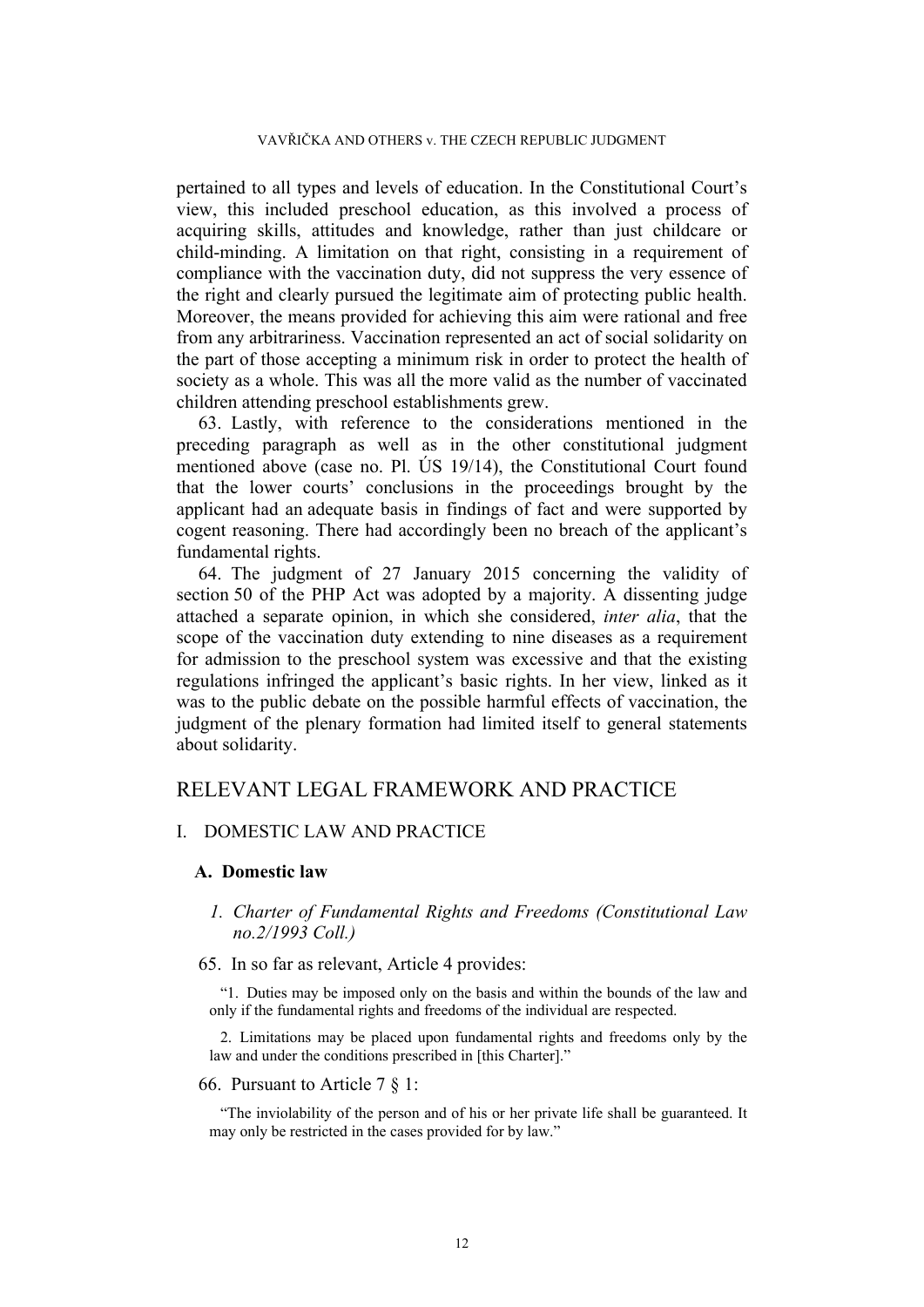pertained to all types and levels of education. In the Constitutional Court's view, this included preschool education, as this involved a process of acquiring skills, attitudes and knowledge, rather than just childcare or child-minding. A limitation on that right, consisting in a requirement of compliance with the vaccination duty, did not suppress the very essence of the right and clearly pursued the legitimate aim of protecting public health. Moreover, the means provided for achieving this aim were rational and free from any arbitrariness. Vaccination represented an act of social solidarity on the part of those accepting a minimum risk in order to protect the health of society as a whole. This was all the more valid as the number of vaccinated children attending preschool establishments grew.

63. Lastly, with reference to the considerations mentioned in the preceding paragraph as well as in the other constitutional judgment mentioned above (case no. Pl. ÚS 19/14), the Constitutional Court found that the lower courts' conclusions in the proceedings brought by the applicant had an adequate basis in findings of fact and were supported by cogent reasoning. There had accordingly been no breach of the applicant's fundamental rights.

64. The judgment of 27 January 2015 concerning the validity of section 50 of the PHP Act was adopted by a majority. A dissenting judge attached a separate opinion, in which she considered, *inter alia*, that the scope of the vaccination duty extending to nine diseases as a requirement for admission to the preschool system was excessive and that the existing regulations infringed the applicant's basic rights. In her view, linked as it was to the public debate on the possible harmful effects of vaccination, the judgment of the plenary formation had limited itself to general statements about solidarity.

# RELEVANT LEGAL FRAMEWORK AND PRACTICE

## I. DOMESTIC LAW AND PRACTICE

### A. Domestic law

#### *1. Charter of Fundamental Rights and Freedoms (Constitutional Law no.2/1993 Coll.)*

65. In so far as relevant, Article 4 provides:

> "1. Duties may be imposed only on the basis and within the bounds of the law and only if the fundamental rights and freedoms of the individual are respected.
>
> 2. Limitations may be placed upon fundamental rights and freedoms only by the law and under the conditions prescribed in [this Charter]."

66. Pursuant to Article 7 § 1:

> "The inviolability of the person and of his or her private life shall be guaranteed. It may only be restricted in the cases provided for by law."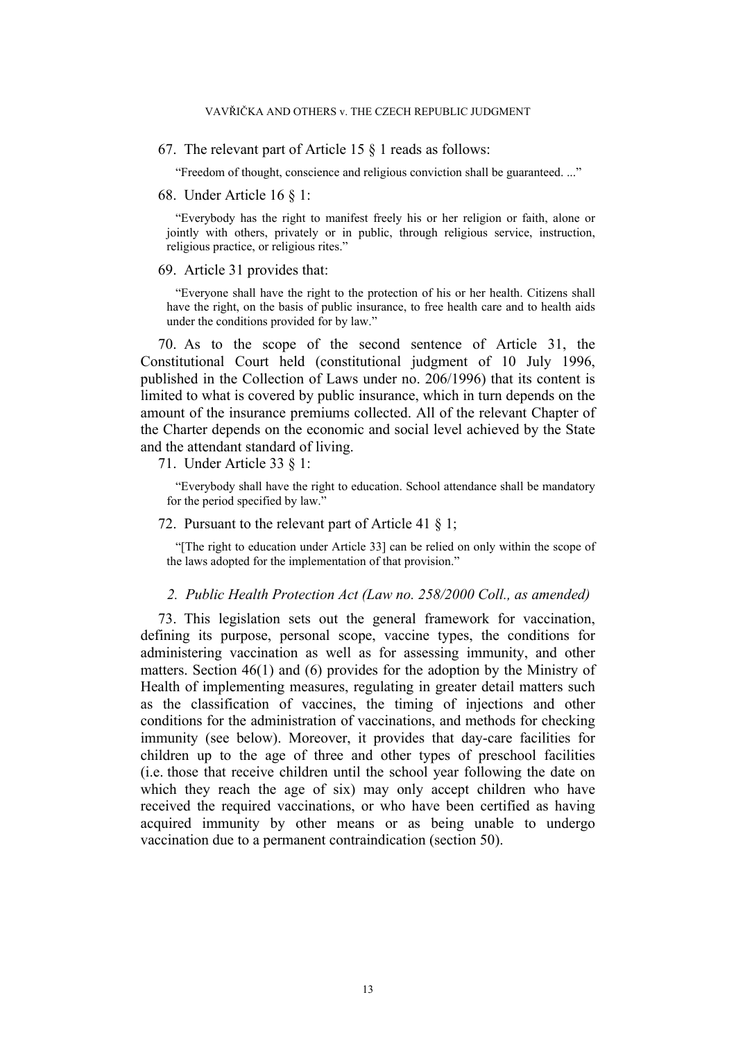67. The relevant part of Article 15 § 1 reads as follows:

> "Freedom of thought, conscience and religious conviction shall be guaranteed. ..."

68. Under Article 16 § 1:

> "Everybody has the right to manifest freely his or her religion or faith, alone or jointly with others, privately or in public, through religious service, instruction, religious practice, or religious rites."

69. Article 31 provides that:

> "Everyone shall have the right to the protection of his or her health. Citizens shall have the right, on the basis of public insurance, to free health care and to health aids under the conditions provided for by law."

70. As to the scope of the second sentence of Article 31, the Constitutional Court held (constitutional judgment of 10 July 1996, published in the Collection of Laws under no. 206/1996) that its content is limited to what is covered by public insurance, which in turn depends on the amount of the insurance premiums collected. All of the relevant Chapter of the Charter depends on the economic and social level achieved by the State and the attendant standard of living.

71. Under Article 33 § 1:

> "Everybody shall have the right to education. School attendance shall be mandatory for the period specified by law."

72. Pursuant to the relevant part of Article 41 § 1;

> "[The right to education under Article 33] can be relied on only within the scope of the laws adopted for the implementation of that provision."

*2. Public Health Protection Act (Law no. 258/2000 Coll., as amended)*

73. This legislation sets out the general framework for vaccination, defining its purpose, personal scope, vaccine types, the conditions for administering vaccination as well as for assessing immunity, and other matters. Section 46(1) and (6) provides for the adoption by the Ministry of Health of implementing measures, regulating in greater detail matters such as the classification of vaccines, the timing of injections and other conditions for the administration of vaccinations, and methods for checking immunity (see below). Moreover, it provides that day-care facilities for children up to the age of three and other types of preschool facilities (i.e. those that receive children until the school year following the date on which they reach the age of six) may only accept children who have received the required vaccinations, or who have been certified as having acquired immunity by other means or as being unable to undergo vaccination due to a permanent contraindication (section 50).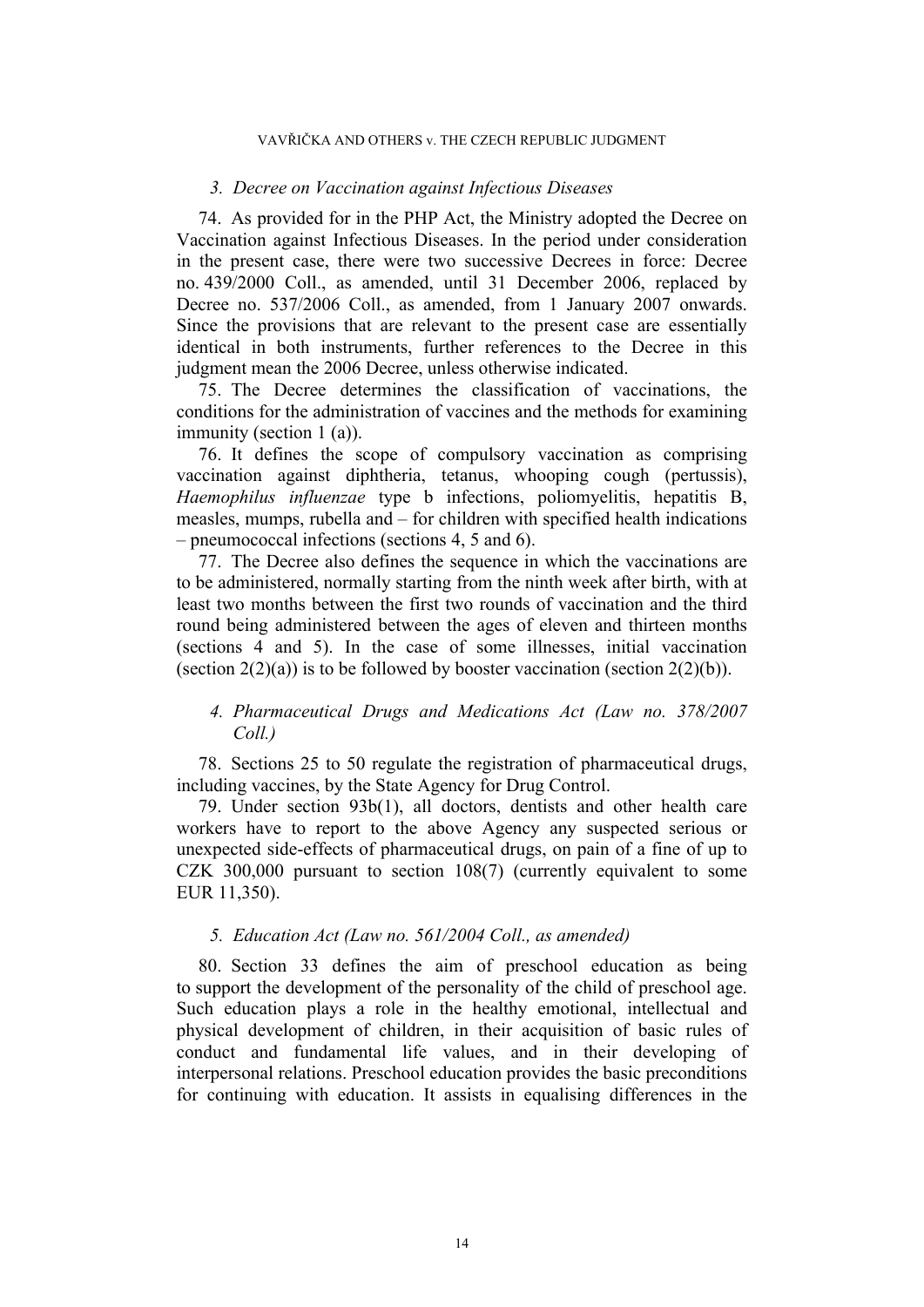### 3. *Decree on Vaccination against Infectious Diseases*

74. As provided for in the PHP Act, the Ministry adopted the Decree on Vaccination against Infectious Diseases. In the period under consideration in the present case, there were two successive Decrees in force: Decree no. 439/2000 Coll., as amended, until 31 December 2006, replaced by Decree no. 537/2006 Coll., as amended, from 1 January 2007 onwards. Since the provisions that are relevant to the present case are essentially identical in both instruments, further references to the Decree in this judgment mean the 2006 Decree, unless otherwise indicated.

75. The Decree determines the classification of vaccinations, the conditions for the administration of vaccines and the methods for examining immunity (section 1 (a)).

76. It defines the scope of compulsory vaccination as comprising vaccination against diphtheria, tetanus, whooping cough (pertussis), *Haemophilus influenzae* type b infections, poliomyelitis, hepatitis B, measles, mumps, rubella and – for children with specified health indications – pneumococcal infections (sections 4, 5 and 6).

77. The Decree also defines the sequence in which the vaccinations are to be administered, normally starting from the ninth week after birth, with at least two months between the first two rounds of vaccination and the third round being administered between the ages of eleven and thirteen months (sections 4 and 5). In the case of some illnesses, initial vaccination (section 2(2)(a)) is to be followed by booster vaccination (section 2(2)(b)).

### 4. *Pharmaceutical Drugs and Medications Act (Law no. 378/2007 Coll.)*

78. Sections 25 to 50 regulate the registration of pharmaceutical drugs, including vaccines, by the State Agency for Drug Control.

79. Under section 93b(1), all doctors, dentists and other health care workers have to report to the above Agency any suspected serious or unexpected side-effects of pharmaceutical drugs, on pain of a fine of up to CZK 300,000 pursuant to section 108(7) (currently equivalent to some EUR 11,350).

### 5. *Education Act (Law no. 561/2004 Coll., as amended)*

80. Section 33 defines the aim of preschool education as being to support the development of the personality of the child of preschool age. Such education plays a role in the healthy emotional, intellectual and physical development of children, in their acquisition of basic rules of conduct and fundamental life values, and in their developing of interpersonal relations. Preschool education provides the basic preconditions for continuing with education. It assists in equalising differences in the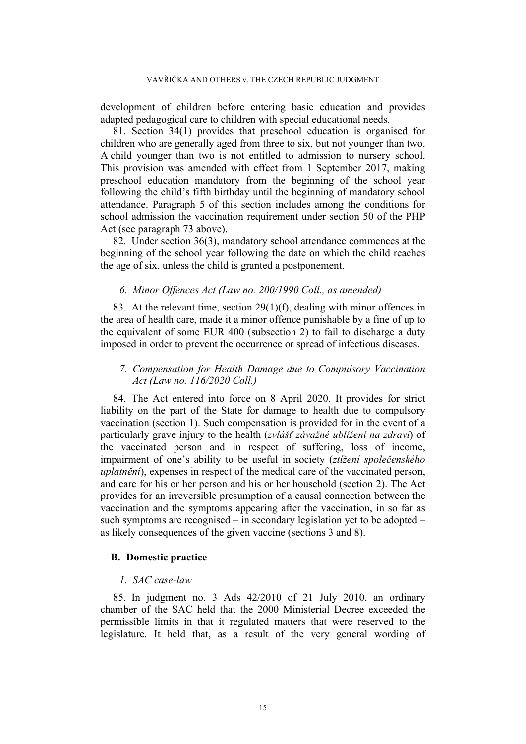development of children before entering basic education and provides adapted pedagogical care to children with special educational needs.

81. Section 34(1) provides that preschool education is organised for children who are generally aged from three to six, but not younger than two. A child younger than two is not entitled to admission to nursery school. This provision was amended with effect from 1 September 2017, making preschool education mandatory from the beginning of the school year following the child's fifth birthday until the beginning of mandatory school attendance. Paragraph 5 of this section includes among the conditions for school admission the vaccination requirement under section 50 of the PHP Act (see paragraph 73 above).

82. Under section 36(3), mandatory school attendance commences at the beginning of the school year following the date on which the child reaches the age of six, unless the child is granted a postponement.

#### *6. Minor Offences Act (Law no. 200/1990 Coll., as amended)*

83. At the relevant time, section 29(1)(f), dealing with minor offences in the area of health care, made it a minor offence punishable by a fine of up to the equivalent of some EUR 400 (subsection 2) to fail to discharge a duty imposed in order to prevent the occurrence or spread of infectious diseases.

#### *7. Compensation for Health Damage due to Compulsory Vaccination Act (Law no. 116/2020 Coll.)*

84. The Act entered into force on 8 April 2020. It provides for strict liability on the part of the State for damage to health due to compulsory vaccination (section 1). Such compensation is provided for in the event of a particularly grave injury to the health (*zvlášť závažné ublížení na zdraví*) of the vaccinated person and in respect of suffering, loss of income, impairment of one's ability to be useful in society (*ztížení společenského uplatnění*), expenses in respect of the medical care of the vaccinated person, and care for his or her person and his or her household (section 2). The Act provides for an irreversible presumption of a causal connection between the vaccination and the symptoms appearing after the vaccination, in so far as such symptoms are recognised – in secondary legislation yet to be adopted – as likely consequences of the given vaccine (sections 3 and 8).

### B. Domestic practice

#### *1. SAC case-law*

85. In judgment no. 3 Ads 42/2010 of 21 July 2010, an ordinary chamber of the SAC held that the 2000 Ministerial Decree exceeded the permissible limits in that it regulated matters that were reserved to the legislature. It held that, as a result of the very general wording of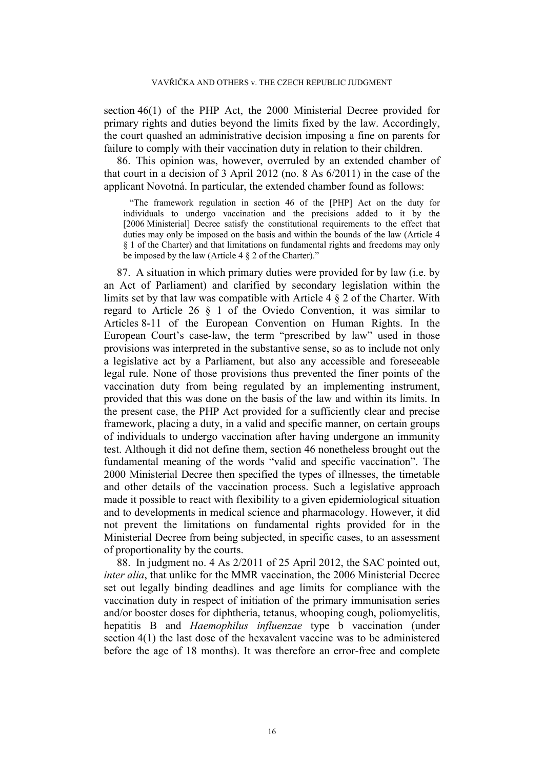section 46(1) of the PHP Act, the 2000 Ministerial Decree provided for primary rights and duties beyond the limits fixed by the law. Accordingly, the court quashed an administrative decision imposing a fine on parents for failure to comply with their vaccination duty in relation to their children.

86. This opinion was, however, overruled by an extended chamber of that court in a decision of 3 April 2012 (no. 8 As 6/2011) in the case of the applicant Novotná. In particular, the extended chamber found as follows:

> "The framework regulation in section 46 of the [PHP] Act on the duty for individuals to undergo vaccination and the precisions added to it by the [2006 Ministerial] Decree satisfy the constitutional requirements to the effect that duties may only be imposed on the basis and within the bounds of the law (Article 4 § 1 of the Charter) and that limitations on fundamental rights and freedoms may only be imposed by the law (Article 4 § 2 of the Charter)."

87. A situation in which primary duties were provided for by law (i.e. by an Act of Parliament) and clarified by secondary legislation within the limits set by that law was compatible with Article 4 § 2 of the Charter. With regard to Article 26 § 1 of the Oviedo Convention, it was similar to Articles 8-11 of the European Convention on Human Rights. In the European Court's case-law, the term "prescribed by law" used in those provisions was interpreted in the substantive sense, so as to include not only a legislative act by a Parliament, but also any accessible and foreseeable legal rule. None of those provisions thus prevented the finer points of the vaccination duty from being regulated by an implementing instrument, provided that this was done on the basis of the law and within its limits. In the present case, the PHP Act provided for a sufficiently clear and precise framework, placing a duty, in a valid and specific manner, on certain groups of individuals to undergo vaccination after having undergone an immunity test. Although it did not define them, section 46 nonetheless brought out the fundamental meaning of the words "valid and specific vaccination". The 2000 Ministerial Decree then specified the types of illnesses, the timetable and other details of the vaccination process. Such a legislative approach made it possible to react with flexibility to a given epidemiological situation and to developments in medical science and pharmacology. However, it did not prevent the limitations on fundamental rights provided for in the Ministerial Decree from being subjected, in specific cases, to an assessment of proportionality by the courts.

88. In judgment no. 4 As 2/2011 of 25 April 2012, the SAC pointed out, *inter alia*, that unlike for the MMR vaccination, the 2006 Ministerial Decree set out legally binding deadlines and age limits for compliance with the vaccination duty in respect of initiation of the primary immunisation series and/or booster doses for diphtheria, tetanus, whooping cough, poliomyelitis, hepatitis B and *Haemophilus influenzae* type b vaccination (under section 4(1) the last dose of the hexavalent vaccine was to be administered before the age of 18 months). It was therefore an error-free and complete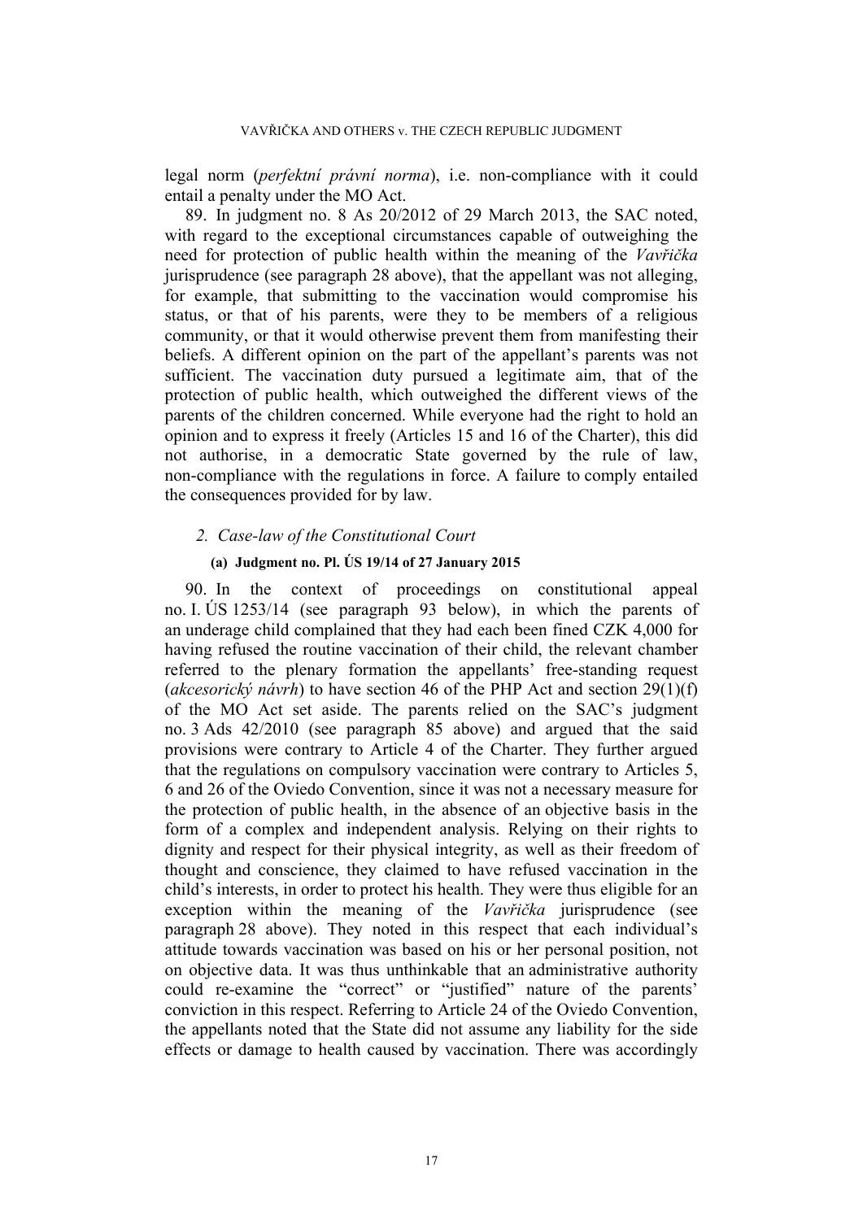legal norm (*perfektní právní norma*), i.e. non-compliance with it could entail a penalty under the MO Act.

89. In judgment no. 8 As 20/2012 of 29 March 2013, the SAC noted, with regard to the exceptional circumstances capable of outweighing the need for protection of public health within the meaning of the *Vavřička* jurisprudence (see paragraph 28 above), that the appellant was not alleging, for example, that submitting to the vaccination would compromise his status, or that of his parents, were they to be members of a religious community, or that it would otherwise prevent them from manifesting their beliefs. A different opinion on the part of the appellant's parents was not sufficient. The vaccination duty pursued a legitimate aim, that of the protection of public health, which outweighed the different views of the parents of the children concerned. While everyone had the right to hold an opinion and to express it freely (Articles 15 and 16 of the Charter), this did not authorise, in a democratic State governed by the rule of law, non-compliance with the regulations in force. A failure to comply entailed the consequences provided for by law.

### *2. Case-law of the Constitutional Court*

#### **(a) Judgment no. Pl. ÚS 19/14 of 27 January 2015**

90. In the context of proceedings on constitutional appeal no. I. ÚS 1253/14 (see paragraph 93 below), in which the parents of an underage child complained that they had each been fined CZK 4,000 for having refused the routine vaccination of their child, the relevant chamber referred to the plenary formation the appellants' free-standing request (*akcesorický návrh*) to have section 46 of the PHP Act and section 29(1)(f) of the MO Act set aside. The parents relied on the SAC's judgment no. 3 Ads 42/2010 (see paragraph 85 above) and argued that the said provisions were contrary to Article 4 of the Charter. They further argued that the regulations on compulsory vaccination were contrary to Articles 5, 6 and 26 of the Oviedo Convention, since it was not a necessary measure for the protection of public health, in the absence of an objective basis in the form of a complex and independent analysis. Relying on their rights to dignity and respect for their physical integrity, as well as their freedom of thought and conscience, they claimed to have refused vaccination in the child's interests, in order to protect his health. They were thus eligible for an exception within the meaning of the *Vavřička* jurisprudence (see paragraph 28 above). They noted in this respect that each individual's attitude towards vaccination was based on his or her personal position, not on objective data. It was thus unthinkable that an administrative authority could re-examine the "correct" or "justified" nature of the parents' conviction in this respect. Referring to Article 24 of the Oviedo Convention, the appellants noted that the State did not assume any liability for the side effects or damage to health caused by vaccination. There was accordingly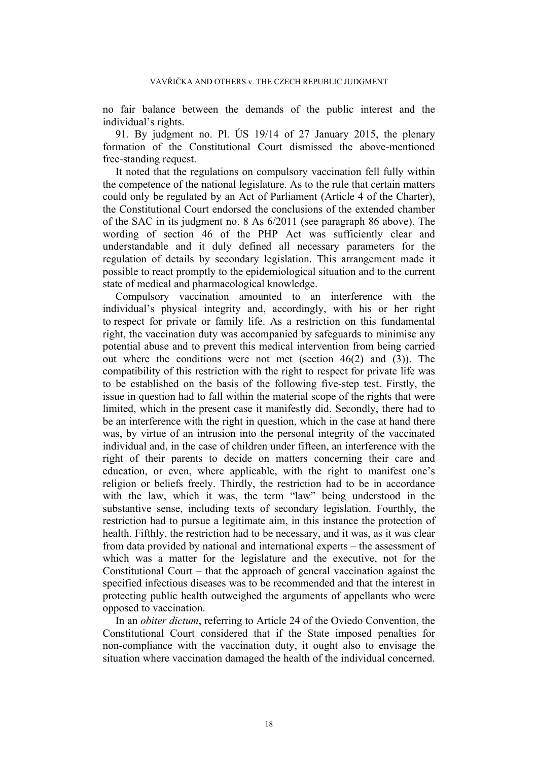no fair balance between the demands of the public interest and the individual's rights.

91. By judgment no. Pl. ÚS 19/14 of 27 January 2015, the plenary formation of the Constitutional Court dismissed the above-mentioned free-standing request.

It noted that the regulations on compulsory vaccination fell fully within the competence of the national legislature. As to the rule that certain matters could only be regulated by an Act of Parliament (Article 4 of the Charter), the Constitutional Court endorsed the conclusions of the extended chamber of the SAC in its judgment no. 8 As 6/2011 (see paragraph 86 above). The wording of section 46 of the PHP Act was sufficiently clear and understandable and it duly defined all necessary parameters for the regulation of details by secondary legislation. This arrangement made it possible to react promptly to the epidemiological situation and to the current state of medical and pharmacological knowledge.

Compulsory vaccination amounted to an interference with the individual's physical integrity and, accordingly, with his or her right to respect for private or family life. As a restriction on this fundamental right, the vaccination duty was accompanied by safeguards to minimise any potential abuse and to prevent this medical intervention from being carried out where the conditions were not met (section 46(2) and (3)). The compatibility of this restriction with the right to respect for private life was to be established on the basis of the following five-step test. Firstly, the issue in question had to fall within the material scope of the rights that were limited, which in the present case it manifestly did. Secondly, there had to be an interference with the right in question, which in the case at hand there was, by virtue of an intrusion into the personal integrity of the vaccinated individual and, in the case of children under fifteen, an interference with the right of their parents to decide on matters concerning their care and education, or even, where applicable, with the right to manifest one's religion or beliefs freely. Thirdly, the restriction had to be in accordance with the law, which it was, the term "law" being understood in the substantive sense, including texts of secondary legislation. Fourthly, the restriction had to pursue a legitimate aim, in this instance the protection of health. Fifthly, the restriction had to be necessary, and it was, as it was clear from data provided by national and international experts – the assessment of which was a matter for the legislature and the executive, not for the Constitutional Court – that the approach of general vaccination against the specified infectious diseases was to be recommended and that the interest in protecting public health outweighed the arguments of appellants who were opposed to vaccination.

In an *obiter dictum*, referring to Article 24 of the Oviedo Convention, the Constitutional Court considered that if the State imposed penalties for non-compliance with the vaccination duty, it ought also to envisage the situation where vaccination damaged the health of the individual concerned.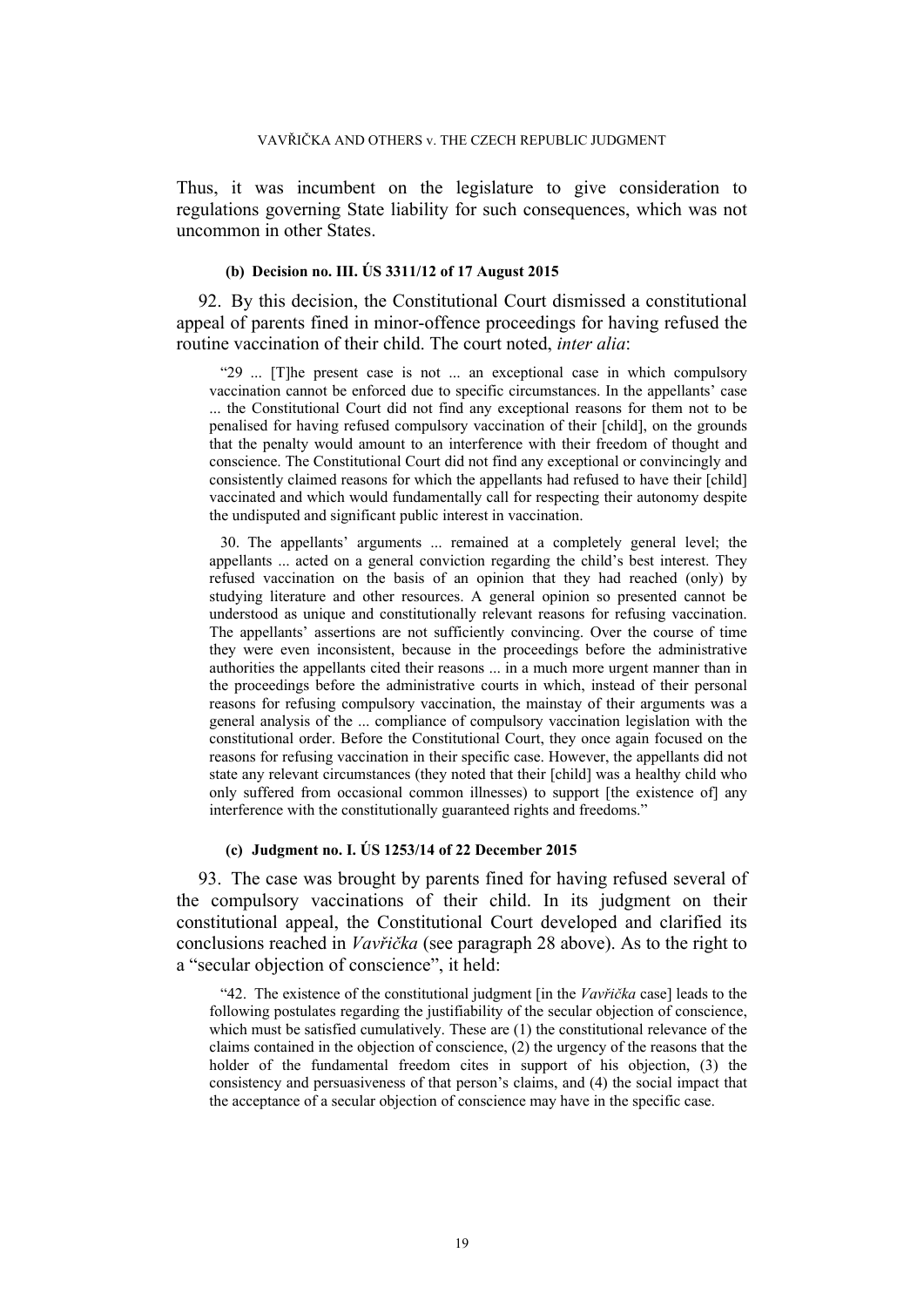Thus, it was incumbent on the legislature to give consideration to regulations governing State liability for such consequences, which was not uncommon in other States.

#### (b) Decision no. III. ÚS 3311/12 of 17 August 2015

92. By this decision, the Constitutional Court dismissed a constitutional appeal of parents fined in minor-offence proceedings for having refused the routine vaccination of their child. The court noted, *inter alia*:

> "29 ... [T]he present case is not ... an exceptional case in which compulsory vaccination cannot be enforced due to specific circumstances. In the appellants' case ... the Constitutional Court did not find any exceptional reasons for them not to be penalised for having refused compulsory vaccination of their [child], on the grounds that the penalty would amount to an interference with their freedom of thought and conscience. The Constitutional Court did not find any exceptional or convincingly and consistently claimed reasons for which the appellants had refused to have their [child] vaccinated and which would fundamentally call for respecting their autonomy despite the undisputed and significant public interest in vaccination.
>
> 30. The appellants' arguments ... remained at a completely general level; the appellants ... acted on a general conviction regarding the child's best interest. They refused vaccination on the basis of an opinion that they had reached (only) by studying literature and other resources. A general opinion so presented cannot be understood as unique and constitutionally relevant reasons for refusing vaccination. The appellants' assertions are not sufficiently convincing. Over the course of time they were even inconsistent, because in the proceedings before the administrative authorities the appellants cited their reasons ... in a much more urgent manner than in the proceedings before the administrative courts in which, instead of their personal reasons for refusing compulsory vaccination, the mainstay of their arguments was a general analysis of the ... compliance of compulsory vaccination legislation with the constitutional order. Before the Constitutional Court, they once again focused on the reasons for refusing vaccination in their specific case. However, the appellants did not state any relevant circumstances (they noted that their [child] was a healthy child who only suffered from occasional common illnesses) to support [the existence of] any interference with the constitutionally guaranteed rights and freedoms."

#### (c) Judgment no. I. ÚS 1253/14 of 22 December 2015

93. The case was brought by parents fined for having refused several of the compulsory vaccinations of their child. In its judgment on their constitutional appeal, the Constitutional Court developed and clarified its conclusions reached in *Vavřička* (see paragraph 28 above). As to the right to a "secular objection of conscience", it held:

> "42. The existence of the constitutional judgment [in the *Vavřička* case] leads to the following postulates regarding the justifiability of the secular objection of conscience, which must be satisfied cumulatively. These are (1) the constitutional relevance of the claims contained in the objection of conscience, (2) the urgency of the reasons that the holder of the fundamental freedom cites in support of his objection, (3) the consistency and persuasiveness of that person's claims, and (4) the social impact that the acceptance of a secular objection of conscience may have in the specific case.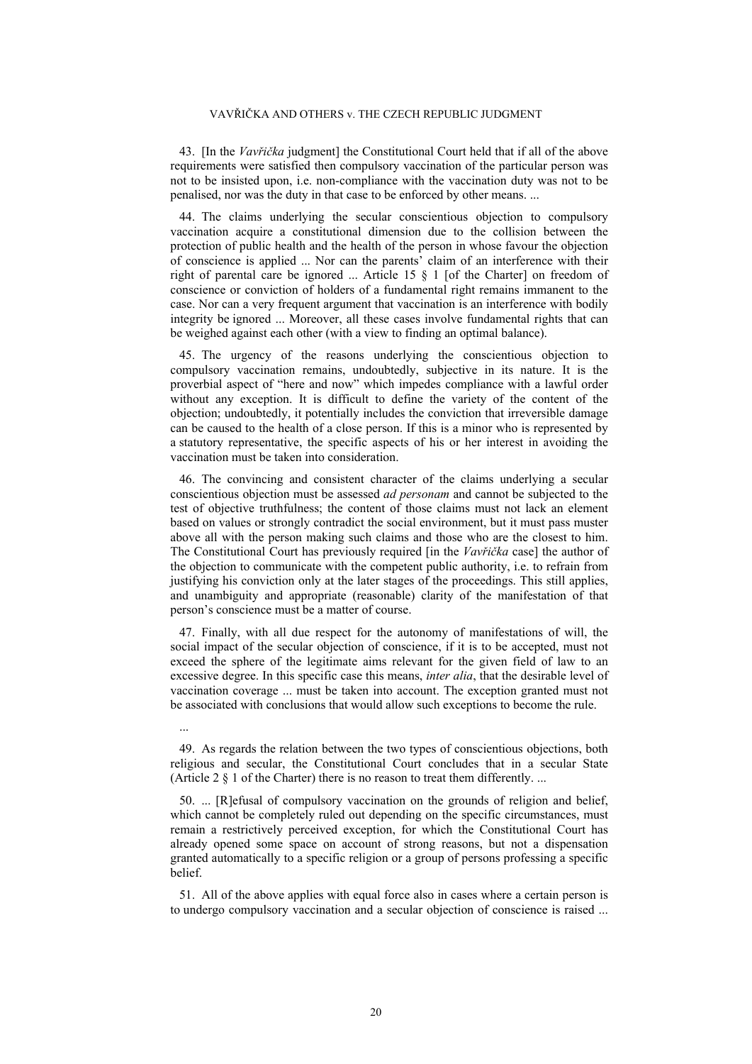43. [In the *Vavřička* judgment] the Constitutional Court held that if all of the above requirements were satisfied then compulsory vaccination of the particular person was not to be insisted upon, i.e. non-compliance with the vaccination duty was not to be penalised, nor was the duty in that case to be enforced by other means. ...

44. The claims underlying the secular conscientious objection to compulsory vaccination acquire a constitutional dimension due to the collision between the protection of public health and the health of the person in whose favour the objection of conscience is applied ... Nor can the parents' claim of an interference with their right of parental care be ignored ... Article 15 § 1 [of the Charter] on freedom of conscience or conviction of holders of a fundamental right remains immanent to the case. Nor can a very frequent argument that vaccination is an interference with bodily integrity be ignored ... Moreover, all these cases involve fundamental rights that can be weighed against each other (with a view to finding an optimal balance).

45. The urgency of the reasons underlying the conscientious objection to compulsory vaccination remains, undoubtedly, subjective in its nature. It is the proverbial aspect of "here and now" which impedes compliance with a lawful order without any exception. It is difficult to define the variety of the content of the objection; undoubtedly, it potentially includes the conviction that irreversible damage can be caused to the health of a close person. If this is a minor who is represented by a statutory representative, the specific aspects of his or her interest in avoiding the vaccination must be taken into consideration.

46. The convincing and consistent character of the claims underlying a secular conscientious objection must be assessed *ad personam* and cannot be subjected to the test of objective truthfulness; the content of those claims must not lack an element based on values or strongly contradict the social environment, but it must pass muster above all with the person making such claims and those who are the closest to him. The Constitutional Court has previously required [in the *Vavřička* case] the author of the objection to communicate with the competent public authority, i.e. to refrain from justifying his conviction only at the later stages of the proceedings. This still applies, and unambiguity and appropriate (reasonable) clarity of the manifestation of that person's conscience must be a matter of course.

47. Finally, with all due respect for the autonomy of manifestations of will, the social impact of the secular objection of conscience, if it is to be accepted, must not exceed the sphere of the legitimate aims relevant for the given field of law to an excessive degree. In this specific case this means, *inter alia*, that the desirable level of vaccination coverage ... must be taken into account. The exception granted must not be associated with conclusions that would allow such exceptions to become the rule.

...

49. As regards the relation between the two types of conscientious objections, both religious and secular, the Constitutional Court concludes that in a secular State (Article 2 § 1 of the Charter) there is no reason to treat them differently. ...

50. ... [R]efusal of compulsory vaccination on the grounds of religion and belief, which cannot be completely ruled out depending on the specific circumstances, must remain a restrictively perceived exception, for which the Constitutional Court has already opened some space on account of strong reasons, but not a dispensation granted automatically to a specific religion or a group of persons professing a specific belief.

51. All of the above applies with equal force also in cases where a certain person is to undergo compulsory vaccination and a secular objection of conscience is raised ...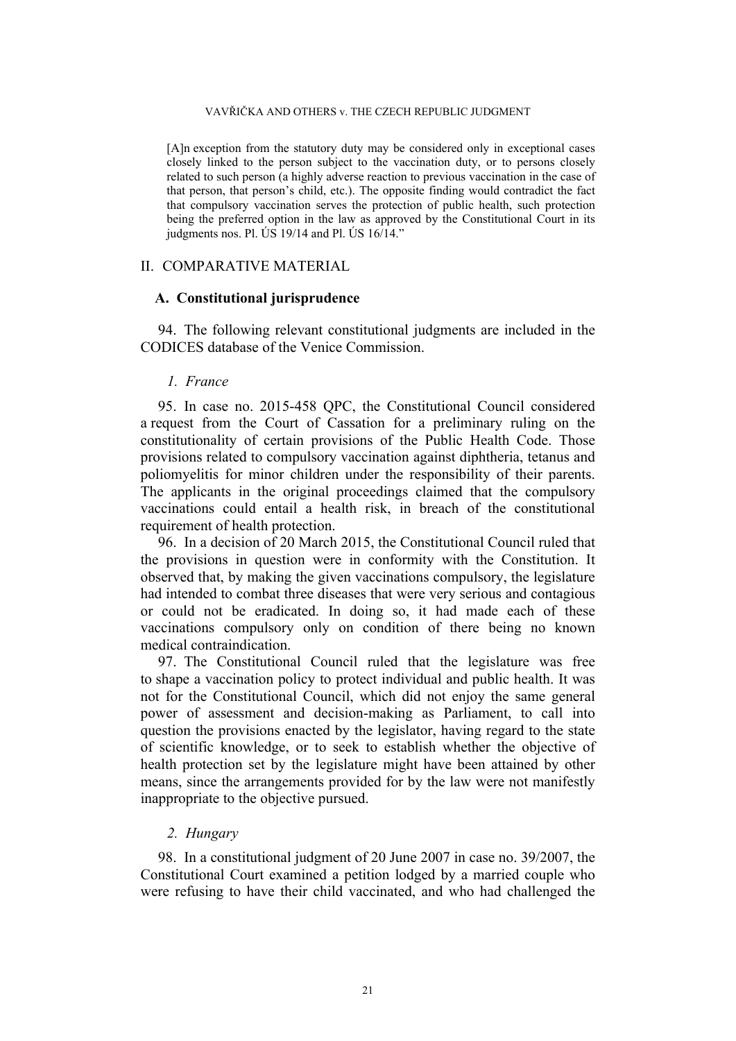> [A]n exception from the statutory duty may be considered only in exceptional cases closely linked to the person subject to the vaccination duty, or to persons closely related to such person (a highly adverse reaction to previous vaccination in the case of that person, that person's child, etc.). The opposite finding would contradict the fact that compulsory vaccination serves the protection of public health, such protection being the preferred option in the law as approved by the Constitutional Court in its judgments nos. Pl. ÚS 19/14 and Pl. ÚS 16/14."

## II. COMPARATIVE MATERIAL

### A. Constitutional jurisprudence

94. The following relevant constitutional judgments are included in the CODICES database of the Venice Commission.

#### *1. France*

95. In case no. 2015-458 QPC, the Constitutional Council considered a request from the Court of Cassation for a preliminary ruling on the constitutionality of certain provisions of the Public Health Code. Those provisions related to compulsory vaccination against diphtheria, tetanus and poliomyelitis for minor children under the responsibility of their parents. The applicants in the original proceedings claimed that the compulsory vaccinations could entail a health risk, in breach of the constitutional requirement of health protection.

96. In a decision of 20 March 2015, the Constitutional Council ruled that the provisions in question were in conformity with the Constitution. It observed that, by making the given vaccinations compulsory, the legislature had intended to combat three diseases that were very serious and contagious or could not be eradicated. In doing so, it had made each of these vaccinations compulsory only on condition of there being no known medical contraindication.

97. The Constitutional Council ruled that the legislature was free to shape a vaccination policy to protect individual and public health. It was not for the Constitutional Council, which did not enjoy the same general power of assessment and decision-making as Parliament, to call into question the provisions enacted by the legislator, having regard to the state of scientific knowledge, or to seek to establish whether the objective of health protection set by the legislature might have been attained by other means, since the arrangements provided for by the law were not manifestly inappropriate to the objective pursued.

#### *2. Hungary*

98. In a constitutional judgment of 20 June 2007 in case no. 39/2007, the Constitutional Court examined a petition lodged by a married couple who were refusing to have their child vaccinated, and who had challenged the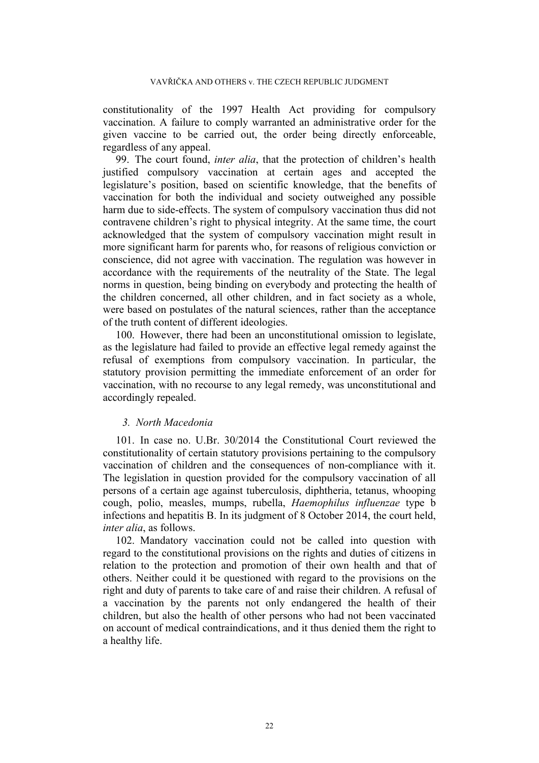constitutionality of the 1997 Health Act providing for compulsory vaccination. A failure to comply warranted an administrative order for the given vaccine to be carried out, the order being directly enforceable, regardless of any appeal.

99. The court found, *inter alia*, that the protection of children's health justified compulsory vaccination at certain ages and accepted the legislature's position, based on scientific knowledge, that the benefits of vaccination for both the individual and society outweighed any possible harm due to side-effects. The system of compulsory vaccination thus did not contravene children's right to physical integrity. At the same time, the court acknowledged that the system of compulsory vaccination might result in more significant harm for parents who, for reasons of religious conviction or conscience, did not agree with vaccination. The regulation was however in accordance with the requirements of the neutrality of the State. The legal norms in question, being binding on everybody and protecting the health of the children concerned, all other children, and in fact society as a whole, were based on postulates of the natural sciences, rather than the acceptance of the truth content of different ideologies.

100. However, there had been an unconstitutional omission to legislate, as the legislature had failed to provide an effective legal remedy against the refusal of exemptions from compulsory vaccination. In particular, the statutory provision permitting the immediate enforcement of an order for vaccination, with no recourse to any legal remedy, was unconstitutional and accordingly repealed.

### *3. North Macedonia*

101. In case no. U.Br. 30/2014 the Constitutional Court reviewed the constitutionality of certain statutory provisions pertaining to the compulsory vaccination of children and the consequences of non-compliance with it. The legislation in question provided for the compulsory vaccination of all persons of a certain age against tuberculosis, diphtheria, tetanus, whooping cough, polio, measles, mumps, rubella, *Haemophilus influenzae* type b infections and hepatitis B. In its judgment of 8 October 2014, the court held, *inter alia*, as follows.

102. Mandatory vaccination could not be called into question with regard to the constitutional provisions on the rights and duties of citizens in relation to the protection and promotion of their own health and that of others. Neither could it be questioned with regard to the provisions on the right and duty of parents to take care of and raise their children. A refusal of a vaccination by the parents not only endangered the health of their children, but also the health of other persons who had not been vaccinated on account of medical contraindications, and it thus denied them the right to a healthy life.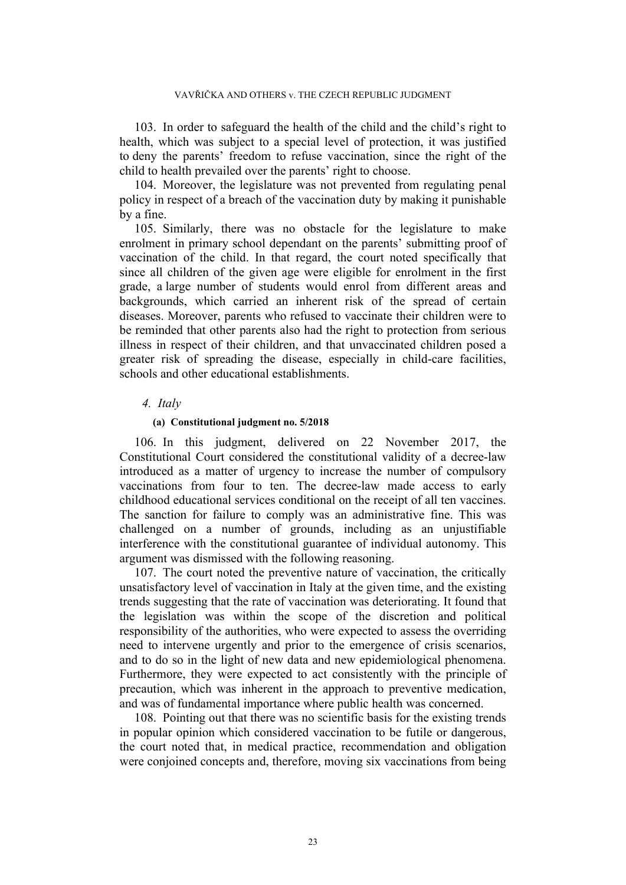103. In order to safeguard the health of the child and the child's right to health, which was subject to a special level of protection, it was justified to deny the parents' freedom to refuse vaccination, since the right of the child to health prevailed over the parents' right to choose.

104. Moreover, the legislature was not prevented from regulating penal policy in respect of a breach of the vaccination duty by making it punishable by a fine.

105. Similarly, there was no obstacle for the legislature to make enrolment in primary school dependant on the parents' submitting proof of vaccination of the child. In that regard, the court noted specifically that since all children of the given age were eligible for enrolment in the first grade, a large number of students would enrol from different areas and backgrounds, which carried an inherent risk of the spread of certain diseases. Moreover, parents who refused to vaccinate their children were to be reminded that other parents also had the right to protection from serious illness in respect of their children, and that unvaccinated children posed a greater risk of spreading the disease, especially in child-care facilities, schools and other educational establishments.

### *4. Italy*

#### **(a) Constitutional judgment no. 5/2018**

106. In this judgment, delivered on 22 November 2017, the Constitutional Court considered the constitutional validity of a decree-law introduced as a matter of urgency to increase the number of compulsory vaccinations from four to ten. The decree-law made access to early childhood educational services conditional on the receipt of all ten vaccines. The sanction for failure to comply was an administrative fine. This was challenged on a number of grounds, including as an unjustifiable interference with the constitutional guarantee of individual autonomy. This argument was dismissed with the following reasoning.

107. The court noted the preventive nature of vaccination, the critically unsatisfactory level of vaccination in Italy at the given time, and the existing trends suggesting that the rate of vaccination was deteriorating. It found that the legislation was within the scope of the discretion and political responsibility of the authorities, who were expected to assess the overriding need to intervene urgently and prior to the emergence of crisis scenarios, and to do so in the light of new data and new epidemiological phenomena. Furthermore, they were expected to act consistently with the principle of precaution, which was inherent in the approach to preventive medication, and was of fundamental importance where public health was concerned.

108. Pointing out that there was no scientific basis for the existing trends in popular opinion which considered vaccination to be futile or dangerous, the court noted that, in medical practice, recommendation and obligation were conjoined concepts and, therefore, moving six vaccinations from being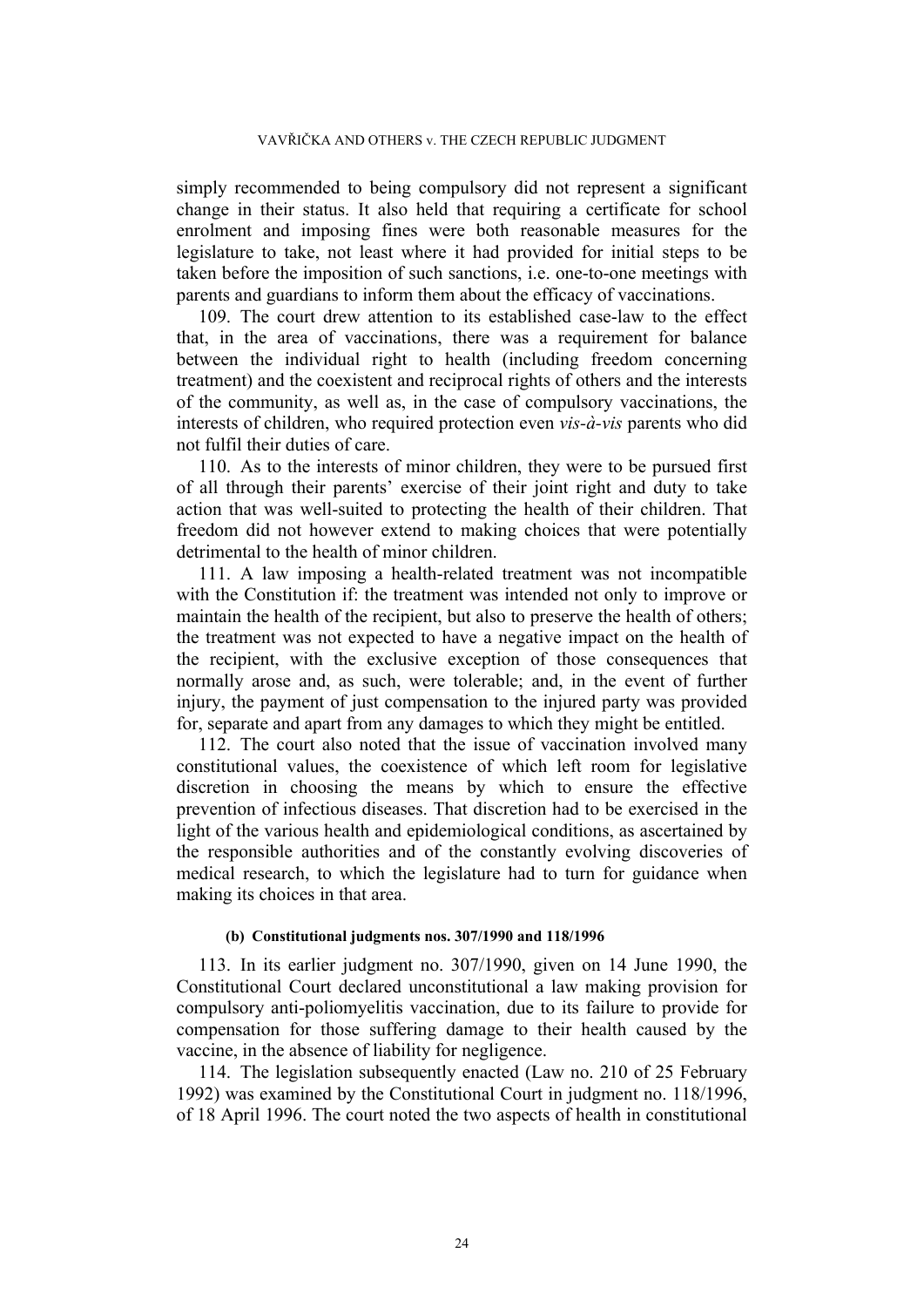simply recommended to being compulsory did not represent a significant change in their status. It also held that requiring a certificate for school enrolment and imposing fines were both reasonable measures for the legislature to take, not least where it had provided for initial steps to be taken before the imposition of such sanctions, i.e. one-to-one meetings with parents and guardians to inform them about the efficacy of vaccinations.

109. The court drew attention to its established case-law to the effect that, in the area of vaccinations, there was a requirement for balance between the individual right to health (including freedom concerning treatment) and the coexistent and reciprocal rights of others and the interests of the community, as well as, in the case of compulsory vaccinations, the interests of children, who required protection even *vis-à-vis* parents who did not fulfil their duties of care.

110. As to the interests of minor children, they were to be pursued first of all through their parents' exercise of their joint right and duty to take action that was well-suited to protecting the health of their children. That freedom did not however extend to making choices that were potentially detrimental to the health of minor children.

111. A law imposing a health-related treatment was not incompatible with the Constitution if: the treatment was intended not only to improve or maintain the health of the recipient, but also to preserve the health of others; the treatment was not expected to have a negative impact on the health of the recipient, with the exclusive exception of those consequences that normally arose and, as such, were tolerable; and, in the event of further injury, the payment of just compensation to the injured party was provided for, separate and apart from any damages to which they might be entitled.

112. The court also noted that the issue of vaccination involved many constitutional values, the coexistence of which left room for legislative discretion in choosing the means by which to ensure the effective prevention of infectious diseases. That discretion had to be exercised in the light of the various health and epidemiological conditions, as ascertained by the responsible authorities and of the constantly evolving discoveries of medical research, to which the legislature had to turn for guidance when making its choices in that area.

#### (b) Constitutional judgments nos. 307/1990 and 118/1996

113. In its earlier judgment no. 307/1990, given on 14 June 1990, the Constitutional Court declared unconstitutional a law making provision for compulsory anti-poliomyelitis vaccination, due to its failure to provide for compensation for those suffering damage to their health caused by the vaccine, in the absence of liability for negligence.

114. The legislation subsequently enacted (Law no. 210 of 25 February 1992) was examined by the Constitutional Court in judgment no. 118/1996, of 18 April 1996. The court noted the two aspects of health in constitutional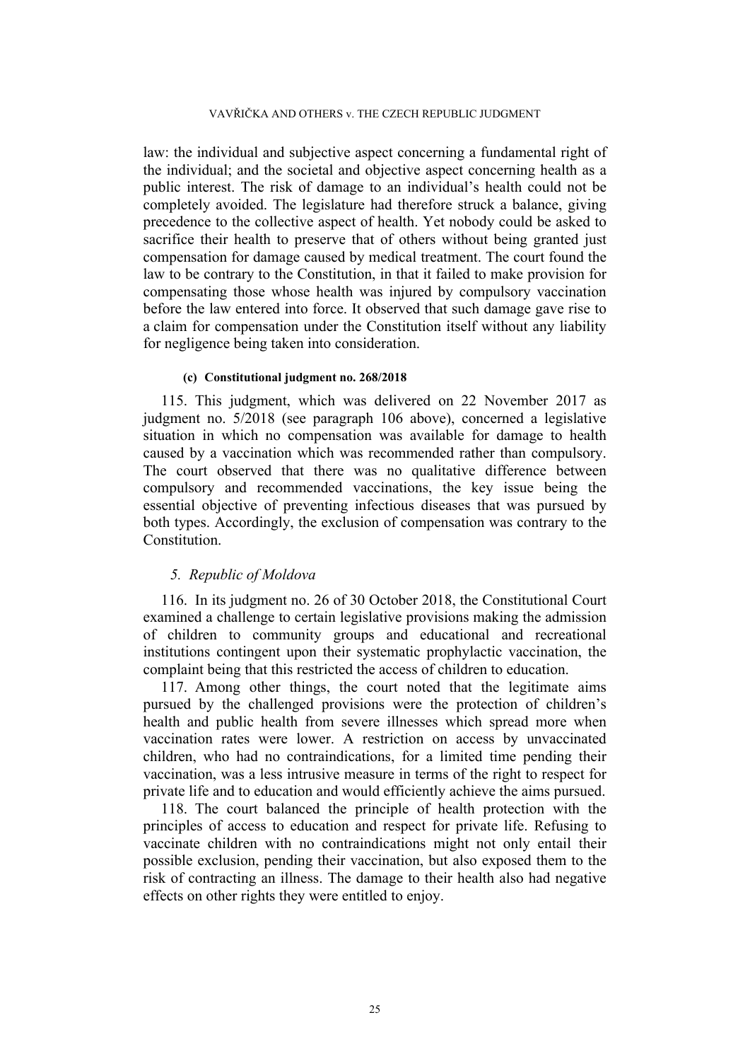law: the individual and subjective aspect concerning a fundamental right of the individual; and the societal and objective aspect concerning health as a public interest. The risk of damage to an individual's health could not be completely avoided. The legislature had therefore struck a balance, giving precedence to the collective aspect of health. Yet nobody could be asked to sacrifice their health to preserve that of others without being granted just compensation for damage caused by medical treatment. The court found the law to be contrary to the Constitution, in that it failed to make provision for compensating those whose health was injured by compulsory vaccination before the law entered into force. It observed that such damage gave rise to a claim for compensation under the Constitution itself without any liability for negligence being taken into consideration.

#### (c) Constitutional judgment no. 268/2018

115. This judgment, which was delivered on 22 November 2017 as judgment no. 5/2018 (see paragraph 106 above), concerned a legislative situation in which no compensation was available for damage to health caused by a vaccination which was recommended rather than compulsory. The court observed that there was no qualitative difference between compulsory and recommended vaccinations, the key issue being the essential objective of preventing infectious diseases that was pursued by both types. Accordingly, the exclusion of compensation was contrary to the Constitution.

### *5. Republic of Moldova*

116. In its judgment no. 26 of 30 October 2018, the Constitutional Court examined a challenge to certain legislative provisions making the admission of children to community groups and educational and recreational institutions contingent upon their systematic prophylactic vaccination, the complaint being that this restricted the access of children to education.

117. Among other things, the court noted that the legitimate aims pursued by the challenged provisions were the protection of children's health and public health from severe illnesses which spread more when vaccination rates were lower. A restriction on access by unvaccinated children, who had no contraindications, for a limited time pending their vaccination, was a less intrusive measure in terms of the right to respect for private life and to education and would efficiently achieve the aims pursued.

118. The court balanced the principle of health protection with the principles of access to education and respect for private life. Refusing to vaccinate children with no contraindications might not only entail their possible exclusion, pending their vaccination, but also exposed them to the risk of contracting an illness. The damage to their health also had negative effects on other rights they were entitled to enjoy.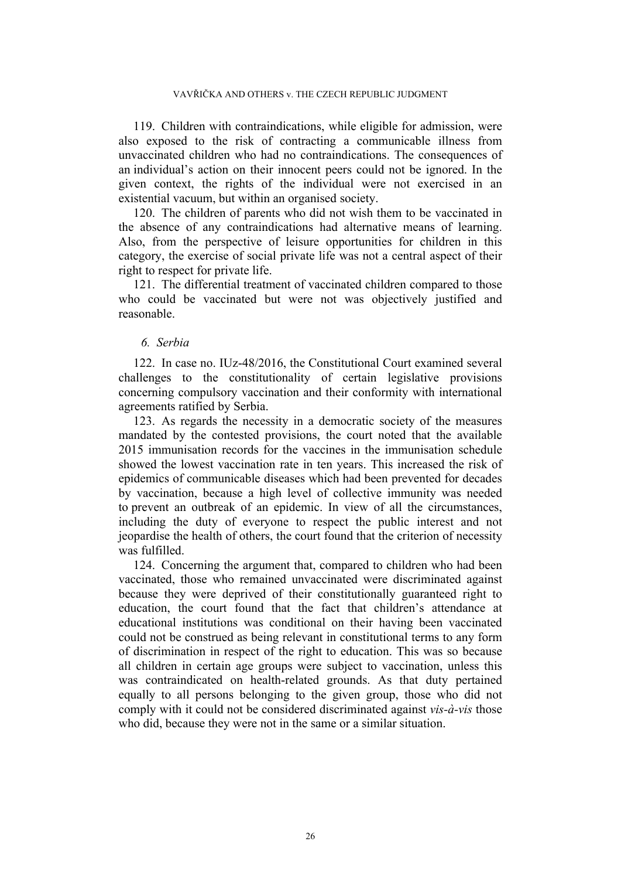119. Children with contraindications, while eligible for admission, were also exposed to the risk of contracting a communicable illness from unvaccinated children who had no contraindications. The consequences of an individual's action on their innocent peers could not be ignored. In the given context, the rights of the individual were not exercised in an existential vacuum, but within an organised society.

120. The children of parents who did not wish them to be vaccinated in the absence of any contraindications had alternative means of learning. Also, from the perspective of leisure opportunities for children in this category, the exercise of social private life was not a central aspect of their right to respect for private life.

121. The differential treatment of vaccinated children compared to those who could be vaccinated but were not was objectively justified and reasonable.

### *6. Serbia*

122. In case no. IUz-48/2016, the Constitutional Court examined several challenges to the constitutionality of certain legislative provisions concerning compulsory vaccination and their conformity with international agreements ratified by Serbia.

123. As regards the necessity in a democratic society of the measures mandated by the contested provisions, the court noted that the available 2015 immunisation records for the vaccines in the immunisation schedule showed the lowest vaccination rate in ten years. This increased the risk of epidemics of communicable diseases which had been prevented for decades by vaccination, because a high level of collective immunity was needed to prevent an outbreak of an epidemic. In view of all the circumstances, including the duty of everyone to respect the public interest and not jeopardise the health of others, the court found that the criterion of necessity was fulfilled.

124. Concerning the argument that, compared to children who had been vaccinated, those who remained unvaccinated were discriminated against because they were deprived of their constitutionally guaranteed right to education, the court found that the fact that children's attendance at educational institutions was conditional on their having been vaccinated could not be construed as being relevant in constitutional terms to any form of discrimination in respect of the right to education. This was so because all children in certain age groups were subject to vaccination, unless this was contraindicated on health-related grounds. As that duty pertained equally to all persons belonging to the given group, those who did not comply with it could not be considered discriminated against *vis-à-vis* those who did, because they were not in the same or a similar situation.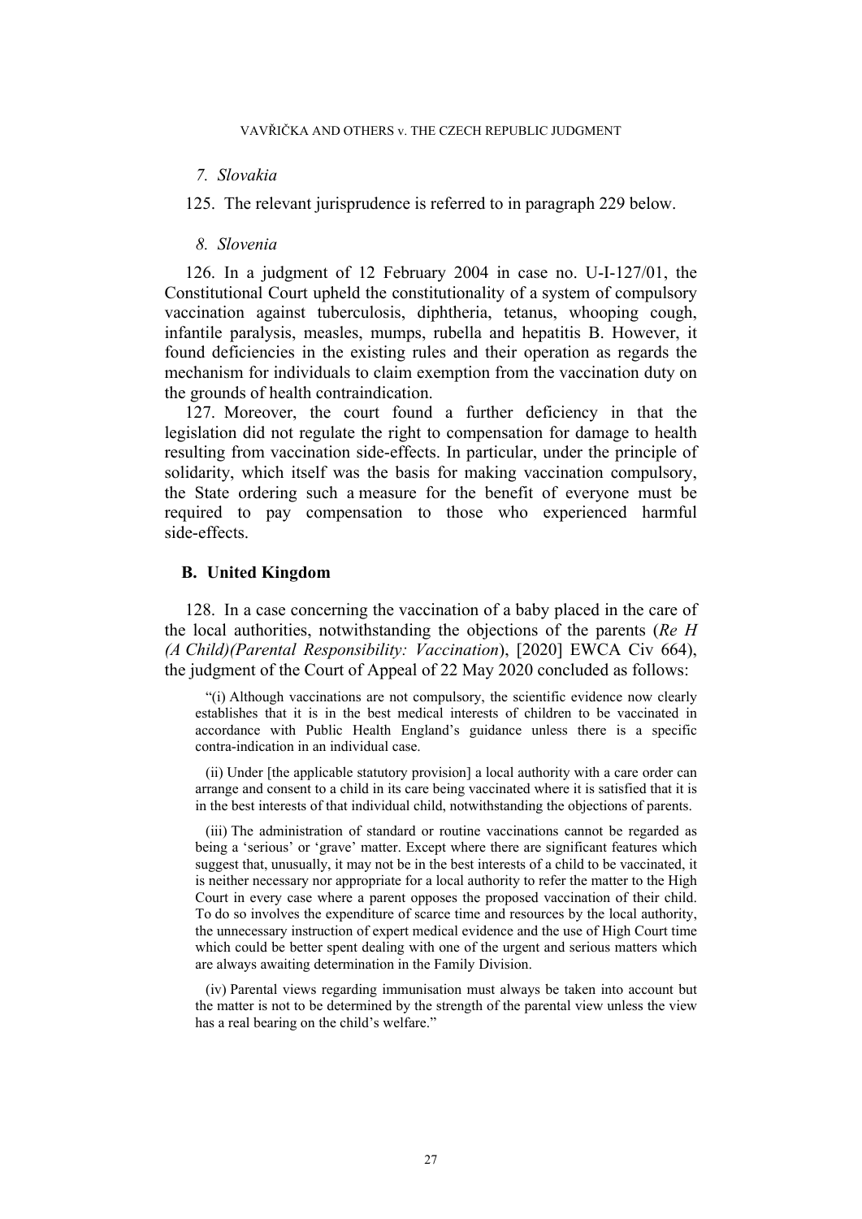*7. Slovakia*

125. The relevant jurisprudence is referred to in paragraph 229 below.

*8. Slovenia*

126. In a judgment of 12 February 2004 in case no. U-I-127/01, the Constitutional Court upheld the constitutionality of a system of compulsory vaccination against tuberculosis, diphtheria, tetanus, whooping cough, infantile paralysis, measles, mumps, rubella and hepatitis B. However, it found deficiencies in the existing rules and their operation as regards the mechanism for individuals to claim exemption from the vaccination duty on the grounds of health contraindication.

127. Moreover, the court found a further deficiency in that the legislation did not regulate the right to compensation for damage to health resulting from vaccination side-effects. In particular, under the principle of solidarity, which itself was the basis for making vaccination compulsory, the State ordering such a measure for the benefit of everyone must be required to pay compensation to those who experienced harmful side-effects.

## B. United Kingdom

128. In a case concerning the vaccination of a baby placed in the care of the local authorities, notwithstanding the objections of the parents (*Re H (A Child)(Parental Responsibility: Vaccination)*, [2020] EWCA Civ 664), the judgment of the Court of Appeal of 22 May 2020 concluded as follows:

> "(i) Although vaccinations are not compulsory, the scientific evidence now clearly establishes that it is in the best medical interests of children to be vaccinated in accordance with Public Health England's guidance unless there is a specific contra-indication in an individual case.
>
> (ii) Under [the applicable statutory provision] a local authority with a care order can arrange and consent to a child in its care being vaccinated where it is satisfied that it is in the best interests of that individual child, notwithstanding the objections of parents.
>
> (iii) The administration of standard or routine vaccinations cannot be regarded as being a 'serious' or 'grave' matter. Except where there are significant features which suggest that, unusually, it may not be in the best interests of a child to be vaccinated, it is neither necessary nor appropriate for a local authority to refer the matter to the High Court in every case where a parent opposes the proposed vaccination of their child. To do so involves the expenditure of scarce time and resources by the local authority, the unnecessary instruction of expert medical evidence and the use of High Court time which could be better spent dealing with one of the urgent and serious matters which are always awaiting determination in the Family Division.
>
> (iv) Parental views regarding immunisation must always be taken into account but the matter is not to be determined by the strength of the parental view unless the view has a real bearing on the child's welfare."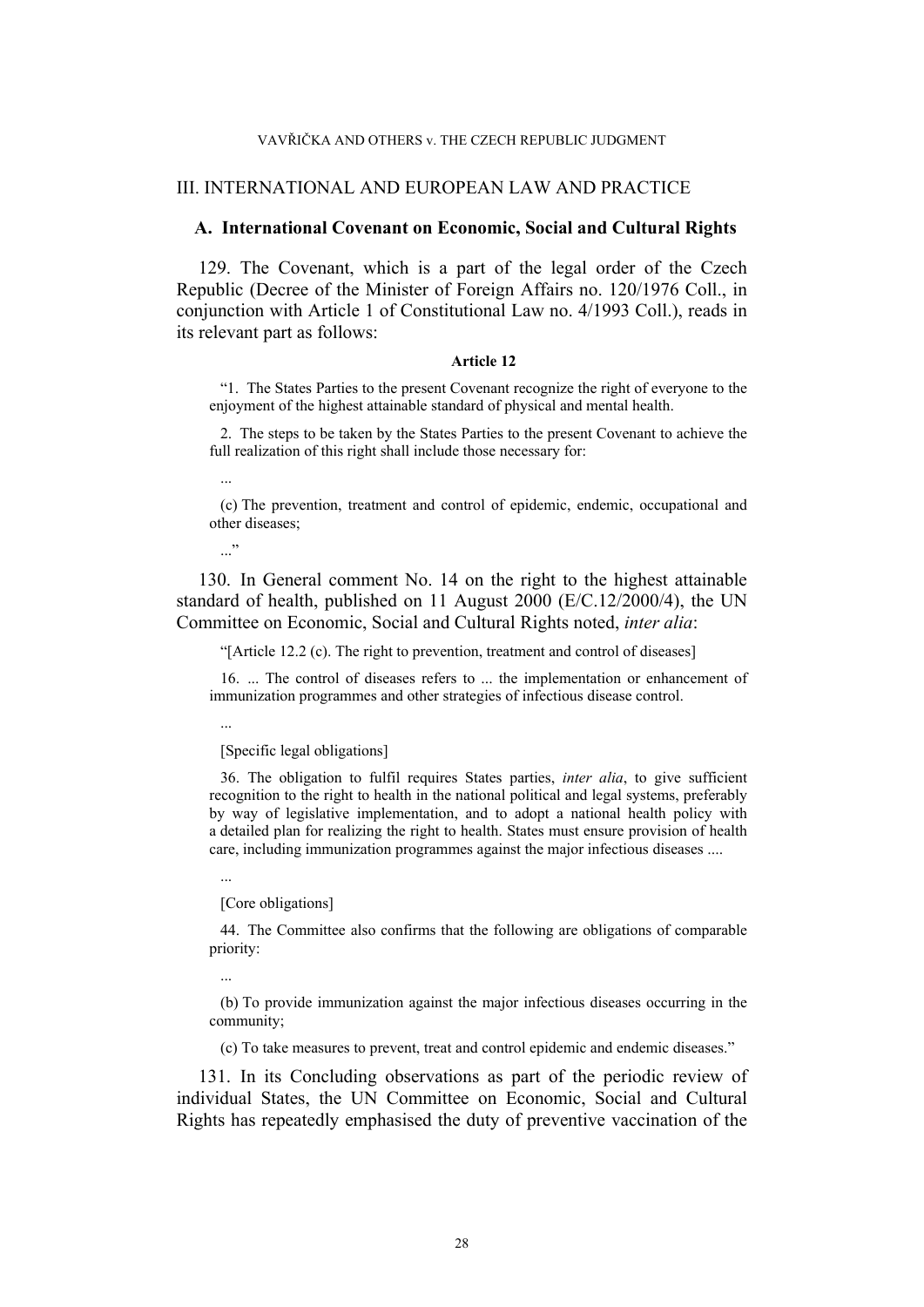## III. INTERNATIONAL AND EUROPEAN LAW AND PRACTICE

### A. International Covenant on Economic, Social and Cultural Rights

129. The Covenant, which is a part of the legal order of the Czech Republic (Decree of the Minister of Foreign Affairs no. 120/1976 Coll., in conjunction with Article 1 of Constitutional Law no. 4/1993 Coll.), reads in its relevant part as follows:

**Article 12**

> "1. The States Parties to the present Covenant recognize the right of everyone to the enjoyment of the highest attainable standard of physical and mental health.
>
> 2. The steps to be taken by the States Parties to the present Covenant to achieve the full realization of this right shall include those necessary for:
>
> ...
>
> (c) The prevention, treatment and control of epidemic, endemic, occupational and other diseases;
>
> ..."

130. In General comment No. 14 on the right to the highest attainable standard of health, published on 11 August 2000 (E/C.12/2000/4), the UN Committee on Economic, Social and Cultural Rights noted, *inter alia*:

> "[Article 12.2 (c). The right to prevention, treatment and control of diseases]
>
> 16. ... The control of diseases refers to ... the implementation or enhancement of immunization programmes and other strategies of infectious disease control.
>
> ...
>
> [Specific legal obligations]
>
> 36. The obligation to fulfil requires States parties, *inter alia*, to give sufficient recognition to the right to health in the national political and legal systems, preferably by way of legislative implementation, and to adopt a national health policy with a detailed plan for realizing the right to health. States must ensure provision of health care, including immunization programmes against the major infectious diseases ....
>
> ...
>
> [Core obligations]
>
> 44. The Committee also confirms that the following are obligations of comparable priority:
>
> ...
>
> (b) To provide immunization against the major infectious diseases occurring in the community;
>
> (c) To take measures to prevent, treat and control epidemic and endemic diseases."

131. In its Concluding observations as part of the periodic review of individual States, the UN Committee on Economic, Social and Cultural Rights has repeatedly emphasised the duty of preventive vaccination of the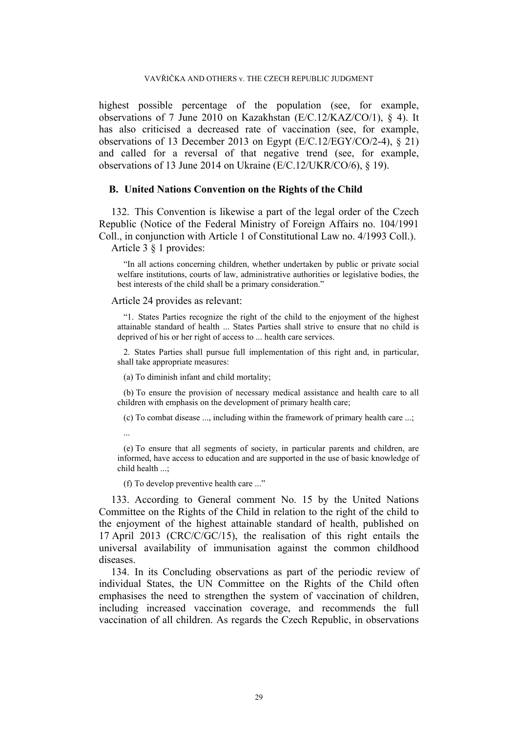highest possible percentage of the population (see, for example, observations of 7 June 2010 on Kazakhstan (E/C.12/KAZ/CO/1), § 4). It has also criticised a decreased rate of vaccination (see, for example, observations of 13 December 2013 on Egypt (E/C.12/EGY/CO/2-4), § 21) and called for a reversal of that negative trend (see, for example, observations of 13 June 2014 on Ukraine (E/C.12/UKR/CO/6), § 19).

### B. United Nations Convention on the Rights of the Child

132. This Convention is likewise a part of the legal order of the Czech Republic (Notice of the Federal Ministry of Foreign Affairs no. 104/1991 Coll., in conjunction with Article 1 of Constitutional Law no. 4/1993 Coll.).

Article 3 § 1 provides:

> "In all actions concerning children, whether undertaken by public or private social welfare institutions, courts of law, administrative authorities or legislative bodies, the best interests of the child shall be a primary consideration."

Article 24 provides as relevant:

> "1. States Parties recognize the right of the child to the enjoyment of the highest attainable standard of health ... States Parties shall strive to ensure that no child is deprived of his or her right of access to ... health care services.
>
> 2. States Parties shall pursue full implementation of this right and, in particular, shall take appropriate measures:
>
> (a) To diminish infant and child mortality;
>
> (b) To ensure the provision of necessary medical assistance and health care to all children with emphasis on the development of primary health care;
>
> (c) To combat disease ..., including within the framework of primary health care ...;
>
> ...
>
> (e) To ensure that all segments of society, in particular parents and children, are informed, have access to education and are supported in the use of basic knowledge of child health ...;
>
> (f) To develop preventive health care ..."

133. According to General comment No. 15 by the United Nations Committee on the Rights of the Child in relation to the right of the child to the enjoyment of the highest attainable standard of health, published on 17 April 2013 (CRC/C/GC/15), the realisation of this right entails the universal availability of immunisation against the common childhood diseases.

134. In its Concluding observations as part of the periodic review of individual States, the UN Committee on the Rights of the Child often emphasises the need to strengthen the system of vaccination of children, including increased vaccination coverage, and recommends the full vaccination of all children. As regards the Czech Republic, in observations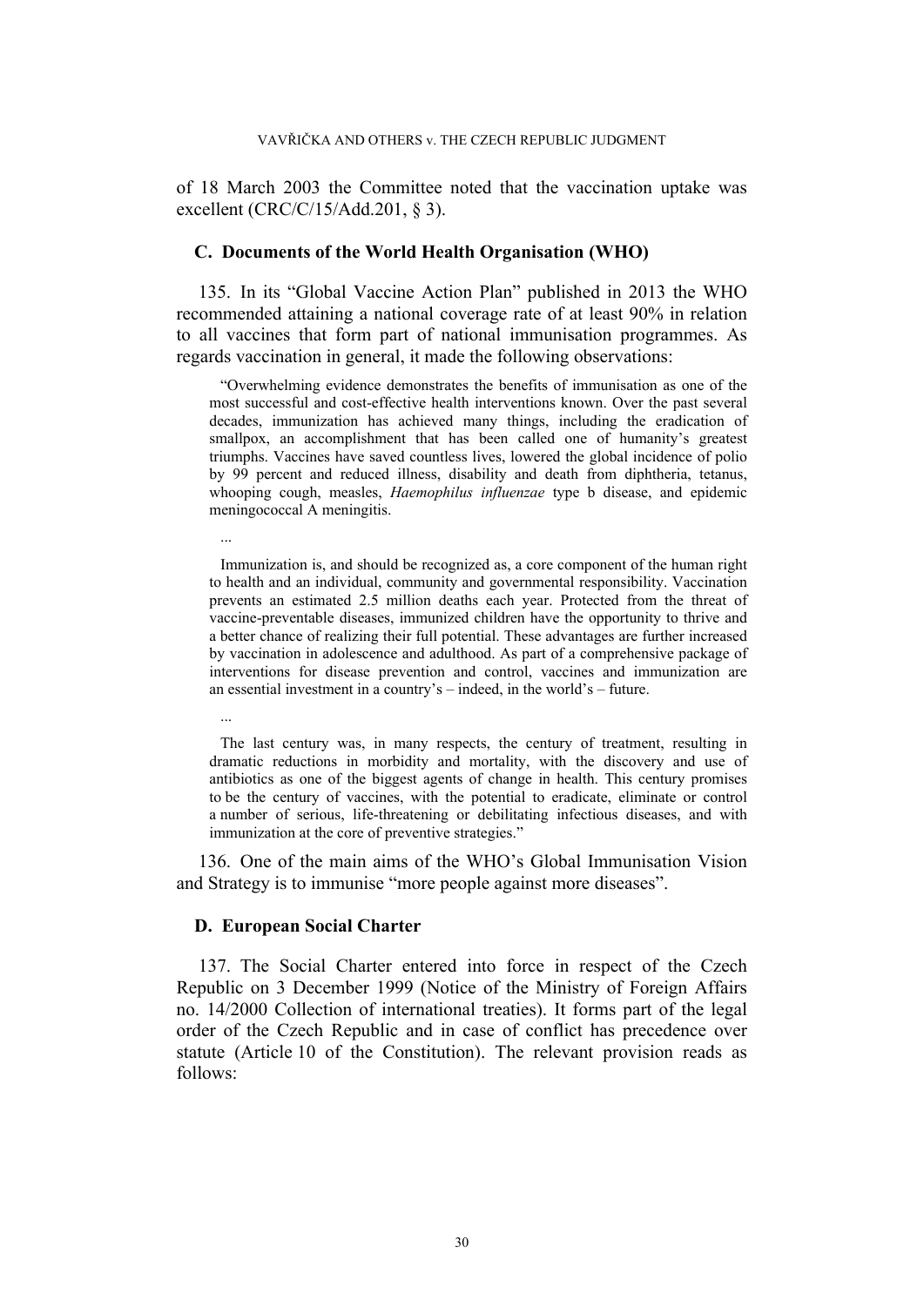of 18 March 2003 the Committee noted that the vaccination uptake was excellent (CRC/C/15/Add.201, § 3).

### C. Documents of the World Health Organisation (WHO)

135. In its "Global Vaccine Action Plan" published in 2013 the WHO recommended attaining a national coverage rate of at least 90% in relation to all vaccines that form part of national immunisation programmes. As regards vaccination in general, it made the following observations:

> "Overwhelming evidence demonstrates the benefits of immunisation as one of the most successful and cost-effective health interventions known. Over the past several decades, immunization has achieved many things, including the eradication of smallpox, an accomplishment that has been called one of humanity's greatest triumphs. Vaccines have saved countless lives, lowered the global incidence of polio by 99 percent and reduced illness, disability and death from diphtheria, tetanus, whooping cough, measles, *Haemophilus influenzae* type b disease, and epidemic meningococcal A meningitis.
>
> ...
>
> Immunization is, and should be recognized as, a core component of the human right to health and an individual, community and governmental responsibility. Vaccination prevents an estimated 2.5 million deaths each year. Protected from the threat of vaccine-preventable diseases, immunized children have the opportunity to thrive and a better chance of realizing their full potential. These advantages are further increased by vaccination in adolescence and adulthood. As part of a comprehensive package of interventions for disease prevention and control, vaccines and immunization are an essential investment in a country's – indeed, in the world's – future.
>
> ...
>
> The last century was, in many respects, the century of treatment, resulting in dramatic reductions in morbidity and mortality, with the discovery and use of antibiotics as one of the biggest agents of change in health. This century promises to be the century of vaccines, with the potential to eradicate, eliminate or control a number of serious, life-threatening or debilitating infectious diseases, and with immunization at the core of preventive strategies."

136. One of the main aims of the WHO's Global Immunisation Vision and Strategy is to immunise "more people against more diseases".

### D. European Social Charter

137. The Social Charter entered into force in respect of the Czech Republic on 3 December 1999 (Notice of the Ministry of Foreign Affairs no. 14/2000 Collection of international treaties). It forms part of the legal order of the Czech Republic and in case of conflict has precedence over statute (Article 10 of the Constitution). The relevant provision reads as follows: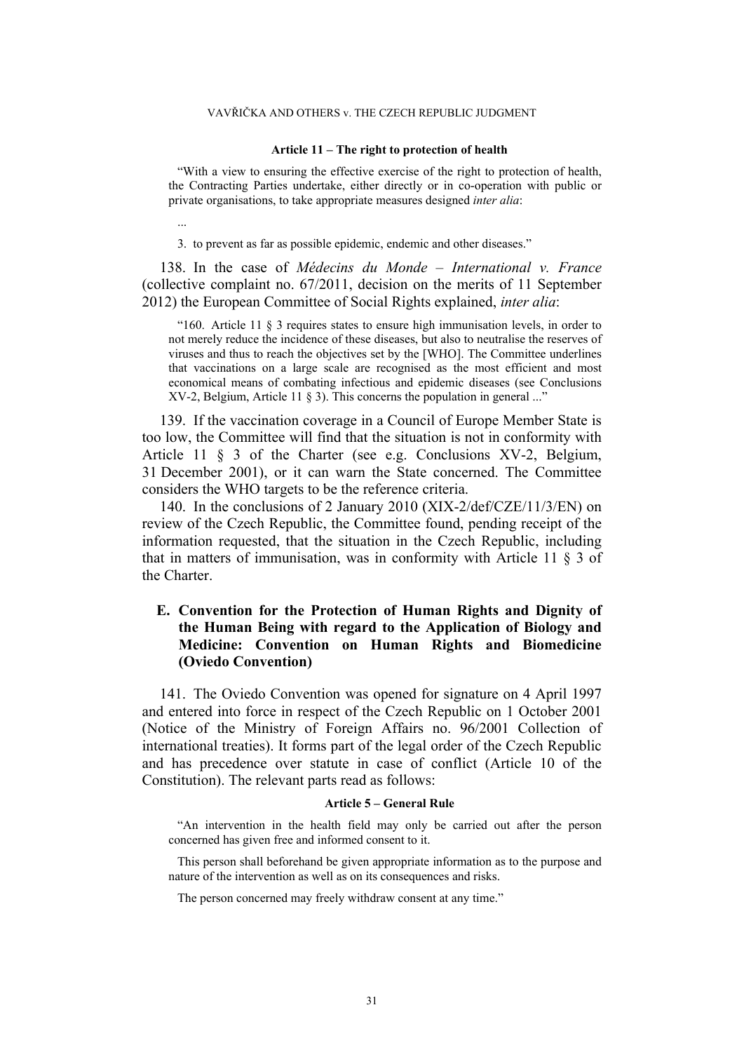#### Article 11 – The right to protection of health

> “With a view to ensuring the effective exercise of the right to protection of health, the Contracting Parties undertake, either directly or in co-operation with public or private organisations, to take appropriate measures designed *inter alia*:
>
> ...
>
> 3. to prevent as far as possible epidemic, endemic and other diseases.”

138. In the case of *Médecins du Monde – International v. France* (collective complaint no. 67/2011, decision on the merits of 11 September 2012) the European Committee of Social Rights explained, *inter alia*:

> “160. Article 11 § 3 requires states to ensure high immunisation levels, in order to not merely reduce the incidence of these diseases, but also to neutralise the reserves of viruses and thus to reach the objectives set by the [WHO]. The Committee underlines that vaccinations on a large scale are recognised as the most efficient and most economical means of combating infectious and epidemic diseases (see Conclusions XV-2, Belgium, Article 11 § 3). This concerns the population in general ...”

139. If the vaccination coverage in a Council of Europe Member State is too low, the Committee will find that the situation is not in conformity with Article 11 § 3 of the Charter (see e.g. Conclusions XV-2, Belgium, 31 December 2001), or it can warn the State concerned. The Committee considers the WHO targets to be the reference criteria.

140. In the conclusions of 2 January 2010 (XIX-2/def/CZE/11/3/EN) on review of the Czech Republic, the Committee found, pending receipt of the information requested, that the situation in the Czech Republic, including that in matters of immunisation, was in conformity with Article 11 § 3 of the Charter.

### E. Convention for the Protection of Human Rights and Dignity of the Human Being with regard to the Application of Biology and Medicine: Convention on Human Rights and Biomedicine (Oviedo Convention)

141. The Oviedo Convention was opened for signature on 4 April 1997 and entered into force in respect of the Czech Republic on 1 October 2001 (Notice of the Ministry of Foreign Affairs no. 96/2001 Collection of international treaties). It forms part of the legal order of the Czech Republic and has precedence over statute in case of conflict (Article 10 of the Constitution). The relevant parts read as follows:

#### Article 5 – General Rule

> “An intervention in the health field may only be carried out after the person concerned has given free and informed consent to it.
>
> This person shall beforehand be given appropriate information as to the purpose and nature of the intervention as well as on its consequences and risks.
>
> The person concerned may freely withdraw consent at any time.”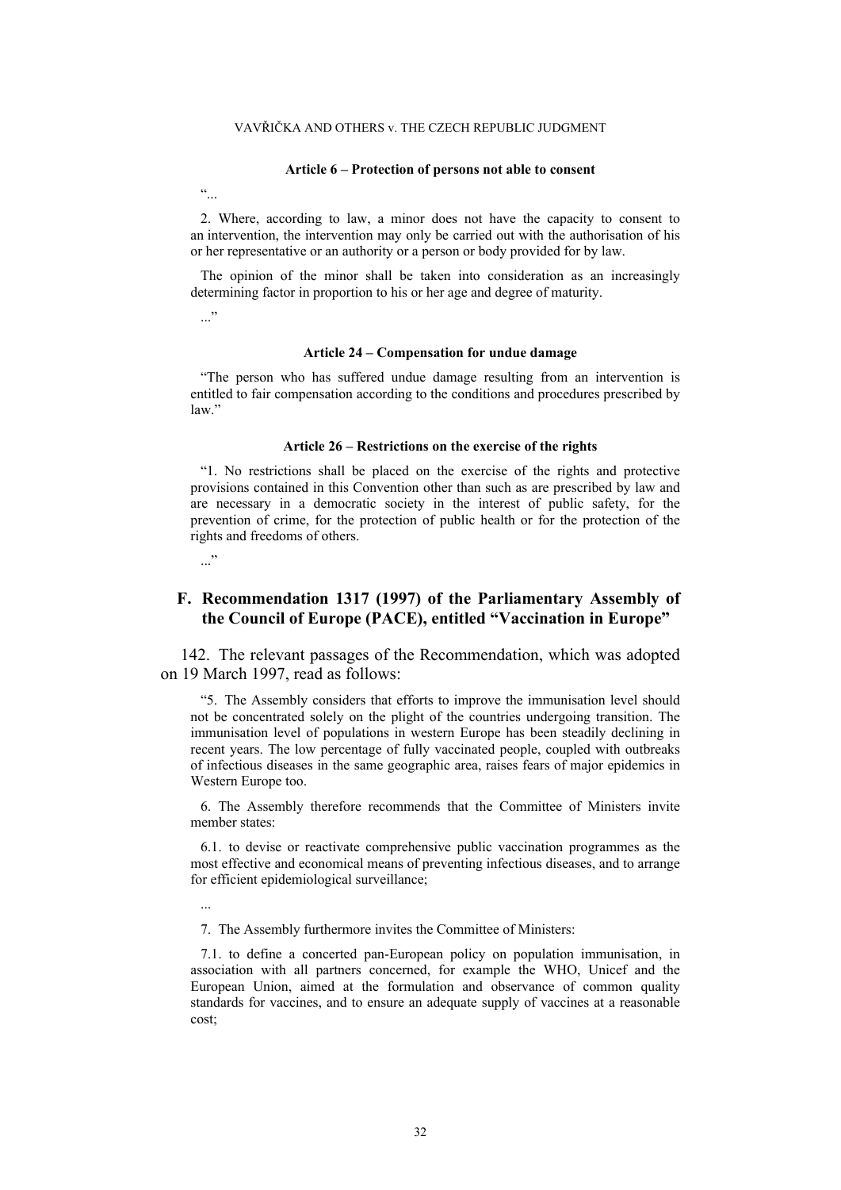#### Article 6 – Protection of persons not able to consent

“...

2. Where, according to law, a minor does not have the capacity to consent to an intervention, the intervention may only be carried out with the authorisation of his or her representative or an authority or a person or body provided for by law.

The opinion of the minor shall be taken into consideration as an increasingly determining factor in proportion to his or her age and degree of maturity.

...”

#### Article 24 – Compensation for undue damage

“The person who has suffered undue damage resulting from an intervention is entitled to fair compensation according to the conditions and procedures prescribed by law.”

#### Article 26 – Restrictions on the exercise of the rights

“1. No restrictions shall be placed on the exercise of the rights and protective provisions contained in this Convention other than such as are prescribed by law and are necessary in a democratic society in the interest of public safety, for the prevention of crime, for the protection of public health or for the protection of the rights and freedoms of others.

...”

## F. Recommendation 1317 (1997) of the Parliamentary Assembly of the Council of Europe (PACE), entitled “Vaccination in Europe”

142. The relevant passages of the Recommendation, which was adopted on 19 March 1997, read as follows:

“5. The Assembly considers that efforts to improve the immunisation level should not be concentrated solely on the plight of the countries undergoing transition. The immunisation level of populations in western Europe has been steadily declining in recent years. The low percentage of fully vaccinated people, coupled with outbreaks of infectious diseases in the same geographic area, raises fears of major epidemics in Western Europe too.

6. The Assembly therefore recommends that the Committee of Ministers invite member states:

6.1. to devise or reactivate comprehensive public vaccination programmes as the most effective and economical means of preventing infectious diseases, and to arrange for efficient epidemiological surveillance;

...

7. The Assembly furthermore invites the Committee of Ministers:

7.1. to define a concerted pan-European policy on population immunisation, in association with all partners concerned, for example the WHO, Unicef and the European Union, aimed at the formulation and observance of common quality standards for vaccines, and to ensure an adequate supply of vaccines at a reasonable cost;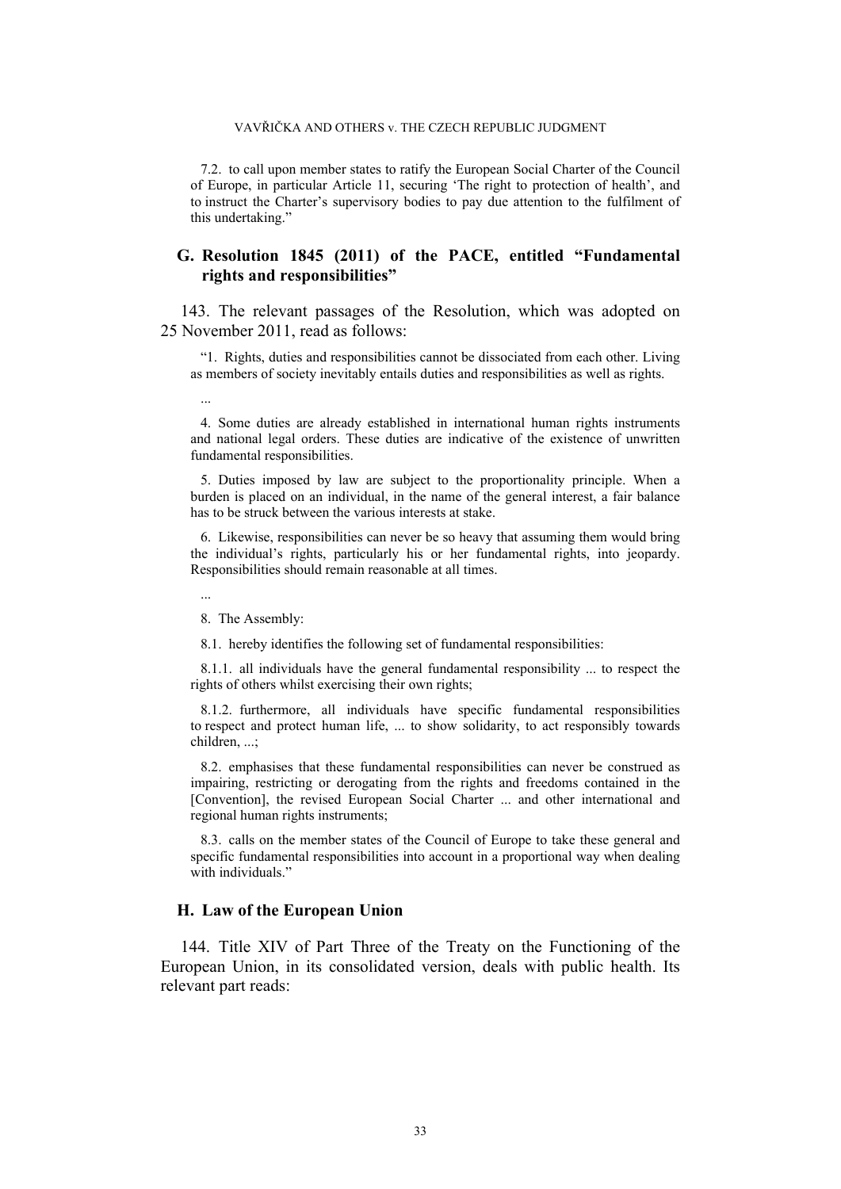7.2. to call upon member states to ratify the European Social Charter of the Council of Europe, in particular Article 11, securing 'The right to protection of health', and to instruct the Charter's supervisory bodies to pay due attention to the fulfilment of this undertaking."

## G. Resolution 1845 (2011) of the PACE, entitled "Fundamental rights and responsibilities"

143. The relevant passages of the Resolution, which was adopted on 25 November 2011, read as follows:

> "1. Rights, duties and responsibilities cannot be dissociated from each other. Living as members of society inevitably entails duties and responsibilities as well as rights.
>
> ...
>
> 4. Some duties are already established in international human rights instruments and national legal orders. These duties are indicative of the existence of unwritten fundamental responsibilities.
>
> 5. Duties imposed by law are subject to the proportionality principle. When a burden is placed on an individual, in the name of the general interest, a fair balance has to be struck between the various interests at stake.
>
> 6. Likewise, responsibilities can never be so heavy that assuming them would bring the individual's rights, particularly his or her fundamental rights, into jeopardy. Responsibilities should remain reasonable at all times.
>
> ...
>
> 8. The Assembly:
>
> 8.1. hereby identifies the following set of fundamental responsibilities:
>
> 8.1.1. all individuals have the general fundamental responsibility ... to respect the rights of others whilst exercising their own rights;
>
> 8.1.2. furthermore, all individuals have specific fundamental responsibilities to respect and protect human life, ... to show solidarity, to act responsibly towards children, ...;
>
> 8.2. emphasises that these fundamental responsibilities can never be construed as impairing, restricting or derogating from the rights and freedoms contained in the [Convention], the revised European Social Charter ... and other international and regional human rights instruments;
>
> 8.3. calls on the member states of the Council of Europe to take these general and specific fundamental responsibilities into account in a proportional way when dealing with individuals."

## H. Law of the European Union

144. Title XIV of Part Three of the Treaty on the Functioning of the European Union, in its consolidated version, deals with public health. Its relevant part reads: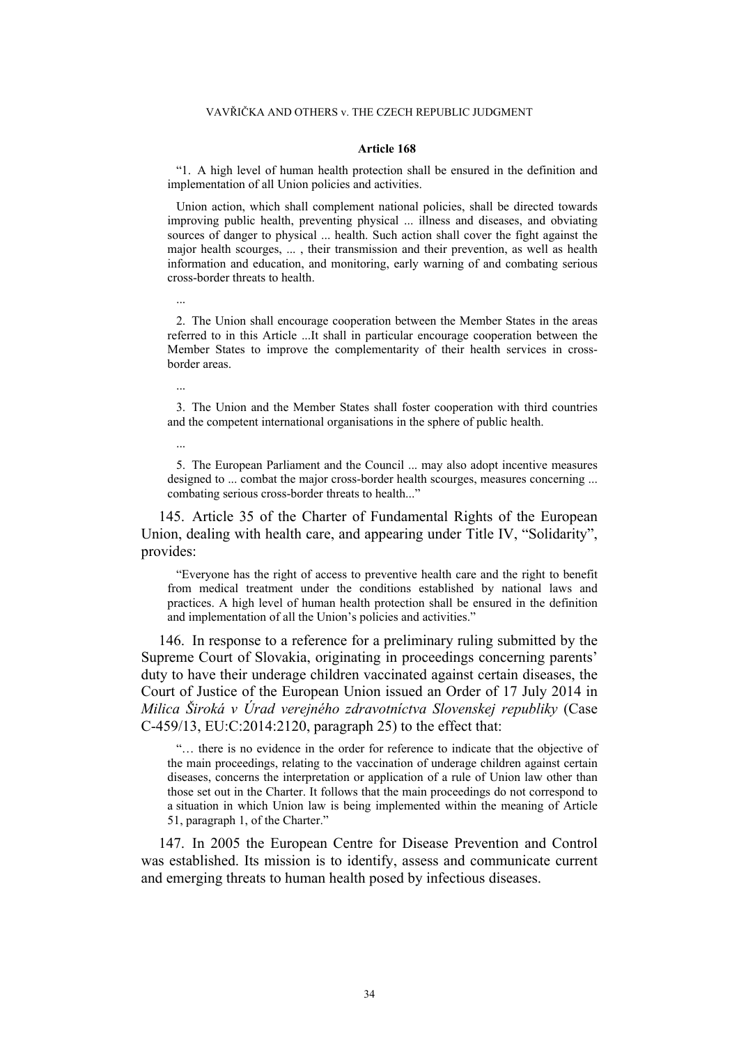**Article 168**

> "1. A high level of human health protection shall be ensured in the definition and implementation of all Union policies and activities.
>
> Union action, which shall complement national policies, shall be directed towards improving public health, preventing physical ... illness and diseases, and obviating sources of danger to physical ... health. Such action shall cover the fight against the major health scourges, ... , their transmission and their prevention, as well as health information and education, and monitoring, early warning of and combating serious cross-border threats to health.
>
> ...
>
> 2. The Union shall encourage cooperation between the Member States in the areas referred to in this Article ...It shall in particular encourage cooperation between the Member States to improve the complementarity of their health services in cross-border areas.
>
> ...
>
> 3. The Union and the Member States shall foster cooperation with third countries and the competent international organisations in the sphere of public health.
>
> ...
>
> 5. The European Parliament and the Council ... may also adopt incentive measures designed to ... combat the major cross-border health scourges, measures concerning ... combating serious cross-border threats to health..."

145. Article 35 of the Charter of Fundamental Rights of the European Union, dealing with health care, and appearing under Title IV, "Solidarity", provides:

> "Everyone has the right of access to preventive health care and the right to benefit from medical treatment under the conditions established by national laws and practices. A high level of human health protection shall be ensured in the definition and implementation of all the Union's policies and activities."

146. In response to a reference for a preliminary ruling submitted by the Supreme Court of Slovakia, originating in proceedings concerning parents' duty to have their underage children vaccinated against certain diseases, the Court of Justice of the European Union issued an Order of 17 July 2014 in *Milica Široká v Úrad verejného zdravotníctva Slovenskej republiky* (Case C-459/13, EU:C:2014:2120, paragraph 25) to the effect that:

> "… there is no evidence in the order for reference to indicate that the objective of the main proceedings, relating to the vaccination of underage children against certain diseases, concerns the interpretation or application of a rule of Union law other than those set out in the Charter. It follows that the main proceedings do not correspond to a situation in which Union law is being implemented within the meaning of Article 51, paragraph 1, of the Charter."

147. In 2005 the European Centre for Disease Prevention and Control was established. Its mission is to identify, assess and communicate current and emerging threats to human health posed by infectious diseases.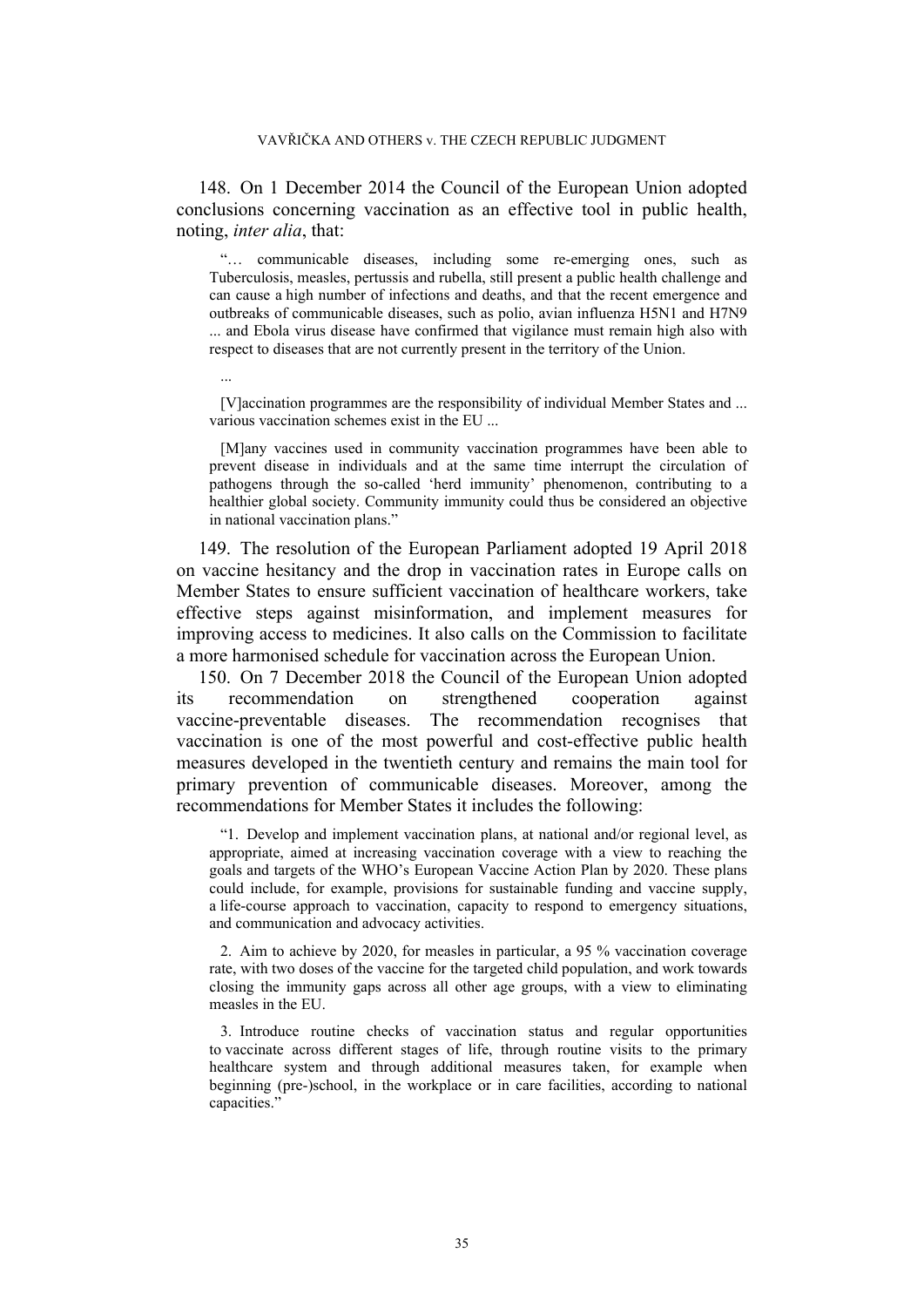148. On 1 December 2014 the Council of the European Union adopted conclusions concerning vaccination as an effective tool in public health, noting, *inter alia*, that:

> "… communicable diseases, including some re-emerging ones, such as Tuberculosis, measles, pertussis and rubella, still present a public health challenge and can cause a high number of infections and deaths, and that the recent emergence and outbreaks of communicable diseases, such as polio, avian influenza H5N1 and H7N9 ... and Ebola virus disease have confirmed that vigilance must remain high also with respect to diseases that are not currently present in the territory of the Union.
>
> ...
>
> [V]accination programmes are the responsibility of individual Member States and ... various vaccination schemes exist in the EU ...
>
> [M]any vaccines used in community vaccination programmes have been able to prevent disease in individuals and at the same time interrupt the circulation of pathogens through the so-called 'herd immunity' phenomenon, contributing to a healthier global society. Community immunity could thus be considered an objective in national vaccination plans."

149. The resolution of the European Parliament adopted 19 April 2018 on vaccine hesitancy and the drop in vaccination rates in Europe calls on Member States to ensure sufficient vaccination of healthcare workers, take effective steps against misinformation, and implement measures for improving access to medicines. It also calls on the Commission to facilitate a more harmonised schedule for vaccination across the European Union.

150. On 7 December 2018 the Council of the European Union adopted its recommendation on strengthened cooperation against vaccine-preventable diseases. The recommendation recognises that vaccination is one of the most powerful and cost-effective public health measures developed in the twentieth century and remains the main tool for primary prevention of communicable diseases. Moreover, among the recommendations for Member States it includes the following:

> "1. Develop and implement vaccination plans, at national and/or regional level, as appropriate, aimed at increasing vaccination coverage with a view to reaching the goals and targets of the WHO's European Vaccine Action Plan by 2020. These plans could include, for example, provisions for sustainable funding and vaccine supply, a life-course approach to vaccination, capacity to respond to emergency situations, and communication and advocacy activities.
>
> 2. Aim to achieve by 2020, for measles in particular, a 95 % vaccination coverage rate, with two doses of the vaccine for the targeted child population, and work towards closing the immunity gaps across all other age groups, with a view to eliminating measles in the EU.
>
> 3. Introduce routine checks of vaccination status and regular opportunities to vaccinate across different stages of life, through routine visits to the primary healthcare system and through additional measures taken, for example when beginning (pre-)school, in the workplace or in care facilities, according to national capacities."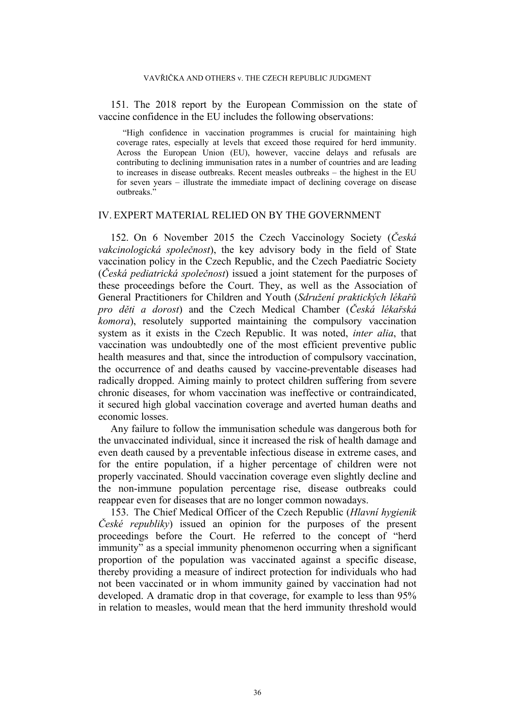151. The 2018 report by the European Commission on the state of vaccine confidence in the EU includes the following observations:

> "High confidence in vaccination programmes is crucial for maintaining high coverage rates, especially at levels that exceed those required for herd immunity. Across the European Union (EU), however, vaccine delays and refusals are contributing to declining immunisation rates in a number of countries and are leading to increases in disease outbreaks. Recent measles outbreaks – the highest in the EU for seven years – illustrate the immediate impact of declining coverage on disease outbreaks."

## IV. EXPERT MATERIAL RELIED ON BY THE GOVERNMENT

152. On 6 November 2015 the Czech Vaccinology Society (*Česká vakcinologická společnost*), the key advisory body in the field of State vaccination policy in the Czech Republic, and the Czech Paediatric Society (*Česká pediatrická společnost*) issued a joint statement for the purposes of these proceedings before the Court. They, as well as the Association of General Practitioners for Children and Youth (*Sdružení praktických lékařů pro děti a dorost*) and the Czech Medical Chamber (*Česká lékařská komora*), resolutely supported maintaining the compulsory vaccination system as it exists in the Czech Republic. It was noted, *inter alia*, that vaccination was undoubtedly one of the most efficient preventive public health measures and that, since the introduction of compulsory vaccination, the occurrence of and deaths caused by vaccine-preventable diseases had radically dropped. Aiming mainly to protect children suffering from severe chronic diseases, for whom vaccination was ineffective or contraindicated, it secured high global vaccination coverage and averted human deaths and economic losses.

Any failure to follow the immunisation schedule was dangerous both for the unvaccinated individual, since it increased the risk of health damage and even death caused by a preventable infectious disease in extreme cases, and for the entire population, if a higher percentage of children were not properly vaccinated. Should vaccination coverage even slightly decline and the non-immune population percentage rise, disease outbreaks could reappear even for diseases that are no longer common nowadays.

153. The Chief Medical Officer of the Czech Republic (*Hlavní hygienik České republiky*) issued an opinion for the purposes of the present proceedings before the Court. He referred to the concept of "herd immunity" as a special immunity phenomenon occurring when a significant proportion of the population was vaccinated against a specific disease, thereby providing a measure of indirect protection for individuals who had not been vaccinated or in whom immunity gained by vaccination had not developed. A dramatic drop in that coverage, for example to less than 95% in relation to measles, would mean that the herd immunity threshold would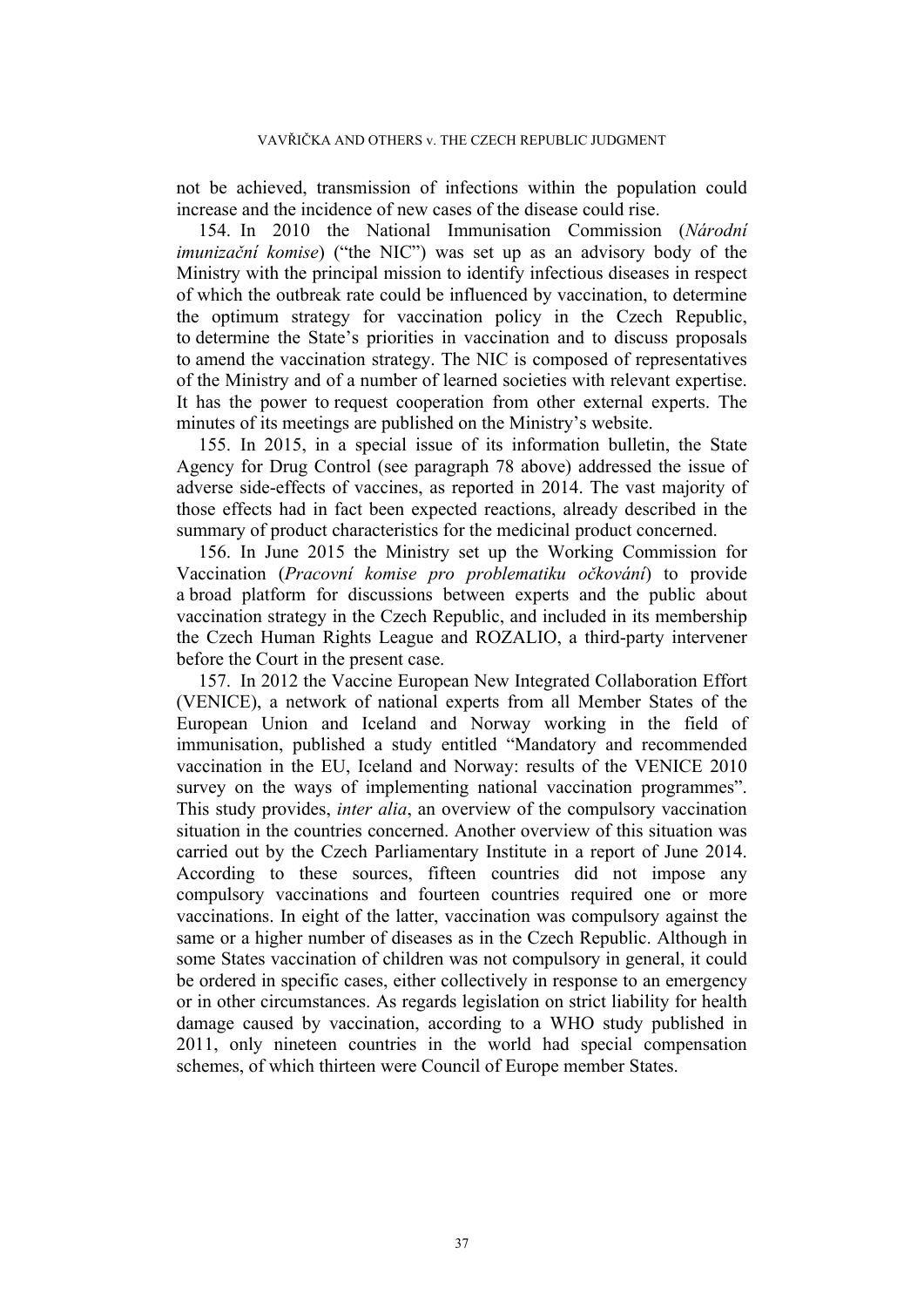not be achieved, transmission of infections within the population could increase and the incidence of new cases of the disease could rise.

154. In 2010 the National Immunisation Commission (*Národní imunizační komise*) ("the NIC") was set up as an advisory body of the Ministry with the principal mission to identify infectious diseases in respect of which the outbreak rate could be influenced by vaccination, to determine the optimum strategy for vaccination policy in the Czech Republic, to determine the State's priorities in vaccination and to discuss proposals to amend the vaccination strategy. The NIC is composed of representatives of the Ministry and of a number of learned societies with relevant expertise. It has the power to request cooperation from other external experts. The minutes of its meetings are published on the Ministry's website.

155. In 2015, in a special issue of its information bulletin, the State Agency for Drug Control (see paragraph 78 above) addressed the issue of adverse side-effects of vaccines, as reported in 2014. The vast majority of those effects had in fact been expected reactions, already described in the summary of product characteristics for the medicinal product concerned.

156. In June 2015 the Ministry set up the Working Commission for Vaccination (*Pracovní komise pro problematiku očkování*) to provide a broad platform for discussions between experts and the public about vaccination strategy in the Czech Republic, and included in its membership the Czech Human Rights League and ROZALIO, a third-party intervener before the Court in the present case.

157. In 2012 the Vaccine European New Integrated Collaboration Effort (VENICE), a network of national experts from all Member States of the European Union and Iceland and Norway working in the field of immunisation, published a study entitled "Mandatory and recommended vaccination in the EU, Iceland and Norway: results of the VENICE 2010 survey on the ways of implementing national vaccination programmes". This study provides, *inter alia*, an overview of the compulsory vaccination situation in the countries concerned. Another overview of this situation was carried out by the Czech Parliamentary Institute in a report of June 2014. According to these sources, fifteen countries did not impose any compulsory vaccinations and fourteen countries required one or more vaccinations. In eight of the latter, vaccination was compulsory against the same or a higher number of diseases as in the Czech Republic. Although in some States vaccination of children was not compulsory in general, it could be ordered in specific cases, either collectively in response to an emergency or in other circumstances. As regards legislation on strict liability for health damage caused by vaccination, according to a WHO study published in 2011, only nineteen countries in the world had special compensation schemes, of which thirteen were Council of Europe member States.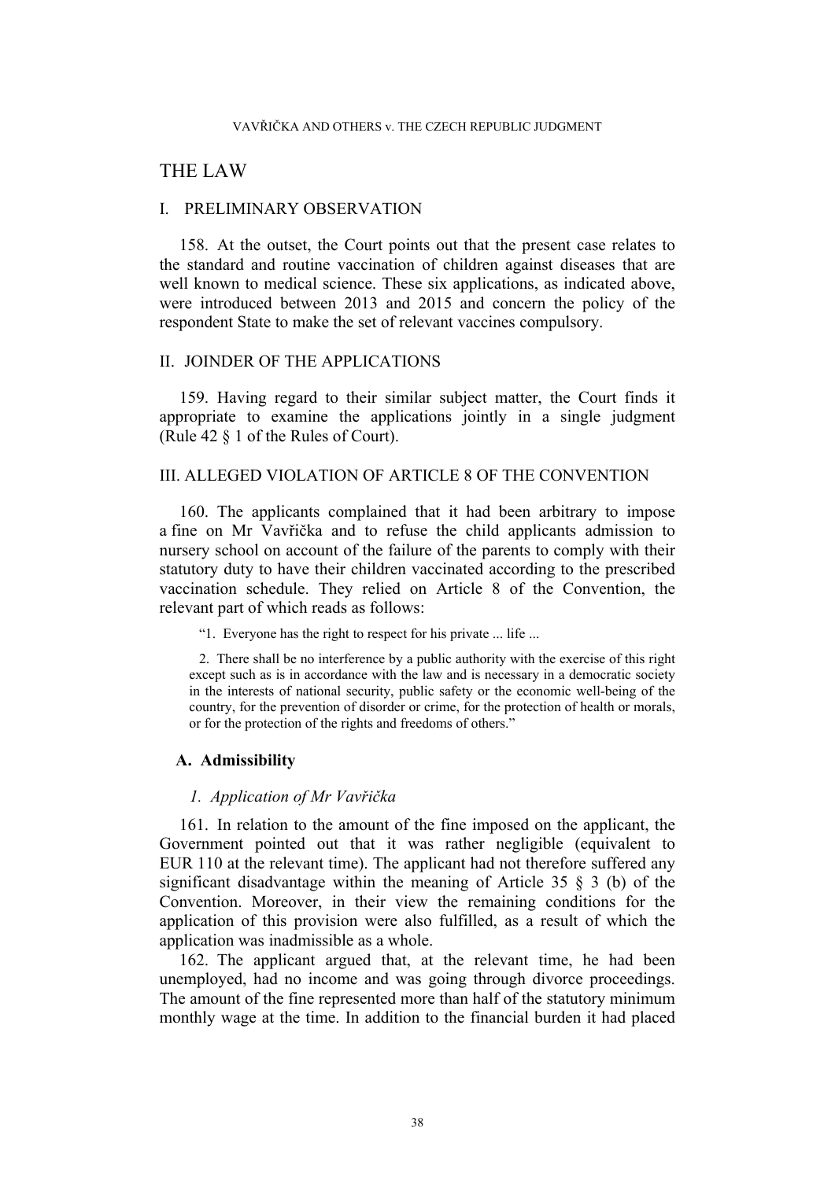# THE LAW

## I. PRELIMINARY OBSERVATION

158. At the outset, the Court points out that the present case relates to the standard and routine vaccination of children against diseases that are well known to medical science. These six applications, as indicated above, were introduced between 2013 and 2015 and concern the policy of the respondent State to make the set of relevant vaccines compulsory.

## II. JOINDER OF THE APPLICATIONS

159. Having regard to their similar subject matter, the Court finds it appropriate to examine the applications jointly in a single judgment (Rule 42 § 1 of the Rules of Court).

## III. ALLEGED VIOLATION OF ARTICLE 8 OF THE CONVENTION

160. The applicants complained that it had been arbitrary to impose a fine on Mr Vavřička and to refuse the child applicants admission to nursery school on account of the failure of the parents to comply with their statutory duty to have their children vaccinated according to the prescribed vaccination schedule. They relied on Article 8 of the Convention, the relevant part of which reads as follows:

> "1. Everyone has the right to respect for his private ... life ...
>
> 2. There shall be no interference by a public authority with the exercise of this right except such as is in accordance with the law and is necessary in a democratic society in the interests of national security, public safety or the economic well-being of the country, for the prevention of disorder or crime, for the protection of health or morals, or for the protection of the rights and freedoms of others."

### A. Admissibility

#### *1. Application of Mr Vavřička*

161. In relation to the amount of the fine imposed on the applicant, the Government pointed out that it was rather negligible (equivalent to EUR 110 at the relevant time). The applicant had not therefore suffered any significant disadvantage within the meaning of Article 35 § 3 (b) of the Convention. Moreover, in their view the remaining conditions for the application of this provision were also fulfilled, as a result of which the application was inadmissible as a whole.

162. The applicant argued that, at the relevant time, he had been unemployed, had no income and was going through divorce proceedings. The amount of the fine represented more than half of the statutory minimum monthly wage at the time. In addition to the financial burden it had placed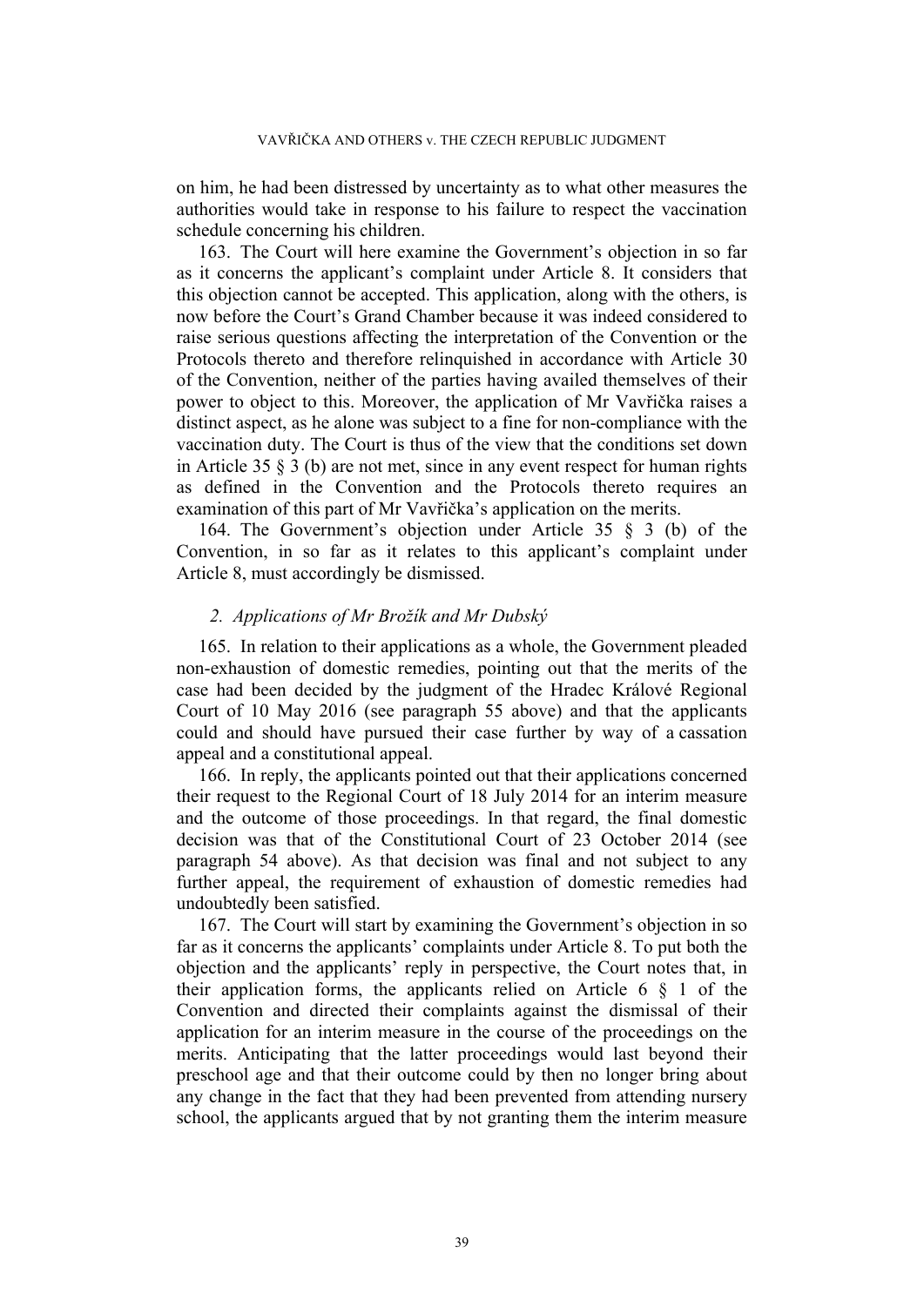on him, he had been distressed by uncertainty as to what other measures the authorities would take in response to his failure to respect the vaccination schedule concerning his children.

163. The Court will here examine the Government's objection in so far as it concerns the applicant's complaint under Article 8. It considers that this objection cannot be accepted. This application, along with the others, is now before the Court's Grand Chamber because it was indeed considered to raise serious questions affecting the interpretation of the Convention or the Protocols thereto and therefore relinquished in accordance with Article 30 of the Convention, neither of the parties having availed themselves of their power to object to this. Moreover, the application of Mr Vavřička raises a distinct aspect, as he alone was subject to a fine for non-compliance with the vaccination duty. The Court is thus of the view that the conditions set down in Article 35 § 3 (b) are not met, since in any event respect for human rights as defined in the Convention and the Protocols thereto requires an examination of this part of Mr Vavřička's application on the merits.

164. The Government's objection under Article 35 § 3 (b) of the Convention, in so far as it relates to this applicant's complaint under Article 8, must accordingly be dismissed.

### *2. Applications of Mr Brožík and Mr Dubský*

165. In relation to their applications as a whole, the Government pleaded non-exhaustion of domestic remedies, pointing out that the merits of the case had been decided by the judgment of the Hradec Králové Regional Court of 10 May 2016 (see paragraph 55 above) and that the applicants could and should have pursued their case further by way of a cassation appeal and a constitutional appeal.

166. In reply, the applicants pointed out that their applications concerned their request to the Regional Court of 18 July 2014 for an interim measure and the outcome of those proceedings. In that regard, the final domestic decision was that of the Constitutional Court of 23 October 2014 (see paragraph 54 above). As that decision was final and not subject to any further appeal, the requirement of exhaustion of domestic remedies had undoubtedly been satisfied.

167. The Court will start by examining the Government's objection in so far as it concerns the applicants' complaints under Article 8. To put both the objection and the applicants' reply in perspective, the Court notes that, in their application forms, the applicants relied on Article 6 § 1 of the Convention and directed their complaints against the dismissal of their application for an interim measure in the course of the proceedings on the merits. Anticipating that the latter proceedings would last beyond their preschool age and that their outcome could by then no longer bring about any change in the fact that they had been prevented from attending nursery school, the applicants argued that by not granting them the interim measure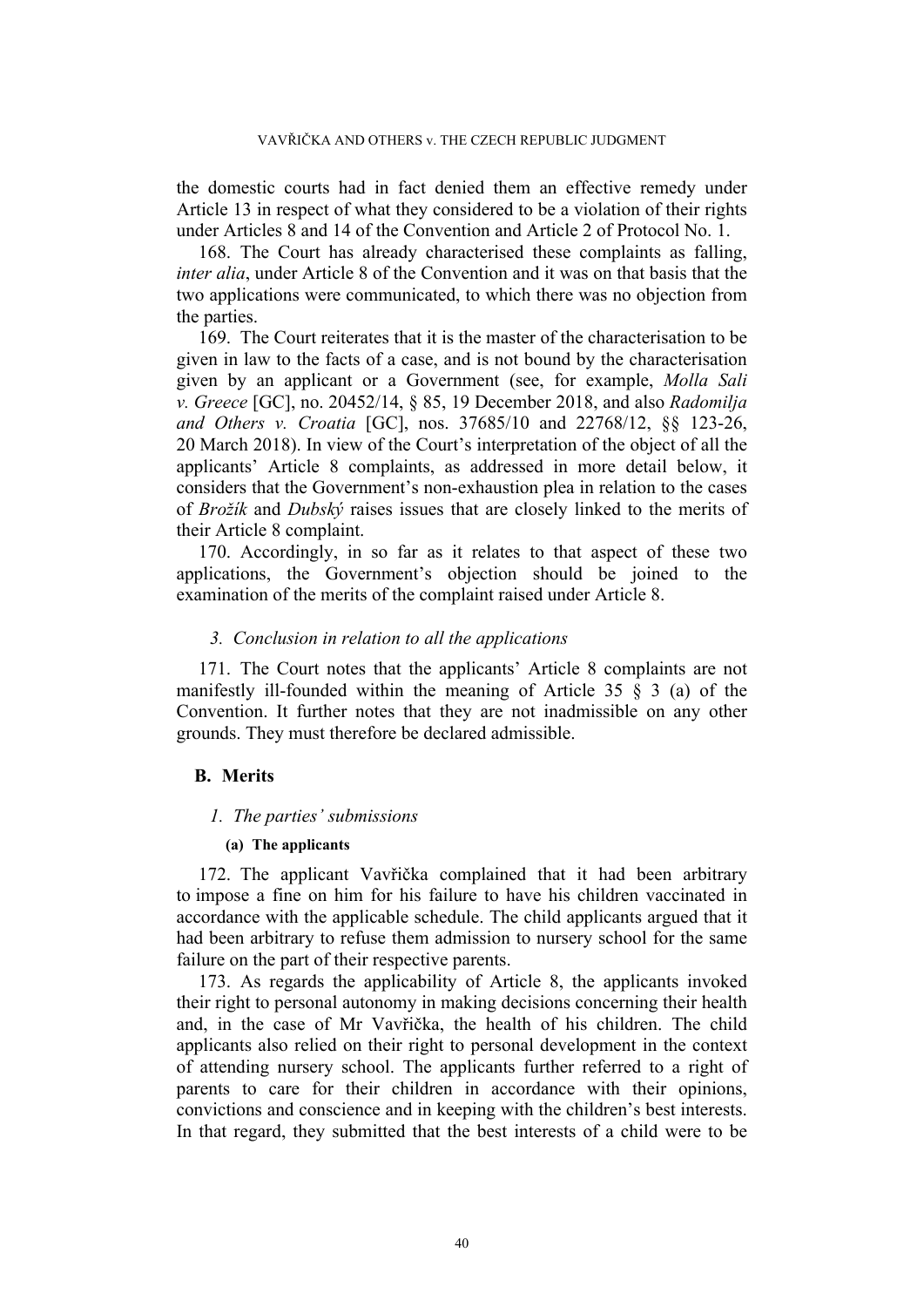the domestic courts had in fact denied them an effective remedy under Article 13 in respect of what they considered to be a violation of their rights under Articles 8 and 14 of the Convention and Article 2 of Protocol No. 1.

168. The Court has already characterised these complaints as falling, *inter alia*, under Article 8 of the Convention and it was on that basis that the two applications were communicated, to which there was no objection from the parties.

169. The Court reiterates that it is the master of the characterisation to be given in law to the facts of a case, and is not bound by the characterisation given by an applicant or a Government (see, for example, *Molla Sali v. Greece* [GC], no. 20452/14, § 85, 19 December 2018, and also *Radomilja and Others v. Croatia* [GC], nos. 37685/10 and 22768/12, §§ 123-26, 20 March 2018). In view of the Court's interpretation of the object of all the applicants' Article 8 complaints, as addressed in more detail below, it considers that the Government's non-exhaustion plea in relation to the cases of *Brožík* and *Dubský* raises issues that are closely linked to the merits of their Article 8 complaint.

170. Accordingly, in so far as it relates to that aspect of these two applications, the Government's objection should be joined to the examination of the merits of the complaint raised under Article 8.

### *3. Conclusion in relation to all the applications*

171. The Court notes that the applicants' Article 8 complaints are not manifestly ill-founded within the meaning of Article 35 § 3 (a) of the Convention. It further notes that they are not inadmissible on any other grounds. They must therefore be declared admissible.

## B. Merits

### *1. The parties' submissions*

#### (a) The applicants

172. The applicant Vavřička complained that it had been arbitrary to impose a fine on him for his failure to have his children vaccinated in accordance with the applicable schedule. The child applicants argued that it had been arbitrary to refuse them admission to nursery school for the same failure on the part of their respective parents.

173. As regards the applicability of Article 8, the applicants invoked their right to personal autonomy in making decisions concerning their health and, in the case of Mr Vavřička, the health of his children. The child applicants also relied on their right to personal development in the context of attending nursery school. The applicants further referred to a right of parents to care for their children in accordance with their opinions, convictions and conscience and in keeping with the children's best interests. In that regard, they submitted that the best interests of a child were to be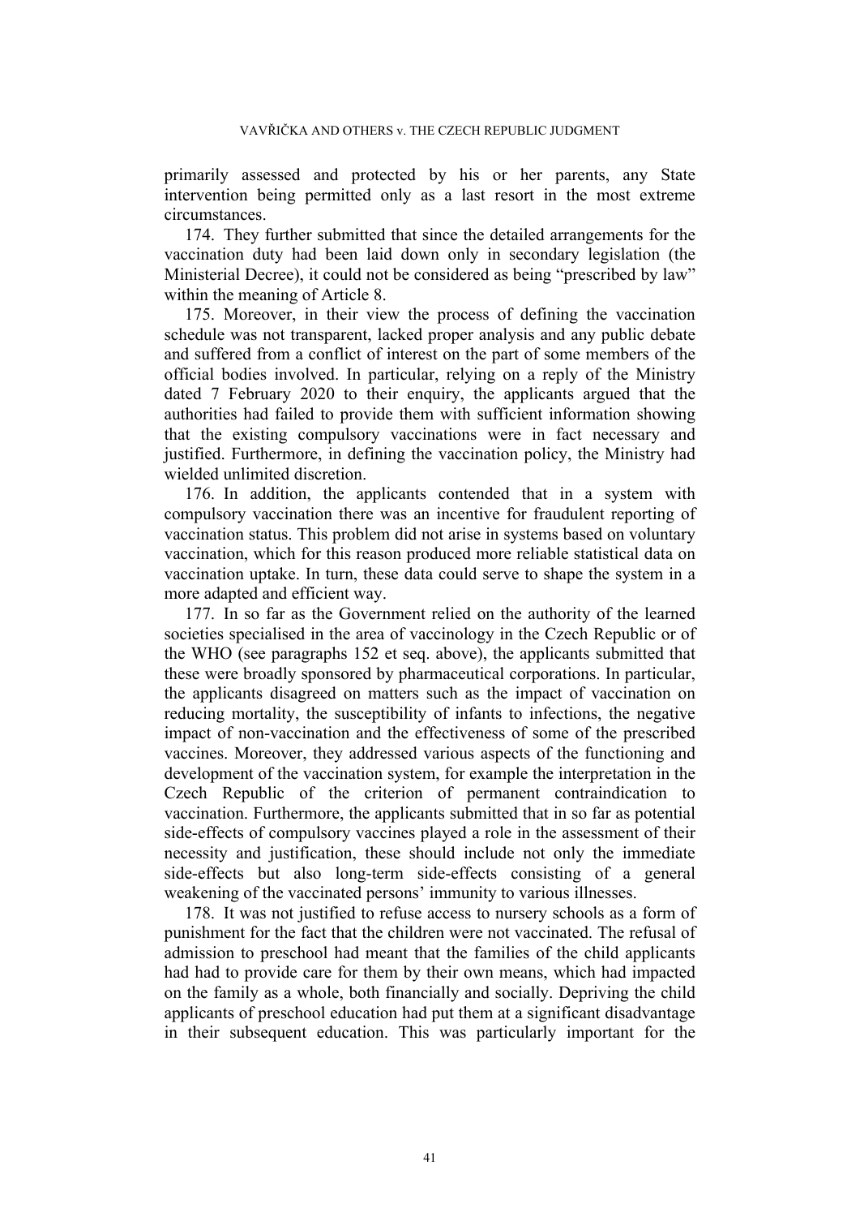primarily assessed and protected by his or her parents, any State intervention being permitted only as a last resort in the most extreme circumstances.

174. They further submitted that since the detailed arrangements for the vaccination duty had been laid down only in secondary legislation (the Ministerial Decree), it could not be considered as being "prescribed by law" within the meaning of Article 8.

175. Moreover, in their view the process of defining the vaccination schedule was not transparent, lacked proper analysis and any public debate and suffered from a conflict of interest on the part of some members of the official bodies involved. In particular, relying on a reply of the Ministry dated 7 February 2020 to their enquiry, the applicants argued that the authorities had failed to provide them with sufficient information showing that the existing compulsory vaccinations were in fact necessary and justified. Furthermore, in defining the vaccination policy, the Ministry had wielded unlimited discretion.

176. In addition, the applicants contended that in a system with compulsory vaccination there was an incentive for fraudulent reporting of vaccination status. This problem did not arise in systems based on voluntary vaccination, which for this reason produced more reliable statistical data on vaccination uptake. In turn, these data could serve to shape the system in a more adapted and efficient way.

177. In so far as the Government relied on the authority of the learned societies specialised in the area of vaccinology in the Czech Republic or of the WHO (see paragraphs 152 et seq. above), the applicants submitted that these were broadly sponsored by pharmaceutical corporations. In particular, the applicants disagreed on matters such as the impact of vaccination on reducing mortality, the susceptibility of infants to infections, the negative impact of non-vaccination and the effectiveness of some of the prescribed vaccines. Moreover, they addressed various aspects of the functioning and development of the vaccination system, for example the interpretation in the Czech Republic of the criterion of permanent contraindication to vaccination. Furthermore, the applicants submitted that in so far as potential side-effects of compulsory vaccines played a role in the assessment of their necessity and justification, these should include not only the immediate side-effects but also long-term side-effects consisting of a general weakening of the vaccinated persons' immunity to various illnesses.

178. It was not justified to refuse access to nursery schools as a form of punishment for the fact that the children were not vaccinated. The refusal of admission to preschool had meant that the families of the child applicants had had to provide care for them by their own means, which had impacted on the family as a whole, both financially and socially. Depriving the child applicants of preschool education had put them at a significant disadvantage in their subsequent education. This was particularly important for the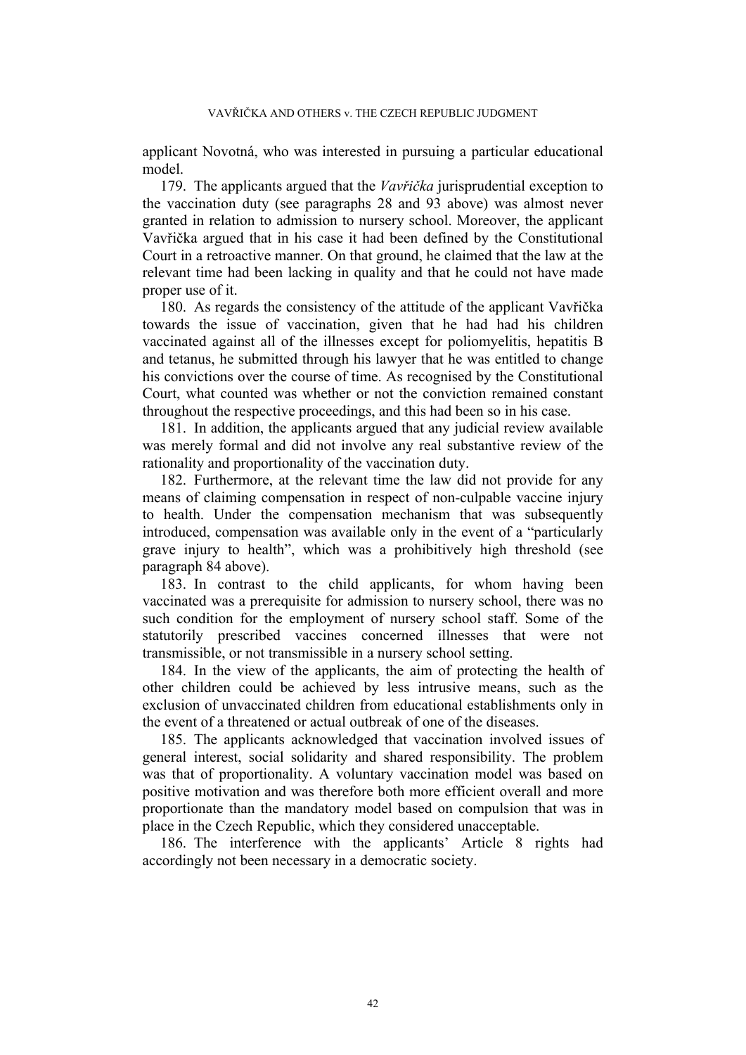applicant Novotná, who was interested in pursuing a particular educational model.

179. The applicants argued that the *Vavřička* jurisprudential exception to the vaccination duty (see paragraphs 28 and 93 above) was almost never granted in relation to admission to nursery school. Moreover, the applicant Vavřička argued that in his case it had been defined by the Constitutional Court in a retroactive manner. On that ground, he claimed that the law at the relevant time had been lacking in quality and that he could not have made proper use of it.

180. As regards the consistency of the attitude of the applicant Vavřička towards the issue of vaccination, given that he had had his children vaccinated against all of the illnesses except for poliomyelitis, hepatitis B and tetanus, he submitted through his lawyer that he was entitled to change his convictions over the course of time. As recognised by the Constitutional Court, what counted was whether or not the conviction remained constant throughout the respective proceedings, and this had been so in his case.

181. In addition, the applicants argued that any judicial review available was merely formal and did not involve any real substantive review of the rationality and proportionality of the vaccination duty.

182. Furthermore, at the relevant time the law did not provide for any means of claiming compensation in respect of non-culpable vaccine injury to health. Under the compensation mechanism that was subsequently introduced, compensation was available only in the event of a "particularly grave injury to health", which was a prohibitively high threshold (see paragraph 84 above).

183. In contrast to the child applicants, for whom having been vaccinated was a prerequisite for admission to nursery school, there was no such condition for the employment of nursery school staff. Some of the statutorily prescribed vaccines concerned illnesses that were not transmissible, or not transmissible in a nursery school setting.

184. In the view of the applicants, the aim of protecting the health of other children could be achieved by less intrusive means, such as the exclusion of unvaccinated children from educational establishments only in the event of a threatened or actual outbreak of one of the diseases.

185. The applicants acknowledged that vaccination involved issues of general interest, social solidarity and shared responsibility. The problem was that of proportionality. A voluntary vaccination model was based on positive motivation and was therefore both more efficient overall and more proportionate than the mandatory model based on compulsion that was in place in the Czech Republic, which they considered unacceptable.

186. The interference with the applicants' Article 8 rights had accordingly not been necessary in a democratic society.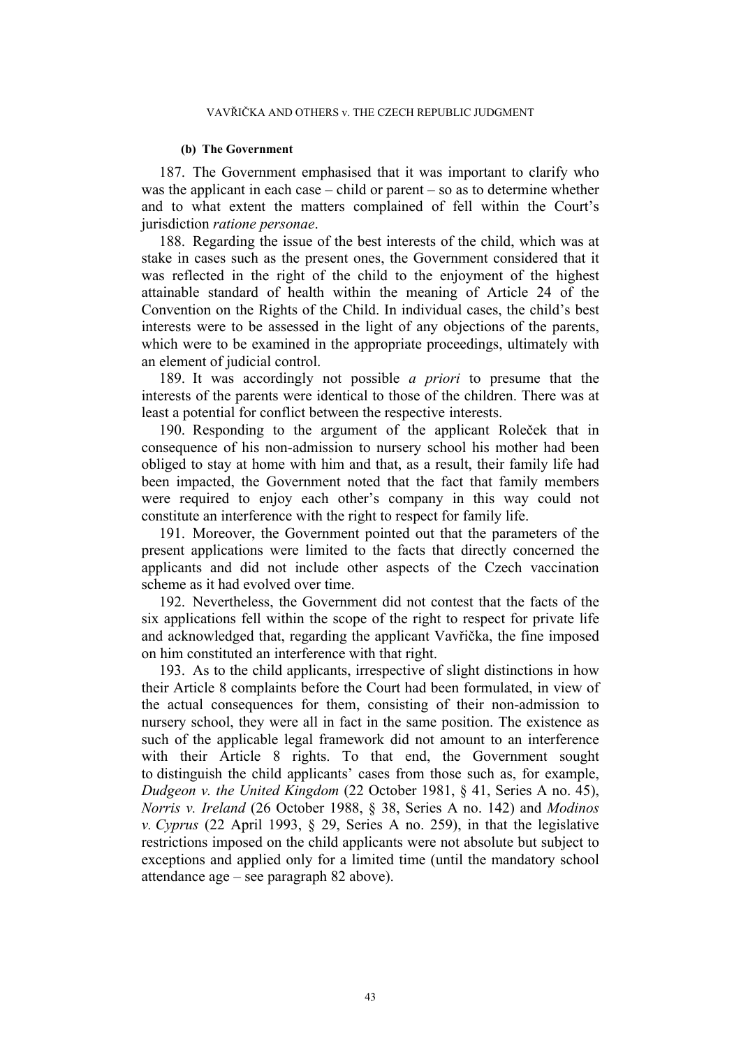#### (b) The Government

187. The Government emphasised that it was important to clarify who was the applicant in each case – child or parent – so as to determine whether and to what extent the matters complained of fell within the Court's jurisdiction *ratione personae*.

188. Regarding the issue of the best interests of the child, which was at stake in cases such as the present ones, the Government considered that it was reflected in the right of the child to the enjoyment of the highest attainable standard of health within the meaning of Article 24 of the Convention on the Rights of the Child. In individual cases, the child's best interests were to be assessed in the light of any objections of the parents, which were to be examined in the appropriate proceedings, ultimately with an element of judicial control.

189. It was accordingly not possible *a priori* to presume that the interests of the parents were identical to those of the children. There was at least a potential for conflict between the respective interests.

190. Responding to the argument of the applicant Roleček that in consequence of his non-admission to nursery school his mother had been obliged to stay at home with him and that, as a result, their family life had been impacted, the Government noted that the fact that family members were required to enjoy each other's company in this way could not constitute an interference with the right to respect for family life.

191. Moreover, the Government pointed out that the parameters of the present applications were limited to the facts that directly concerned the applicants and did not include other aspects of the Czech vaccination scheme as it had evolved over time.

192. Nevertheless, the Government did not contest that the facts of the six applications fell within the scope of the right to respect for private life and acknowledged that, regarding the applicant Vavřička, the fine imposed on him constituted an interference with that right.

193. As to the child applicants, irrespective of slight distinctions in how their Article 8 complaints before the Court had been formulated, in view of the actual consequences for them, consisting of their non-admission to nursery school, they were all in fact in the same position. The existence as such of the applicable legal framework did not amount to an interference with their Article 8 rights. To that end, the Government sought to distinguish the child applicants' cases from those such as, for example, *Dudgeon v. the United Kingdom* (22 October 1981, § 41, Series A no. 45), *Norris v. Ireland* (26 October 1988, § 38, Series A no. 142) and *Modinos v. Cyprus* (22 April 1993, § 29, Series A no. 259), in that the legislative restrictions imposed on the child applicants were not absolute but subject to exceptions and applied only for a limited time (until the mandatory school attendance age – see paragraph 82 above).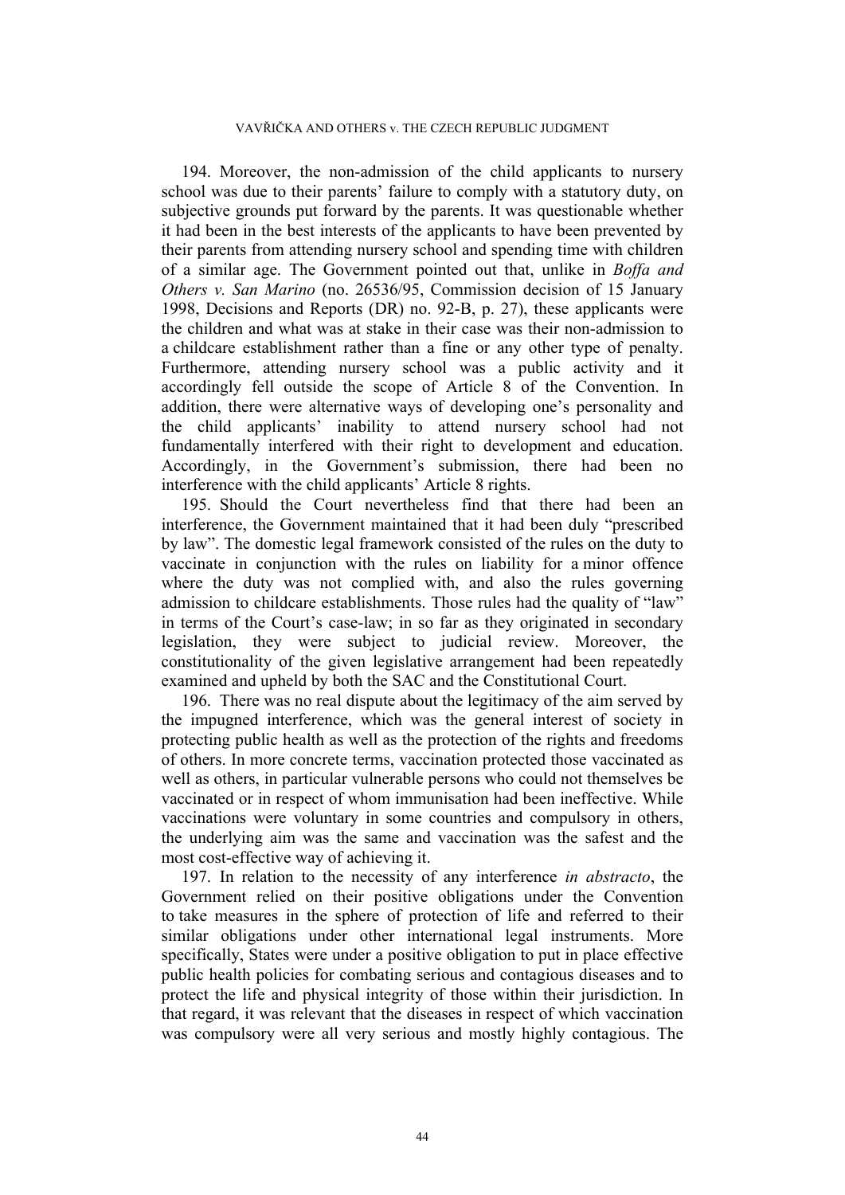194. Moreover, the non-admission of the child applicants to nursery school was due to their parents' failure to comply with a statutory duty, on subjective grounds put forward by the parents. It was questionable whether it had been in the best interests of the applicants to have been prevented by their parents from attending nursery school and spending time with children of a similar age. The Government pointed out that, unlike in *Boffa and Others v. San Marino* (no. 26536/95, Commission decision of 15 January 1998, Decisions and Reports (DR) no. 92-B, p. 27), these applicants were the children and what was at stake in their case was their non-admission to a childcare establishment rather than a fine or any other type of penalty. Furthermore, attending nursery school was a public activity and it accordingly fell outside the scope of Article 8 of the Convention. In addition, there were alternative ways of developing one's personality and the child applicants' inability to attend nursery school had not fundamentally interfered with their right to development and education. Accordingly, in the Government's submission, there had been no interference with the child applicants' Article 8 rights.

195. Should the Court nevertheless find that there had been an interference, the Government maintained that it had been duly "prescribed by law". The domestic legal framework consisted of the rules on the duty to vaccinate in conjunction with the rules on liability for a minor offence where the duty was not complied with, and also the rules governing admission to childcare establishments. Those rules had the quality of "law" in terms of the Court's case-law; in so far as they originated in secondary legislation, they were subject to judicial review. Moreover, the constitutionality of the given legislative arrangement had been repeatedly examined and upheld by both the SAC and the Constitutional Court.

196. There was no real dispute about the legitimacy of the aim served by the impugned interference, which was the general interest of society in protecting public health as well as the protection of the rights and freedoms of others. In more concrete terms, vaccination protected those vaccinated as well as others, in particular vulnerable persons who could not themselves be vaccinated or in respect of whom immunisation had been ineffective. While vaccinations were voluntary in some countries and compulsory in others, the underlying aim was the same and vaccination was the safest and the most cost-effective way of achieving it.

197. In relation to the necessity of any interference *in abstracto*, the Government relied on their positive obligations under the Convention to take measures in the sphere of protection of life and referred to their similar obligations under other international legal instruments. More specifically, States were under a positive obligation to put in place effective public health policies for combating serious and contagious diseases and to protect the life and physical integrity of those within their jurisdiction. In that regard, it was relevant that the diseases in respect of which vaccination was compulsory were all very serious and mostly highly contagious. The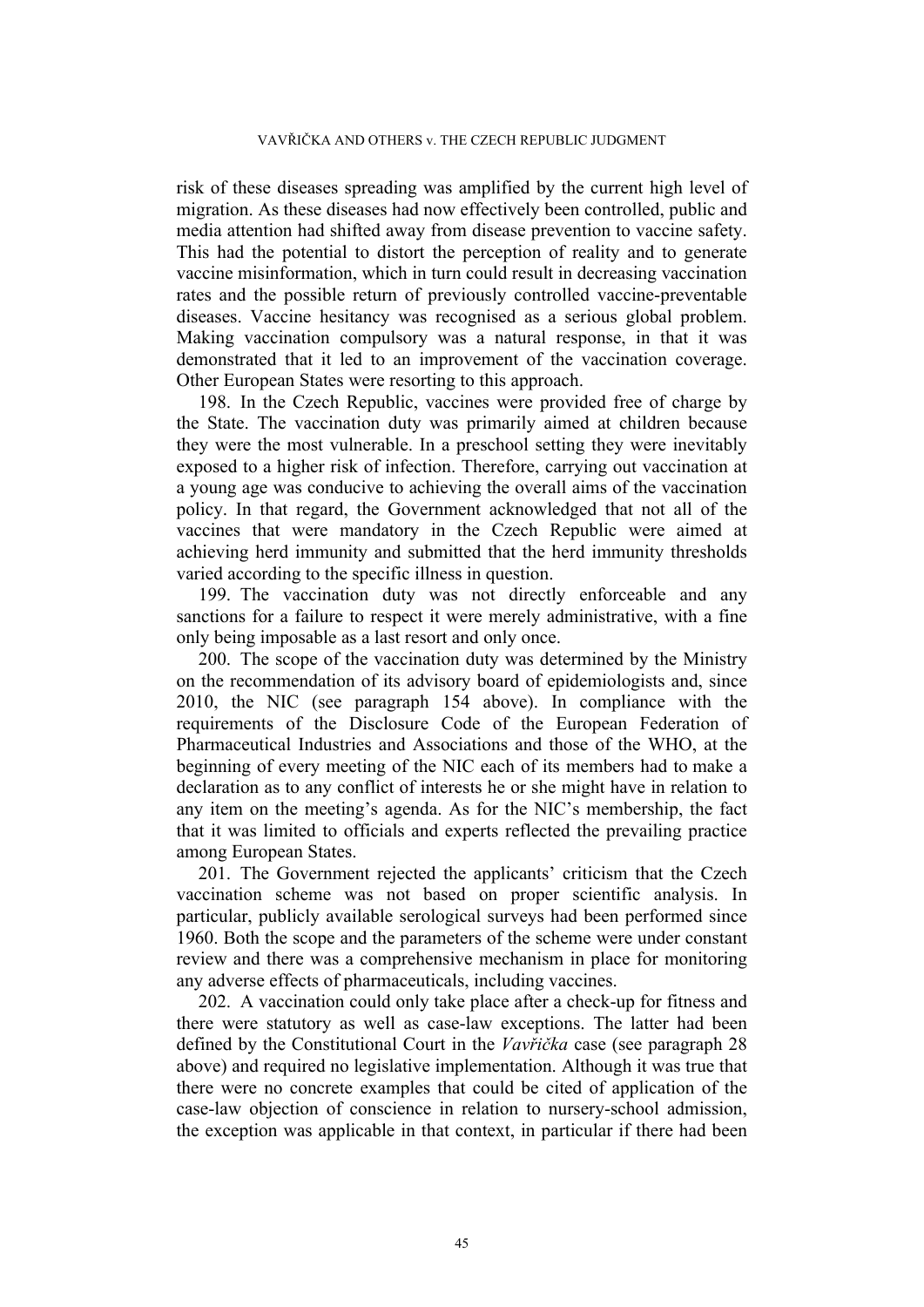risk of these diseases spreading was amplified by the current high level of migration. As these diseases had now effectively been controlled, public and media attention had shifted away from disease prevention to vaccine safety. This had the potential to distort the perception of reality and to generate vaccine misinformation, which in turn could result in decreasing vaccination rates and the possible return of previously controlled vaccine-preventable diseases. Vaccine hesitancy was recognised as a serious global problem. Making vaccination compulsory was a natural response, in that it was demonstrated that it led to an improvement of the vaccination coverage. Other European States were resorting to this approach.

198. In the Czech Republic, vaccines were provided free of charge by the State. The vaccination duty was primarily aimed at children because they were the most vulnerable. In a preschool setting they were inevitably exposed to a higher risk of infection. Therefore, carrying out vaccination at a young age was conducive to achieving the overall aims of the vaccination policy. In that regard, the Government acknowledged that not all of the vaccines that were mandatory in the Czech Republic were aimed at achieving herd immunity and submitted that the herd immunity thresholds varied according to the specific illness in question.

199. The vaccination duty was not directly enforceable and any sanctions for a failure to respect it were merely administrative, with a fine only being imposable as a last resort and only once.

200. The scope of the vaccination duty was determined by the Ministry on the recommendation of its advisory board of epidemiologists and, since 2010, the NIC (see paragraph 154 above). In compliance with the requirements of the Disclosure Code of the European Federation of Pharmaceutical Industries and Associations and those of the WHO, at the beginning of every meeting of the NIC each of its members had to make a declaration as to any conflict of interests he or she might have in relation to any item on the meeting's agenda. As for the NIC's membership, the fact that it was limited to officials and experts reflected the prevailing practice among European States.

201. The Government rejected the applicants' criticism that the Czech vaccination scheme was not based on proper scientific analysis. In particular, publicly available serological surveys had been performed since 1960. Both the scope and the parameters of the scheme were under constant review and there was a comprehensive mechanism in place for monitoring any adverse effects of pharmaceuticals, including vaccines.

202. A vaccination could only take place after a check-up for fitness and there were statutory as well as case-law exceptions. The latter had been defined by the Constitutional Court in the *Vavřička* case (see paragraph 28 above) and required no legislative implementation. Although it was true that there were no concrete examples that could be cited of application of the case-law objection of conscience in relation to nursery-school admission, the exception was applicable in that context, in particular if there had been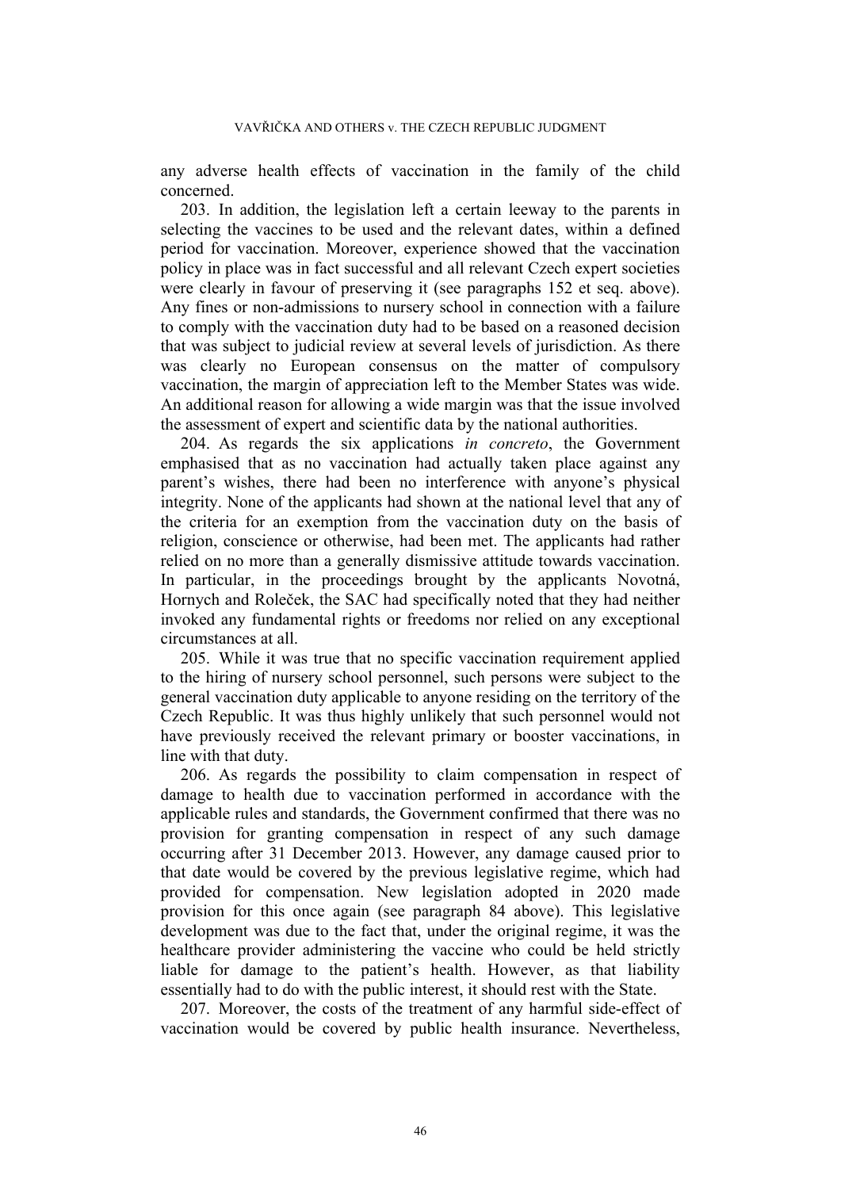any adverse health effects of vaccination in the family of the child concerned.

203. In addition, the legislation left a certain leeway to the parents in selecting the vaccines to be used and the relevant dates, within a defined period for vaccination. Moreover, experience showed that the vaccination policy in place was in fact successful and all relevant Czech expert societies were clearly in favour of preserving it (see paragraphs 152 et seq. above). Any fines or non-admissions to nursery school in connection with a failure to comply with the vaccination duty had to be based on a reasoned decision that was subject to judicial review at several levels of jurisdiction. As there was clearly no European consensus on the matter of compulsory vaccination, the margin of appreciation left to the Member States was wide. An additional reason for allowing a wide margin was that the issue involved the assessment of expert and scientific data by the national authorities.

204. As regards the six applications *in concreto*, the Government emphasised that as no vaccination had actually taken place against any parent's wishes, there had been no interference with anyone's physical integrity. None of the applicants had shown at the national level that any of the criteria for an exemption from the vaccination duty on the basis of religion, conscience or otherwise, had been met. The applicants had rather relied on no more than a generally dismissive attitude towards vaccination. In particular, in the proceedings brought by the applicants Novotná, Hornych and Roleček, the SAC had specifically noted that they had neither invoked any fundamental rights or freedoms nor relied on any exceptional circumstances at all.

205. While it was true that no specific vaccination requirement applied to the hiring of nursery school personnel, such persons were subject to the general vaccination duty applicable to anyone residing on the territory of the Czech Republic. It was thus highly unlikely that such personnel would not have previously received the relevant primary or booster vaccinations, in line with that duty.

206. As regards the possibility to claim compensation in respect of damage to health due to vaccination performed in accordance with the applicable rules and standards, the Government confirmed that there was no provision for granting compensation in respect of any such damage occurring after 31 December 2013. However, any damage caused prior to that date would be covered by the previous legislative regime, which had provided for compensation. New legislation adopted in 2020 made provision for this once again (see paragraph 84 above). This legislative development was due to the fact that, under the original regime, it was the healthcare provider administering the vaccine who could be held strictly liable for damage to the patient's health. However, as that liability essentially had to do with the public interest, it should rest with the State.

207. Moreover, the costs of the treatment of any harmful side-effect of vaccination would be covered by public health insurance. Nevertheless,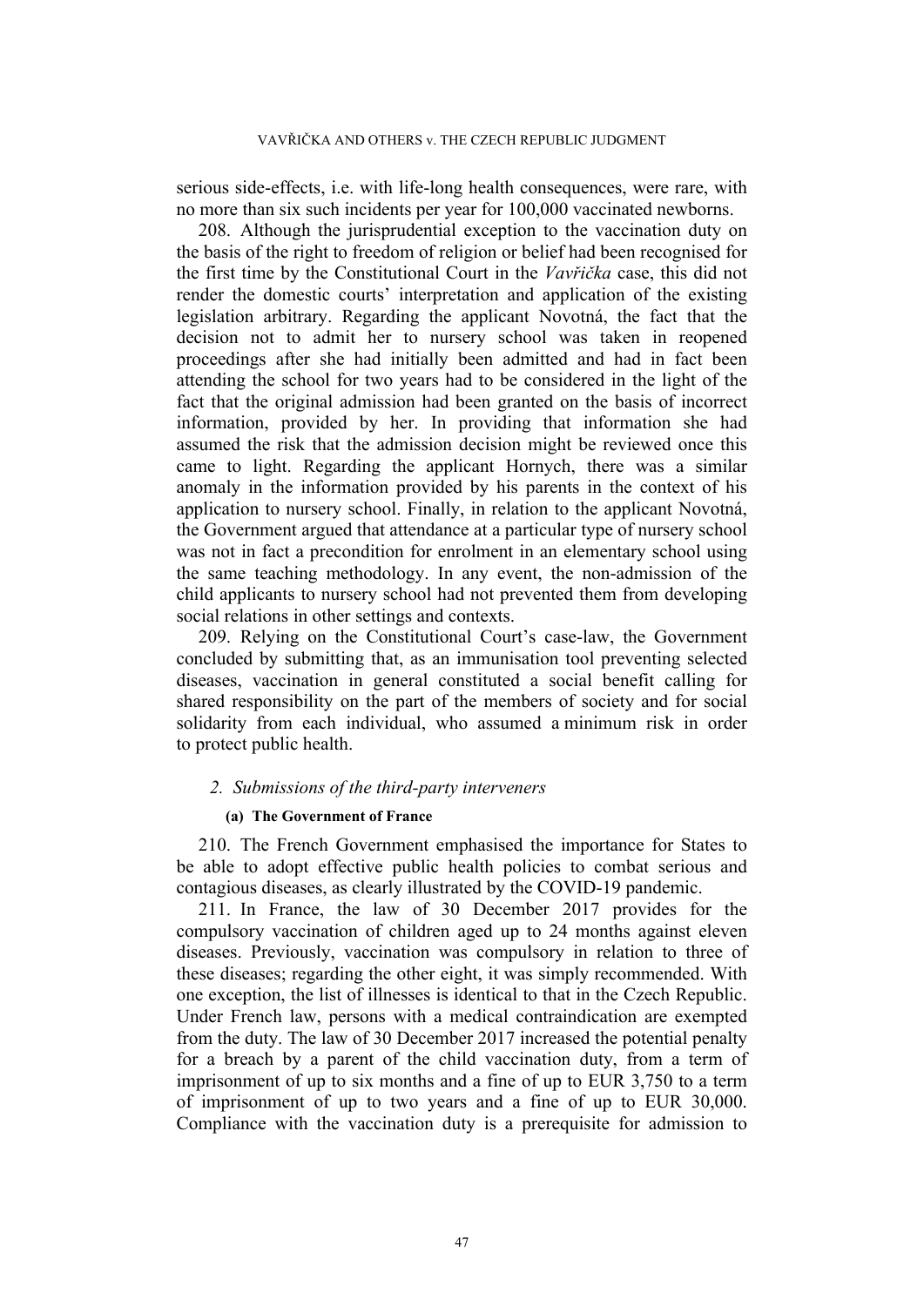serious side-effects, i.e. with life-long health consequences, were rare, with no more than six such incidents per year for 100,000 vaccinated newborns.

208. Although the jurisprudential exception to the vaccination duty on the basis of the right to freedom of religion or belief had been recognised for the first time by the Constitutional Court in the *Vavřička* case, this did not render the domestic courts' interpretation and application of the existing legislation arbitrary. Regarding the applicant Novotná, the fact that the decision not to admit her to nursery school was taken in reopened proceedings after she had initially been admitted and had in fact been attending the school for two years had to be considered in the light of the fact that the original admission had been granted on the basis of incorrect information, provided by her. In providing that information she had assumed the risk that the admission decision might be reviewed once this came to light. Regarding the applicant Hornych, there was a similar anomaly in the information provided by his parents in the context of his application to nursery school. Finally, in relation to the applicant Novotná, the Government argued that attendance at a particular type of nursery school was not in fact a precondition for enrolment in an elementary school using the same teaching methodology. In any event, the non-admission of the child applicants to nursery school had not prevented them from developing social relations in other settings and contexts.

209. Relying on the Constitutional Court's case-law, the Government concluded by submitting that, as an immunisation tool preventing selected diseases, vaccination in general constituted a social benefit calling for shared responsibility on the part of the members of society and for social solidarity from each individual, who assumed a minimum risk in order to protect public health.

### *2. Submissions of the third-party interveners*

#### **(a) The Government of France**

210. The French Government emphasised the importance for States to be able to adopt effective public health policies to combat serious and contagious diseases, as clearly illustrated by the COVID-19 pandemic.

211. In France, the law of 30 December 2017 provides for the compulsory vaccination of children aged up to 24 months against eleven diseases. Previously, vaccination was compulsory in relation to three of these diseases; regarding the other eight, it was simply recommended. With one exception, the list of illnesses is identical to that in the Czech Republic. Under French law, persons with a medical contraindication are exempted from the duty. The law of 30 December 2017 increased the potential penalty for a breach by a parent of the child vaccination duty, from a term of imprisonment of up to six months and a fine of up to EUR 3,750 to a term of imprisonment of up to two years and a fine of up to EUR 30,000. Compliance with the vaccination duty is a prerequisite for admission to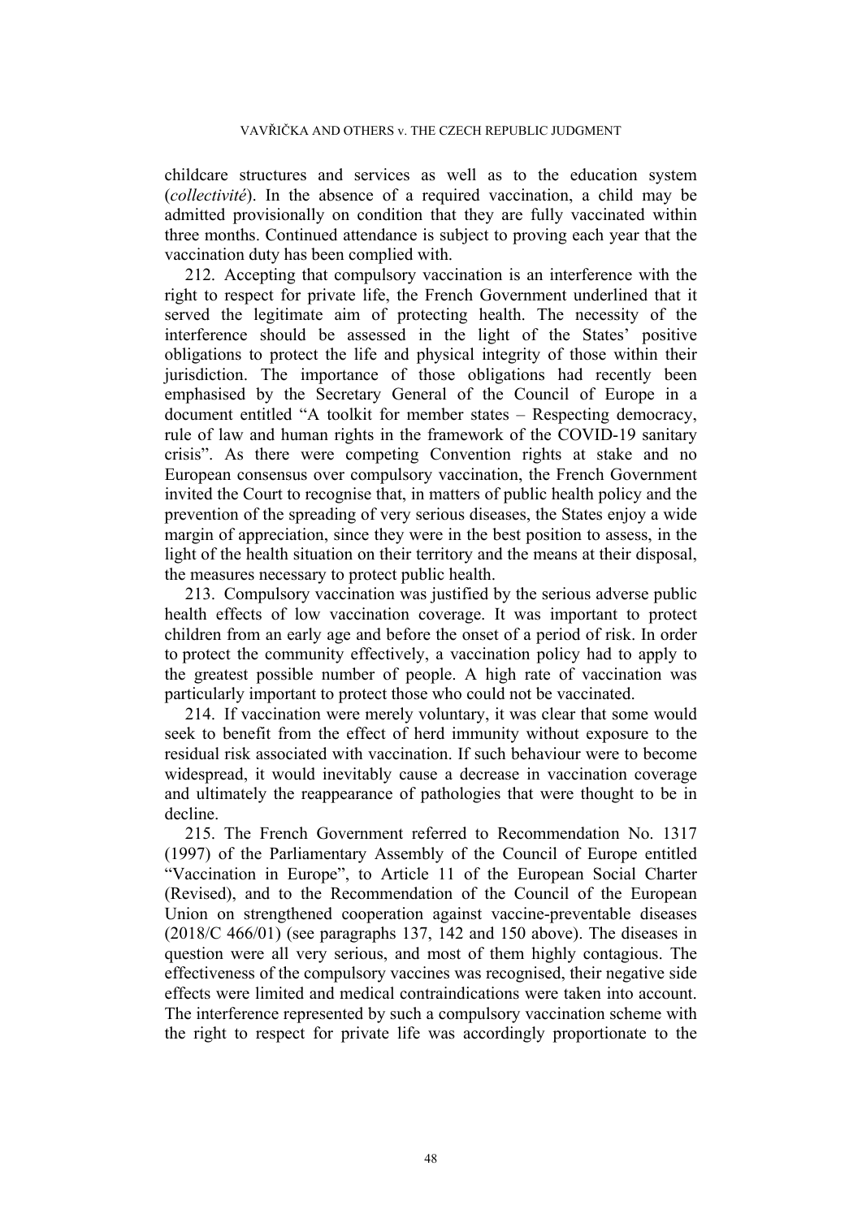childcare structures and services as well as to the education system (*collectivité*). In the absence of a required vaccination, a child may be admitted provisionally on condition that they are fully vaccinated within three months. Continued attendance is subject to proving each year that the vaccination duty has been complied with.

212. Accepting that compulsory vaccination is an interference with the right to respect for private life, the French Government underlined that it served the legitimate aim of protecting health. The necessity of the interference should be assessed in the light of the States' positive obligations to protect the life and physical integrity of those within their jurisdiction. The importance of those obligations had recently been emphasised by the Secretary General of the Council of Europe in a document entitled "A toolkit for member states – Respecting democracy, rule of law and human rights in the framework of the COVID-19 sanitary crisis". As there were competing Convention rights at stake and no European consensus over compulsory vaccination, the French Government invited the Court to recognise that, in matters of public health policy and the prevention of the spreading of very serious diseases, the States enjoy a wide margin of appreciation, since they were in the best position to assess, in the light of the health situation on their territory and the means at their disposal, the measures necessary to protect public health.

213. Compulsory vaccination was justified by the serious adverse public health effects of low vaccination coverage. It was important to protect children from an early age and before the onset of a period of risk. In order to protect the community effectively, a vaccination policy had to apply to the greatest possible number of people. A high rate of vaccination was particularly important to protect those who could not be vaccinated.

214. If vaccination were merely voluntary, it was clear that some would seek to benefit from the effect of herd immunity without exposure to the residual risk associated with vaccination. If such behaviour were to become widespread, it would inevitably cause a decrease in vaccination coverage and ultimately the reappearance of pathologies that were thought to be in decline.

215. The French Government referred to Recommendation No. 1317 (1997) of the Parliamentary Assembly of the Council of Europe entitled "Vaccination in Europe", to Article 11 of the European Social Charter (Revised), and to the Recommendation of the Council of the European Union on strengthened cooperation against vaccine-preventable diseases (2018/C 466/01) (see paragraphs 137, 142 and 150 above). The diseases in question were all very serious, and most of them highly contagious. The effectiveness of the compulsory vaccines was recognised, their negative side effects were limited and medical contraindications were taken into account. The interference represented by such a compulsory vaccination scheme with the right to respect for private life was accordingly proportionate to the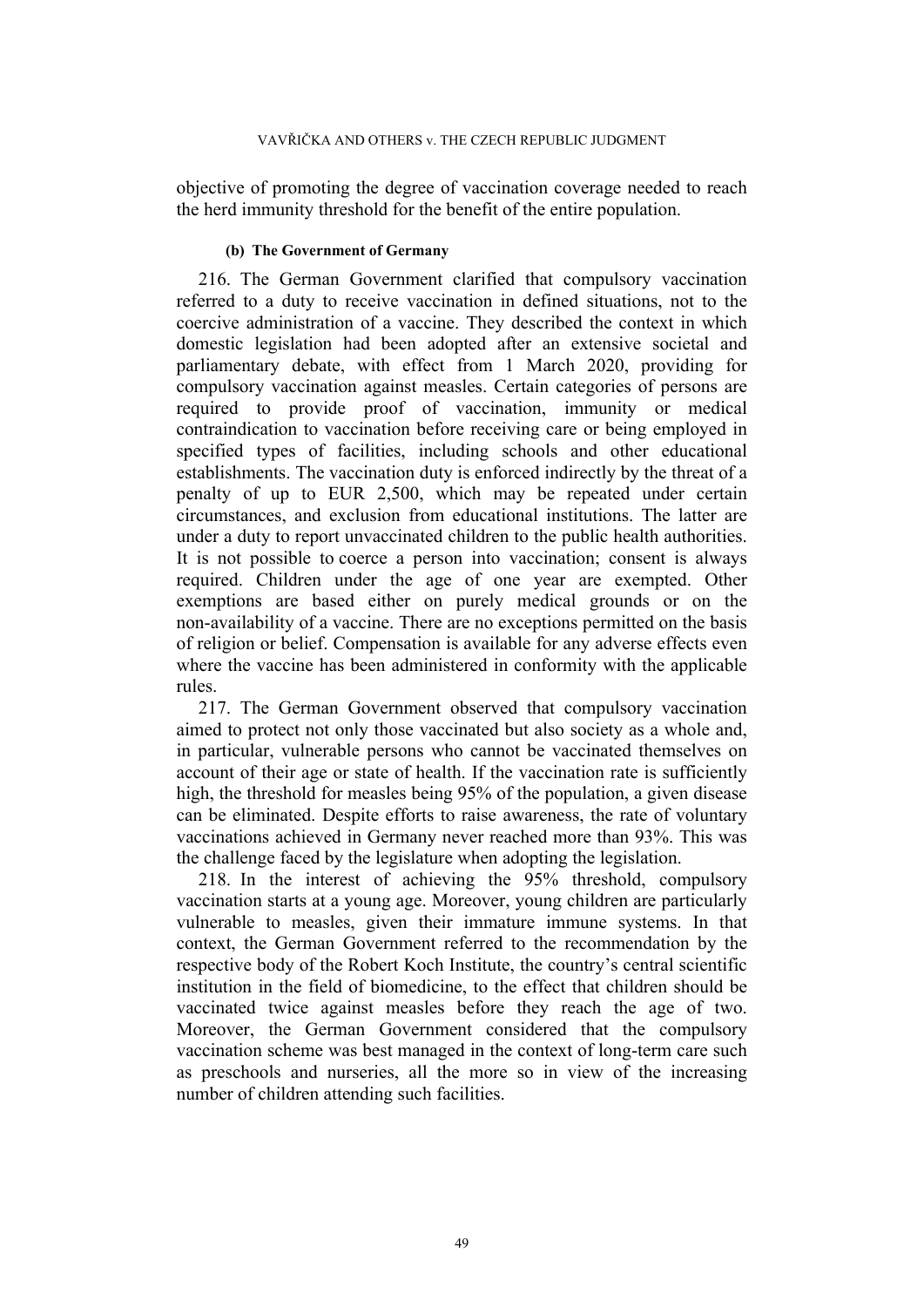objective of promoting the degree of vaccination coverage needed to reach the herd immunity threshold for the benefit of the entire population.

#### (b) The Government of Germany

216. The German Government clarified that compulsory vaccination referred to a duty to receive vaccination in defined situations, not to the coercive administration of a vaccine. They described the context in which domestic legislation had been adopted after an extensive societal and parliamentary debate, with effect from 1 March 2020, providing for compulsory vaccination against measles. Certain categories of persons are required to provide proof of vaccination, immunity or medical contraindication to vaccination before receiving care or being employed in specified types of facilities, including schools and other educational establishments. The vaccination duty is enforced indirectly by the threat of a penalty of up to EUR 2,500, which may be repeated under certain circumstances, and exclusion from educational institutions. The latter are under a duty to report unvaccinated children to the public health authorities. It is not possible to coerce a person into vaccination; consent is always required. Children under the age of one year are exempted. Other exemptions are based either on purely medical grounds or on the non-availability of a vaccine. There are no exceptions permitted on the basis of religion or belief. Compensation is available for any adverse effects even where the vaccine has been administered in conformity with the applicable rules.

217. The German Government observed that compulsory vaccination aimed to protect not only those vaccinated but also society as a whole and, in particular, vulnerable persons who cannot be vaccinated themselves on account of their age or state of health. If the vaccination rate is sufficiently high, the threshold for measles being 95% of the population, a given disease can be eliminated. Despite efforts to raise awareness, the rate of voluntary vaccinations achieved in Germany never reached more than 93%. This was the challenge faced by the legislature when adopting the legislation.

218. In the interest of achieving the 95% threshold, compulsory vaccination starts at a young age. Moreover, young children are particularly vulnerable to measles, given their immature immune systems. In that context, the German Government referred to the recommendation by the respective body of the Robert Koch Institute, the country's central scientific institution in the field of biomedicine, to the effect that children should be vaccinated twice against measles before they reach the age of two. Moreover, the German Government considered that the compulsory vaccination scheme was best managed in the context of long-term care such as preschools and nurseries, all the more so in view of the increasing number of children attending such facilities.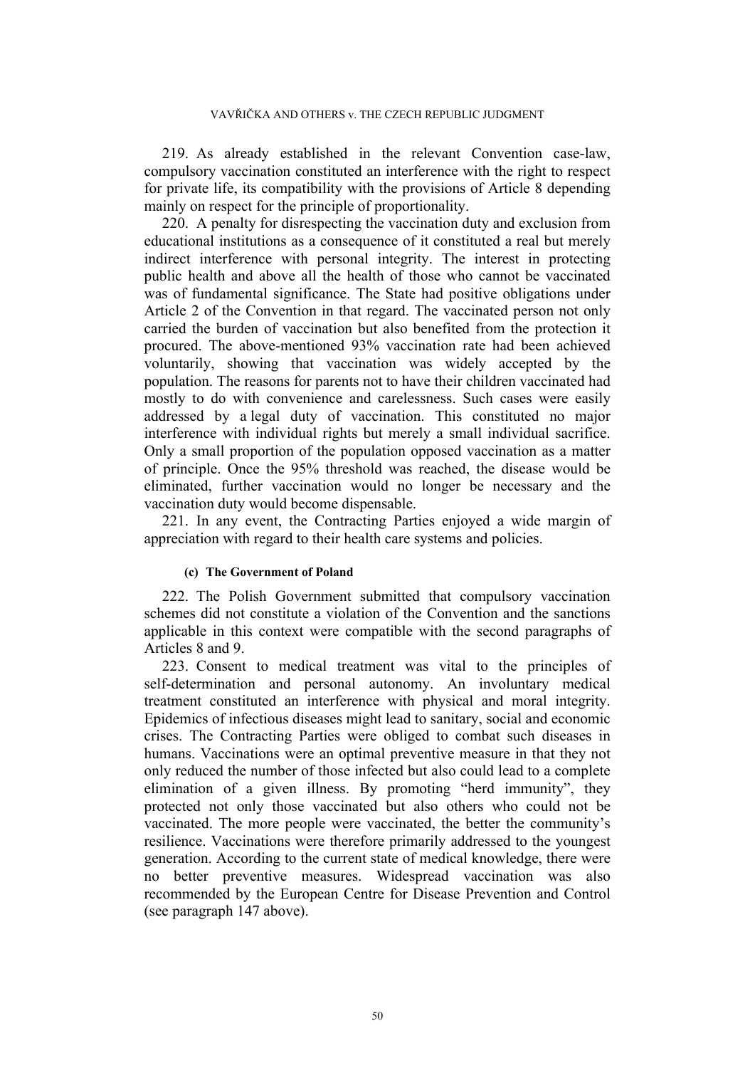219. As already established in the relevant Convention case-law, compulsory vaccination constituted an interference with the right to respect for private life, its compatibility with the provisions of Article 8 depending mainly on respect for the principle of proportionality.

220. A penalty for disrespecting the vaccination duty and exclusion from educational institutions as a consequence of it constituted a real but merely indirect interference with personal integrity. The interest in protecting public health and above all the health of those who cannot be vaccinated was of fundamental significance. The State had positive obligations under Article 2 of the Convention in that regard. The vaccinated person not only carried the burden of vaccination but also benefited from the protection it procured. The above-mentioned 93% vaccination rate had been achieved voluntarily, showing that vaccination was widely accepted by the population. The reasons for parents not to have their children vaccinated had mostly to do with convenience and carelessness. Such cases were easily addressed by a legal duty of vaccination. This constituted no major interference with individual rights but merely a small individual sacrifice. Only a small proportion of the population opposed vaccination as a matter of principle. Once the 95% threshold was reached, the disease would be eliminated, further vaccination would no longer be necessary and the vaccination duty would become dispensable.

221. In any event, the Contracting Parties enjoyed a wide margin of appreciation with regard to their health care systems and policies.

#### (c) The Government of Poland

222. The Polish Government submitted that compulsory vaccination schemes did not constitute a violation of the Convention and the sanctions applicable in this context were compatible with the second paragraphs of Articles 8 and 9.

223. Consent to medical treatment was vital to the principles of self-determination and personal autonomy. An involuntary medical treatment constituted an interference with physical and moral integrity. Epidemics of infectious diseases might lead to sanitary, social and economic crises. The Contracting Parties were obliged to combat such diseases in humans. Vaccinations were an optimal preventive measure in that they not only reduced the number of those infected but also could lead to a complete elimination of a given illness. By promoting "herd immunity", they protected not only those vaccinated but also others who could not be vaccinated. The more people were vaccinated, the better the community's resilience. Vaccinations were therefore primarily addressed to the youngest generation. According to the current state of medical knowledge, there were no better preventive measures. Widespread vaccination was also recommended by the European Centre for Disease Prevention and Control (see paragraph 147 above).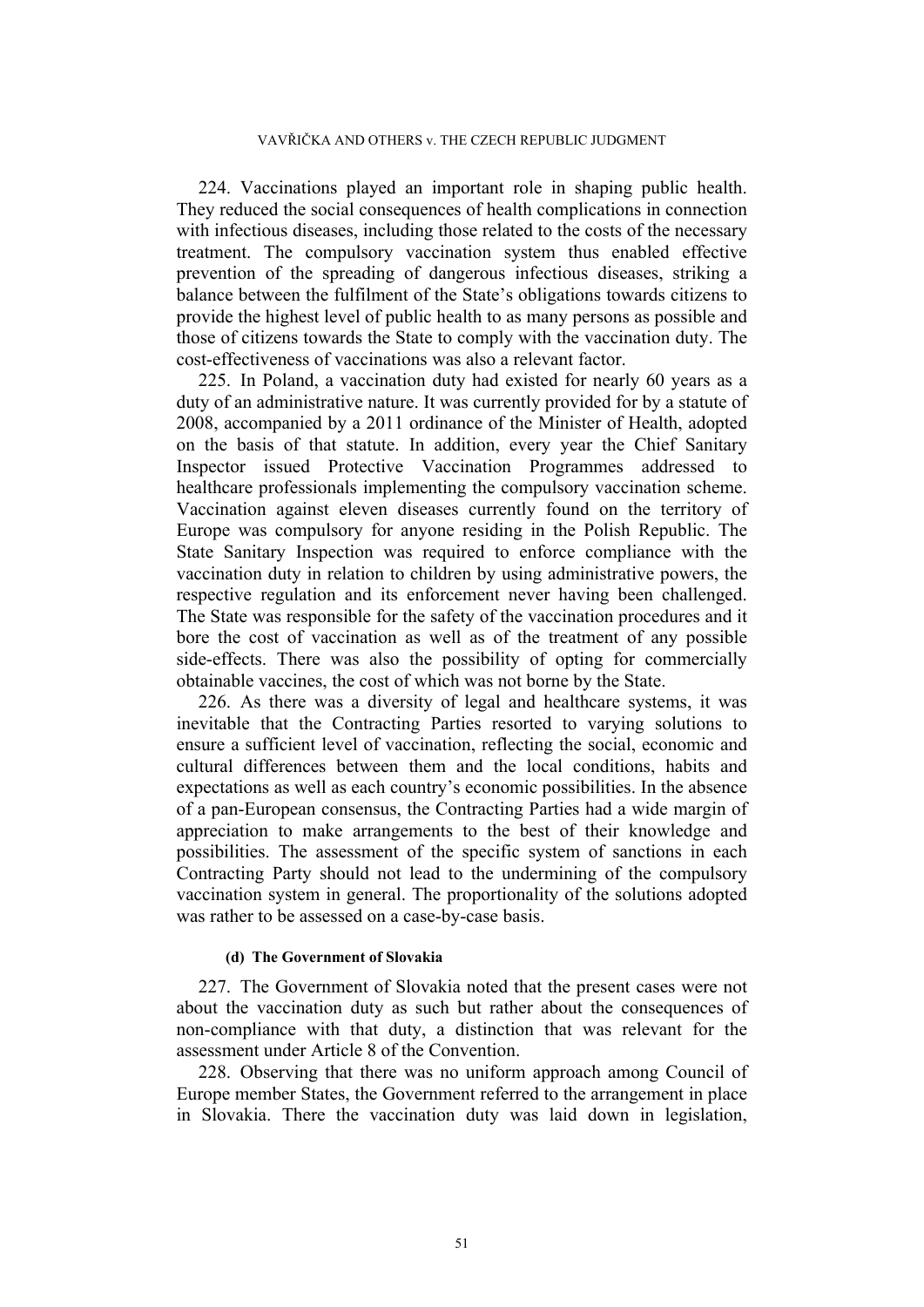224. Vaccinations played an important role in shaping public health. They reduced the social consequences of health complications in connection with infectious diseases, including those related to the costs of the necessary treatment. The compulsory vaccination system thus enabled effective prevention of the spreading of dangerous infectious diseases, striking a balance between the fulfilment of the State's obligations towards citizens to provide the highest level of public health to as many persons as possible and those of citizens towards the State to comply with the vaccination duty. The cost-effectiveness of vaccinations was also a relevant factor.

225. In Poland, a vaccination duty had existed for nearly 60 years as a duty of an administrative nature. It was currently provided for by a statute of 2008, accompanied by a 2011 ordinance of the Minister of Health, adopted on the basis of that statute. In addition, every year the Chief Sanitary Inspector issued Protective Vaccination Programmes addressed to healthcare professionals implementing the compulsory vaccination scheme. Vaccination against eleven diseases currently found on the territory of Europe was compulsory for anyone residing in the Polish Republic. The State Sanitary Inspection was required to enforce compliance with the vaccination duty in relation to children by using administrative powers, the respective regulation and its enforcement never having been challenged. The State was responsible for the safety of the vaccination procedures and it bore the cost of vaccination as well as of the treatment of any possible side-effects. There was also the possibility of opting for commercially obtainable vaccines, the cost of which was not borne by the State.

226. As there was a diversity of legal and healthcare systems, it was inevitable that the Contracting Parties resorted to varying solutions to ensure a sufficient level of vaccination, reflecting the social, economic and cultural differences between them and the local conditions, habits and expectations as well as each country's economic possibilities. In the absence of a pan-European consensus, the Contracting Parties had a wide margin of appreciation to make arrangements to the best of their knowledge and possibilities. The assessment of the specific system of sanctions in each Contracting Party should not lead to the undermining of the compulsory vaccination system in general. The proportionality of the solutions adopted was rather to be assessed on a case-by-case basis.

#### (d) The Government of Slovakia

227. The Government of Slovakia noted that the present cases were not about the vaccination duty as such but rather about the consequences of non-compliance with that duty, a distinction that was relevant for the assessment under Article 8 of the Convention.

228. Observing that there was no uniform approach among Council of Europe member States, the Government referred to the arrangement in place in Slovakia. There the vaccination duty was laid down in legislation,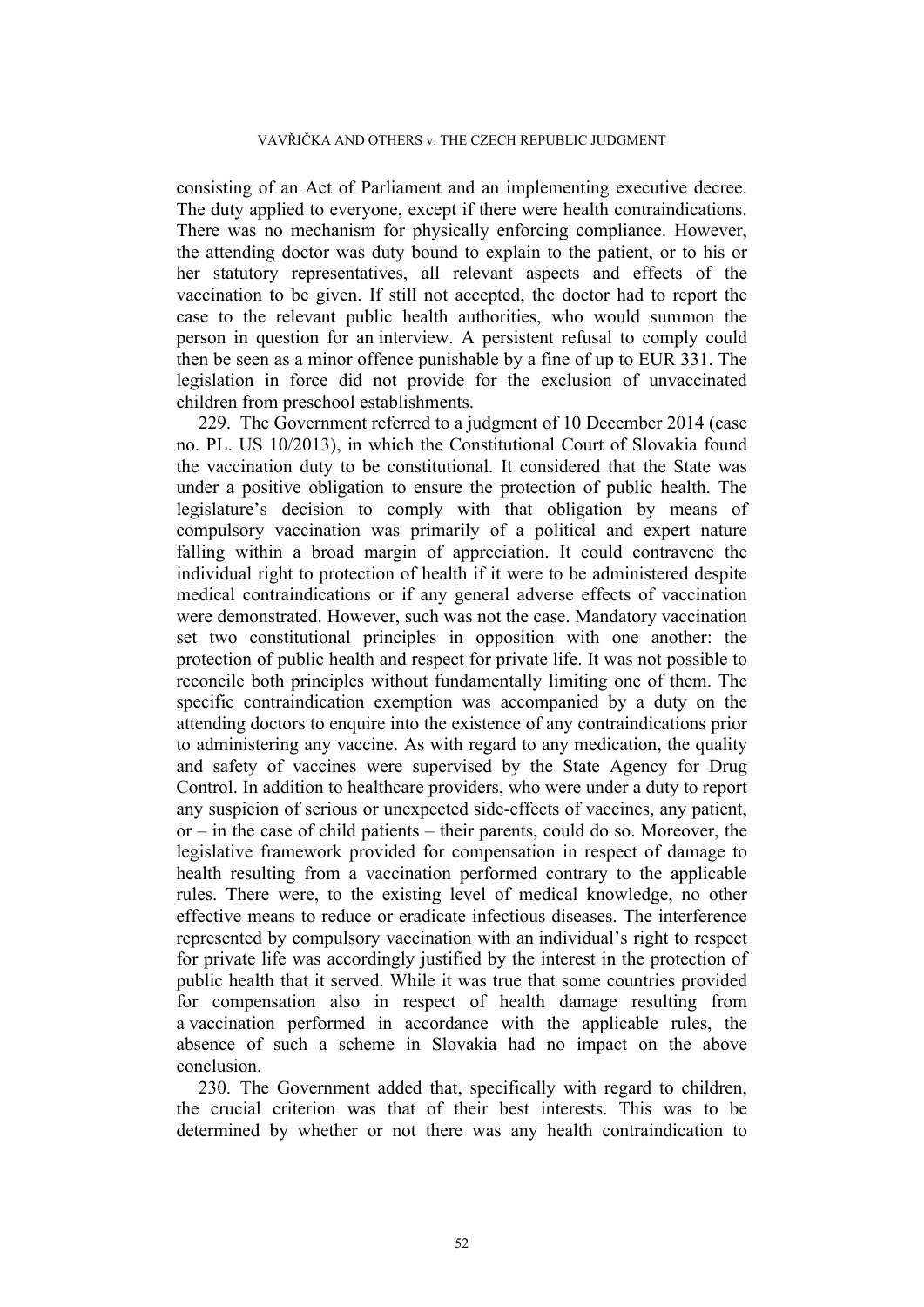consisting of an Act of Parliament and an implementing executive decree. The duty applied to everyone, except if there were health contraindications. There was no mechanism for physically enforcing compliance. However, the attending doctor was duty bound to explain to the patient, or to his or her statutory representatives, all relevant aspects and effects of the vaccination to be given. If still not accepted, the doctor had to report the case to the relevant public health authorities, who would summon the person in question for an interview. A persistent refusal to comply could then be seen as a minor offence punishable by a fine of up to EUR 331. The legislation in force did not provide for the exclusion of unvaccinated children from preschool establishments.

229. The Government referred to a judgment of 10 December 2014 (case no. PL. US 10/2013), in which the Constitutional Court of Slovakia found the vaccination duty to be constitutional. It considered that the State was under a positive obligation to ensure the protection of public health. The legislature's decision to comply with that obligation by means of compulsory vaccination was primarily of a political and expert nature falling within a broad margin of appreciation. It could contravene the individual right to protection of health if it were to be administered despite medical contraindications or if any general adverse effects of vaccination were demonstrated. However, such was not the case. Mandatory vaccination set two constitutional principles in opposition with one another: the protection of public health and respect for private life. It was not possible to reconcile both principles without fundamentally limiting one of them. The specific contraindication exemption was accompanied by a duty on the attending doctors to enquire into the existence of any contraindications prior to administering any vaccine. As with regard to any medication, the quality and safety of vaccines were supervised by the State Agency for Drug Control. In addition to healthcare providers, who were under a duty to report any suspicion of serious or unexpected side-effects of vaccines, any patient, or – in the case of child patients – their parents, could do so. Moreover, the legislative framework provided for compensation in respect of damage to health resulting from a vaccination performed contrary to the applicable rules. There were, to the existing level of medical knowledge, no other effective means to reduce or eradicate infectious diseases. The interference represented by compulsory vaccination with an individual's right to respect for private life was accordingly justified by the interest in the protection of public health that it served. While it was true that some countries provided for compensation also in respect of health damage resulting from a vaccination performed in accordance with the applicable rules, the absence of such a scheme in Slovakia had no impact on the above conclusion.

230. The Government added that, specifically with regard to children, the crucial criterion was that of their best interests. This was to be determined by whether or not there was any health contraindication to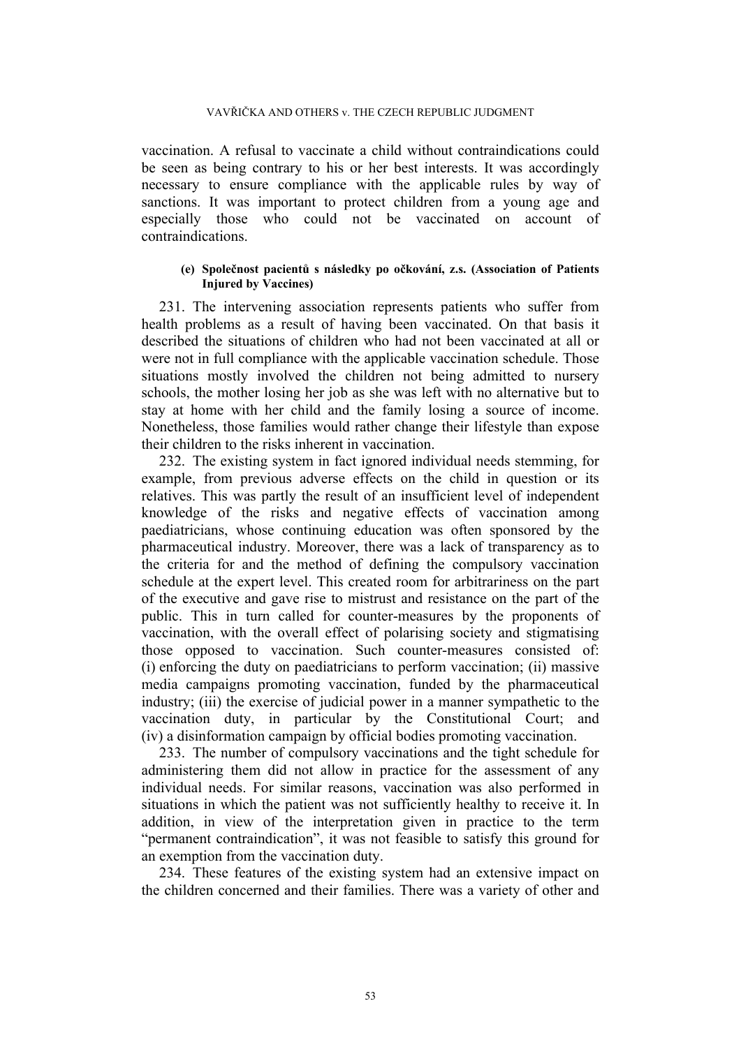vaccination. A refusal to vaccinate a child without contraindications could be seen as being contrary to his or her best interests. It was accordingly necessary to ensure compliance with the applicable rules by way of sanctions. It was important to protect children from a young age and especially those who could not be vaccinated on account of contraindications.

##### (e) Společnost pacientů s následky po očkování, z.s. (Association of Patients Injured by Vaccines)

231. The intervening association represents patients who suffer from health problems as a result of having been vaccinated. On that basis it described the situations of children who had not been vaccinated at all or were not in full compliance with the applicable vaccination schedule. Those situations mostly involved the children not being admitted to nursery schools, the mother losing her job as she was left with no alternative but to stay at home with her child and the family losing a source of income. Nonetheless, those families would rather change their lifestyle than expose their children to the risks inherent in vaccination.

232. The existing system in fact ignored individual needs stemming, for example, from previous adverse effects on the child in question or its relatives. This was partly the result of an insufficient level of independent knowledge of the risks and negative effects of vaccination among paediatricians, whose continuing education was often sponsored by the pharmaceutical industry. Moreover, there was a lack of transparency as to the criteria for and the method of defining the compulsory vaccination schedule at the expert level. This created room for arbitrariness on the part of the executive and gave rise to mistrust and resistance on the part of the public. This in turn called for counter-measures by the proponents of vaccination, with the overall effect of polarising society and stigmatising those opposed to vaccination. Such counter-measures consisted of: (i) enforcing the duty on paediatricians to perform vaccination; (ii) massive media campaigns promoting vaccination, funded by the pharmaceutical industry; (iii) the exercise of judicial power in a manner sympathetic to the vaccination duty, in particular by the Constitutional Court; and (iv) a disinformation campaign by official bodies promoting vaccination.

233. The number of compulsory vaccinations and the tight schedule for administering them did not allow in practice for the assessment of any individual needs. For similar reasons, vaccination was also performed in situations in which the patient was not sufficiently healthy to receive it. In addition, in view of the interpretation given in practice to the term "permanent contraindication", it was not feasible to satisfy this ground for an exemption from the vaccination duty.

234. These features of the existing system had an extensive impact on the children concerned and their families. There was a variety of other and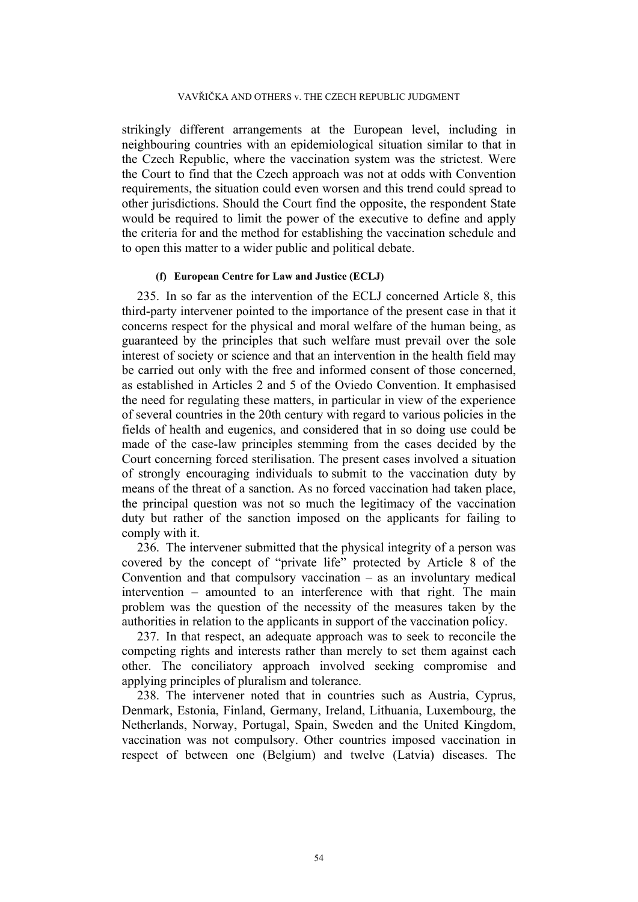strikingly different arrangements at the European level, including in neighbouring countries with an epidemiological situation similar to that in the Czech Republic, where the vaccination system was the strictest. Were the Court to find that the Czech approach was not at odds with Convention requirements, the situation could even worsen and this trend could spread to other jurisdictions. Should the Court find the opposite, the respondent State would be required to limit the power of the executive to define and apply the criteria for and the method for establishing the vaccination schedule and to open this matter to a wider public and political debate.

#### (f) European Centre for Law and Justice (ECLJ)

235. In so far as the intervention of the ECLJ concerned Article 8, this third-party intervener pointed to the importance of the present case in that it concerns respect for the physical and moral welfare of the human being, as guaranteed by the principles that such welfare must prevail over the sole interest of society or science and that an intervention in the health field may be carried out only with the free and informed consent of those concerned, as established in Articles 2 and 5 of the Oviedo Convention. It emphasised the need for regulating these matters, in particular in view of the experience of several countries in the 20th century with regard to various policies in the fields of health and eugenics, and considered that in so doing use could be made of the case-law principles stemming from the cases decided by the Court concerning forced sterilisation. The present cases involved a situation of strongly encouraging individuals to submit to the vaccination duty by means of the threat of a sanction. As no forced vaccination had taken place, the principal question was not so much the legitimacy of the vaccination duty but rather of the sanction imposed on the applicants for failing to comply with it.

236. The intervener submitted that the physical integrity of a person was covered by the concept of "private life" protected by Article 8 of the Convention and that compulsory vaccination – as an involuntary medical intervention – amounted to an interference with that right. The main problem was the question of the necessity of the measures taken by the authorities in relation to the applicants in support of the vaccination policy.

237. In that respect, an adequate approach was to seek to reconcile the competing rights and interests rather than merely to set them against each other. The conciliatory approach involved seeking compromise and applying principles of pluralism and tolerance.

238. The intervener noted that in countries such as Austria, Cyprus, Denmark, Estonia, Finland, Germany, Ireland, Lithuania, Luxembourg, the Netherlands, Norway, Portugal, Spain, Sweden and the United Kingdom, vaccination was not compulsory. Other countries imposed vaccination in respect of between one (Belgium) and twelve (Latvia) diseases. The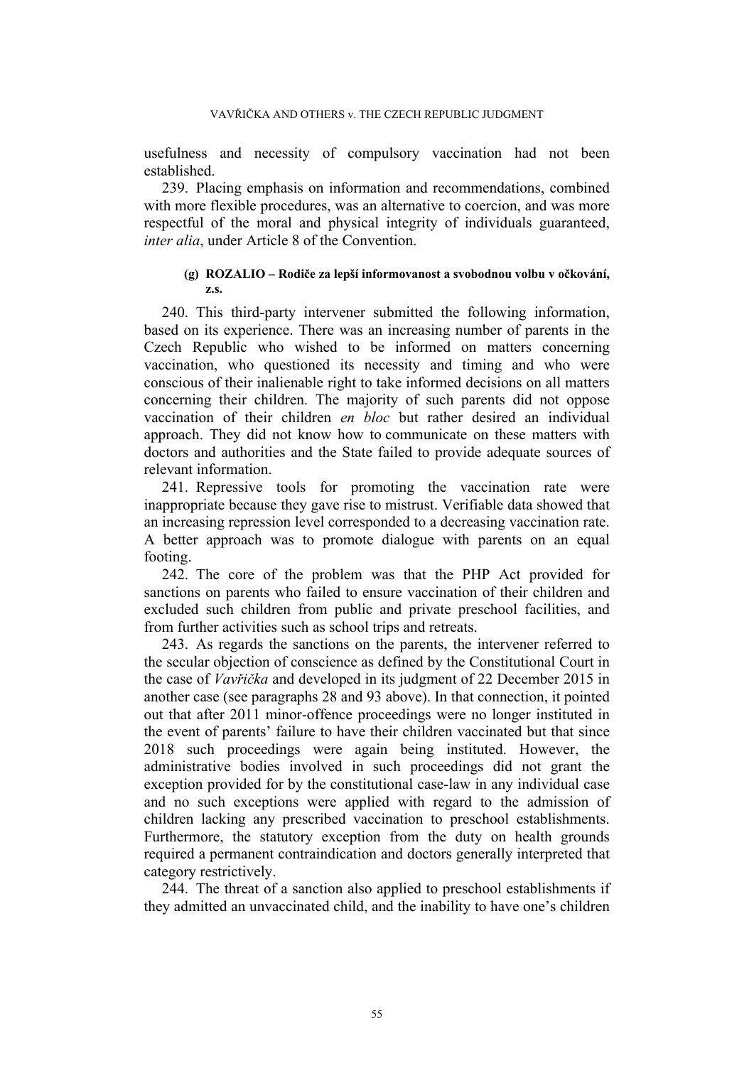usefulness and necessity of compulsory vaccination had not been established.

239. Placing emphasis on information and recommendations, combined with more flexible procedures, was an alternative to coercion, and was more respectful of the moral and physical integrity of individuals guaranteed, *inter alia*, under Article 8 of the Convention.

#### (g) ROZALIO – Rodiče za lepší informovanost a svobodnou volbu v očkování, z.s.

240. This third-party intervener submitted the following information, based on its experience. There was an increasing number of parents in the Czech Republic who wished to be informed on matters concerning vaccination, who questioned its necessity and timing and who were conscious of their inalienable right to take informed decisions on all matters concerning their children. The majority of such parents did not oppose vaccination of their children *en bloc* but rather desired an individual approach. They did not know how to communicate on these matters with doctors and authorities and the State failed to provide adequate sources of relevant information.

241. Repressive tools for promoting the vaccination rate were inappropriate because they gave rise to mistrust. Verifiable data showed that an increasing repression level corresponded to a decreasing vaccination rate. A better approach was to promote dialogue with parents on an equal footing.

242. The core of the problem was that the PHP Act provided for sanctions on parents who failed to ensure vaccination of their children and excluded such children from public and private preschool facilities, and from further activities such as school trips and retreats.

243. As regards the sanctions on the parents, the intervener referred to the secular objection of conscience as defined by the Constitutional Court in the case of *Vavřička* and developed in its judgment of 22 December 2015 in another case (see paragraphs 28 and 93 above). In that connection, it pointed out that after 2011 minor-offence proceedings were no longer instituted in the event of parents' failure to have their children vaccinated but that since 2018 such proceedings were again being instituted. However, the administrative bodies involved in such proceedings did not grant the exception provided for by the constitutional case-law in any individual case and no such exceptions were applied with regard to the admission of children lacking any prescribed vaccination to preschool establishments. Furthermore, the statutory exception from the duty on health grounds required a permanent contraindication and doctors generally interpreted that category restrictively.

244. The threat of a sanction also applied to preschool establishments if they admitted an unvaccinated child, and the inability to have one's children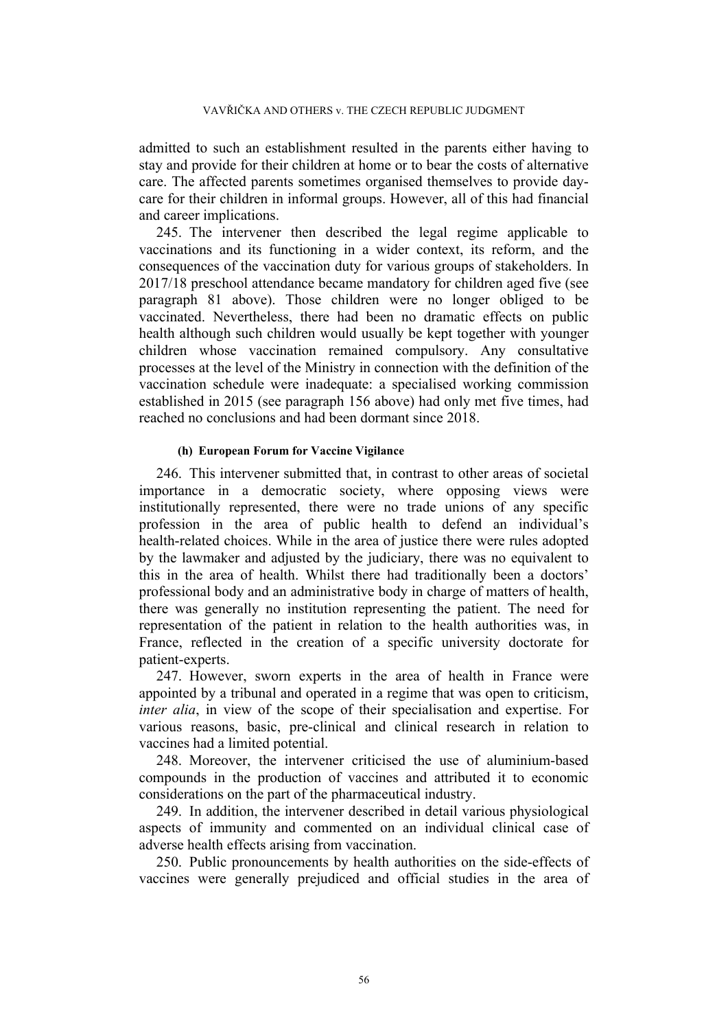admitted to such an establishment resulted in the parents either having to stay and provide for their children at home or to bear the costs of alternative care. The affected parents sometimes organised themselves to provide day-care for their children in informal groups. However, all of this had financial and career implications.

245. The intervener then described the legal regime applicable to vaccinations and its functioning in a wider context, its reform, and the consequences of the vaccination duty for various groups of stakeholders. In 2017/18 preschool attendance became mandatory for children aged five (see paragraph 81 above). Those children were no longer obliged to be vaccinated. Nevertheless, there had been no dramatic effects on public health although such children would usually be kept together with younger children whose vaccination remained compulsory. Any consultative processes at the level of the Ministry in connection with the definition of the vaccination schedule were inadequate: a specialised working commission established in 2015 (see paragraph 156 above) had only met five times, had reached no conclusions and had been dormant since 2018.

#### (h) European Forum for Vaccine Vigilance

246. This intervener submitted that, in contrast to other areas of societal importance in a democratic society, where opposing views were institutionally represented, there were no trade unions of any specific profession in the area of public health to defend an individual's health-related choices. While in the area of justice there were rules adopted by the lawmaker and adjusted by the judiciary, there was no equivalent to this in the area of health. Whilst there had traditionally been a doctors' professional body and an administrative body in charge of matters of health, there was generally no institution representing the patient. The need for representation of the patient in relation to the health authorities was, in France, reflected in the creation of a specific university doctorate for patient-experts.

247. However, sworn experts in the area of health in France were appointed by a tribunal and operated in a regime that was open to criticism, *inter alia*, in view of the scope of their specialisation and expertise. For various reasons, basic, pre-clinical and clinical research in relation to vaccines had a limited potential.

248. Moreover, the intervener criticised the use of aluminium-based compounds in the production of vaccines and attributed it to economic considerations on the part of the pharmaceutical industry.

249. In addition, the intervener described in detail various physiological aspects of immunity and commented on an individual clinical case of adverse health effects arising from vaccination.

250. Public pronouncements by health authorities on the side-effects of vaccines were generally prejudiced and official studies in the area of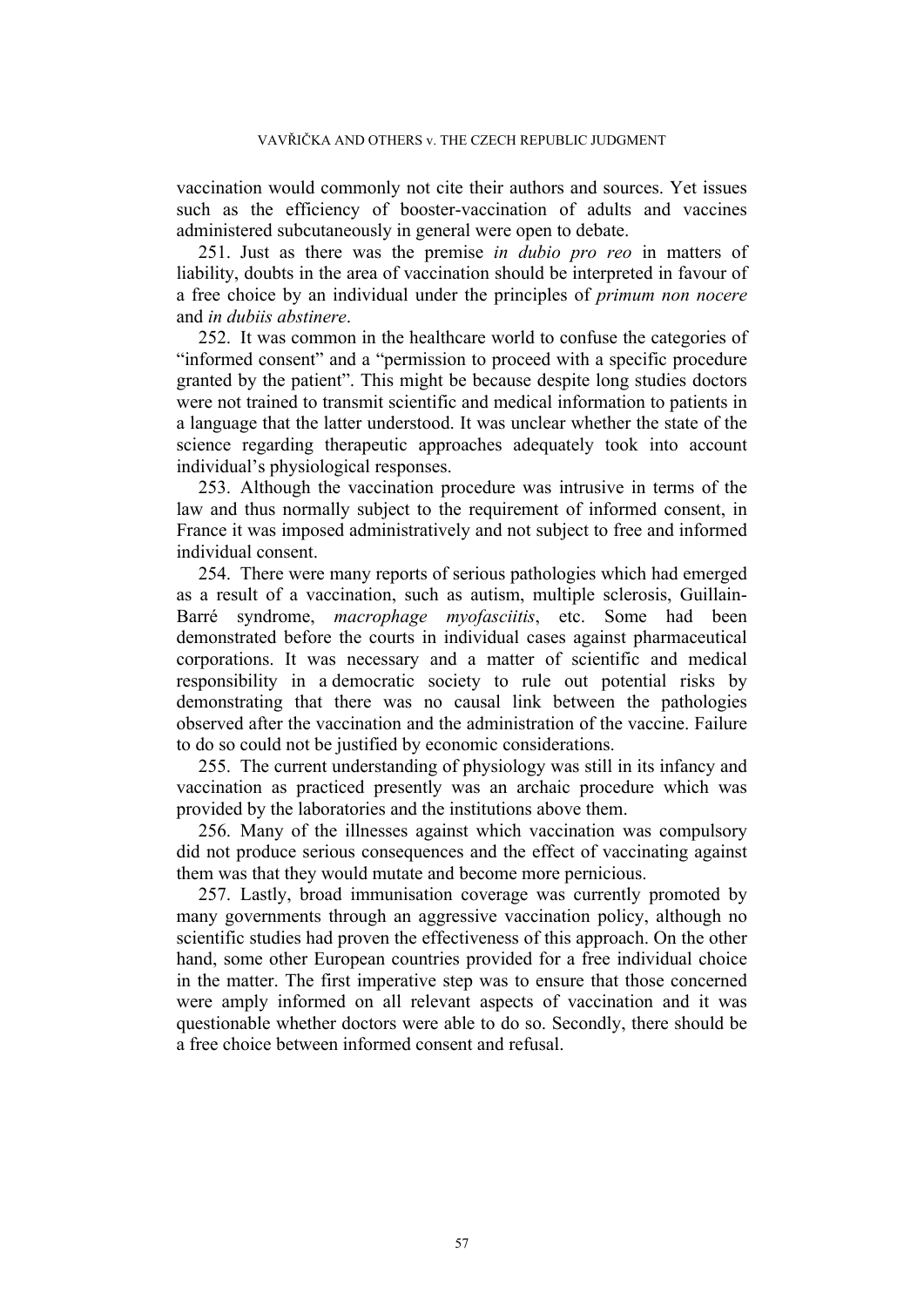vaccination would commonly not cite their authors and sources. Yet issues such as the efficiency of booster-vaccination of adults and vaccines administered subcutaneously in general were open to debate.

251. Just as there was the premise *in dubio pro reo* in matters of liability, doubts in the area of vaccination should be interpreted in favour of a free choice by an individual under the principles of *primum non nocere* and *in dubiis abstinere*.

252. It was common in the healthcare world to confuse the categories of "informed consent" and a "permission to proceed with a specific procedure granted by the patient". This might be because despite long studies doctors were not trained to transmit scientific and medical information to patients in a language that the latter understood. It was unclear whether the state of the science regarding therapeutic approaches adequately took into account individual's physiological responses.

253. Although the vaccination procedure was intrusive in terms of the law and thus normally subject to the requirement of informed consent, in France it was imposed administratively and not subject to free and informed individual consent.

254. There were many reports of serious pathologies which had emerged as a result of a vaccination, such as autism, multiple sclerosis, Guillain-Barré syndrome, *macrophage myofasciitis*, etc. Some had been demonstrated before the courts in individual cases against pharmaceutical corporations. It was necessary and a matter of scientific and medical responsibility in a democratic society to rule out potential risks by demonstrating that there was no causal link between the pathologies observed after the vaccination and the administration of the vaccine. Failure to do so could not be justified by economic considerations.

255. The current understanding of physiology was still in its infancy and vaccination as practiced presently was an archaic procedure which was provided by the laboratories and the institutions above them.

256. Many of the illnesses against which vaccination was compulsory did not produce serious consequences and the effect of vaccinating against them was that they would mutate and become more pernicious.

257. Lastly, broad immunisation coverage was currently promoted by many governments through an aggressive vaccination policy, although no scientific studies had proven the effectiveness of this approach. On the other hand, some other European countries provided for a free individual choice in the matter. The first imperative step was to ensure that those concerned were amply informed on all relevant aspects of vaccination and it was questionable whether doctors were able to do so. Secondly, there should be a free choice between informed consent and refusal.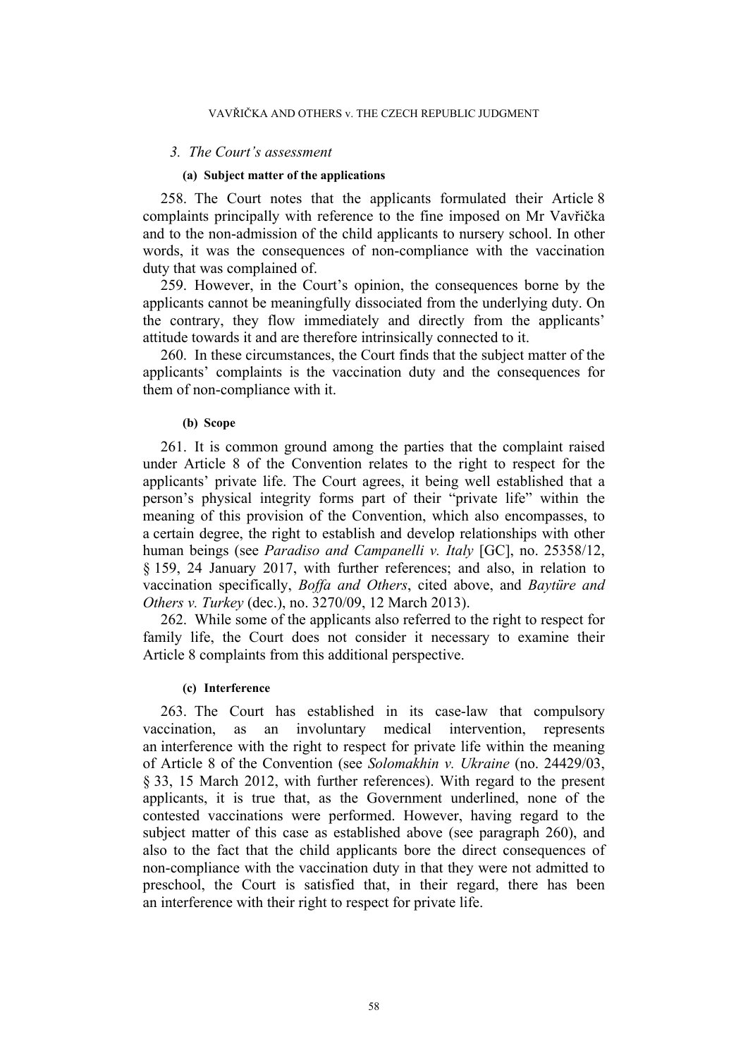### 3. The Court's assessment

#### (a) Subject matter of the applications

258. The Court notes that the applicants formulated their Article 8 complaints principally with reference to the fine imposed on Mr Vavřička and to the non-admission of the child applicants to nursery school. In other words, it was the consequences of non-compliance with the vaccination duty that was complained of.

259. However, in the Court's opinion, the consequences borne by the applicants cannot be meaningfully dissociated from the underlying duty. On the contrary, they flow immediately and directly from the applicants' attitude towards it and are therefore intrinsically connected to it.

260. In these circumstances, the Court finds that the subject matter of the applicants' complaints is the vaccination duty and the consequences for them of non-compliance with it.

#### (b) Scope

261. It is common ground among the parties that the complaint raised under Article 8 of the Convention relates to the right to respect for the applicants' private life. The Court agrees, it being well established that a person's physical integrity forms part of their "private life" within the meaning of this provision of the Convention, which also encompasses, to a certain degree, the right to establish and develop relationships with other human beings (see *Paradiso and Campanelli v. Italy* [GC], no. 25358/12, § 159, 24 January 2017, with further references; and also, in relation to vaccination specifically, *Boffa and Others*, cited above, and *Baytüre and Others v. Turkey* (dec.), no. 3270/09, 12 March 2013).

262. While some of the applicants also referred to the right to respect for family life, the Court does not consider it necessary to examine their Article 8 complaints from this additional perspective.

#### (c) Interference

263. The Court has established in its case-law that compulsory vaccination, as an involuntary medical intervention, represents an interference with the right to respect for private life within the meaning of Article 8 of the Convention (see *Solomakhin v. Ukraine* (no. 24429/03, § 33, 15 March 2012, with further references). With regard to the present applicants, it is true that, as the Government underlined, none of the contested vaccinations were performed. However, having regard to the subject matter of this case as established above (see paragraph 260), and also to the fact that the child applicants bore the direct consequences of non-compliance with the vaccination duty in that they were not admitted to preschool, the Court is satisfied that, in their regard, there has been an interference with their right to respect for private life.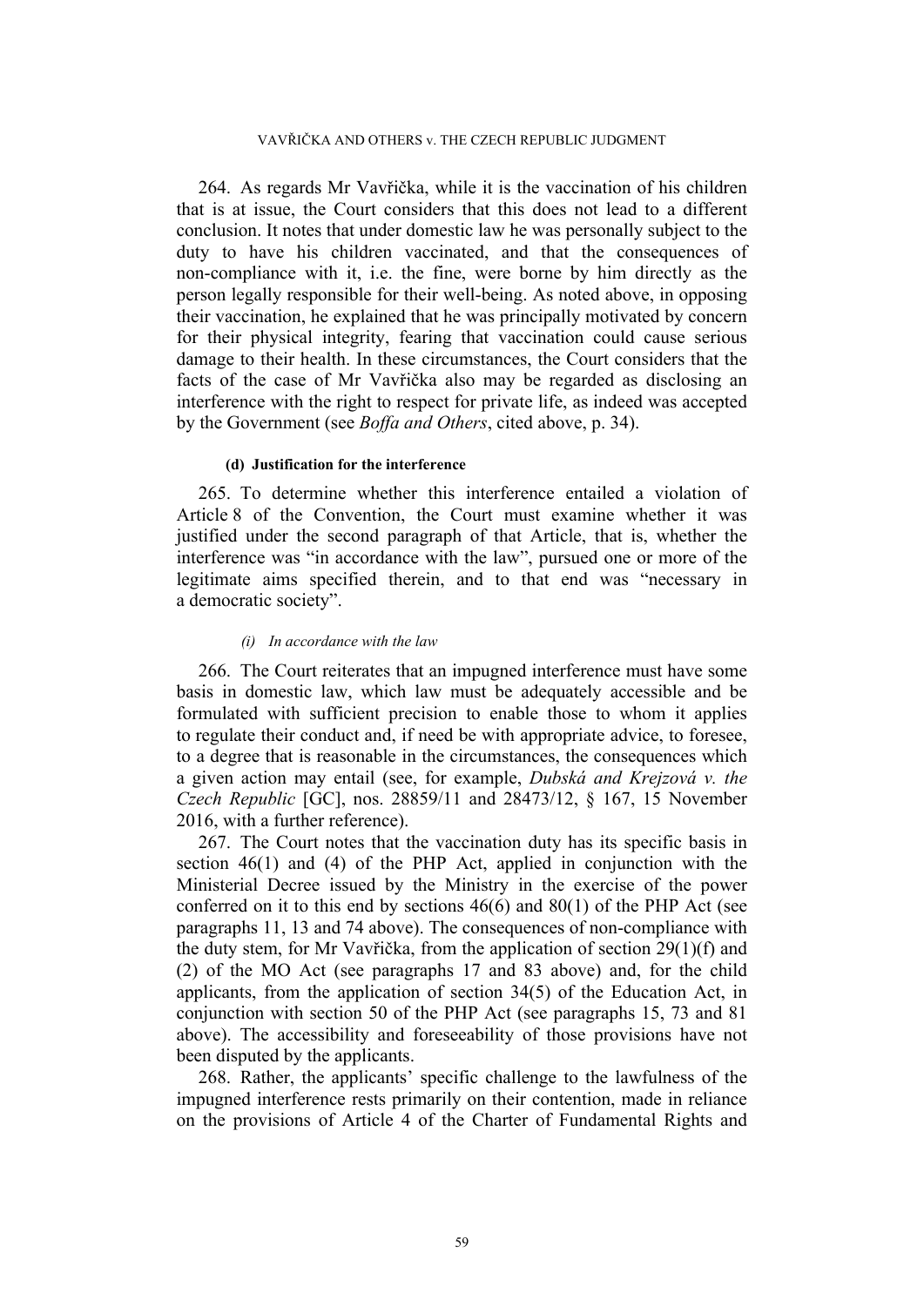264. As regards Mr Vavřička, while it is the vaccination of his children that is at issue, the Court considers that this does not lead to a different conclusion. It notes that under domestic law he was personally subject to the duty to have his children vaccinated, and that the consequences of non-compliance with it, i.e. the fine, were borne by him directly as the person legally responsible for their well-being. As noted above, in opposing their vaccination, he explained that he was principally motivated by concern for their physical integrity, fearing that vaccination could cause serious damage to their health. In these circumstances, the Court considers that the facts of the case of Mr Vavřička also may be regarded as disclosing an interference with the right to respect for private life, as indeed was accepted by the Government (see *Boffa and Others*, cited above, p. 34).

#### (d) Justification for the interference

265. To determine whether this interference entailed a violation of Article 8 of the Convention, the Court must examine whether it was justified under the second paragraph of that Article, that is, whether the interference was "in accordance with the law", pursued one or more of the legitimate aims specified therein, and to that end was "necessary in a democratic society".

##### *(i) In accordance with the law*

266. The Court reiterates that an impugned interference must have some basis in domestic law, which law must be adequately accessible and be formulated with sufficient precision to enable those to whom it applies to regulate their conduct and, if need be with appropriate advice, to foresee, to a degree that is reasonable in the circumstances, the consequences which a given action may entail (see, for example, *Dubská and Krejzová v. the Czech Republic* [GC], nos. 28859/11 and 28473/12, § 167, 15 November 2016, with a further reference).

267. The Court notes that the vaccination duty has its specific basis in section 46(1) and (4) of the PHP Act, applied in conjunction with the Ministerial Decree issued by the Ministry in the exercise of the power conferred on it to this end by sections 46(6) and 80(1) of the PHP Act (see paragraphs 11, 13 and 74 above). The consequences of non-compliance with the duty stem, for Mr Vavřička, from the application of section 29(1)(f) and (2) of the MO Act (see paragraphs 17 and 83 above) and, for the child applicants, from the application of section 34(5) of the Education Act, in conjunction with section 50 of the PHP Act (see paragraphs 15, 73 and 81 above). The accessibility and foreseeability of those provisions have not been disputed by the applicants.

268. Rather, the applicants' specific challenge to the lawfulness of the impugned interference rests primarily on their contention, made in reliance on the provisions of Article 4 of the Charter of Fundamental Rights and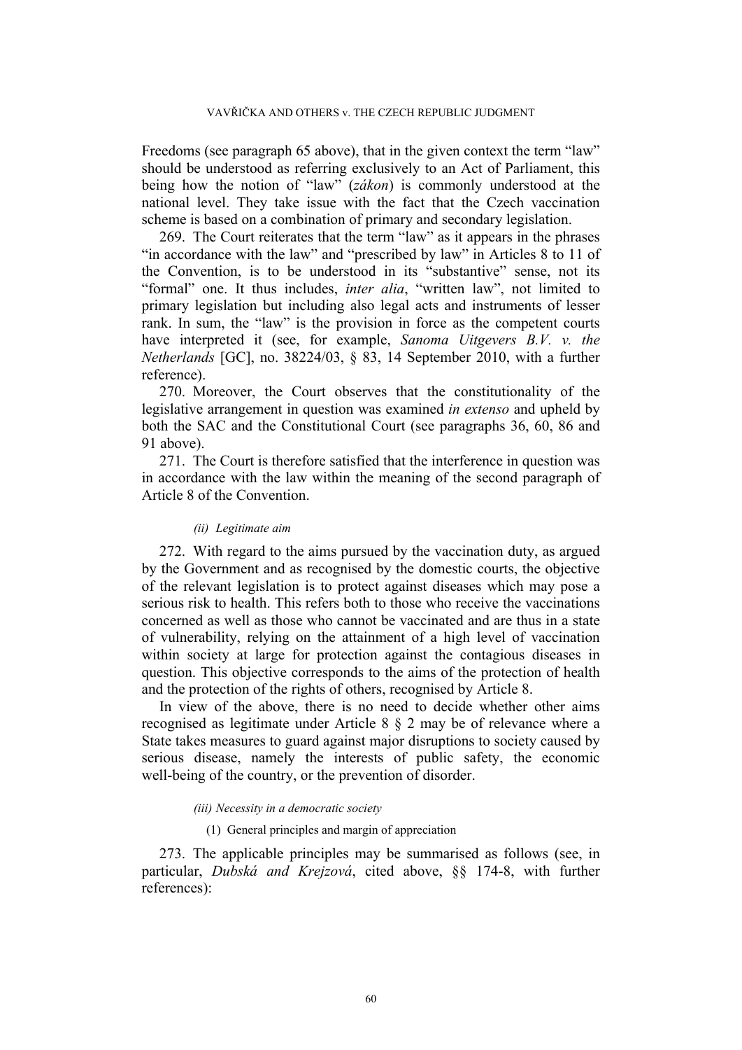Freedoms (see paragraph 65 above), that in the given context the term "law" should be understood as referring exclusively to an Act of Parliament, this being how the notion of "law" (*zákon*) is commonly understood at the national level. They take issue with the fact that the Czech vaccination scheme is based on a combination of primary and secondary legislation.

269. The Court reiterates that the term "law" as it appears in the phrases "in accordance with the law" and "prescribed by law" in Articles 8 to 11 of the Convention, is to be understood in its "substantive" sense, not its "formal" one. It thus includes, *inter alia*, "written law", not limited to primary legislation but including also legal acts and instruments of lesser rank. In sum, the "law" is the provision in force as the competent courts have interpreted it (see, for example, *Sanoma Uitgevers B.V. v. the Netherlands* [GC], no. 38224/03, § 83, 14 September 2010, with a further reference).

270. Moreover, the Court observes that the constitutionality of the legislative arrangement in question was examined *in extenso* and upheld by both the SAC and the Constitutional Court (see paragraphs 36, 60, 86 and 91 above).

271. The Court is therefore satisfied that the interference in question was in accordance with the law within the meaning of the second paragraph of Article 8 of the Convention.

*(ii) Legitimate aim*

272. With regard to the aims pursued by the vaccination duty, as argued by the Government and as recognised by the domestic courts, the objective of the relevant legislation is to protect against diseases which may pose a serious risk to health. This refers both to those who receive the vaccinations concerned as well as those who cannot be vaccinated and are thus in a state of vulnerability, relying on the attainment of a high level of vaccination within society at large for protection against the contagious diseases in question. This objective corresponds to the aims of the protection of health and the protection of the rights of others, recognised by Article 8.

In view of the above, there is no need to decide whether other aims recognised as legitimate under Article 8 § 2 may be of relevance where a State takes measures to guard against major disruptions to society caused by serious disease, namely the interests of public safety, the economic well-being of the country, or the prevention of disorder.

*(iii) Necessity in a democratic society*

(1) General principles and margin of appreciation

273. The applicable principles may be summarised as follows (see, in particular, *Dubská and Krejzová*, cited above, §§ 174-8, with further references):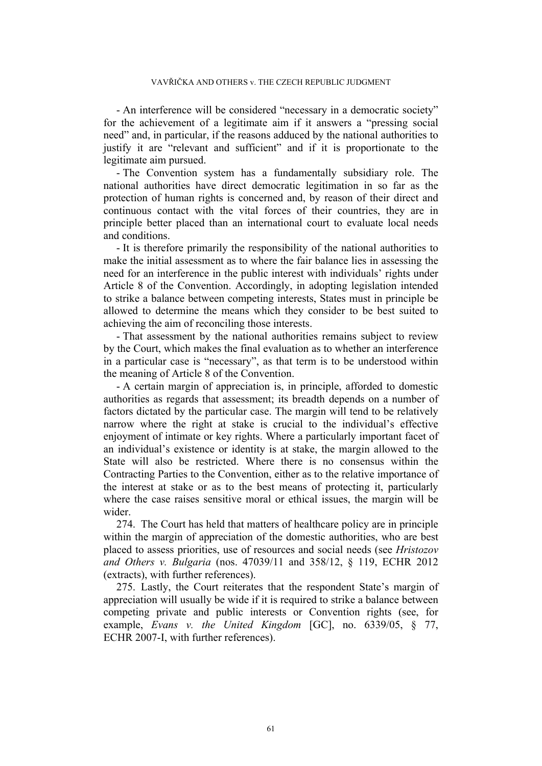- An interference will be considered "necessary in a democratic society" for the achievement of a legitimate aim if it answers a "pressing social need" and, in particular, if the reasons adduced by the national authorities to justify it are "relevant and sufficient" and if it is proportionate to the legitimate aim pursued.

- The Convention system has a fundamentally subsidiary role. The national authorities have direct democratic legitimation in so far as the protection of human rights is concerned and, by reason of their direct and continuous contact with the vital forces of their countries, they are in principle better placed than an international court to evaluate local needs and conditions.

- It is therefore primarily the responsibility of the national authorities to make the initial assessment as to where the fair balance lies in assessing the need for an interference in the public interest with individuals' rights under Article 8 of the Convention. Accordingly, in adopting legislation intended to strike a balance between competing interests, States must in principle be allowed to determine the means which they consider to be best suited to achieving the aim of reconciling those interests.

- That assessment by the national authorities remains subject to review by the Court, which makes the final evaluation as to whether an interference in a particular case is "necessary", as that term is to be understood within the meaning of Article 8 of the Convention.

- A certain margin of appreciation is, in principle, afforded to domestic authorities as regards that assessment; its breadth depends on a number of factors dictated by the particular case. The margin will tend to be relatively narrow where the right at stake is crucial to the individual's effective enjoyment of intimate or key rights. Where a particularly important facet of an individual's existence or identity is at stake, the margin allowed to the State will also be restricted. Where there is no consensus within the Contracting Parties to the Convention, either as to the relative importance of the interest at stake or as to the best means of protecting it, particularly where the case raises sensitive moral or ethical issues, the margin will be wider.

274. The Court has held that matters of healthcare policy are in principle within the margin of appreciation of the domestic authorities, who are best placed to assess priorities, use of resources and social needs (see *Hristozov and Others v. Bulgaria* (nos. 47039/11 and 358/12, § 119, ECHR 2012 (extracts), with further references).

275. Lastly, the Court reiterates that the respondent State's margin of appreciation will usually be wide if it is required to strike a balance between competing private and public interests or Convention rights (see, for example, *Evans v. the United Kingdom* [GC], no. 6339/05, § 77, ECHR 2007-I, with further references).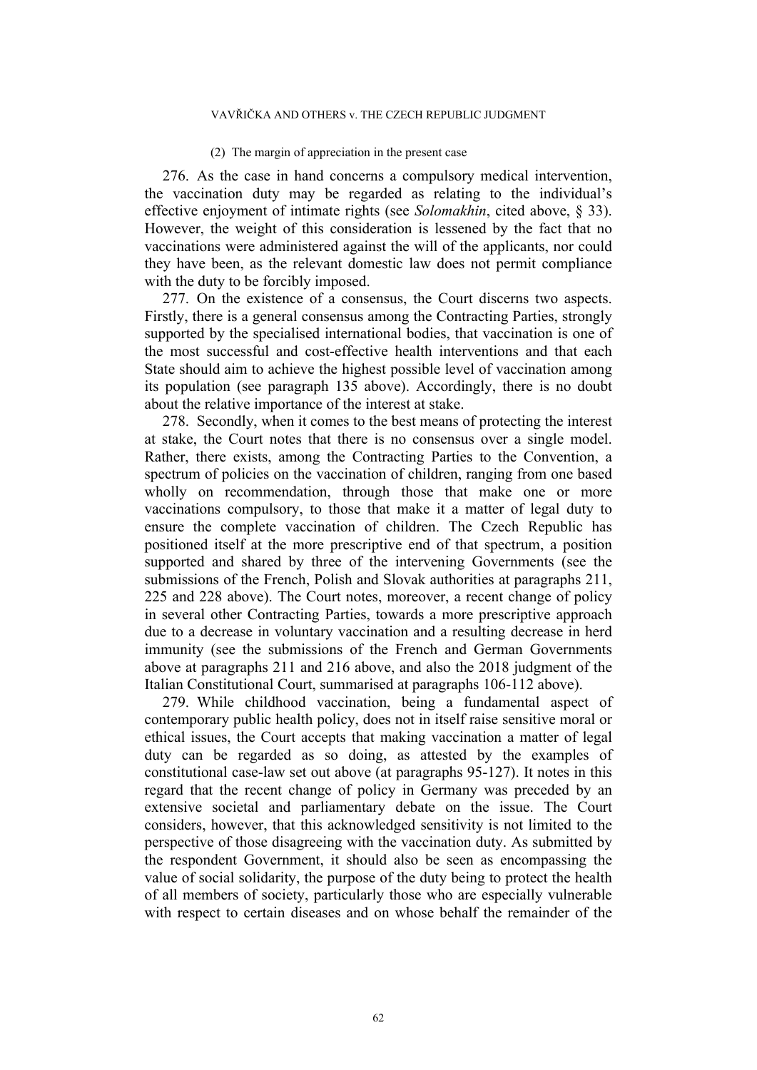(2) The margin of appreciation in the present case

276. As the case in hand concerns a compulsory medical intervention, the vaccination duty may be regarded as relating to the individual's effective enjoyment of intimate rights (see *Solomakhin*, cited above, § 33). However, the weight of this consideration is lessened by the fact that no vaccinations were administered against the will of the applicants, nor could they have been, as the relevant domestic law does not permit compliance with the duty to be forcibly imposed.

277. On the existence of a consensus, the Court discerns two aspects. Firstly, there is a general consensus among the Contracting Parties, strongly supported by the specialised international bodies, that vaccination is one of the most successful and cost-effective health interventions and that each State should aim to achieve the highest possible level of vaccination among its population (see paragraph 135 above). Accordingly, there is no doubt about the relative importance of the interest at stake.

278. Secondly, when it comes to the best means of protecting the interest at stake, the Court notes that there is no consensus over a single model. Rather, there exists, among the Contracting Parties to the Convention, a spectrum of policies on the vaccination of children, ranging from one based wholly on recommendation, through those that make one or more vaccinations compulsory, to those that make it a matter of legal duty to ensure the complete vaccination of children. The Czech Republic has positioned itself at the more prescriptive end of that spectrum, a position supported and shared by three of the intervening Governments (see the submissions of the French, Polish and Slovak authorities at paragraphs 211, 225 and 228 above). The Court notes, moreover, a recent change of policy in several other Contracting Parties, towards a more prescriptive approach due to a decrease in voluntary vaccination and a resulting decrease in herd immunity (see the submissions of the French and German Governments above at paragraphs 211 and 216 above, and also the 2018 judgment of the Italian Constitutional Court, summarised at paragraphs 106-112 above).

279. While childhood vaccination, being a fundamental aspect of contemporary public health policy, does not in itself raise sensitive moral or ethical issues, the Court accepts that making vaccination a matter of legal duty can be regarded as so doing, as attested by the examples of constitutional case-law set out above (at paragraphs 95-127). It notes in this regard that the recent change of policy in Germany was preceded by an extensive societal and parliamentary debate on the issue. The Court considers, however, that this acknowledged sensitivity is not limited to the perspective of those disagreeing with the vaccination duty. As submitted by the respondent Government, it should also be seen as encompassing the value of social solidarity, the purpose of the duty being to protect the health of all members of society, particularly those who are especially vulnerable with respect to certain diseases and on whose behalf the remainder of the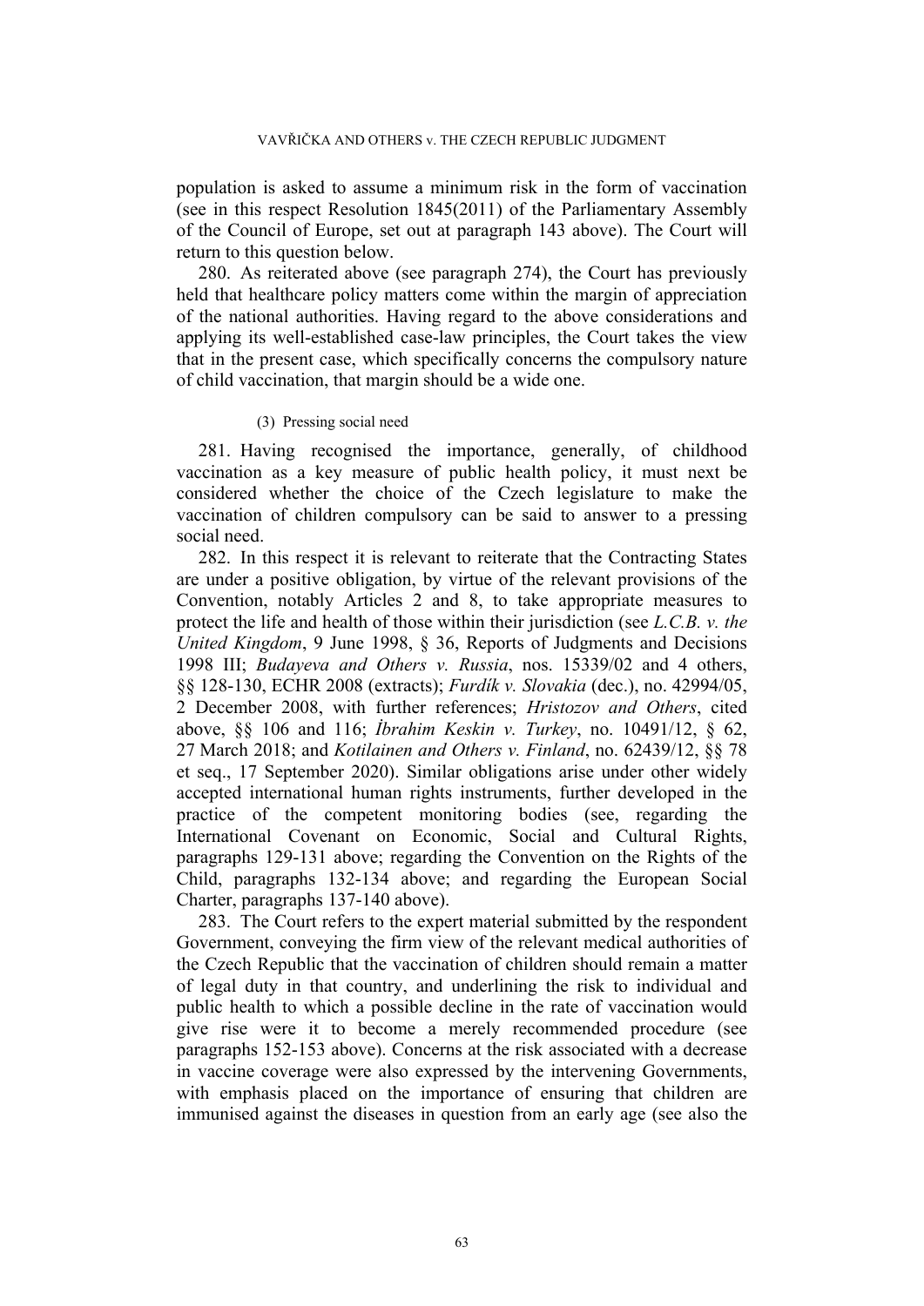population is asked to assume a minimum risk in the form of vaccination (see in this respect Resolution 1845(2011) of the Parliamentary Assembly of the Council of Europe, set out at paragraph 143 above). The Court will return to this question below.

280. As reiterated above (see paragraph 274), the Court has previously held that healthcare policy matters come within the margin of appreciation of the national authorities. Having regard to the above considerations and applying its well-established case-law principles, the Court takes the view that in the present case, which specifically concerns the compulsory nature of child vaccination, that margin should be a wide one.

(3) Pressing social need

281. Having recognised the importance, generally, of childhood vaccination as a key measure of public health policy, it must next be considered whether the choice of the Czech legislature to make the vaccination of children compulsory can be said to answer to a pressing social need.

282. In this respect it is relevant to reiterate that the Contracting States are under a positive obligation, by virtue of the relevant provisions of the Convention, notably Articles 2 and 8, to take appropriate measures to protect the life and health of those within their jurisdiction (see *L.C.B. v. the United Kingdom*, 9 June 1998, § 36, Reports of Judgments and Decisions 1998 III; *Budayeva and Others v. Russia*, nos. 15339/02 and 4 others, §§ 128-130, ECHR 2008 (extracts); *Furdík v. Slovakia* (dec.), no. 42994/05, 2 December 2008, with further references; *Hristozov and Others*, cited above, §§ 106 and 116; *İbrahim Keskin v. Turkey*, no. 10491/12, § 62, 27 March 2018; and *Kotilainen and Others v. Finland*, no. 62439/12, §§ 78 et seq., 17 September 2020). Similar obligations arise under other widely accepted international human rights instruments, further developed in the practice of the competent monitoring bodies (see, regarding the International Covenant on Economic, Social and Cultural Rights, paragraphs 129-131 above; regarding the Convention on the Rights of the Child, paragraphs 132-134 above; and regarding the European Social Charter, paragraphs 137-140 above).

283. The Court refers to the expert material submitted by the respondent Government, conveying the firm view of the relevant medical authorities of the Czech Republic that the vaccination of children should remain a matter of legal duty in that country, and underlining the risk to individual and public health to which a possible decline in the rate of vaccination would give rise were it to become a merely recommended procedure (see paragraphs 152-153 above). Concerns at the risk associated with a decrease in vaccine coverage were also expressed by the intervening Governments, with emphasis placed on the importance of ensuring that children are immunised against the diseases in question from an early age (see also the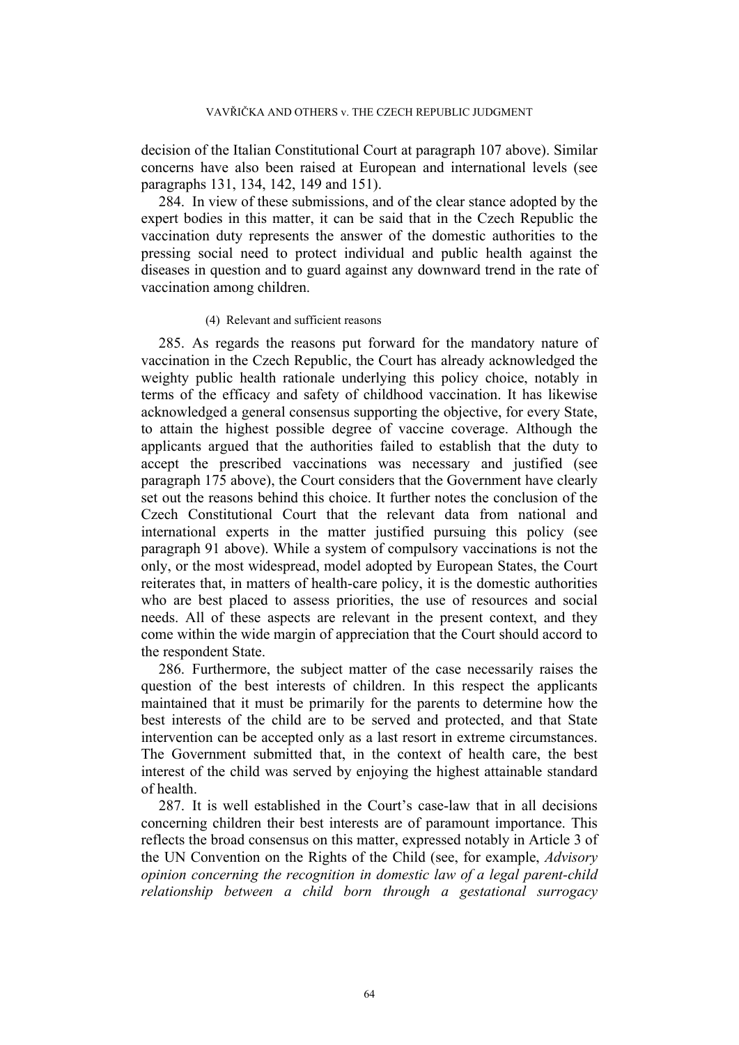decision of the Italian Constitutional Court at paragraph 107 above). Similar concerns have also been raised at European and international levels (see paragraphs 131, 134, 142, 149 and 151).

284. In view of these submissions, and of the clear stance adopted by the expert bodies in this matter, it can be said that in the Czech Republic the vaccination duty represents the answer of the domestic authorities to the pressing social need to protect individual and public health against the diseases in question and to guard against any downward trend in the rate of vaccination among children.

(4) Relevant and sufficient reasons

285. As regards the reasons put forward for the mandatory nature of vaccination in the Czech Republic, the Court has already acknowledged the weighty public health rationale underlying this policy choice, notably in terms of the efficacy and safety of childhood vaccination. It has likewise acknowledged a general consensus supporting the objective, for every State, to attain the highest possible degree of vaccine coverage. Although the applicants argued that the authorities failed to establish that the duty to accept the prescribed vaccinations was necessary and justified (see paragraph 175 above), the Court considers that the Government have clearly set out the reasons behind this choice. It further notes the conclusion of the Czech Constitutional Court that the relevant data from national and international experts in the matter justified pursuing this policy (see paragraph 91 above). While a system of compulsory vaccinations is not the only, or the most widespread, model adopted by European States, the Court reiterates that, in matters of health-care policy, it is the domestic authorities who are best placed to assess priorities, the use of resources and social needs. All of these aspects are relevant in the present context, and they come within the wide margin of appreciation that the Court should accord to the respondent State.

286. Furthermore, the subject matter of the case necessarily raises the question of the best interests of children. In this respect the applicants maintained that it must be primarily for the parents to determine how the best interests of the child are to be served and protected, and that State intervention can be accepted only as a last resort in extreme circumstances. The Government submitted that, in the context of health care, the best interest of the child was served by enjoying the highest attainable standard of health.

287. It is well established in the Court's case-law that in all decisions concerning children their best interests are of paramount importance. This reflects the broad consensus on this matter, expressed notably in Article 3 of the UN Convention on the Rights of the Child (see, for example, *Advisory opinion concerning the recognition in domestic law of a legal parent-child relationship between a child born through a gestational surrogacy*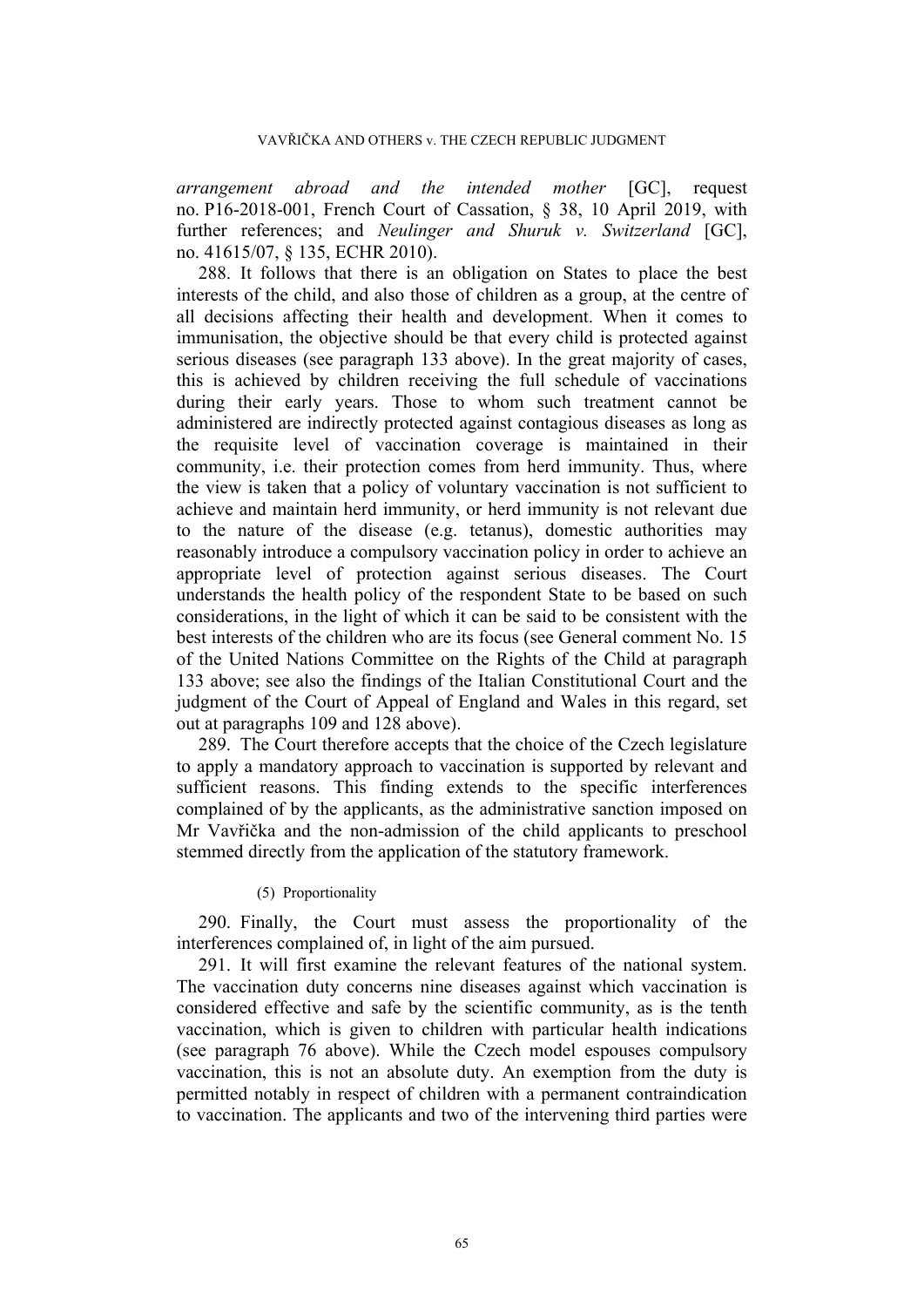*arrangement abroad and the intended mother* [GC], request no. P16-2018-001, French Court of Cassation, § 38, 10 April 2019, with further references; and *Neulinger and Shuruk v. Switzerland* [GC], no. 41615/07, § 135, ECHR 2010).

288. It follows that there is an obligation on States to place the best interests of the child, and also those of children as a group, at the centre of all decisions affecting their health and development. When it comes to immunisation, the objective should be that every child is protected against serious diseases (see paragraph 133 above). In the great majority of cases, this is achieved by children receiving the full schedule of vaccinations during their early years. Those to whom such treatment cannot be administered are indirectly protected against contagious diseases as long as the requisite level of vaccination coverage is maintained in their community, i.e. their protection comes from herd immunity. Thus, where the view is taken that a policy of voluntary vaccination is not sufficient to achieve and maintain herd immunity, or herd immunity is not relevant due to the nature of the disease (e.g. tetanus), domestic authorities may reasonably introduce a compulsory vaccination policy in order to achieve an appropriate level of protection against serious diseases. The Court understands the health policy of the respondent State to be based on such considerations, in the light of which it can be said to be consistent with the best interests of the children who are its focus (see General comment No. 15 of the United Nations Committee on the Rights of the Child at paragraph 133 above; see also the findings of the Italian Constitutional Court and the judgment of the Court of Appeal of England and Wales in this regard, set out at paragraphs 109 and 128 above).

289. The Court therefore accepts that the choice of the Czech legislature to apply a mandatory approach to vaccination is supported by relevant and sufficient reasons. This finding extends to the specific interferences complained of by the applicants, as the administrative sanction imposed on Mr Vavřička and the non-admission of the child applicants to preschool stemmed directly from the application of the statutory framework.

(5) Proportionality

290. Finally, the Court must assess the proportionality of the interferences complained of, in light of the aim pursued.

291. It will first examine the relevant features of the national system. The vaccination duty concerns nine diseases against which vaccination is considered effective and safe by the scientific community, as is the tenth vaccination, which is given to children with particular health indications (see paragraph 76 above). While the Czech model espouses compulsory vaccination, this is not an absolute duty. An exemption from the duty is permitted notably in respect of children with a permanent contraindication to vaccination. The applicants and two of the intervening third parties were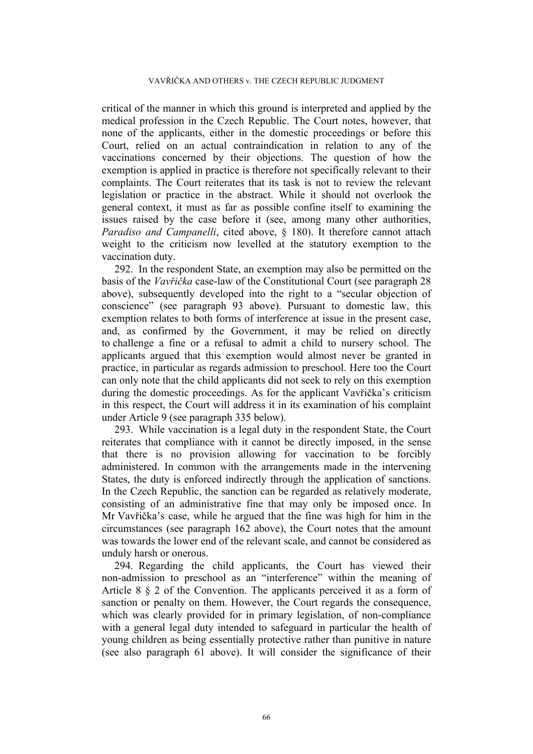critical of the manner in which this ground is interpreted and applied by the medical profession in the Czech Republic. The Court notes, however, that none of the applicants, either in the domestic proceedings or before this Court, relied on an actual contraindication in relation to any of the vaccinations concerned by their objections. The question of how the exemption is applied in practice is therefore not specifically relevant to their complaints. The Court reiterates that its task is not to review the relevant legislation or practice in the abstract. While it should not overlook the general context, it must as far as possible confine itself to examining the issues raised by the case before it (see, among many other authorities, *Paradiso and Campanelli*, cited above, § 180). It therefore cannot attach weight to the criticism now levelled at the statutory exemption to the vaccination duty.

292. In the respondent State, an exemption may also be permitted on the basis of the *Vavřička* case-law of the Constitutional Court (see paragraph 28 above), subsequently developed into the right to a "secular objection of conscience" (see paragraph 93 above). Pursuant to domestic law, this exemption relates to both forms of interference at issue in the present case, and, as confirmed by the Government, it may be relied on directly to challenge a fine or a refusal to admit a child to nursery school. The applicants argued that this exemption would almost never be granted in practice, in particular as regards admission to preschool. Here too the Court can only note that the child applicants did not seek to rely on this exemption during the domestic proceedings. As for the applicant Vavřička's criticism in this respect, the Court will address it in its examination of his complaint under Article 9 (see paragraph 335 below).

293. While vaccination is a legal duty in the respondent State, the Court reiterates that compliance with it cannot be directly imposed, in the sense that there is no provision allowing for vaccination to be forcibly administered. In common with the arrangements made in the intervening States, the duty is enforced indirectly through the application of sanctions. In the Czech Republic, the sanction can be regarded as relatively moderate, consisting of an administrative fine that may only be imposed once. In Mr Vavřička's case, while he argued that the fine was high for him in the circumstances (see paragraph 162 above), the Court notes that the amount was towards the lower end of the relevant scale, and cannot be considered as unduly harsh or onerous.

294. Regarding the child applicants, the Court has viewed their non-admission to preschool as an "interference" within the meaning of Article 8 § 2 of the Convention. The applicants perceived it as a form of sanction or penalty on them. However, the Court regards the consequence, which was clearly provided for in primary legislation, of non-compliance with a general legal duty intended to safeguard in particular the health of young children as being essentially protective rather than punitive in nature (see also paragraph 61 above). It will consider the significance of their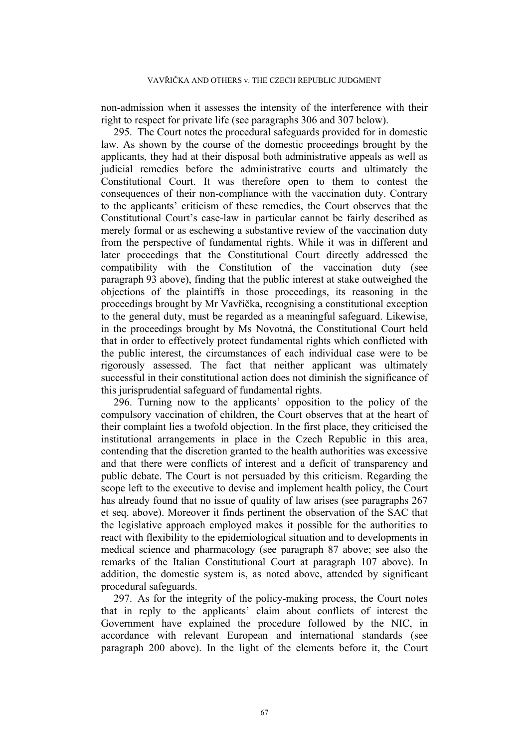non-admission when it assesses the intensity of the interference with their right to respect for private life (see paragraphs 306 and 307 below).

295. The Court notes the procedural safeguards provided for in domestic law. As shown by the course of the domestic proceedings brought by the applicants, they had at their disposal both administrative appeals as well as judicial remedies before the administrative courts and ultimately the Constitutional Court. It was therefore open to them to contest the consequences of their non-compliance with the vaccination duty. Contrary to the applicants' criticism of these remedies, the Court observes that the Constitutional Court's case-law in particular cannot be fairly described as merely formal or as eschewing a substantive review of the vaccination duty from the perspective of fundamental rights. While it was in different and later proceedings that the Constitutional Court directly addressed the compatibility with the Constitution of the vaccination duty (see paragraph 93 above), finding that the public interest at stake outweighed the objections of the plaintiffs in those proceedings, its reasoning in the proceedings brought by Mr Vavřička, recognising a constitutional exception to the general duty, must be regarded as a meaningful safeguard. Likewise, in the proceedings brought by Ms Novotná, the Constitutional Court held that in order to effectively protect fundamental rights which conflicted with the public interest, the circumstances of each individual case were to be rigorously assessed. The fact that neither applicant was ultimately successful in their constitutional action does not diminish the significance of this jurisprudential safeguard of fundamental rights.

296. Turning now to the applicants' opposition to the policy of the compulsory vaccination of children, the Court observes that at the heart of their complaint lies a twofold objection. In the first place, they criticised the institutional arrangements in place in the Czech Republic in this area, contending that the discretion granted to the health authorities was excessive and that there were conflicts of interest and a deficit of transparency and public debate. The Court is not persuaded by this criticism. Regarding the scope left to the executive to devise and implement health policy, the Court has already found that no issue of quality of law arises (see paragraphs 267 et seq. above). Moreover it finds pertinent the observation of the SAC that the legislative approach employed makes it possible for the authorities to react with flexibility to the epidemiological situation and to developments in medical science and pharmacology (see paragraph 87 above; see also the remarks of the Italian Constitutional Court at paragraph 107 above). In addition, the domestic system is, as noted above, attended by significant procedural safeguards.

297. As for the integrity of the policy-making process, the Court notes that in reply to the applicants' claim about conflicts of interest the Government have explained the procedure followed by the NIC, in accordance with relevant European and international standards (see paragraph 200 above). In the light of the elements before it, the Court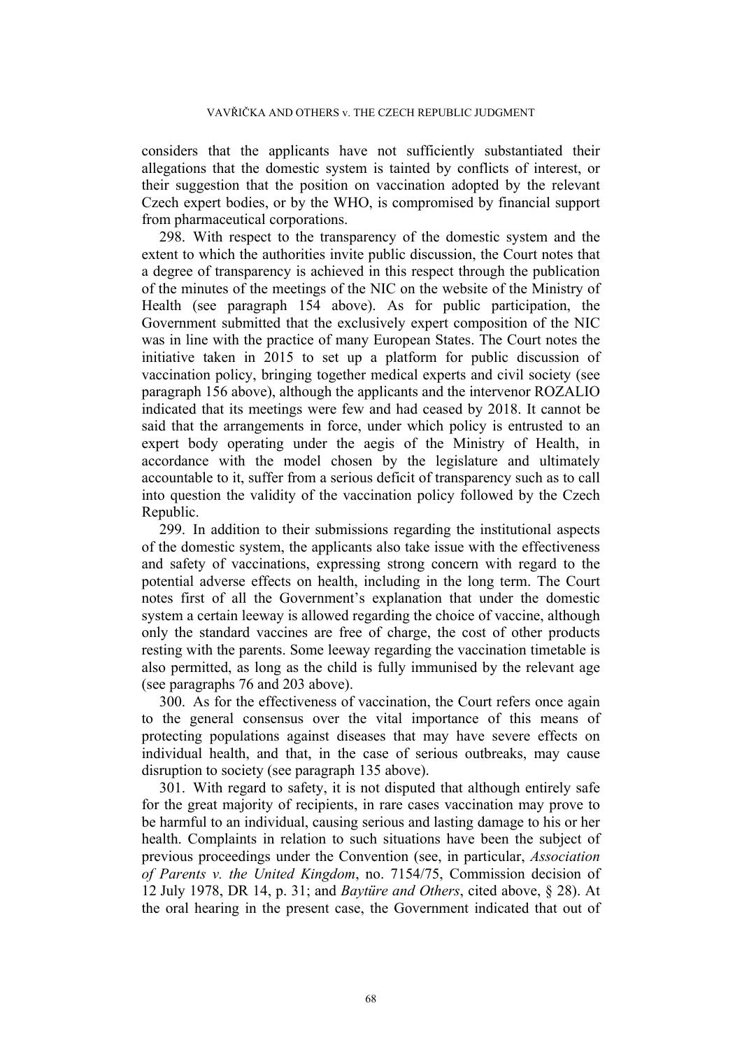considers that the applicants have not sufficiently substantiated their allegations that the domestic system is tainted by conflicts of interest, or their suggestion that the position on vaccination adopted by the relevant Czech expert bodies, or by the WHO, is compromised by financial support from pharmaceutical corporations.

298. With respect to the transparency of the domestic system and the extent to which the authorities invite public discussion, the Court notes that a degree of transparency is achieved in this respect through the publication of the minutes of the meetings of the NIC on the website of the Ministry of Health (see paragraph 154 above). As for public participation, the Government submitted that the exclusively expert composition of the NIC was in line with the practice of many European States. The Court notes the initiative taken in 2015 to set up a platform for public discussion of vaccination policy, bringing together medical experts and civil society (see paragraph 156 above), although the applicants and the intervenor ROZALIO indicated that its meetings were few and had ceased by 2018. It cannot be said that the arrangements in force, under which policy is entrusted to an expert body operating under the aegis of the Ministry of Health, in accordance with the model chosen by the legislature and ultimately accountable to it, suffer from a serious deficit of transparency such as to call into question the validity of the vaccination policy followed by the Czech Republic.

299. In addition to their submissions regarding the institutional aspects of the domestic system, the applicants also take issue with the effectiveness and safety of vaccinations, expressing strong concern with regard to the potential adverse effects on health, including in the long term. The Court notes first of all the Government's explanation that under the domestic system a certain leeway is allowed regarding the choice of vaccine, although only the standard vaccines are free of charge, the cost of other products resting with the parents. Some leeway regarding the vaccination timetable is also permitted, as long as the child is fully immunised by the relevant age (see paragraphs 76 and 203 above).

300. As for the effectiveness of vaccination, the Court refers once again to the general consensus over the vital importance of this means of protecting populations against diseases that may have severe effects on individual health, and that, in the case of serious outbreaks, may cause disruption to society (see paragraph 135 above).

301. With regard to safety, it is not disputed that although entirely safe for the great majority of recipients, in rare cases vaccination may prove to be harmful to an individual, causing serious and lasting damage to his or her health. Complaints in relation to such situations have been the subject of previous proceedings under the Convention (see, in particular, *Association of Parents v. the United Kingdom*, no. 7154/75, Commission decision of 12 July 1978, DR 14, p. 31; and *Baytüre and Others*, cited above, § 28). At the oral hearing in the present case, the Government indicated that out of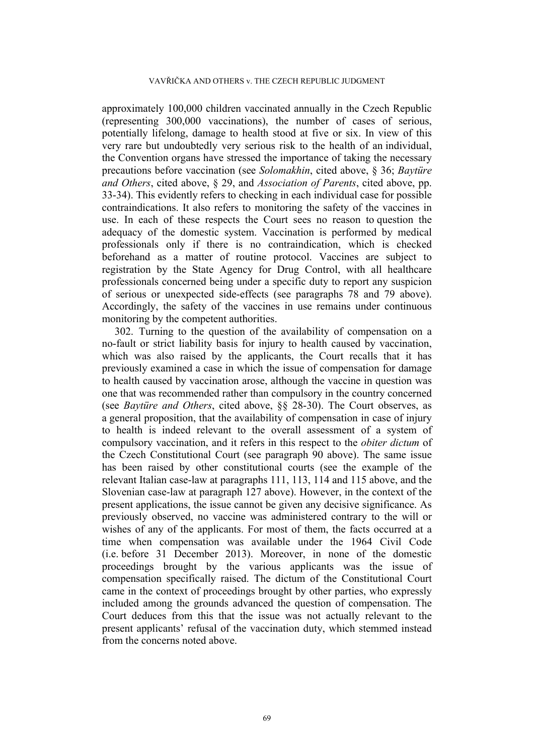approximately 100,000 children vaccinated annually in the Czech Republic (representing 300,000 vaccinations), the number of cases of serious, potentially lifelong, damage to health stood at five or six. In view of this very rare but undoubtedly very serious risk to the health of an individual, the Convention organs have stressed the importance of taking the necessary precautions before vaccination (see *Solomakhin*, cited above, § 36; *Baytüre and Others*, cited above, § 29, and *Association of Parents*, cited above, pp. 33-34). This evidently refers to checking in each individual case for possible contraindications. It also refers to monitoring the safety of the vaccines in use. In each of these respects the Court sees no reason to question the adequacy of the domestic system. Vaccination is performed by medical professionals only if there is no contraindication, which is checked beforehand as a matter of routine protocol. Vaccines are subject to registration by the State Agency for Drug Control, with all healthcare professionals concerned being under a specific duty to report any suspicion of serious or unexpected side-effects (see paragraphs 78 and 79 above). Accordingly, the safety of the vaccines in use remains under continuous monitoring by the competent authorities.

302. Turning to the question of the availability of compensation on a no-fault or strict liability basis for injury to health caused by vaccination, which was also raised by the applicants, the Court recalls that it has previously examined a case in which the issue of compensation for damage to health caused by vaccination arose, although the vaccine in question was one that was recommended rather than compulsory in the country concerned (see *Baytüre and Others*, cited above, §§ 28-30). The Court observes, as a general proposition, that the availability of compensation in case of injury to health is indeed relevant to the overall assessment of a system of compulsory vaccination, and it refers in this respect to the *obiter dictum* of the Czech Constitutional Court (see paragraph 90 above). The same issue has been raised by other constitutional courts (see the example of the relevant Italian case-law at paragraphs 111, 113, 114 and 115 above, and the Slovenian case-law at paragraph 127 above). However, in the context of the present applications, the issue cannot be given any decisive significance. As previously observed, no vaccine was administered contrary to the will or wishes of any of the applicants. For most of them, the facts occurred at a time when compensation was available under the 1964 Civil Code (i.e. before 31 December 2013). Moreover, in none of the domestic proceedings brought by the various applicants was the issue of compensation specifically raised. The dictum of the Constitutional Court came in the context of proceedings brought by other parties, who expressly included among the grounds advanced the question of compensation. The Court deduces from this that the issue was not actually relevant to the present applicants' refusal of the vaccination duty, which stemmed instead from the concerns noted above.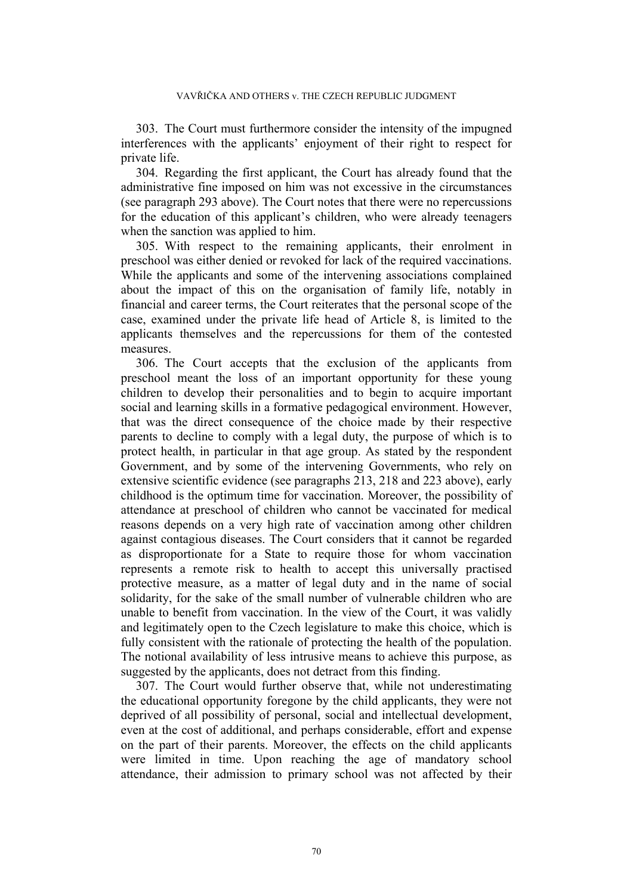303. The Court must furthermore consider the intensity of the impugned interferences with the applicants' enjoyment of their right to respect for private life.

304. Regarding the first applicant, the Court has already found that the administrative fine imposed on him was not excessive in the circumstances (see paragraph 293 above). The Court notes that there were no repercussions for the education of this applicant's children, who were already teenagers when the sanction was applied to him.

305. With respect to the remaining applicants, their enrolment in preschool was either denied or revoked for lack of the required vaccinations. While the applicants and some of the intervening associations complained about the impact of this on the organisation of family life, notably in financial and career terms, the Court reiterates that the personal scope of the case, examined under the private life head of Article 8, is limited to the applicants themselves and the repercussions for them of the contested measures.

306. The Court accepts that the exclusion of the applicants from preschool meant the loss of an important opportunity for these young children to develop their personalities and to begin to acquire important social and learning skills in a formative pedagogical environment. However, that was the direct consequence of the choice made by their respective parents to decline to comply with a legal duty, the purpose of which is to protect health, in particular in that age group. As stated by the respondent Government, and by some of the intervening Governments, who rely on extensive scientific evidence (see paragraphs 213, 218 and 223 above), early childhood is the optimum time for vaccination. Moreover, the possibility of attendance at preschool of children who cannot be vaccinated for medical reasons depends on a very high rate of vaccination among other children against contagious diseases. The Court considers that it cannot be regarded as disproportionate for a State to require those for whom vaccination represents a remote risk to health to accept this universally practised protective measure, as a matter of legal duty and in the name of social solidarity, for the sake of the small number of vulnerable children who are unable to benefit from vaccination. In the view of the Court, it was validly and legitimately open to the Czech legislature to make this choice, which is fully consistent with the rationale of protecting the health of the population. The notional availability of less intrusive means to achieve this purpose, as suggested by the applicants, does not detract from this finding.

307. The Court would further observe that, while not underestimating the educational opportunity foregone by the child applicants, they were not deprived of all possibility of personal, social and intellectual development, even at the cost of additional, and perhaps considerable, effort and expense on the part of their parents. Moreover, the effects on the child applicants were limited in time. Upon reaching the age of mandatory school attendance, their admission to primary school was not affected by their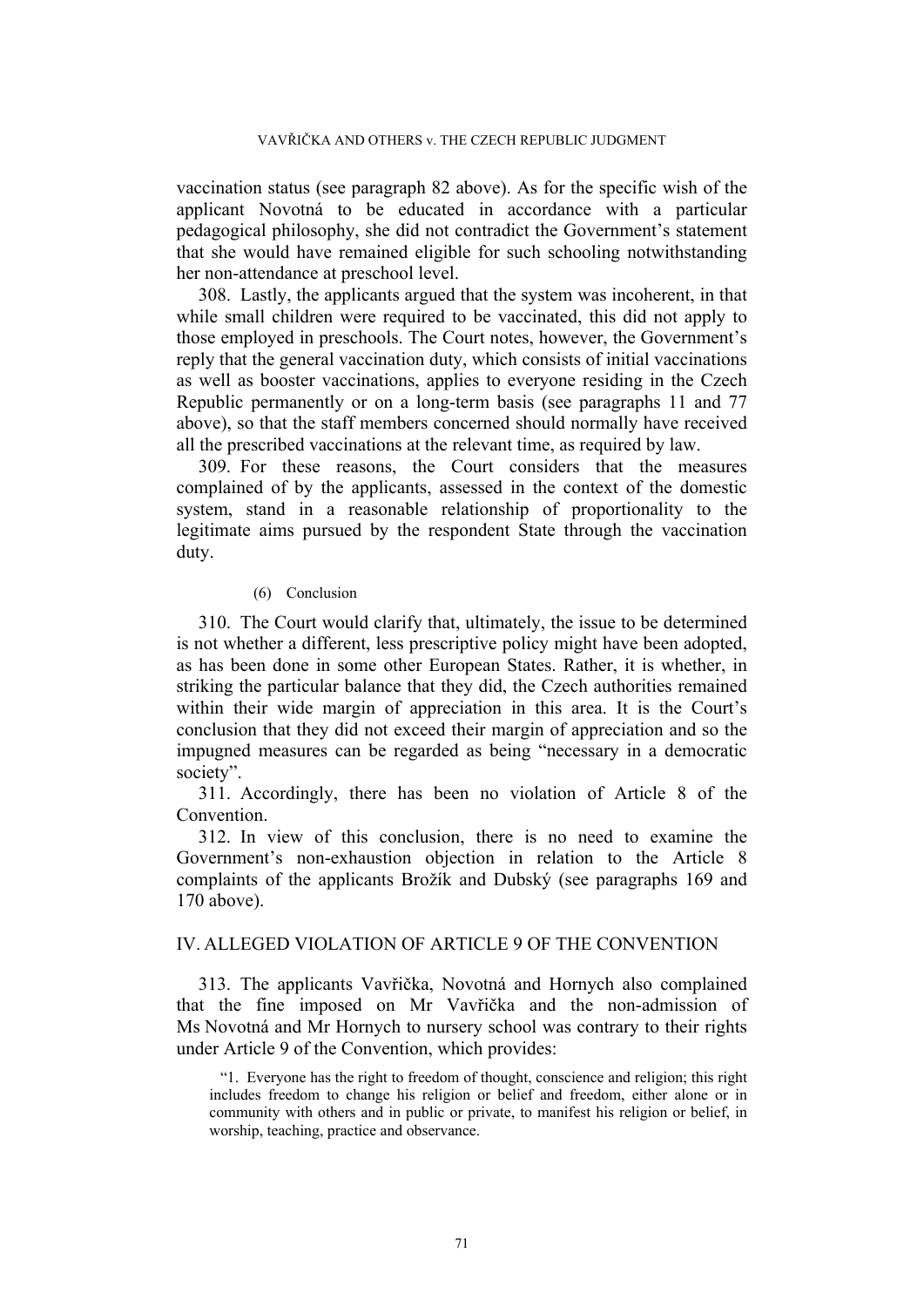vaccination status (see paragraph 82 above). As for the specific wish of the applicant Novotná to be educated in accordance with a particular pedagogical philosophy, she did not contradict the Government's statement that she would have remained eligible for such schooling notwithstanding her non-attendance at preschool level.

308. Lastly, the applicants argued that the system was incoherent, in that while small children were required to be vaccinated, this did not apply to those employed in preschools. The Court notes, however, the Government's reply that the general vaccination duty, which consists of initial vaccinations as well as booster vaccinations, applies to everyone residing in the Czech Republic permanently or on a long-term basis (see paragraphs 11 and 77 above), so that the staff members concerned should normally have received all the prescribed vaccinations at the relevant time, as required by law.

309. For these reasons, the Court considers that the measures complained of by the applicants, assessed in the context of the domestic system, stand in a reasonable relationship of proportionality to the legitimate aims pursued by the respondent State through the vaccination duty.

(6) Conclusion

310. The Court would clarify that, ultimately, the issue to be determined is not whether a different, less prescriptive policy might have been adopted, as has been done in some other European States. Rather, it is whether, in striking the particular balance that they did, the Czech authorities remained within their wide margin of appreciation in this area. It is the Court's conclusion that they did not exceed their margin of appreciation and so the impugned measures can be regarded as being "necessary in a democratic society".

311. Accordingly, there has been no violation of Article 8 of the Convention.

312. In view of this conclusion, there is no need to examine the Government's non-exhaustion objection in relation to the Article 8 complaints of the applicants Brožík and Dubský (see paragraphs 169 and 170 above).

## IV. ALLEGED VIOLATION OF ARTICLE 9 OF THE CONVENTION

313. The applicants Vavřička, Novotná and Hornych also complained that the fine imposed on Mr Vavřička and the non-admission of Ms Novotná and Mr Hornych to nursery school was contrary to their rights under Article 9 of the Convention, which provides:

> "1. Everyone has the right to freedom of thought, conscience and religion; this right includes freedom to change his religion or belief and freedom, either alone or in community with others and in public or private, to manifest his religion or belief, in worship, teaching, practice and observance.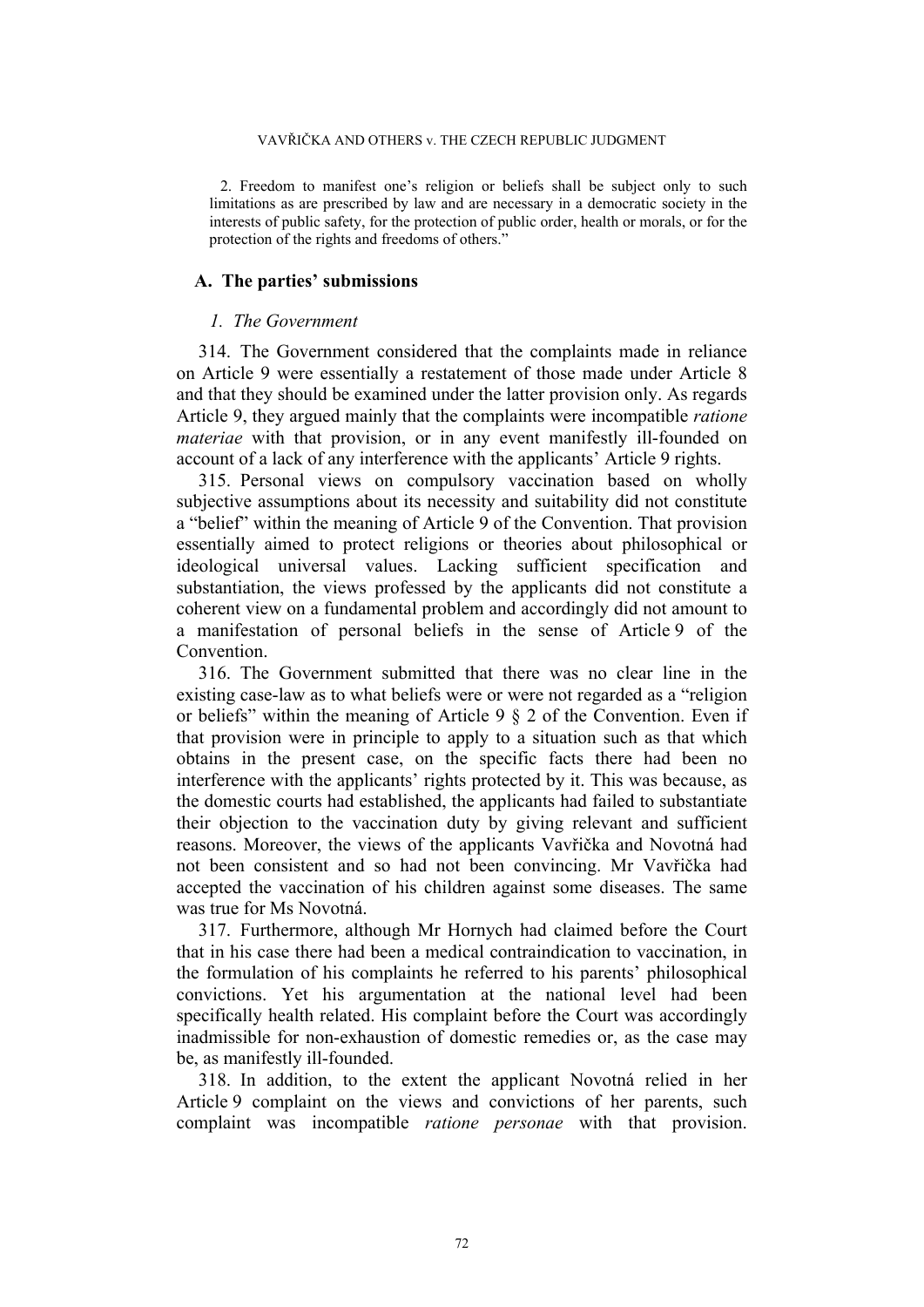2. Freedom to manifest one's religion or beliefs shall be subject only to such limitations as are prescribed by law and are necessary in a democratic society in the interests of public safety, for the protection of public order, health or morals, or for the protection of the rights and freedoms of others."

## A. The parties' submissions

### *1. The Government*

314. The Government considered that the complaints made in reliance on Article 9 were essentially a restatement of those made under Article 8 and that they should be examined under the latter provision only. As regards Article 9, they argued mainly that the complaints were incompatible *ratione materiae* with that provision, or in any event manifestly ill-founded on account of a lack of any interference with the applicants' Article 9 rights.

315. Personal views on compulsory vaccination based on wholly subjective assumptions about its necessity and suitability did not constitute a "belief" within the meaning of Article 9 of the Convention. That provision essentially aimed to protect religions or theories about philosophical or ideological universal values. Lacking sufficient specification and substantiation, the views professed by the applicants did not constitute a coherent view on a fundamental problem and accordingly did not amount to a manifestation of personal beliefs in the sense of Article 9 of the Convention.

316. The Government submitted that there was no clear line in the existing case-law as to what beliefs were or were not regarded as a "religion or beliefs" within the meaning of Article 9 § 2 of the Convention. Even if that provision were in principle to apply to a situation such as that which obtains in the present case, on the specific facts there had been no interference with the applicants' rights protected by it. This was because, as the domestic courts had established, the applicants had failed to substantiate their objection to the vaccination duty by giving relevant and sufficient reasons. Moreover, the views of the applicants Vavřička and Novotná had not been consistent and so had not been convincing. Mr Vavřička had accepted the vaccination of his children against some diseases. The same was true for Ms Novotná.

317. Furthermore, although Mr Hornych had claimed before the Court that in his case there had been a medical contraindication to vaccination, in the formulation of his complaints he referred to his parents' philosophical convictions. Yet his argumentation at the national level had been specifically health related. His complaint before the Court was accordingly inadmissible for non-exhaustion of domestic remedies or, as the case may be, as manifestly ill-founded.

318. In addition, to the extent the applicant Novotná relied in her Article 9 complaint on the views and convictions of her parents, such complaint was incompatible *ratione personae* with that provision.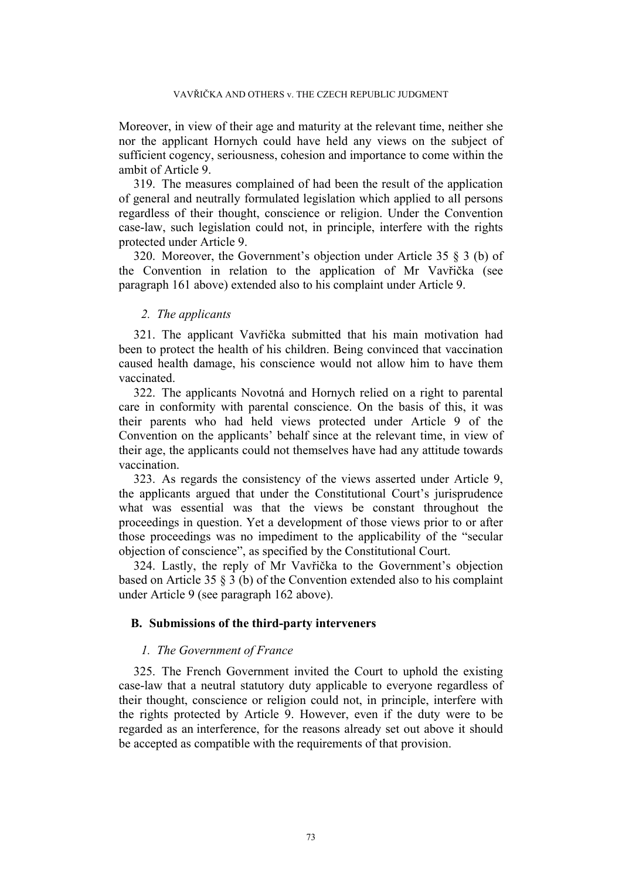Moreover, in view of their age and maturity at the relevant time, neither she nor the applicant Hornych could have held any views on the subject of sufficient cogency, seriousness, cohesion and importance to come within the ambit of Article 9.

319. The measures complained of had been the result of the application of general and neutrally formulated legislation which applied to all persons regardless of their thought, conscience or religion. Under the Convention case-law, such legislation could not, in principle, interfere with the rights protected under Article 9.

320. Moreover, the Government's objection under Article 35 § 3 (b) of the Convention in relation to the application of Mr Vavřička (see paragraph 161 above) extended also to his complaint under Article 9.

#### *2. The applicants*

321. The applicant Vavřička submitted that his main motivation had been to protect the health of his children. Being convinced that vaccination caused health damage, his conscience would not allow him to have them vaccinated.

322. The applicants Novotná and Hornych relied on a right to parental care in conformity with parental conscience. On the basis of this, it was their parents who had held views protected under Article 9 of the Convention on the applicants' behalf since at the relevant time, in view of their age, the applicants could not themselves have had any attitude towards vaccination.

323. As regards the consistency of the views asserted under Article 9, the applicants argued that under the Constitutional Court's jurisprudence what was essential was that the views be constant throughout the proceedings in question. Yet a development of those views prior to or after those proceedings was no impediment to the applicability of the "secular objection of conscience", as specified by the Constitutional Court.

324. Lastly, the reply of Mr Vavřička to the Government's objection based on Article 35 § 3 (b) of the Convention extended also to his complaint under Article 9 (see paragraph 162 above).

### B. Submissions of the third-party interveners

#### *1. The Government of France*

325. The French Government invited the Court to uphold the existing case-law that a neutral statutory duty applicable to everyone regardless of their thought, conscience or religion could not, in principle, interfere with the rights protected by Article 9. However, even if the duty were to be regarded as an interference, for the reasons already set out above it should be accepted as compatible with the requirements of that provision.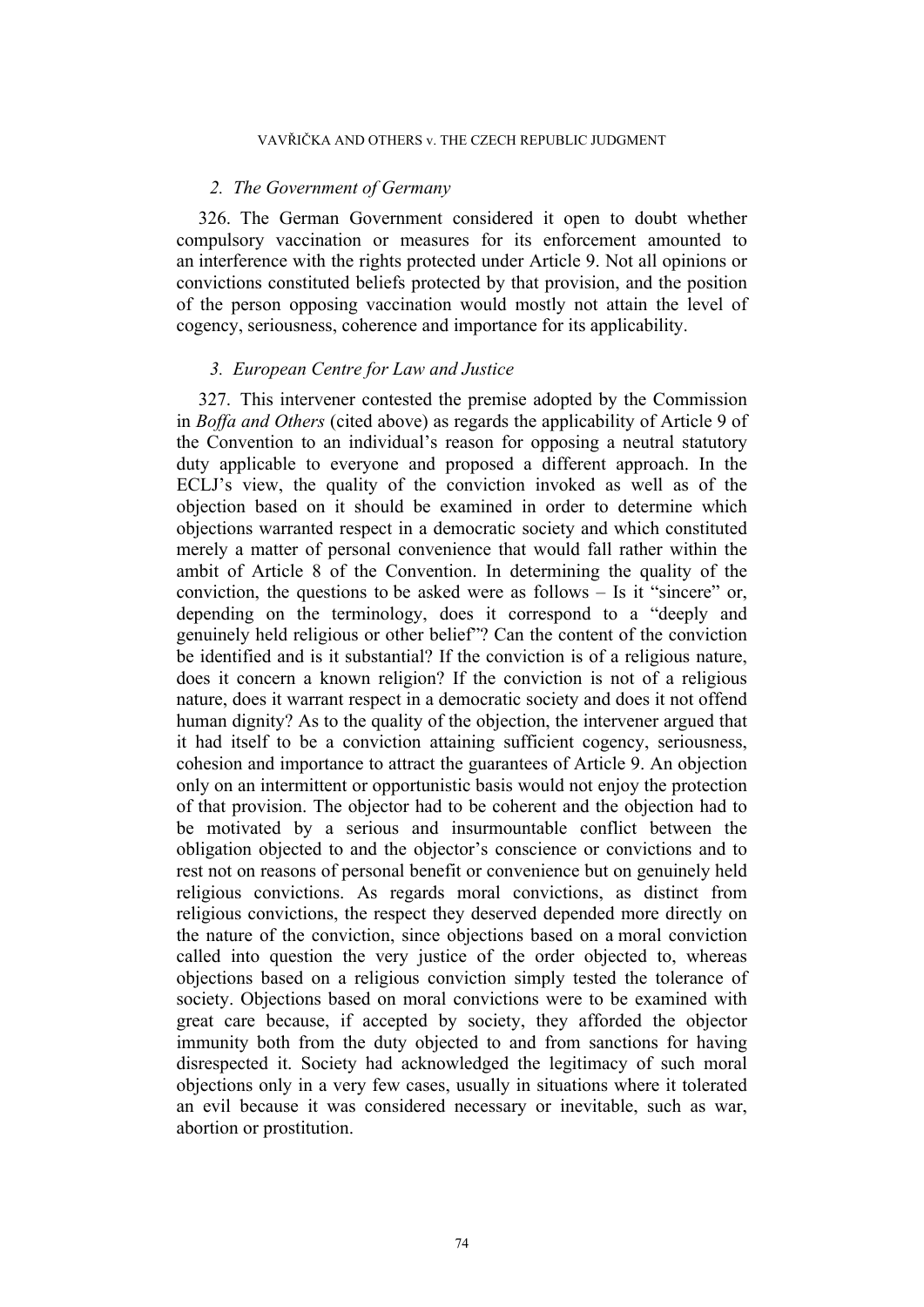### *2. The Government of Germany*

326. The German Government considered it open to doubt whether compulsory vaccination or measures for its enforcement amounted to an interference with the rights protected under Article 9. Not all opinions or convictions constituted beliefs protected by that provision, and the position of the person opposing vaccination would mostly not attain the level of cogency, seriousness, coherence and importance for its applicability.

### *3. European Centre for Law and Justice*

327. This intervener contested the premise adopted by the Commission in *Boffa and Others* (cited above) as regards the applicability of Article 9 of the Convention to an individual's reason for opposing a neutral statutory duty applicable to everyone and proposed a different approach. In the ECLJ's view, the quality of the conviction invoked as well as of the objection based on it should be examined in order to determine which objections warranted respect in a democratic society and which constituted merely a matter of personal convenience that would fall rather within the ambit of Article 8 of the Convention. In determining the quality of the conviction, the questions to be asked were as follows – Is it "sincere" or, depending on the terminology, does it correspond to a "deeply and genuinely held religious or other belief"? Can the content of the conviction be identified and is it substantial? If the conviction is of a religious nature, does it concern a known religion? If the conviction is not of a religious nature, does it warrant respect in a democratic society and does it not offend human dignity? As to the quality of the objection, the intervener argued that it had itself to be a conviction attaining sufficient cogency, seriousness, cohesion and importance to attract the guarantees of Article 9. An objection only on an intermittent or opportunistic basis would not enjoy the protection of that provision. The objector had to be coherent and the objection had to be motivated by a serious and insurmountable conflict between the obligation objected to and the objector's conscience or convictions and to rest not on reasons of personal benefit or convenience but on genuinely held religious convictions. As regards moral convictions, as distinct from religious convictions, the respect they deserved depended more directly on the nature of the conviction, since objections based on a moral conviction called into question the very justice of the order objected to, whereas objections based on a religious conviction simply tested the tolerance of society. Objections based on moral convictions were to be examined with great care because, if accepted by society, they afforded the objector immunity both from the duty objected to and from sanctions for having disrespected it. Society had acknowledged the legitimacy of such moral objections only in a very few cases, usually in situations where it tolerated an evil because it was considered necessary or inevitable, such as war, abortion or prostitution.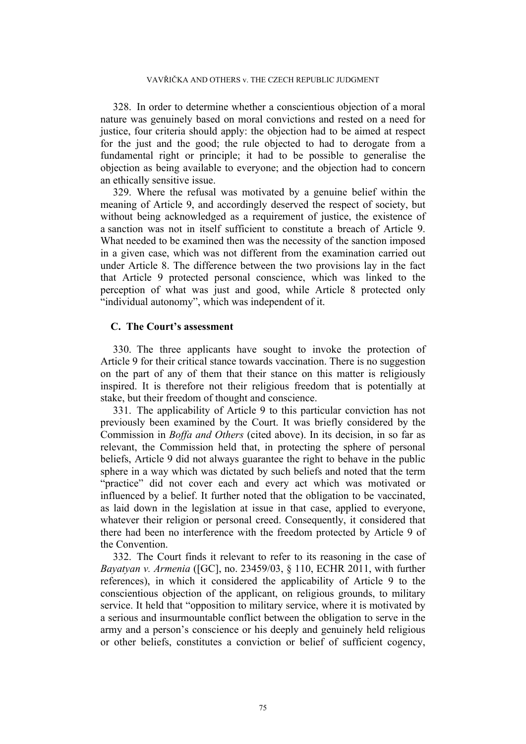328. In order to determine whether a conscientious objection of a moral nature was genuinely based on moral convictions and rested on a need for justice, four criteria should apply: the objection had to be aimed at respect for the just and the good; the rule objected to had to derogate from a fundamental right or principle; it had to be possible to generalise the objection as being available to everyone; and the objection had to concern an ethically sensitive issue.

329. Where the refusal was motivated by a genuine belief within the meaning of Article 9, and accordingly deserved the respect of society, but without being acknowledged as a requirement of justice, the existence of a sanction was not in itself sufficient to constitute a breach of Article 9. What needed to be examined then was the necessity of the sanction imposed in a given case, which was not different from the examination carried out under Article 8. The difference between the two provisions lay in the fact that Article 9 protected personal conscience, which was linked to the perception of what was just and good, while Article 8 protected only "individual autonomy", which was independent of it.

## C. The Court's assessment

330. The three applicants have sought to invoke the protection of Article 9 for their critical stance towards vaccination. There is no suggestion on the part of any of them that their stance on this matter is religiously inspired. It is therefore not their religious freedom that is potentially at stake, but their freedom of thought and conscience.

331. The applicability of Article 9 to this particular conviction has not previously been examined by the Court. It was briefly considered by the Commission in *Boffa and Others* (cited above). In its decision, in so far as relevant, the Commission held that, in protecting the sphere of personal beliefs, Article 9 did not always guarantee the right to behave in the public sphere in a way which was dictated by such beliefs and noted that the term "practice" did not cover each and every act which was motivated or influenced by a belief. It further noted that the obligation to be vaccinated, as laid down in the legislation at issue in that case, applied to everyone, whatever their religion or personal creed. Consequently, it considered that there had been no interference with the freedom protected by Article 9 of the Convention.

332. The Court finds it relevant to refer to its reasoning in the case of *Bayatyan v. Armenia* ([GC], no. 23459/03, § 110, ECHR 2011, with further references), in which it considered the applicability of Article 9 to the conscientious objection of the applicant, on religious grounds, to military service. It held that "opposition to military service, where it is motivated by a serious and insurmountable conflict between the obligation to serve in the army and a person's conscience or his deeply and genuinely held religious or other beliefs, constitutes a conviction or belief of sufficient cogency,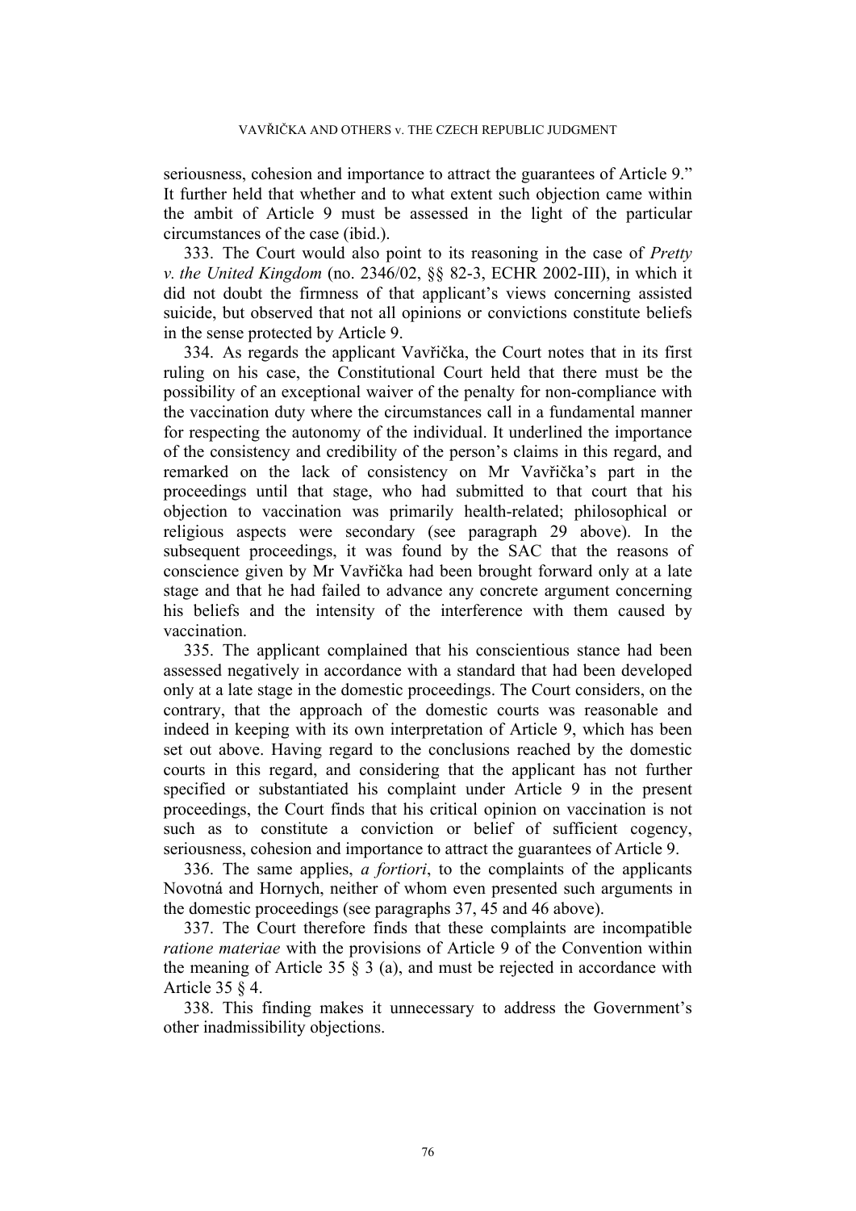seriousness, cohesion and importance to attract the guarantees of Article 9." It further held that whether and to what extent such objection came within the ambit of Article 9 must be assessed in the light of the particular circumstances of the case (ibid.).

333. The Court would also point to its reasoning in the case of *Pretty v. the United Kingdom* (no. 2346/02, §§ 82-3, ECHR 2002-III), in which it did not doubt the firmness of that applicant's views concerning assisted suicide, but observed that not all opinions or convictions constitute beliefs in the sense protected by Article 9.

334. As regards the applicant Vavřička, the Court notes that in its first ruling on his case, the Constitutional Court held that there must be the possibility of an exceptional waiver of the penalty for non-compliance with the vaccination duty where the circumstances call in a fundamental manner for respecting the autonomy of the individual. It underlined the importance of the consistency and credibility of the person's claims in this regard, and remarked on the lack of consistency on Mr Vavřička's part in the proceedings until that stage, who had submitted to that court that his objection to vaccination was primarily health-related; philosophical or religious aspects were secondary (see paragraph 29 above). In the subsequent proceedings, it was found by the SAC that the reasons of conscience given by Mr Vavřička had been brought forward only at a late stage and that he had failed to advance any concrete argument concerning his beliefs and the intensity of the interference with them caused by vaccination.

335. The applicant complained that his conscientious stance had been assessed negatively in accordance with a standard that had been developed only at a late stage in the domestic proceedings. The Court considers, on the contrary, that the approach of the domestic courts was reasonable and indeed in keeping with its own interpretation of Article 9, which has been set out above. Having regard to the conclusions reached by the domestic courts in this regard, and considering that the applicant has not further specified or substantiated his complaint under Article 9 in the present proceedings, the Court finds that his critical opinion on vaccination is not such as to constitute a conviction or belief of sufficient cogency, seriousness, cohesion and importance to attract the guarantees of Article 9.

336. The same applies, *a fortiori*, to the complaints of the applicants Novotná and Hornych, neither of whom even presented such arguments in the domestic proceedings (see paragraphs 37, 45 and 46 above).

337. The Court therefore finds that these complaints are incompatible *ratione materiae* with the provisions of Article 9 of the Convention within the meaning of Article 35 § 3 (a), and must be rejected in accordance with Article 35 § 4.

338. This finding makes it unnecessary to address the Government's other inadmissibility objections.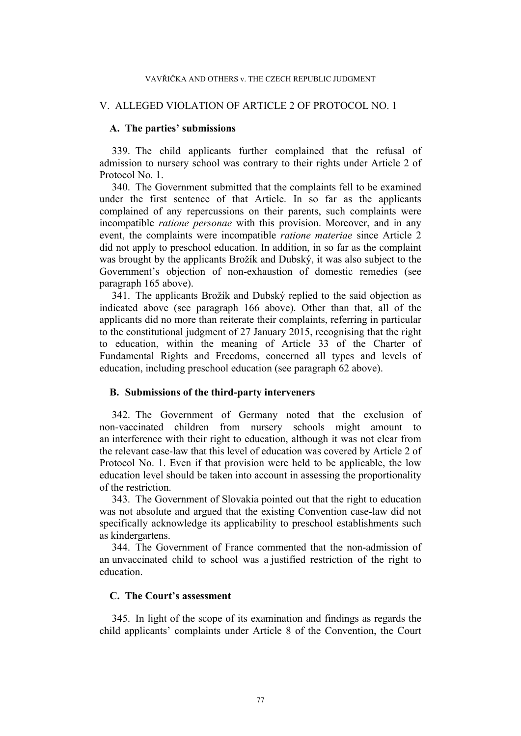## V. ALLEGED VIOLATION OF ARTICLE 2 OF PROTOCOL NO. 1

### A. The parties' submissions

339. The child applicants further complained that the refusal of admission to nursery school was contrary to their rights under Article 2 of Protocol No. 1.

340. The Government submitted that the complaints fell to be examined under the first sentence of that Article. In so far as the applicants complained of any repercussions on their parents, such complaints were incompatible *ratione personae* with this provision. Moreover, and in any event, the complaints were incompatible *ratione materiae* since Article 2 did not apply to preschool education. In addition, in so far as the complaint was brought by the applicants Brožík and Dubský, it was also subject to the Government's objection of non-exhaustion of domestic remedies (see paragraph 165 above).

341. The applicants Brožík and Dubský replied to the said objection as indicated above (see paragraph 166 above). Other than that, all of the applicants did no more than reiterate their complaints, referring in particular to the constitutional judgment of 27 January 2015, recognising that the right to education, within the meaning of Article 33 of the Charter of Fundamental Rights and Freedoms, concerned all types and levels of education, including preschool education (see paragraph 62 above).

### B. Submissions of the third-party interveners

342. The Government of Germany noted that the exclusion of non-vaccinated children from nursery schools might amount to an interference with their right to education, although it was not clear from the relevant case-law that this level of education was covered by Article 2 of Protocol No. 1. Even if that provision were held to be applicable, the low education level should be taken into account in assessing the proportionality of the restriction.

343. The Government of Slovakia pointed out that the right to education was not absolute and argued that the existing Convention case-law did not specifically acknowledge its applicability to preschool establishments such as kindergartens.

344. The Government of France commented that the non-admission of an unvaccinated child to school was a justified restriction of the right to education.

### C. The Court's assessment

345. In light of the scope of its examination and findings as regards the child applicants' complaints under Article 8 of the Convention, the Court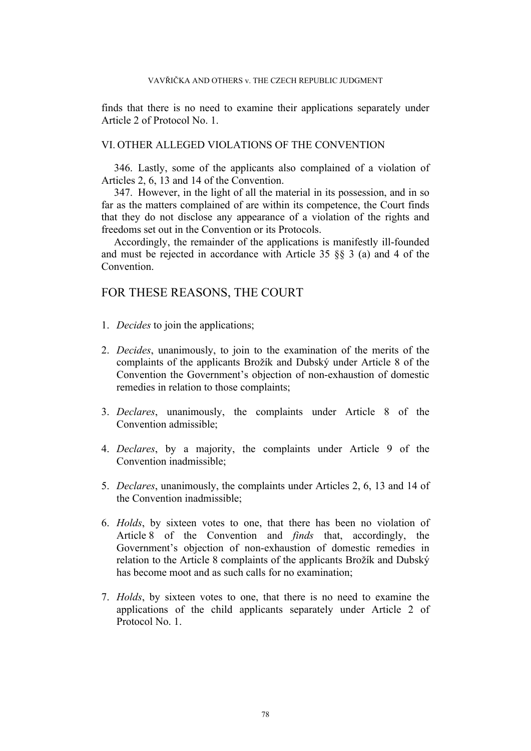finds that there is no need to examine their applications separately under Article 2 of Protocol No. 1.

## VI. OTHER ALLEGED VIOLATIONS OF THE CONVENTION

346. Lastly, some of the applicants also complained of a violation of Articles 2, 6, 13 and 14 of the Convention.

347. However, in the light of all the material in its possession, and in so far as the matters complained of are within its competence, the Court finds that they do not disclose any appearance of a violation of the rights and freedoms set out in the Convention or its Protocols.

Accordingly, the remainder of the applications is manifestly ill-founded and must be rejected in accordance with Article 35 §§ 3 (a) and 4 of the Convention.

# FOR THESE REASONS, THE COURT

1. *Decides* to join the applications;

2. *Decides*, unanimously, to join to the examination of the merits of the complaints of the applicants Brožík and Dubský under Article 8 of the Convention the Government's objection of non-exhaustion of domestic remedies in relation to those complaints;

3. *Declares*, unanimously, the complaints under Article 8 of the Convention admissible;

4. *Declares*, by a majority, the complaints under Article 9 of the Convention inadmissible;

5. *Declares*, unanimously, the complaints under Articles 2, 6, 13 and 14 of the Convention inadmissible;

6. *Holds*, by sixteen votes to one, that there has been no violation of Article 8 of the Convention and *finds* that, accordingly, the Government's objection of non-exhaustion of domestic remedies in relation to the Article 8 complaints of the applicants Brožík and Dubský has become moot and as such calls for no examination;

7. *Holds*, by sixteen votes to one, that there is no need to examine the applications of the child applicants separately under Article 2 of Protocol No. 1.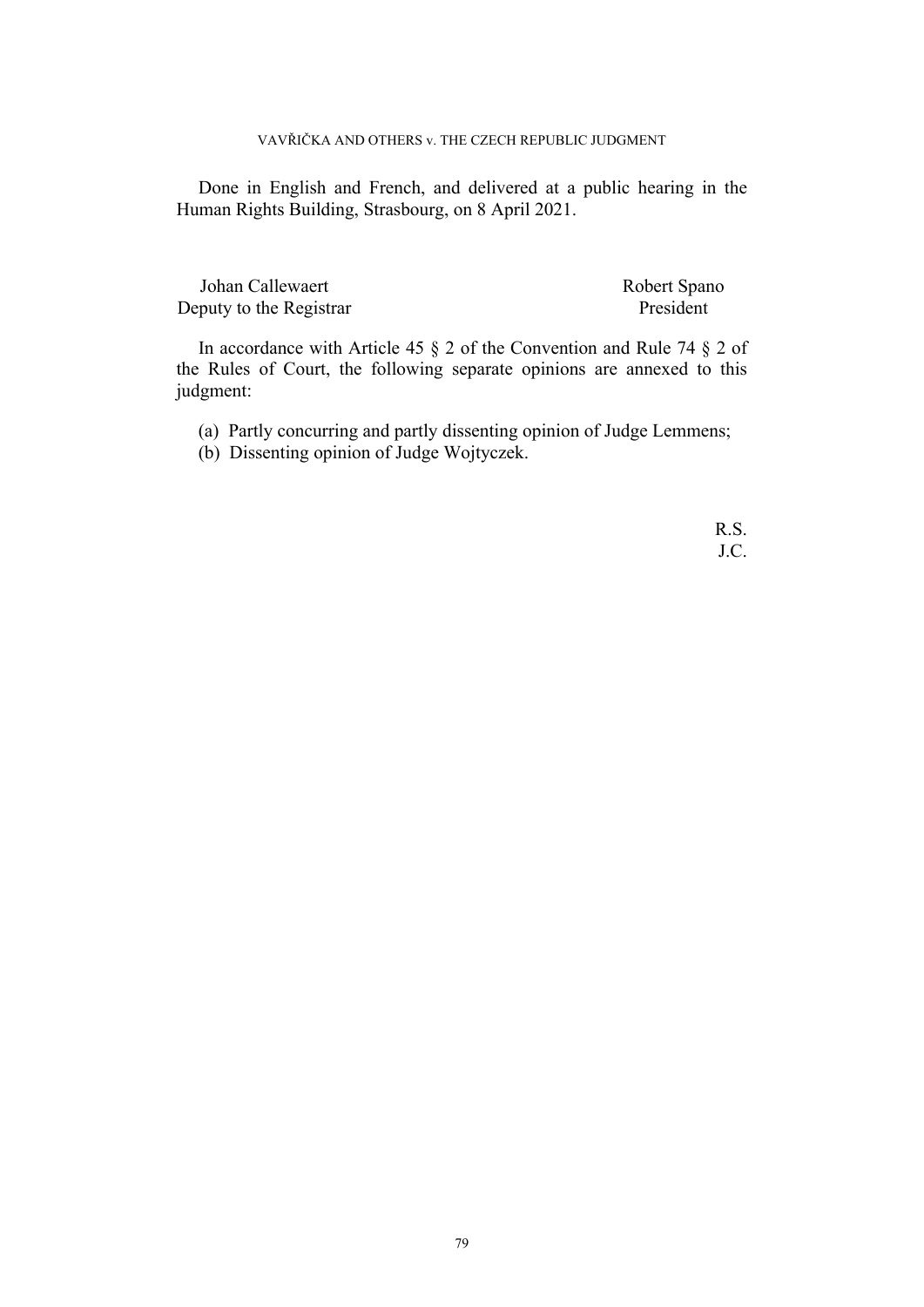Done in English and French, and delivered at a public hearing in the Human Rights Building, Strasbourg, on 8 April 2021.

| Johan Callewaert | Robert Spano |
|---|---|
| Deputy to the Registrar | President |

In accordance with Article 45 § 2 of the Convention and Rule 74 § 2 of the Rules of Court, the following separate opinions are annexed to this judgment:

(a) Partly concurring and partly dissenting opinion of Judge Lemmens;
(b) Dissenting opinion of Judge Wojtyczek.

R.S.
J.C.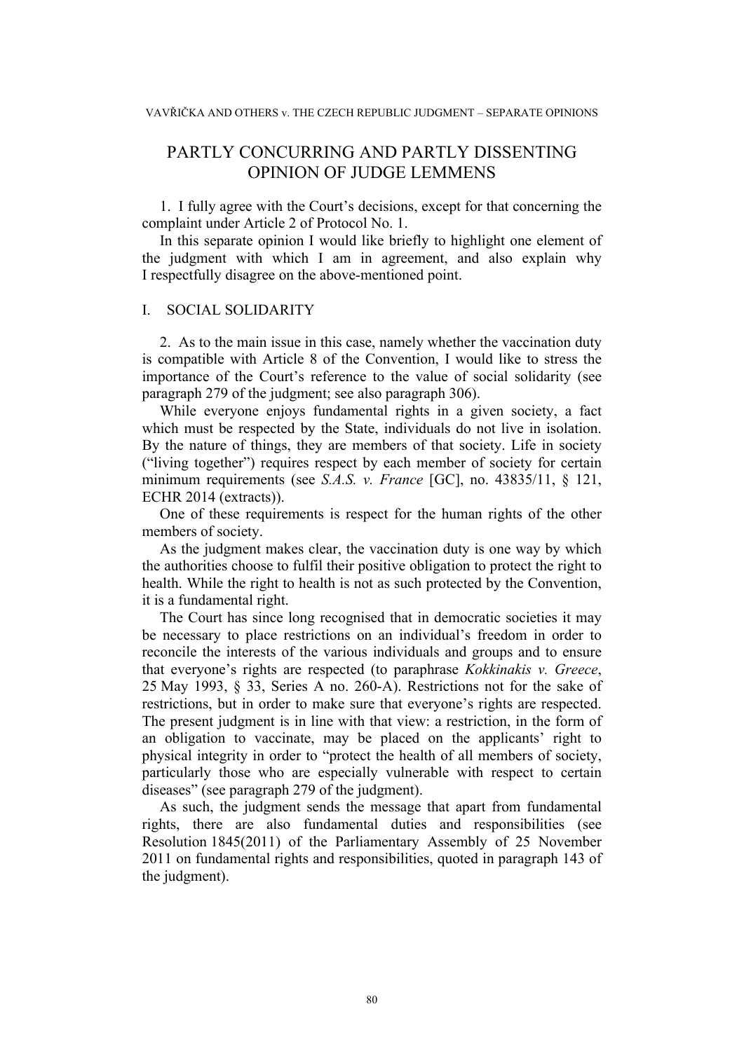# PARTLY CONCURRING AND PARTLY DISSENTING OPINION OF JUDGE LEMMENS

1. I fully agree with the Court's decisions, except for that concerning the complaint under Article 2 of Protocol No. 1.

In this separate opinion I would like briefly to highlight one element of the judgment with which I am in agreement, and also explain why I respectfully disagree on the above-mentioned point.

## I. SOCIAL SOLIDARITY

2. As to the main issue in this case, namely whether the vaccination duty is compatible with Article 8 of the Convention, I would like to stress the importance of the Court's reference to the value of social solidarity (see paragraph 279 of the judgment; see also paragraph 306).

While everyone enjoys fundamental rights in a given society, a fact which must be respected by the State, individuals do not live in isolation. By the nature of things, they are members of that society. Life in society ("living together") requires respect by each member of society for certain minimum requirements (see *S.A.S. v. France* [GC], no. 43835/11, § 121, ECHR 2014 (extracts)).

One of these requirements is respect for the human rights of the other members of society.

As the judgment makes clear, the vaccination duty is one way by which the authorities choose to fulfil their positive obligation to protect the right to health. While the right to health is not as such protected by the Convention, it is a fundamental right.

The Court has since long recognised that in democratic societies it may be necessary to place restrictions on an individual's freedom in order to reconcile the interests of the various individuals and groups and to ensure that everyone's rights are respected (to paraphrase *Kokkinakis v. Greece*, 25 May 1993, § 33, Series A no. 260-A). Restrictions not for the sake of restrictions, but in order to make sure that everyone's rights are respected. The present judgment is in line with that view: a restriction, in the form of an obligation to vaccinate, may be placed on the applicants' right to physical integrity in order to "protect the health of all members of society, particularly those who are especially vulnerable with respect to certain diseases" (see paragraph 279 of the judgment).

As such, the judgment sends the message that apart from fundamental rights, there are also fundamental duties and responsibilities (see Resolution 1845(2011) of the Parliamentary Assembly of 25 November 2011 on fundamental rights and responsibilities, quoted in paragraph 143 of the judgment).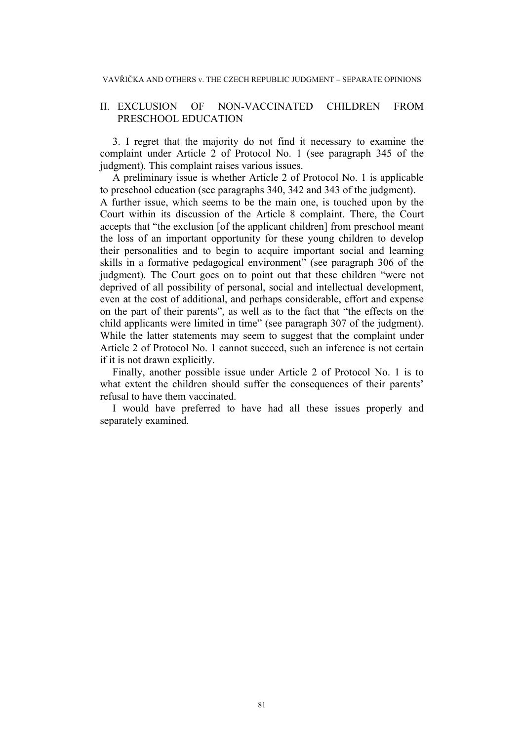## II. EXCLUSION OF NON-VACCINATED CHILDREN FROM PRESCHOOL EDUCATION

3. I regret that the majority do not find it necessary to examine the complaint under Article 2 of Protocol No. 1 (see paragraph 345 of the judgment). This complaint raises various issues.

A preliminary issue is whether Article 2 of Protocol No. 1 is applicable to preschool education (see paragraphs 340, 342 and 343 of the judgment). A further issue, which seems to be the main one, is touched upon by the Court within its discussion of the Article 8 complaint. There, the Court accepts that "the exclusion [of the applicant children] from preschool meant the loss of an important opportunity for these young children to develop their personalities and to begin to acquire important social and learning skills in a formative pedagogical environment" (see paragraph 306 of the judgment). The Court goes on to point out that these children "were not deprived of all possibility of personal, social and intellectual development, even at the cost of additional, and perhaps considerable, effort and expense on the part of their parents", as well as to the fact that "the effects on the child applicants were limited in time" (see paragraph 307 of the judgment). While the latter statements may seem to suggest that the complaint under Article 2 of Protocol No. 1 cannot succeed, such an inference is not certain if it is not drawn explicitly.

Finally, another possible issue under Article 2 of Protocol No. 1 is to what extent the children should suffer the consequences of their parents' refusal to have them vaccinated.

I would have preferred to have had all these issues properly and separately examined.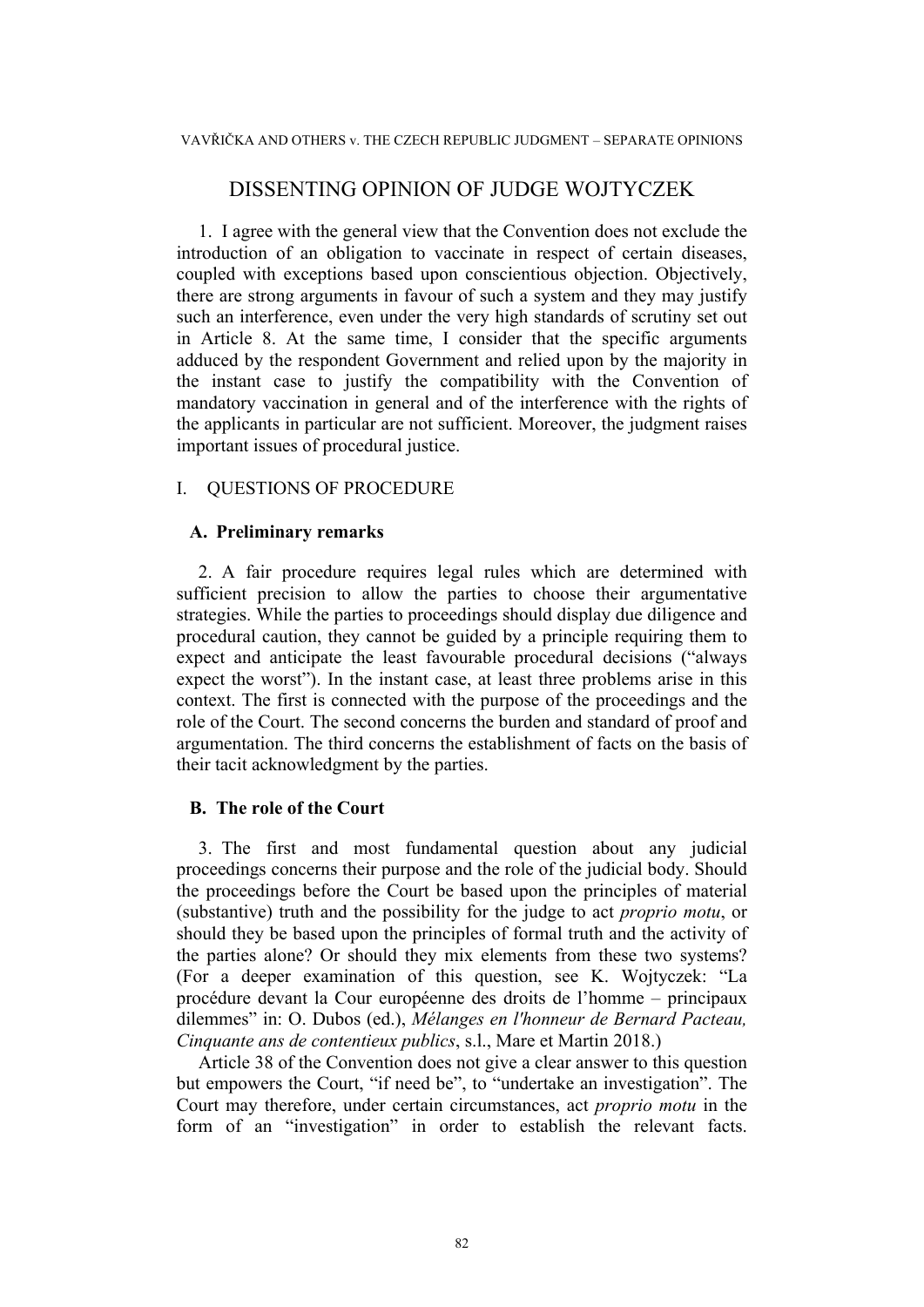# DISSENTING OPINION OF JUDGE WOJTYCZEK

1. I agree with the general view that the Convention does not exclude the introduction of an obligation to vaccinate in respect of certain diseases, coupled with exceptions based upon conscientious objection. Objectively, there are strong arguments in favour of such a system and they may justify such an interference, even under the very high standards of scrutiny set out in Article 8. At the same time, I consider that the specific arguments adduced by the respondent Government and relied upon by the majority in the instant case to justify the compatibility with the Convention of mandatory vaccination in general and of the interference with the rights of the applicants in particular are not sufficient. Moreover, the judgment raises important issues of procedural justice.

## I. QUESTIONS OF PROCEDURE

### A. Preliminary remarks

2. A fair procedure requires legal rules which are determined with sufficient precision to allow the parties to choose their argumentative strategies. While the parties to proceedings should display due diligence and procedural caution, they cannot be guided by a principle requiring them to expect and anticipate the least favourable procedural decisions ("always expect the worst"). In the instant case, at least three problems arise in this context. The first is connected with the purpose of the proceedings and the role of the Court. The second concerns the burden and standard of proof and argumentation. The third concerns the establishment of facts on the basis of their tacit acknowledgment by the parties.

### B. The role of the Court

3. The first and most fundamental question about any judicial proceedings concerns their purpose and the role of the judicial body. Should the proceedings before the Court be based upon the principles of material (substantive) truth and the possibility for the judge to act *proprio motu*, or should they be based upon the principles of formal truth and the activity of the parties alone? Or should they mix elements from these two systems? (For a deeper examination of this question, see K. Wojtyczek: "La procédure devant la Cour européenne des droits de l'homme – principaux dilemmes" in: O. Dubos (ed.), *Mélanges en l'honneur de Bernard Pacteau, Cinquante ans de contentieux publics*, s.l., Mare et Martin 2018.)

Article 38 of the Convention does not give a clear answer to this question but empowers the Court, "if need be", to "undertake an investigation". The Court may therefore, under certain circumstances, act *proprio motu* in the form of an "investigation" in order to establish the relevant facts.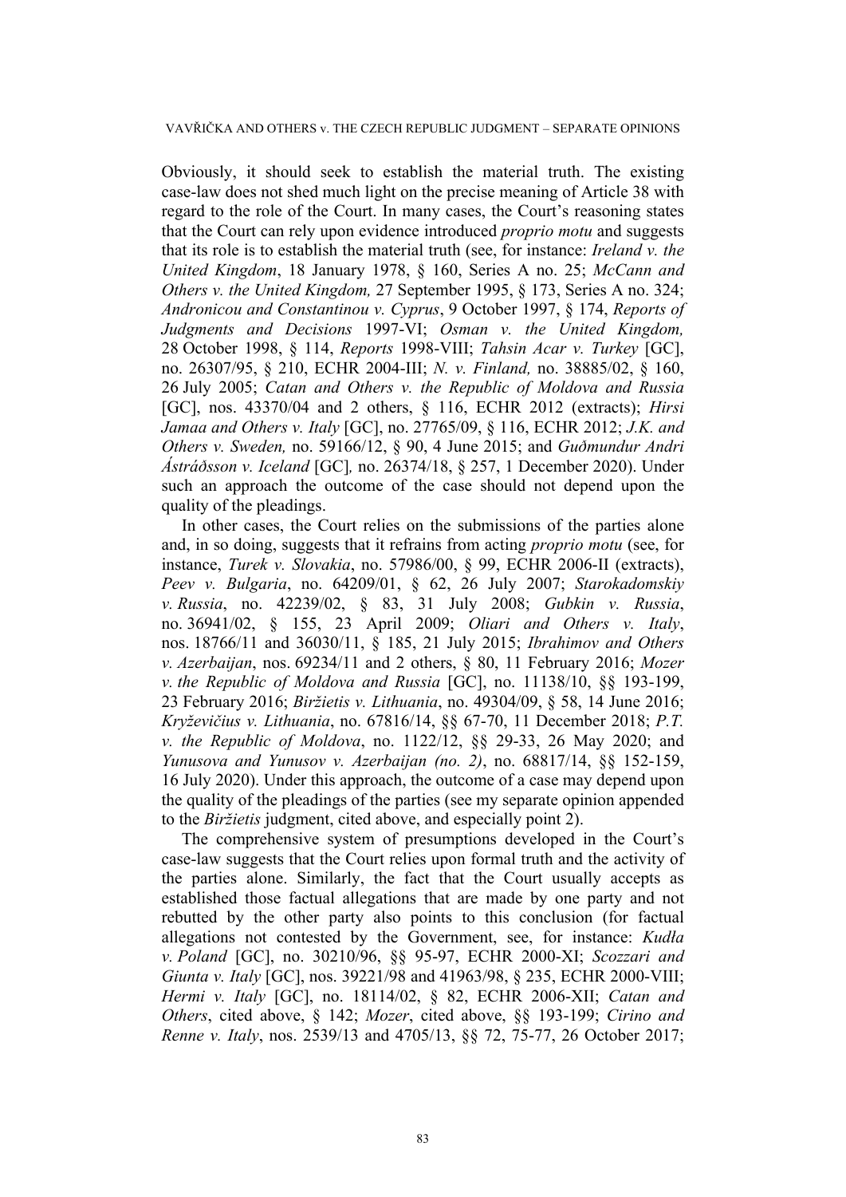Obviously, it should seek to establish the material truth. The existing case-law does not shed much light on the precise meaning of Article 38 with regard to the role of the Court. In many cases, the Court's reasoning states that the Court can rely upon evidence introduced *proprio motu* and suggests that its role is to establish the material truth (see, for instance: *Ireland v. the United Kingdom*, 18 January 1978, § 160, Series A no. 25; *McCann and Others v. the United Kingdom,* 27 September 1995, § 173, Series A no. 324; *Andronicou and Constantinou v. Cyprus*, 9 October 1997, § 174, *Reports of Judgments and Decisions* 1997-VI; *Osman v. the United Kingdom,* 28 October 1998, § 114, *Reports* 1998-VIII; *Tahsin Acar v. Turkey* [GC], no. 26307/95, § 210, ECHR 2004-III; *N. v. Finland,* no. 38885/02, § 160, 26 July 2005; *Catan and Others v. the Republic of Moldova and Russia* [GC], nos. 43370/04 and 2 others, § 116, ECHR 2012 (extracts); *Hirsi Jamaa and Others v. Italy* [GC], no. 27765/09, § 116, ECHR 2012; *J.K. and Others v. Sweden,* no. 59166/12, § 90, 4 June 2015; and *Guðmundur Andri Ástráðsson v. Iceland* [GC]*,* no. 26374/18, § 257, 1 December 2020). Under such an approach the outcome of the case should not depend upon the quality of the pleadings.

In other cases, the Court relies on the submissions of the parties alone and, in so doing, suggests that it refrains from acting *proprio motu* (see, for instance, *Turek v. Slovakia*, no. 57986/00, § 99, ECHR 2006-II (extracts), *Peev v. Bulgaria*, no. 64209/01, § 62, 26 July 2007; *Starokadomskiy v. Russia*, no. 42239/02, § 83, 31 July 2008; *Gubkin v. Russia*, no. 36941/02, § 155, 23 April 2009; *Oliari and Others v. Italy*, nos. 18766/11 and 36030/11, § 185, 21 July 2015; *Ibrahimov and Others v. Azerbaijan*, nos. 69234/11 and 2 others, § 80, 11 February 2016; *Mozer v. the Republic of Moldova and Russia* [GC], no. 11138/10, §§ 193-199, 23 February 2016; *Biržietis v. Lithuania*, no. 49304/09, § 58, 14 June 2016; *Kryževičius v. Lithuania*, no. 67816/14, §§ 67-70, 11 December 2018; *P.T. v. the Republic of Moldova*, no. 1122/12, §§ 29-33, 26 May 2020; and *Yunusova and Yunusov v. Azerbaijan (no. 2)*, no. 68817/14, §§ 152-159, 16 July 2020). Under this approach, the outcome of a case may depend upon the quality of the pleadings of the parties (see my separate opinion appended to the *Biržietis* judgment, cited above, and especially point 2).

The comprehensive system of presumptions developed in the Court's case-law suggests that the Court relies upon formal truth and the activity of the parties alone. Similarly, the fact that the Court usually accepts as established those factual allegations that are made by one party and not rebutted by the other party also points to this conclusion (for factual allegations not contested by the Government, see, for instance: *Kudła v. Poland* [GC], no. 30210/96, §§ 95-97, ECHR 2000-XI; *Scozzari and Giunta v. Italy* [GC], nos. 39221/98 and 41963/98, § 235, ECHR 2000-VIII; *Hermi v. Italy* [GC], no. 18114/02, § 82, ECHR 2006-XII; *Catan and Others*, cited above, § 142; *Mozer*, cited above, §§ 193-199; *Cirino and Renne v. Italy*, nos. 2539/13 and 4705/13, §§ 72, 75-77, 26 October 2017;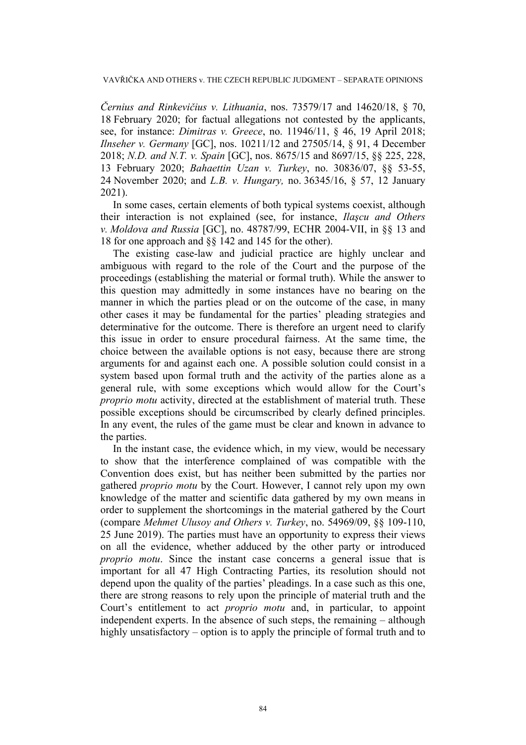*Černius and Rinkevičius v. Lithuania*, nos. 73579/17 and 14620/18, § 70, 18 February 2020; for factual allegations not contested by the applicants, see, for instance: *Dimitras v. Greece*, no. 11946/11, § 46, 19 April 2018; *Ilnseher v. Germany* [GC], nos. 10211/12 and 27505/14, § 91, 4 December 2018; *N.D. and N.T. v. Spain* [GC], nos. 8675/15 and 8697/15, §§ 225, 228, 13 February 2020; *Bahaettin Uzan v. Turkey*, no. 30836/07, §§ 53-55, 24 November 2020; and *L.B. v. Hungary,* no. 36345/16, § 57, 12 January 2021).

In some cases, certain elements of both typical systems coexist, although their interaction is not explained (see, for instance, *Ilaşcu and Others v. Moldova and Russia* [GC], no. 48787/99, ECHR 2004-VII, in §§ 13 and 18 for one approach and §§ 142 and 145 for the other).

The existing case-law and judicial practice are highly unclear and ambiguous with regard to the role of the Court and the purpose of the proceedings (establishing the material or formal truth). While the answer to this question may admittedly in some instances have no bearing on the manner in which the parties plead or on the outcome of the case, in many other cases it may be fundamental for the parties' pleading strategies and determinative for the outcome. There is therefore an urgent need to clarify this issue in order to ensure procedural fairness. At the same time, the choice between the available options is not easy, because there are strong arguments for and against each one. A possible solution could consist in a system based upon formal truth and the activity of the parties alone as a general rule, with some exceptions which would allow for the Court's *proprio motu* activity, directed at the establishment of material truth. These possible exceptions should be circumscribed by clearly defined principles. In any event, the rules of the game must be clear and known in advance to the parties.

In the instant case, the evidence which, in my view, would be necessary to show that the interference complained of was compatible with the Convention does exist, but has neither been submitted by the parties nor gathered *proprio motu* by the Court. However, I cannot rely upon my own knowledge of the matter and scientific data gathered by my own means in order to supplement the shortcomings in the material gathered by the Court (compare *Mehmet Ulusoy and Others v. Turkey*, no. 54969/09, §§ 109-110, 25 June 2019). The parties must have an opportunity to express their views on all the evidence, whether adduced by the other party or introduced *proprio motu*. Since the instant case concerns a general issue that is important for all 47 High Contracting Parties, its resolution should not depend upon the quality of the parties' pleadings. In a case such as this one, there are strong reasons to rely upon the principle of material truth and the Court's entitlement to act *proprio motu* and, in particular, to appoint independent experts. In the absence of such steps, the remaining – although highly unsatisfactory – option is to apply the principle of formal truth and to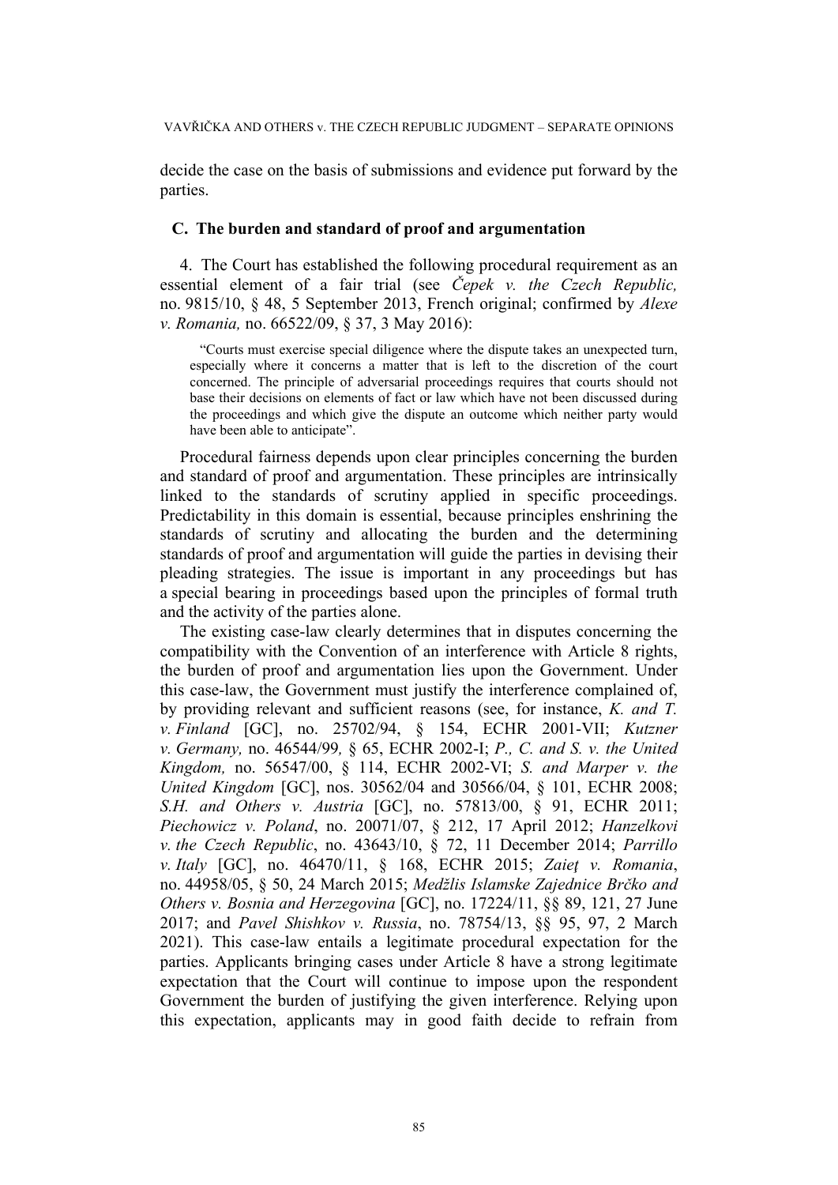decide the case on the basis of submissions and evidence put forward by the parties.

### C. The burden and standard of proof and argumentation

4. The Court has established the following procedural requirement as an essential element of a fair trial (see *Čepek v. the Czech Republic,* no. 9815/10, § 48, 5 September 2013, French original; confirmed by *Alexe v. Romania,* no. 66522/09, § 37, 3 May 2016):

> "Courts must exercise special diligence where the dispute takes an unexpected turn, especially where it concerns a matter that is left to the discretion of the court concerned. The principle of adversarial proceedings requires that courts should not base their decisions on elements of fact or law which have not been discussed during the proceedings and which give the dispute an outcome which neither party would have been able to anticipate".

Procedural fairness depends upon clear principles concerning the burden and standard of proof and argumentation. These principles are intrinsically linked to the standards of scrutiny applied in specific proceedings. Predictability in this domain is essential, because principles enshrining the standards of scrutiny and allocating the burden and the determining standards of proof and argumentation will guide the parties in devising their pleading strategies. The issue is important in any proceedings but has a special bearing in proceedings based upon the principles of formal truth and the activity of the parties alone.

The existing case-law clearly determines that in disputes concerning the compatibility with the Convention of an interference with Article 8 rights, the burden of proof and argumentation lies upon the Government. Under this case-law, the Government must justify the interference complained of, by providing relevant and sufficient reasons (see, for instance, *K. and T. v. Finland* [GC], no. 25702/94, § 154, ECHR 2001-VII; *Kutzner v. Germany,* no. 46544/99*,* § 65, ECHR 2002-I; *P., C. and S. v. the United Kingdom,* no. 56547/00, § 114, ECHR 2002-VI; *S. and Marper v. the United Kingdom* [GC], nos. 30562/04 and 30566/04, § 101, ECHR 2008; *S.H. and Others v. Austria* [GC], no. 57813/00, § 91, ECHR 2011; *Piechowicz v. Poland*, no. 20071/07, § 212, 17 April 2012; *Hanzelkovi v. the Czech Republic*, no. 43643/10, § 72, 11 December 2014; *Parrillo v. Italy* [GC], no. 46470/11, § 168, ECHR 2015; *Zaieţ v. Romania*, no. 44958/05, § 50, 24 March 2015; *Medžlis Islamske Zajednice Brčko and Others v. Bosnia and Herzegovina* [GC], no. 17224/11, §§ 89, 121, 27 June 2017; and *Pavel Shishkov v. Russia*, no. 78754/13, §§ 95, 97, 2 March 2021). This case-law entails a legitimate procedural expectation for the parties. Applicants bringing cases under Article 8 have a strong legitimate expectation that the Court will continue to impose upon the respondent Government the burden of justifying the given interference. Relying upon this expectation, applicants may in good faith decide to refrain from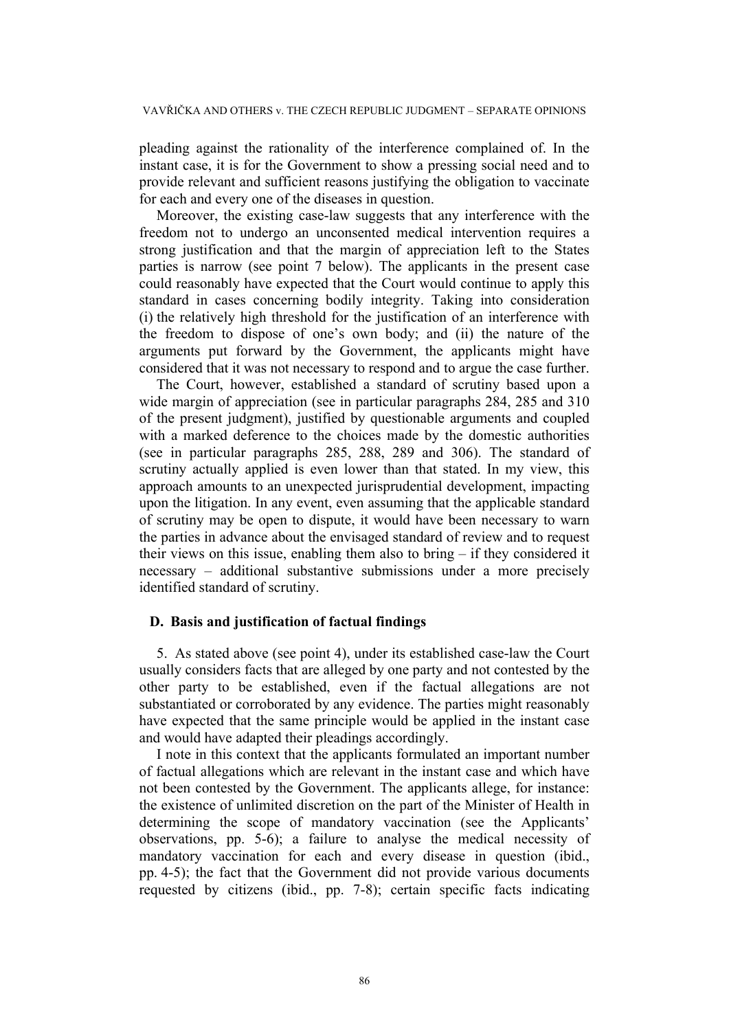pleading against the rationality of the interference complained of. In the instant case, it is for the Government to show a pressing social need and to provide relevant and sufficient reasons justifying the obligation to vaccinate for each and every one of the diseases in question.

Moreover, the existing case-law suggests that any interference with the freedom not to undergo an unconsented medical intervention requires a strong justification and that the margin of appreciation left to the States parties is narrow (see point 7 below). The applicants in the present case could reasonably have expected that the Court would continue to apply this standard in cases concerning bodily integrity. Taking into consideration (i) the relatively high threshold for the justification of an interference with the freedom to dispose of one's own body; and (ii) the nature of the arguments put forward by the Government, the applicants might have considered that it was not necessary to respond and to argue the case further.

The Court, however, established a standard of scrutiny based upon a wide margin of appreciation (see in particular paragraphs 284, 285 and 310 of the present judgment), justified by questionable arguments and coupled with a marked deference to the choices made by the domestic authorities (see in particular paragraphs 285, 288, 289 and 306). The standard of scrutiny actually applied is even lower than that stated. In my view, this approach amounts to an unexpected jurisprudential development, impacting upon the litigation. In any event, even assuming that the applicable standard of scrutiny may be open to dispute, it would have been necessary to warn the parties in advance about the envisaged standard of review and to request their views on this issue, enabling them also to bring – if they considered it necessary – additional substantive submissions under a more precisely identified standard of scrutiny.

### D. Basis and justification of factual findings

5. As stated above (see point 4), under its established case-law the Court usually considers facts that are alleged by one party and not contested by the other party to be established, even if the factual allegations are not substantiated or corroborated by any evidence. The parties might reasonably have expected that the same principle would be applied in the instant case and would have adapted their pleadings accordingly.

I note in this context that the applicants formulated an important number of factual allegations which are relevant in the instant case and which have not been contested by the Government. The applicants allege, for instance: the existence of unlimited discretion on the part of the Minister of Health in determining the scope of mandatory vaccination (see the Applicants' observations, pp. 5-6); a failure to analyse the medical necessity of mandatory vaccination for each and every disease in question (ibid., pp. 4-5); the fact that the Government did not provide various documents requested by citizens (ibid., pp. 7-8); certain specific facts indicating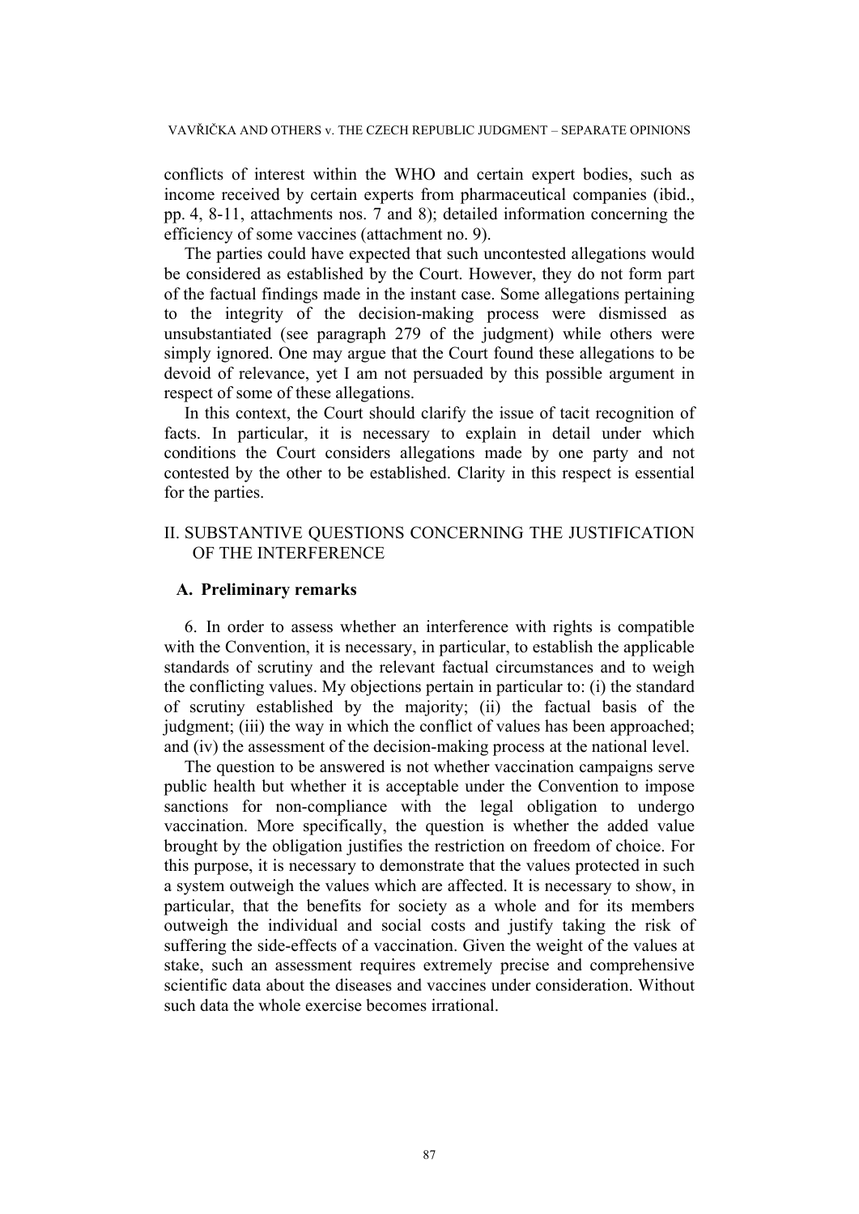conflicts of interest within the WHO and certain expert bodies, such as income received by certain experts from pharmaceutical companies (ibid., pp. 4, 8-11, attachments nos. 7 and 8); detailed information concerning the efficiency of some vaccines (attachment no. 9).

The parties could have expected that such uncontested allegations would be considered as established by the Court. However, they do not form part of the factual findings made in the instant case. Some allegations pertaining to the integrity of the decision-making process were dismissed as unsubstantiated (see paragraph 279 of the judgment) while others were simply ignored. One may argue that the Court found these allegations to be devoid of relevance, yet I am not persuaded by this possible argument in respect of some of these allegations.

In this context, the Court should clarify the issue of tacit recognition of facts. In particular, it is necessary to explain in detail under which conditions the Court considers allegations made by one party and not contested by the other to be established. Clarity in this respect is essential for the parties.

## II. SUBSTANTIVE QUESTIONS CONCERNING THE JUSTIFICATION OF THE INTERFERENCE

### A. Preliminary remarks

6. In order to assess whether an interference with rights is compatible with the Convention, it is necessary, in particular, to establish the applicable standards of scrutiny and the relevant factual circumstances and to weigh the conflicting values. My objections pertain in particular to: (i) the standard of scrutiny established by the majority; (ii) the factual basis of the judgment; (iii) the way in which the conflict of values has been approached; and (iv) the assessment of the decision-making process at the national level.

The question to be answered is not whether vaccination campaigns serve public health but whether it is acceptable under the Convention to impose sanctions for non-compliance with the legal obligation to undergo vaccination. More specifically, the question is whether the added value brought by the obligation justifies the restriction on freedom of choice. For this purpose, it is necessary to demonstrate that the values protected in such a system outweigh the values which are affected. It is necessary to show, in particular, that the benefits for society as a whole and for its members outweigh the individual and social costs and justify taking the risk of suffering the side-effects of a vaccination. Given the weight of the values at stake, such an assessment requires extremely precise and comprehensive scientific data about the diseases and vaccines under consideration. Without such data the whole exercise becomes irrational.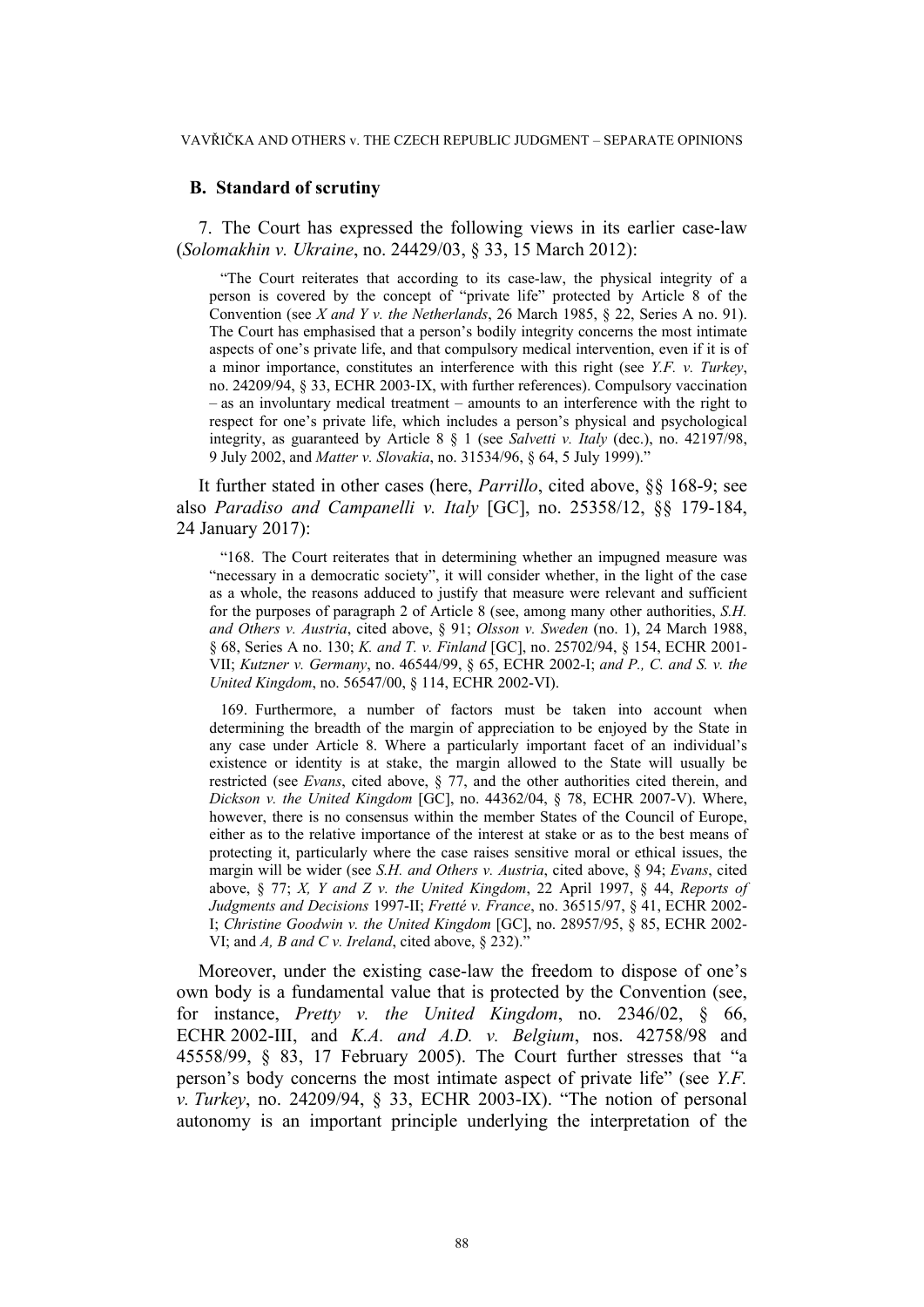## B. Standard of scrutiny

7. The Court has expressed the following views in its earlier case-law (*Solomakhin v. Ukraine*, no. 24429/03, § 33, 15 March 2012):

> "The Court reiterates that according to its case-law, the physical integrity of a person is covered by the concept of "private life" protected by Article 8 of the Convention (see *X and Y v. the Netherlands*, 26 March 1985, § 22, Series A no. 91). The Court has emphasised that a person's bodily integrity concerns the most intimate aspects of one's private life, and that compulsory medical intervention, even if it is of a minor importance, constitutes an interference with this right (see *Y.F. v. Turkey*, no. 24209/94, § 33, ECHR 2003-IX, with further references). Compulsory vaccination – as an involuntary medical treatment – amounts to an interference with the right to respect for one's private life, which includes a person's physical and psychological integrity, as guaranteed by Article 8 § 1 (see *Salvetti v. Italy* (dec.), no. 42197/98, 9 July 2002, and *Matter v. Slovakia*, no. 31534/96, § 64, 5 July 1999)."

It further stated in other cases (here, *Parrillo*, cited above, §§ 168-9; see also *Paradiso and Campanelli v. Italy* [GC], no. 25358/12, §§ 179-184, 24 January 2017):

> "168. The Court reiterates that in determining whether an impugned measure was "necessary in a democratic society", it will consider whether, in the light of the case as a whole, the reasons adduced to justify that measure were relevant and sufficient for the purposes of paragraph 2 of Article 8 (see, among many other authorities, *S.H. and Others v. Austria*, cited above, § 91; *Olsson v. Sweden* (no. 1), 24 March 1988, § 68, Series A no. 130; *K. and T. v. Finland* [GC], no. 25702/94, § 154, ECHR 2001-VII; *Kutzner v. Germany*, no. 46544/99, § 65, ECHR 2002-I; *and P., C. and S. v. the United Kingdom*, no. 56547/00, § 114, ECHR 2002-VI).
>
> 169. Furthermore, a number of factors must be taken into account when determining the breadth of the margin of appreciation to be enjoyed by the State in any case under Article 8. Where a particularly important facet of an individual's existence or identity is at stake, the margin allowed to the State will usually be restricted (see *Evans*, cited above, § 77, and the other authorities cited therein, and *Dickson v. the United Kingdom* [GC], no. 44362/04, § 78, ECHR 2007-V). Where, however, there is no consensus within the member States of the Council of Europe, either as to the relative importance of the interest at stake or as to the best means of protecting it, particularly where the case raises sensitive moral or ethical issues, the margin will be wider (see *S.H. and Others v. Austria*, cited above, § 94; *Evans*, cited above, § 77; *X, Y and Z v. the United Kingdom*, 22 April 1997, § 44, *Reports of Judgments and Decisions* 1997-II; *Fretté v. France*, no. 36515/97, § 41, ECHR 2002-I; *Christine Goodwin v. the United Kingdom* [GC], no. 28957/95, § 85, ECHR 2002-VI; and *A, B and C v. Ireland*, cited above, § 232)."

Moreover, under the existing case-law the freedom to dispose of one's own body is a fundamental value that is protected by the Convention (see, for instance, *Pretty v. the United Kingdom*, no. 2346/02, § 66, ECHR 2002-III, and *K.A. and A.D. v. Belgium*, nos. 42758/98 and 45558/99, § 83, 17 February 2005). The Court further stresses that "a person's body concerns the most intimate aspect of private life" (see *Y.F. v. Turkey*, no. 24209/94, § 33, ECHR 2003-IX). "The notion of personal autonomy is an important principle underlying the interpretation of the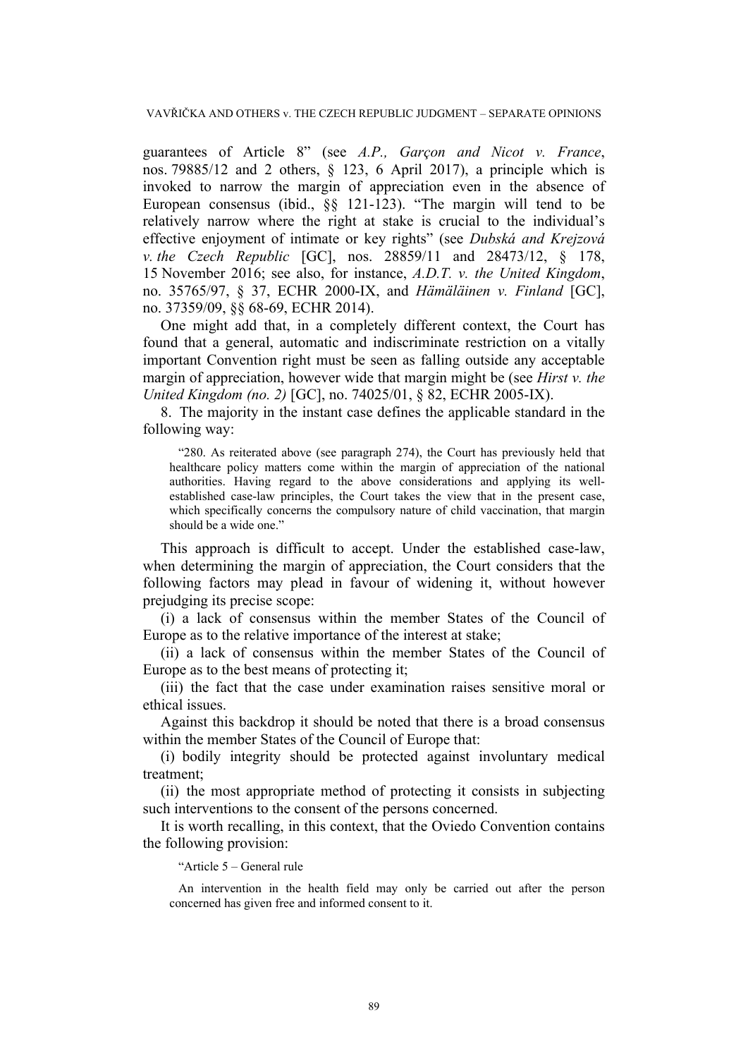guarantees of Article 8" (see *A.P., Garçon and Nicot v. France*, nos. 79885/12 and 2 others, § 123, 6 April 2017), a principle which is invoked to narrow the margin of appreciation even in the absence of European consensus (ibid., §§ 121-123). "The margin will tend to be relatively narrow where the right at stake is crucial to the individual's effective enjoyment of intimate or key rights" (see *Dubská and Krejzová v. the Czech Republic* [GC], nos. 28859/11 and 28473/12, § 178, 15 November 2016; see also, for instance, *A.D.T. v. the United Kingdom*, no. 35765/97, § 37, ECHR 2000-IX, and *Hämäläinen v. Finland* [GC], no. 37359/09, §§ 68-69, ECHR 2014).

One might add that, in a completely different context, the Court has found that a general, automatic and indiscriminate restriction on a vitally important Convention right must be seen as falling outside any acceptable margin of appreciation, however wide that margin might be (see *Hirst v. the United Kingdom (no. 2)* [GC], no. 74025/01, § 82, ECHR 2005-IX).

8. The majority in the instant case defines the applicable standard in the following way:

> "280. As reiterated above (see paragraph 274), the Court has previously held that healthcare policy matters come within the margin of appreciation of the national authorities. Having regard to the above considerations and applying its well-established case-law principles, the Court takes the view that in the present case, which specifically concerns the compulsory nature of child vaccination, that margin should be a wide one."

This approach is difficult to accept. Under the established case-law, when determining the margin of appreciation, the Court considers that the following factors may plead in favour of widening it, without however prejudging its precise scope:

(i) a lack of consensus within the member States of the Council of Europe as to the relative importance of the interest at stake;

(ii) a lack of consensus within the member States of the Council of Europe as to the best means of protecting it;

(iii) the fact that the case under examination raises sensitive moral or ethical issues.

Against this backdrop it should be noted that there is a broad consensus within the member States of the Council of Europe that:

(i) bodily integrity should be protected against involuntary medical treatment;

(ii) the most appropriate method of protecting it consists in subjecting such interventions to the consent of the persons concerned.

It is worth recalling, in this context, that the Oviedo Convention contains the following provision:

> "Article 5 – General rule
>
> An intervention in the health field may only be carried out after the person concerned has given free and informed consent to it.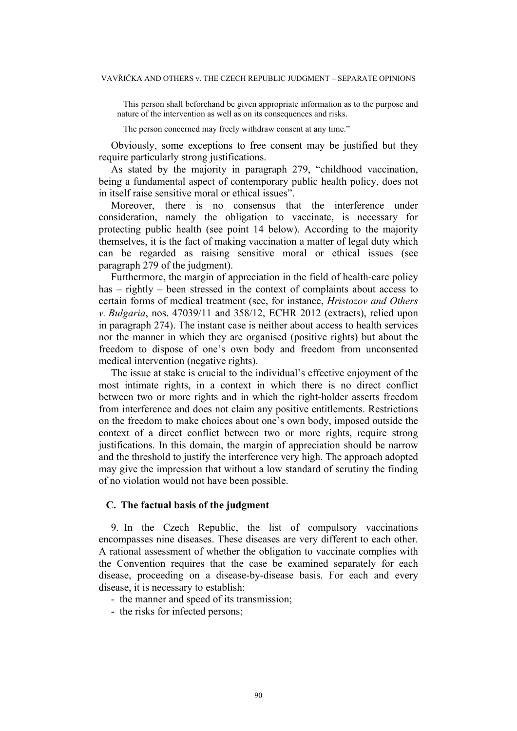> This person shall beforehand be given appropriate information as to the purpose and nature of the intervention as well as on its consequences and risks.
>
> The person concerned may freely withdraw consent at any time."

Obviously, some exceptions to free consent may be justified but they require particularly strong justifications.

As stated by the majority in paragraph 279, "childhood vaccination, being a fundamental aspect of contemporary public health policy, does not in itself raise sensitive moral or ethical issues".

Moreover, there is no consensus that the interference under consideration, namely the obligation to vaccinate, is necessary for protecting public health (see point 14 below). According to the majority themselves, it is the fact of making vaccination a matter of legal duty which can be regarded as raising sensitive moral or ethical issues (see paragraph 279 of the judgment).

Furthermore, the margin of appreciation in the field of health-care policy has – rightly – been stressed in the context of complaints about access to certain forms of medical treatment (see, for instance, *Hristozov and Others v. Bulgaria*, nos. 47039/11 and 358/12, ECHR 2012 (extracts), relied upon in paragraph 274). The instant case is neither about access to health services nor the manner in which they are organised (positive rights) but about the freedom to dispose of one's own body and freedom from unconsented medical intervention (negative rights).

The issue at stake is crucial to the individual's effective enjoyment of the most intimate rights, in a context in which there is no direct conflict between two or more rights and in which the right-holder asserts freedom from interference and does not claim any positive entitlements. Restrictions on the freedom to make choices about one's own body, imposed outside the context of a direct conflict between two or more rights, require strong justifications. In this domain, the margin of appreciation should be narrow and the threshold to justify the interference very high. The approach adopted may give the impression that without a low standard of scrutiny the finding of no violation would not have been possible.

## C. The factual basis of the judgment

9. In the Czech Republic, the list of compulsory vaccinations encompasses nine diseases. These diseases are very different to each other. A rational assessment of whether the obligation to vaccinate complies with the Convention requires that the case be examined separately for each disease, proceeding on a disease-by-disease basis. For each and every disease, it is necessary to establish:

- the manner and speed of its transmission;
- the risks for infected persons;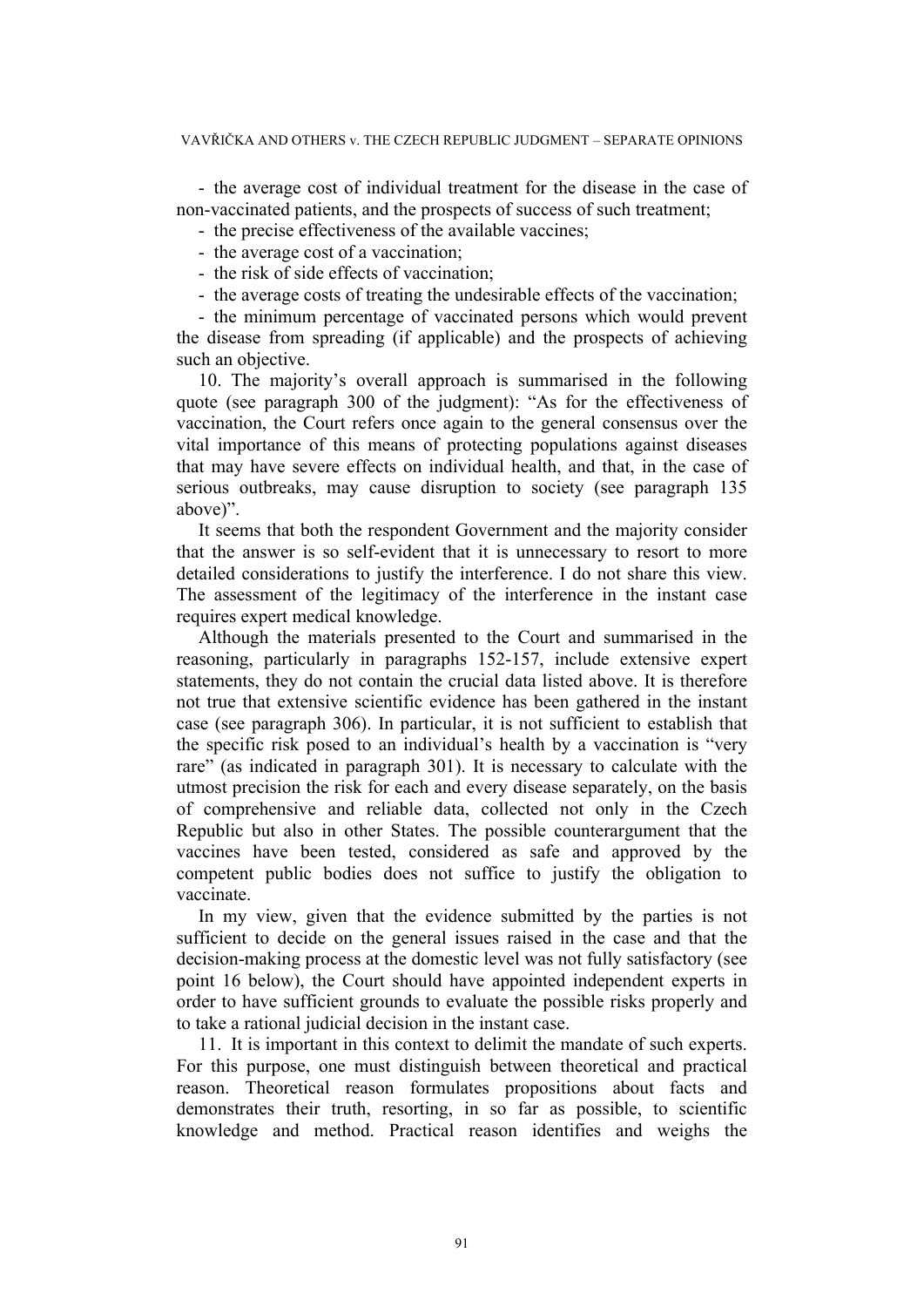- the average cost of individual treatment for the disease in the case of non-vaccinated patients, and the prospects of success of such treatment;
- the precise effectiveness of the available vaccines;
- the average cost of a vaccination;
- the risk of side effects of vaccination;
- the average costs of treating the undesirable effects of the vaccination;
- the minimum percentage of vaccinated persons which would prevent the disease from spreading (if applicable) and the prospects of achieving such an objective.

10. The majority's overall approach is summarised in the following quote (see paragraph 300 of the judgment): "As for the effectiveness of vaccination, the Court refers once again to the general consensus over the vital importance of this means of protecting populations against diseases that may have severe effects on individual health, and that, in the case of serious outbreaks, may cause disruption to society (see paragraph 135 above)".

It seems that both the respondent Government and the majority consider that the answer is so self-evident that it is unnecessary to resort to more detailed considerations to justify the interference. I do not share this view. The assessment of the legitimacy of the interference in the instant case requires expert medical knowledge.

Although the materials presented to the Court and summarised in the reasoning, particularly in paragraphs 152-157, include extensive expert statements, they do not contain the crucial data listed above. It is therefore not true that extensive scientific evidence has been gathered in the instant case (see paragraph 306). In particular, it is not sufficient to establish that the specific risk posed to an individual's health by a vaccination is "very rare" (as indicated in paragraph 301). It is necessary to calculate with the utmost precision the risk for each and every disease separately, on the basis of comprehensive and reliable data, collected not only in the Czech Republic but also in other States. The possible counterargument that the vaccines have been tested, considered as safe and approved by the competent public bodies does not suffice to justify the obligation to vaccinate.

In my view, given that the evidence submitted by the parties is not sufficient to decide on the general issues raised in the case and that the decision-making process at the domestic level was not fully satisfactory (see point 16 below), the Court should have appointed independent experts in order to have sufficient grounds to evaluate the possible risks properly and to take a rational judicial decision in the instant case.

11. It is important in this context to delimit the mandate of such experts. For this purpose, one must distinguish between theoretical and practical reason. Theoretical reason formulates propositions about facts and demonstrates their truth, resorting, in so far as possible, to scientific knowledge and method. Practical reason identifies and weighs the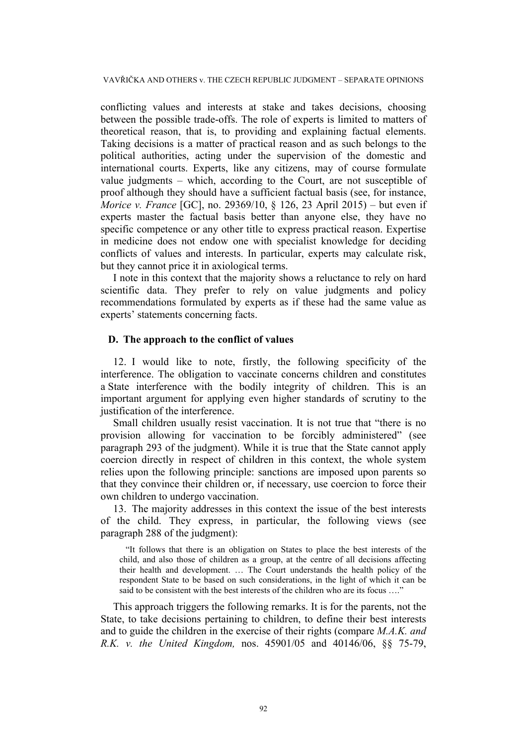conflicting values and interests at stake and takes decisions, choosing between the possible trade-offs. The role of experts is limited to matters of theoretical reason, that is, to providing and explaining factual elements. Taking decisions is a matter of practical reason and as such belongs to the political authorities, acting under the supervision of the domestic and international courts. Experts, like any citizens, may of course formulate value judgments – which, according to the Court, are not susceptible of proof although they should have a sufficient factual basis (see, for instance, *Morice v. France* [GC], no. 29369/10, § 126, 23 April 2015) – but even if experts master the factual basis better than anyone else, they have no specific competence or any other title to express practical reason. Expertise in medicine does not endow one with specialist knowledge for deciding conflicts of values and interests. In particular, experts may calculate risk, but they cannot price it in axiological terms.

I note in this context that the majority shows a reluctance to rely on hard scientific data. They prefer to rely on value judgments and policy recommendations formulated by experts as if these had the same value as experts' statements concerning facts.

### D. The approach to the conflict of values

12. I would like to note, firstly, the following specificity of the interference. The obligation to vaccinate concerns children and constitutes a State interference with the bodily integrity of children. This is an important argument for applying even higher standards of scrutiny to the justification of the interference.

Small children usually resist vaccination. It is not true that "there is no provision allowing for vaccination to be forcibly administered" (see paragraph 293 of the judgment). While it is true that the State cannot apply coercion directly in respect of children in this context, the whole system relies upon the following principle: sanctions are imposed upon parents so that they convince their children or, if necessary, use coercion to force their own children to undergo vaccination.

13. The majority addresses in this context the issue of the best interests of the child. They express, in particular, the following views (see paragraph 288 of the judgment):

> "It follows that there is an obligation on States to place the best interests of the child, and also those of children as a group, at the centre of all decisions affecting their health and development. … The Court understands the health policy of the respondent State to be based on such considerations, in the light of which it can be said to be consistent with the best interests of the children who are its focus …."

This approach triggers the following remarks. It is for the parents, not the State, to take decisions pertaining to children, to define their best interests and to guide the children in the exercise of their rights (compare *M.A.K. and R.K. v. the United Kingdom,* nos. 45901/05 and 40146/06, §§ 75-79,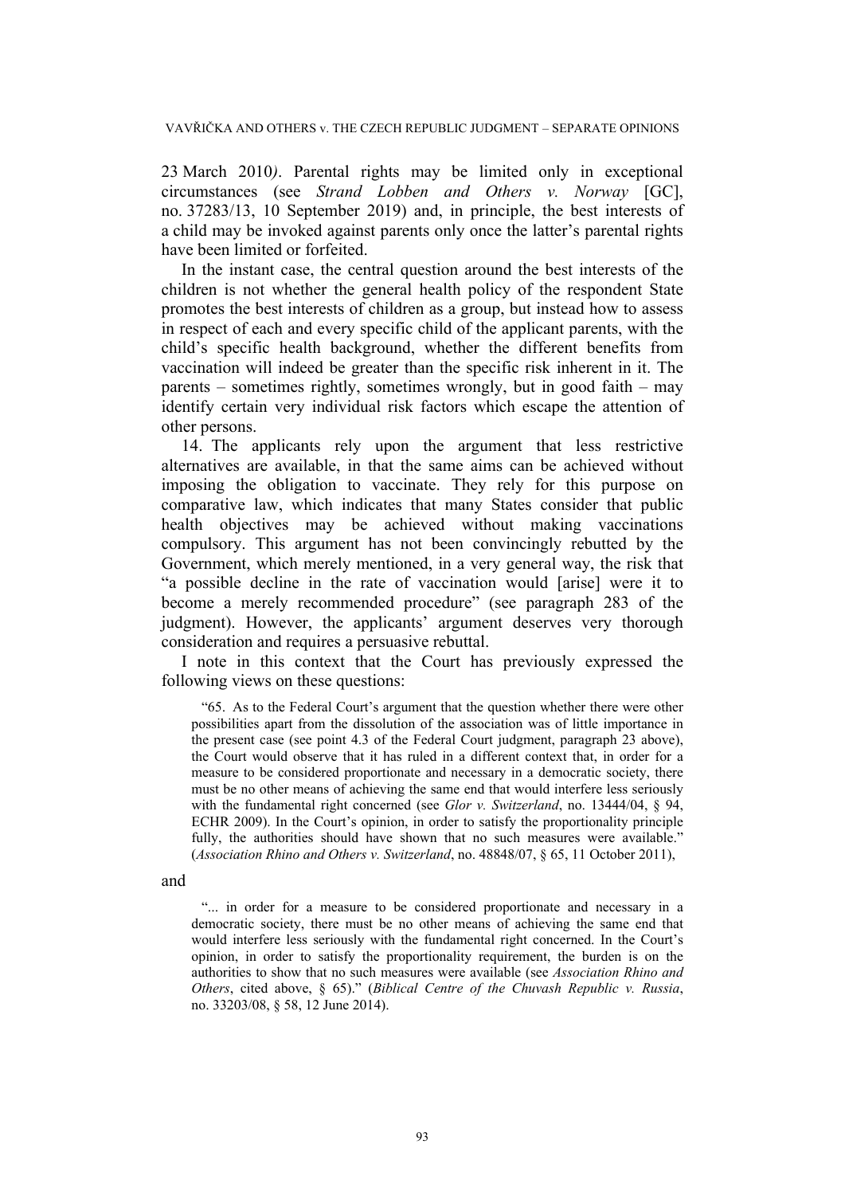23 March 2010*)*. Parental rights may be limited only in exceptional circumstances (see *Strand Lobben and Others v. Norway* [GC], no. 37283/13, 10 September 2019) and, in principle, the best interests of a child may be invoked against parents only once the latter's parental rights have been limited or forfeited.

In the instant case, the central question around the best interests of the children is not whether the general health policy of the respondent State promotes the best interests of children as a group, but instead how to assess in respect of each and every specific child of the applicant parents, with the child's specific health background, whether the different benefits from vaccination will indeed be greater than the specific risk inherent in it. The parents – sometimes rightly, sometimes wrongly, but in good faith – may identify certain very individual risk factors which escape the attention of other persons.

14. The applicants rely upon the argument that less restrictive alternatives are available, in that the same aims can be achieved without imposing the obligation to vaccinate. They rely for this purpose on comparative law, which indicates that many States consider that public health objectives may be achieved without making vaccinations compulsory. This argument has not been convincingly rebutted by the Government, which merely mentioned, in a very general way, the risk that "a possible decline in the rate of vaccination would [arise] were it to become a merely recommended procedure" (see paragraph 283 of the judgment). However, the applicants' argument deserves very thorough consideration and requires a persuasive rebuttal.

I note in this context that the Court has previously expressed the following views on these questions:

> "65. As to the Federal Court's argument that the question whether there were other possibilities apart from the dissolution of the association was of little importance in the present case (see point 4.3 of the Federal Court judgment, paragraph 23 above), the Court would observe that it has ruled in a different context that, in order for a measure to be considered proportionate and necessary in a democratic society, there must be no other means of achieving the same end that would interfere less seriously with the fundamental right concerned (see *Glor v. Switzerland*, no. 13444/04, § 94, ECHR 2009). In the Court's opinion, in order to satisfy the proportionality principle fully, the authorities should have shown that no such measures were available." (*Association Rhino and Others v. Switzerland*, no. 48848/07, § 65, 11 October 2011),

and

> "... in order for a measure to be considered proportionate and necessary in a democratic society, there must be no other means of achieving the same end that would interfere less seriously with the fundamental right concerned. In the Court's opinion, in order to satisfy the proportionality requirement, the burden is on the authorities to show that no such measures were available (see *Association Rhino and Others*, cited above, § 65)." (*Biblical Centre of the Chuvash Republic v. Russia*, no. 33203/08, § 58, 12 June 2014).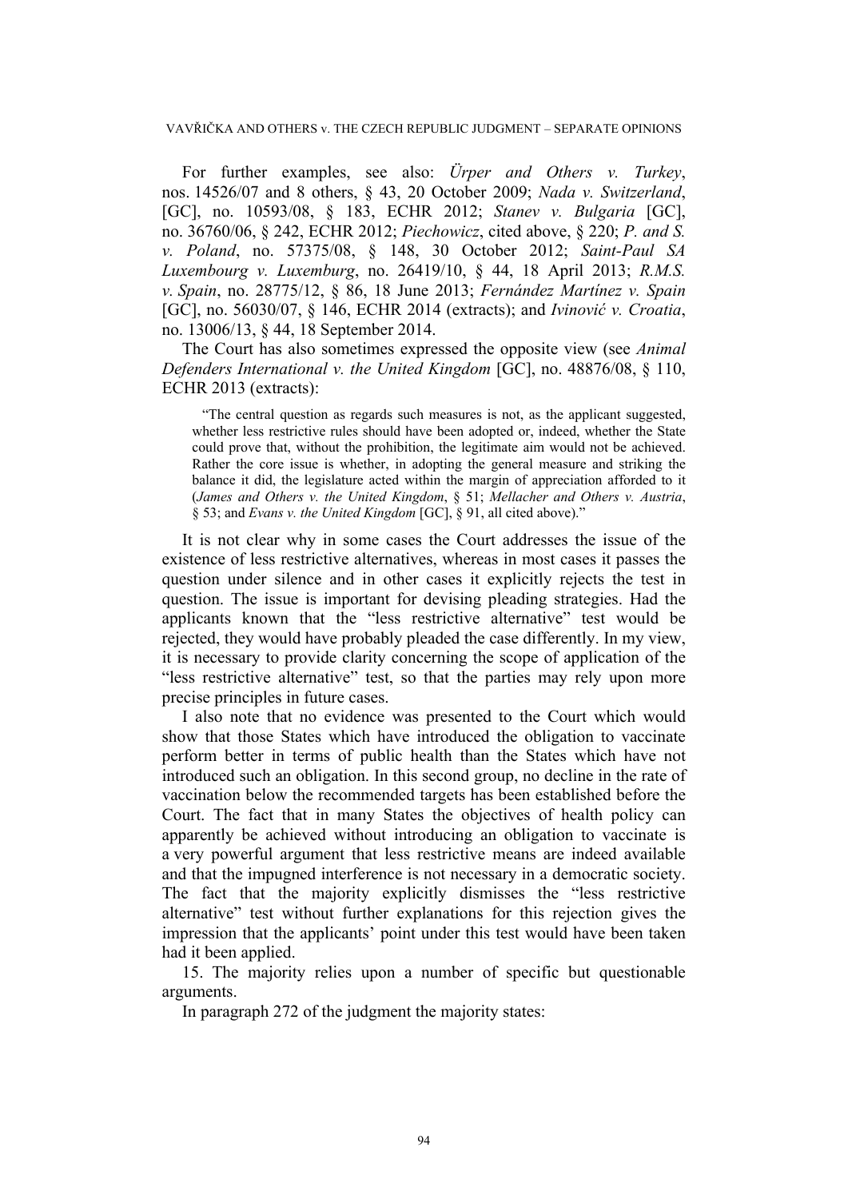For further examples, see also: *Ürper and Others v. Turkey*, nos. 14526/07 and 8 others, § 43, 20 October 2009; *Nada v. Switzerland*, [GC], no. 10593/08, § 183, ECHR 2012; *Stanev v. Bulgaria* [GC], no. 36760/06, § 242, ECHR 2012; *Piechowicz*, cited above, § 220; *P. and S. v. Poland*, no. 57375/08, § 148, 30 October 2012; *Saint-Paul SA Luxembourg v. Luxemburg*, no. 26419/10, § 44, 18 April 2013; *R.M.S. v. Spain*, no. 28775/12, § 86, 18 June 2013; *Fernández Martínez v. Spain* [GC], no. 56030/07, § 146, ECHR 2014 (extracts); and *Ivinović v. Croatia*, no. 13006/13, § 44, 18 September 2014.

The Court has also sometimes expressed the opposite view (see *Animal Defenders International v. the United Kingdom* [GC], no. 48876/08, § 110, ECHR 2013 (extracts):

> "The central question as regards such measures is not, as the applicant suggested, whether less restrictive rules should have been adopted or, indeed, whether the State could prove that, without the prohibition, the legitimate aim would not be achieved. Rather the core issue is whether, in adopting the general measure and striking the balance it did, the legislature acted within the margin of appreciation afforded to it (*James and Others v. the United Kingdom*, § 51; *Mellacher and Others v. Austria*, § 53; and *Evans v. the United Kingdom* [GC], § 91, all cited above)."

It is not clear why in some cases the Court addresses the issue of the existence of less restrictive alternatives, whereas in most cases it passes the question under silence and in other cases it explicitly rejects the test in question. The issue is important for devising pleading strategies. Had the applicants known that the "less restrictive alternative" test would be rejected, they would have probably pleaded the case differently. In my view, it is necessary to provide clarity concerning the scope of application of the "less restrictive alternative" test, so that the parties may rely upon more precise principles in future cases.

I also note that no evidence was presented to the Court which would show that those States which have introduced the obligation to vaccinate perform better in terms of public health than the States which have not introduced such an obligation. In this second group, no decline in the rate of vaccination below the recommended targets has been established before the Court. The fact that in many States the objectives of health policy can apparently be achieved without introducing an obligation to vaccinate is a very powerful argument that less restrictive means are indeed available and that the impugned interference is not necessary in a democratic society. The fact that the majority explicitly dismisses the "less restrictive alternative" test without further explanations for this rejection gives the impression that the applicants' point under this test would have been taken had it been applied.

15. The majority relies upon a number of specific but questionable arguments.

In paragraph 272 of the judgment the majority states: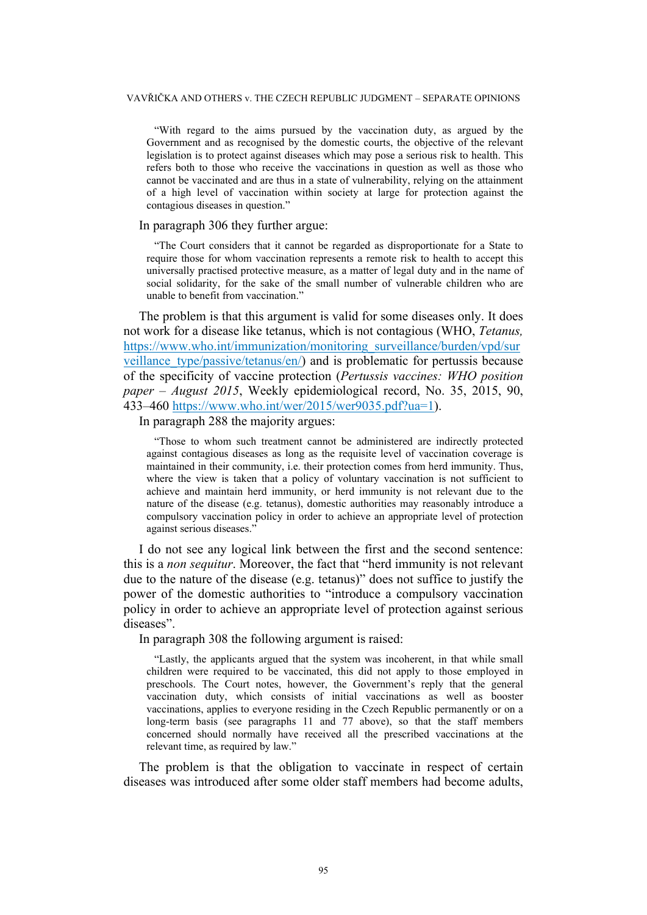"With regard to the aims pursued by the vaccination duty, as argued by the Government and as recognised by the domestic courts, the objective of the relevant legislation is to protect against diseases which may pose a serious risk to health. This refers both to those who receive the vaccinations in question as well as those who cannot be vaccinated and are thus in a state of vulnerability, relying on the attainment of a high level of vaccination within society at large for protection against the contagious diseases in question."

In paragraph 306 they further argue:

> "The Court considers that it cannot be regarded as disproportionate for a State to require those for whom vaccination represents a remote risk to health to accept this universally practised protective measure, as a matter of legal duty and in the name of social solidarity, for the sake of the small number of vulnerable children who are unable to benefit from vaccination."

The problem is that this argument is valid for some diseases only. It does not work for a disease like tetanus, which is not contagious (WHO, *Tetanus,* https://www.who.int/immunization/monitoring_surveillance/burden/vpd/surveillance_type/passive/tetanus/en/) and is problematic for pertussis because of the specificity of vaccine protection (*Pertussis vaccines: WHO position paper – August 2015*, Weekly epidemiological record, No. 35, 2015, 90, 433–460 https://www.who.int/wer/2015/wer9035.pdf?ua=1).

In paragraph 288 the majority argues:

> "Those to whom such treatment cannot be administered are indirectly protected against contagious diseases as long as the requisite level of vaccination coverage is maintained in their community, i.e. their protection comes from herd immunity. Thus, where the view is taken that a policy of voluntary vaccination is not sufficient to achieve and maintain herd immunity, or herd immunity is not relevant due to the nature of the disease (e.g. tetanus), domestic authorities may reasonably introduce a compulsory vaccination policy in order to achieve an appropriate level of protection against serious diseases."

I do not see any logical link between the first and the second sentence: this is a *non sequitur*. Moreover, the fact that "herd immunity is not relevant due to the nature of the disease (e.g. tetanus)" does not suffice to justify the power of the domestic authorities to "introduce a compulsory vaccination policy in order to achieve an appropriate level of protection against serious diseases".

In paragraph 308 the following argument is raised:

> "Lastly, the applicants argued that the system was incoherent, in that while small children were required to be vaccinated, this did not apply to those employed in preschools. The Court notes, however, the Government's reply that the general vaccination duty, which consists of initial vaccinations as well as booster vaccinations, applies to everyone residing in the Czech Republic permanently or on a long-term basis (see paragraphs 11 and 77 above), so that the staff members concerned should normally have received all the prescribed vaccinations at the relevant time, as required by law."

The problem is that the obligation to vaccinate in respect of certain diseases was introduced after some older staff members had become adults,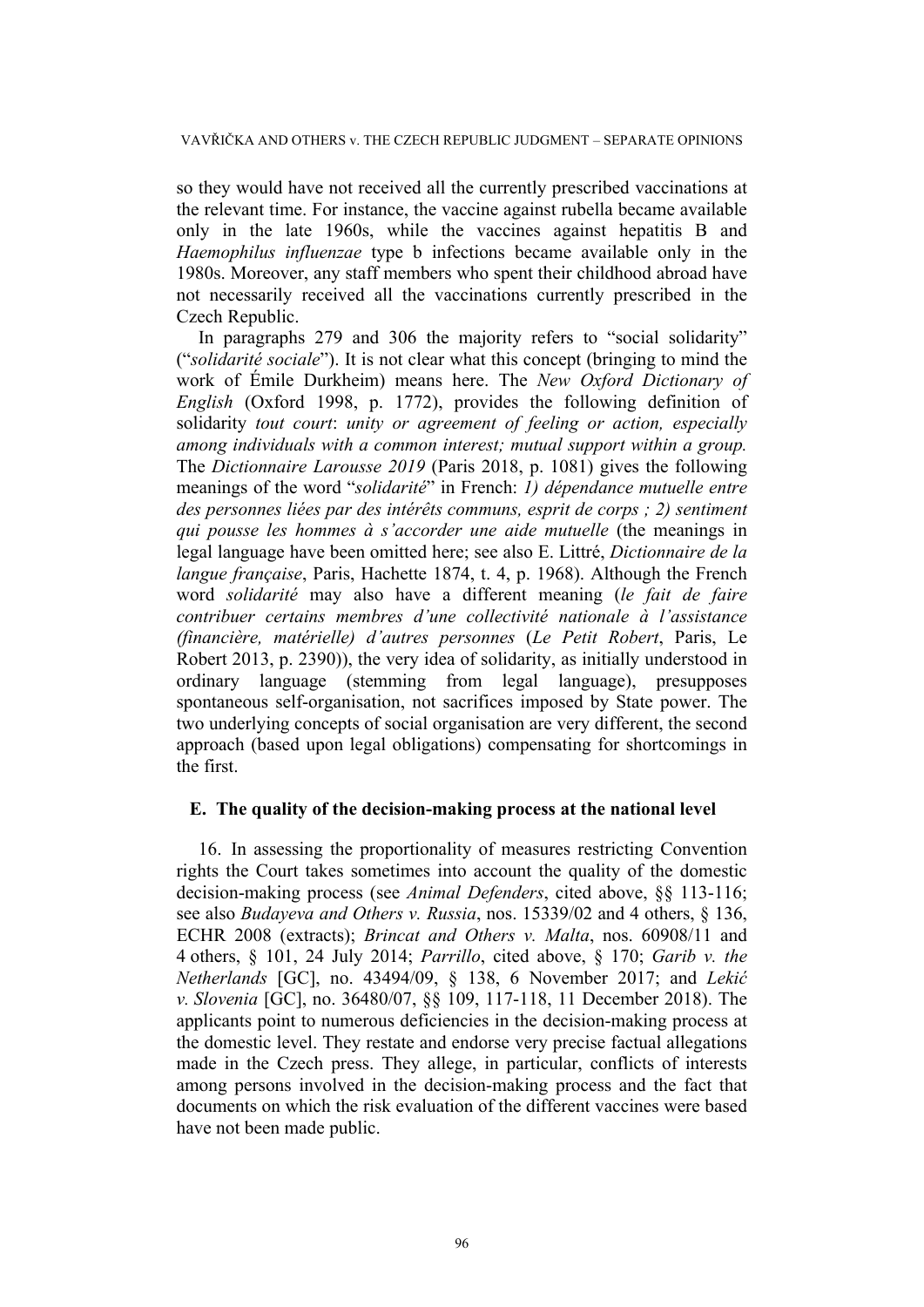so they would have not received all the currently prescribed vaccinations at the relevant time. For instance, the vaccine against rubella became available only in the late 1960s, while the vaccines against hepatitis B and *Haemophilus influenzae* type b infections became available only in the 1980s. Moreover, any staff members who spent their childhood abroad have not necessarily received all the vaccinations currently prescribed in the Czech Republic.

In paragraphs 279 and 306 the majority refers to "social solidarity" ("*solidarité sociale*"). It is not clear what this concept (bringing to mind the work of Émile Durkheim) means here. The *New Oxford Dictionary of English* (Oxford 1998, p. 1772), provides the following definition of solidarity *tout court*: *unity or agreement of feeling or action, especially among individuals with a common interest; mutual support within a group.* The *Dictionnaire Larousse 2019* (Paris 2018, p. 1081) gives the following meanings of the word "*solidarité*" in French: *1) dépendance mutuelle entre des personnes liées par des intérêts communs, esprit de corps ; 2) sentiment qui pousse les hommes à s'accorder une aide mutuelle* (the meanings in legal language have been omitted here; see also E. Littré, *Dictionnaire de la langue française*, Paris, Hachette 1874, t. 4, p. 1968). Although the French word *solidarité* may also have a different meaning (*le fait de faire contribuer certains membres d'une collectivité nationale à l'assistance (financière, matérielle) d'autres personnes* (*Le Petit Robert*, Paris, Le Robert 2013, p. 2390)), the very idea of solidarity, as initially understood in ordinary language (stemming from legal language), presupposes spontaneous self-organisation, not sacrifices imposed by State power. The two underlying concepts of social organisation are very different, the second approach (based upon legal obligations) compensating for shortcomings in the first.

## E. The quality of the decision-making process at the national level

16. In assessing the proportionality of measures restricting Convention rights the Court takes sometimes into account the quality of the domestic decision-making process (see *Animal Defenders*, cited above, §§ 113-116; see also *Budayeva and Others v. Russia*, nos. 15339/02 and 4 others, § 136, ECHR 2008 (extracts); *Brincat and Others v. Malta*, nos. 60908/11 and 4 others, § 101, 24 July 2014; *Parrillo*, cited above, § 170; *Garib v. the Netherlands* [GC], no. 43494/09, § 138, 6 November 2017; and *Lekić v. Slovenia* [GC], no. 36480/07, §§ 109, 117-118, 11 December 2018). The applicants point to numerous deficiencies in the decision-making process at the domestic level. They restate and endorse very precise factual allegations made in the Czech press. They allege, in particular, conflicts of interests among persons involved in the decision-making process and the fact that documents on which the risk evaluation of the different vaccines were based have not been made public.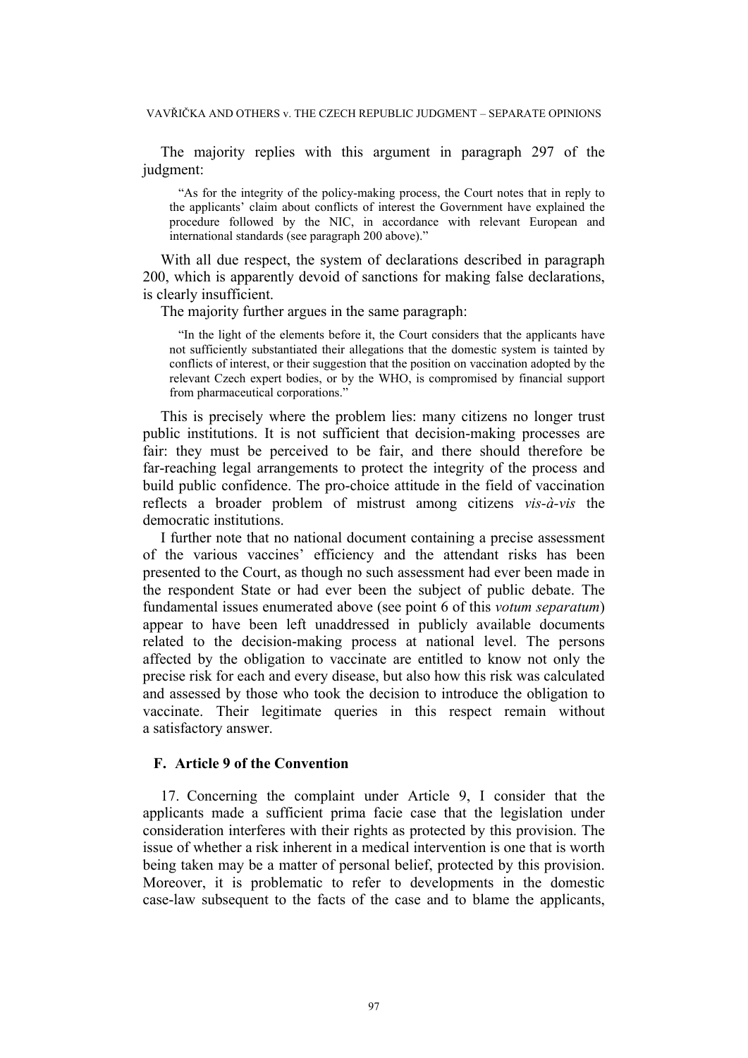The majority replies with this argument in paragraph 297 of the judgment:

> "As for the integrity of the policy-making process, the Court notes that in reply to the applicants' claim about conflicts of interest the Government have explained the procedure followed by the NIC, in accordance with relevant European and international standards (see paragraph 200 above)."

With all due respect, the system of declarations described in paragraph 200, which is apparently devoid of sanctions for making false declarations, is clearly insufficient.

The majority further argues in the same paragraph:

> "In the light of the elements before it, the Court considers that the applicants have not sufficiently substantiated their allegations that the domestic system is tainted by conflicts of interest, or their suggestion that the position on vaccination adopted by the relevant Czech expert bodies, or by the WHO, is compromised by financial support from pharmaceutical corporations."

This is precisely where the problem lies: many citizens no longer trust public institutions. It is not sufficient that decision-making processes are fair: they must be perceived to be fair, and there should therefore be far-reaching legal arrangements to protect the integrity of the process and build public confidence. The pro-choice attitude in the field of vaccination reflects a broader problem of mistrust among citizens *vis-à-vis* the democratic institutions.

I further note that no national document containing a precise assessment of the various vaccines' efficiency and the attendant risks has been presented to the Court, as though no such assessment had ever been made in the respondent State or had ever been the subject of public debate. The fundamental issues enumerated above (see point 6 of this *votum separatum*) appear to have been left unaddressed in publicly available documents related to the decision-making process at national level. The persons affected by the obligation to vaccinate are entitled to know not only the precise risk for each and every disease, but also how this risk was calculated and assessed by those who took the decision to introduce the obligation to vaccinate. Their legitimate queries in this respect remain without a satisfactory answer.

## F. Article 9 of the Convention

17. Concerning the complaint under Article 9, I consider that the applicants made a sufficient prima facie case that the legislation under consideration interferes with their rights as protected by this provision. The issue of whether a risk inherent in a medical intervention is one that is worth being taken may be a matter of personal belief, protected by this provision. Moreover, it is problematic to refer to developments in the domestic case-law subsequent to the facts of the case and to blame the applicants,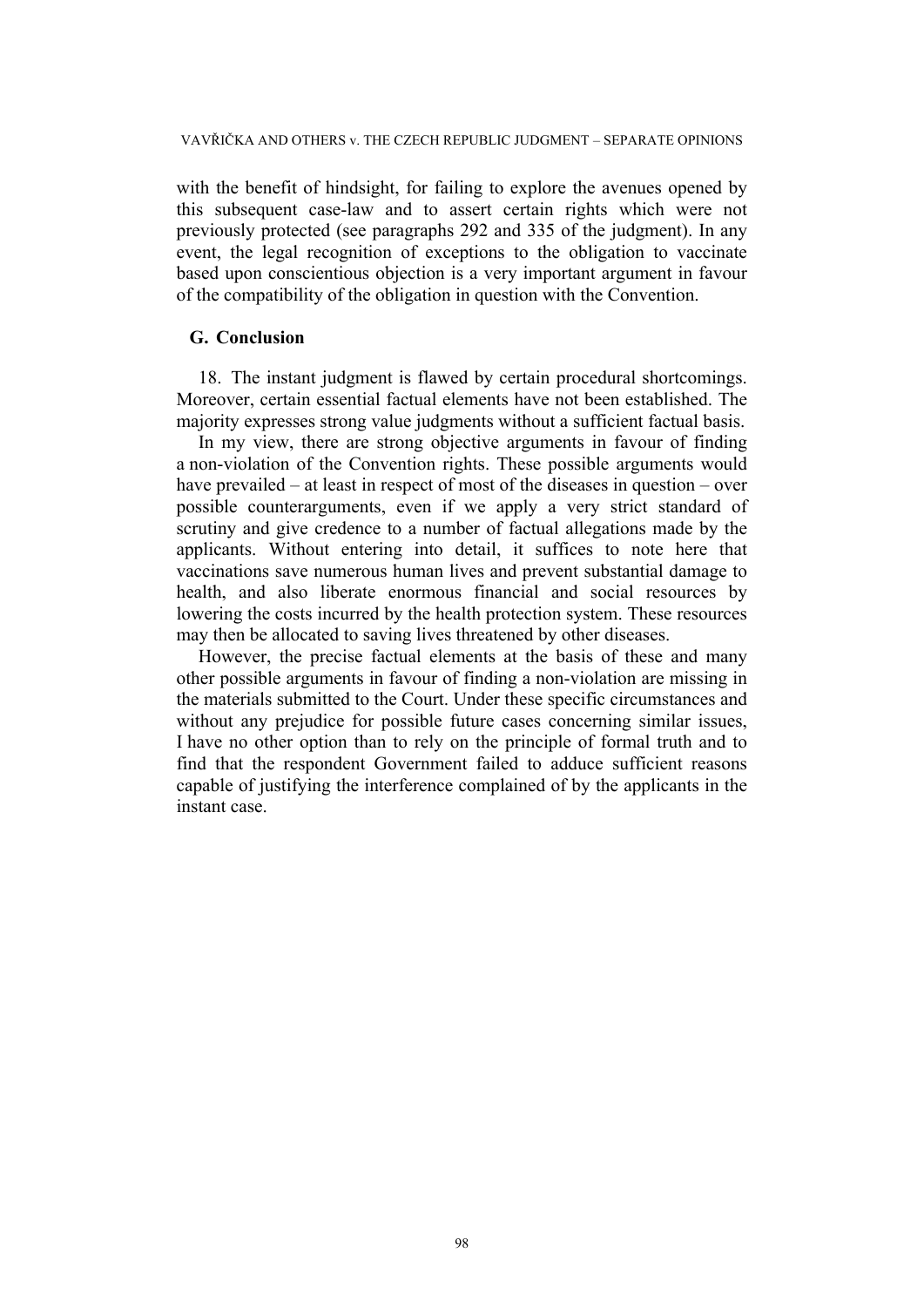with the benefit of hindsight, for failing to explore the avenues opened by this subsequent case-law and to assert certain rights which were not previously protected (see paragraphs 292 and 335 of the judgment). In any event, the legal recognition of exceptions to the obligation to vaccinate based upon conscientious objection is a very important argument in favour of the compatibility of the obligation in question with the Convention.

## G. Conclusion

18. The instant judgment is flawed by certain procedural shortcomings. Moreover, certain essential factual elements have not been established. The majority expresses strong value judgments without a sufficient factual basis.

In my view, there are strong objective arguments in favour of finding a non-violation of the Convention rights. These possible arguments would have prevailed – at least in respect of most of the diseases in question – over possible counterarguments, even if we apply a very strict standard of scrutiny and give credence to a number of factual allegations made by the applicants. Without entering into detail, it suffices to note here that vaccinations save numerous human lives and prevent substantial damage to health, and also liberate enormous financial and social resources by lowering the costs incurred by the health protection system. These resources may then be allocated to saving lives threatened by other diseases.

However, the precise factual elements at the basis of these and many other possible arguments in favour of finding a non-violation are missing in the materials submitted to the Court. Under these specific circumstances and without any prejudice for possible future cases concerning similar issues, I have no other option than to rely on the principle of formal truth and to find that the respondent Government failed to adduce sufficient reasons capable of justifying the interference complained of by the applicants in the instant case.